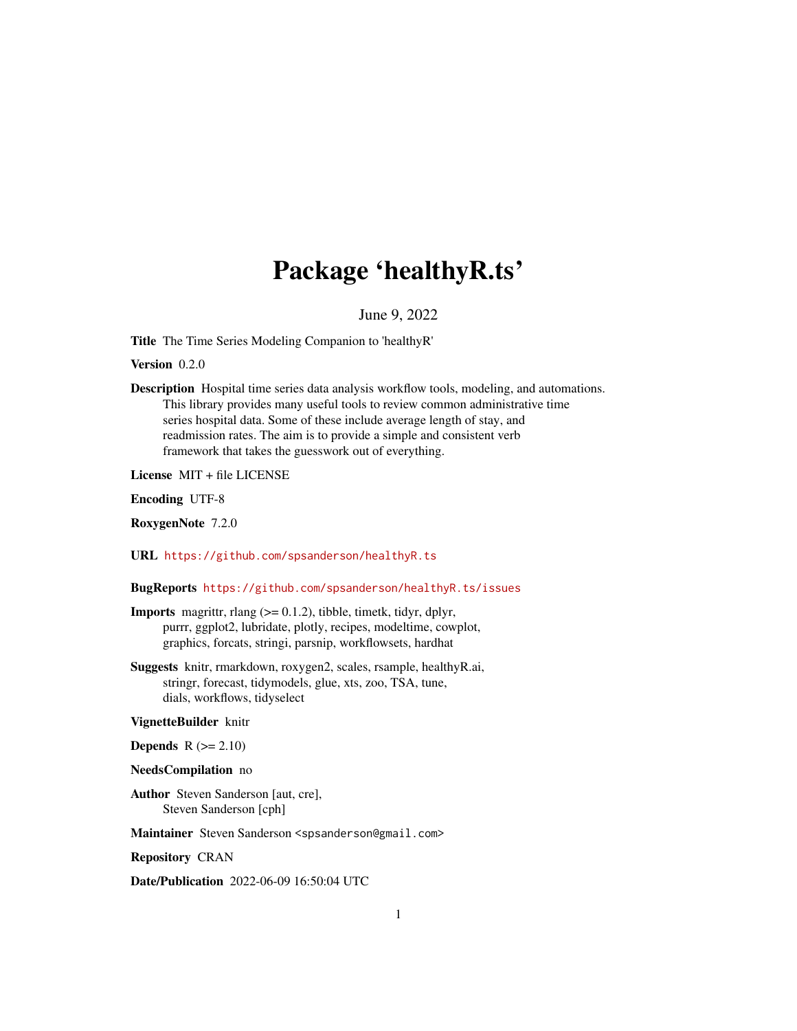# Package 'healthyR.ts'

June 9, 2022

**Title** The Time Series Modeling Companion to 'healthyR'

**Version** 0.2.0

**Description** Hospital time series data analysis workflow tools, modeling, and automations. This library provides many useful tools to review common administrative time series hospital data. Some of these include average length of stay, and readmission rates. The aim is to provide a simple and consistent verb framework that takes the guesswork out of everything.

**License** MIT + file LICENSE

**Encoding** UTF-8

**RoxygenNote** 7.2.0

**URL** https://github.com/spsanderson/healthyR.ts

**BugReports** https://github.com/spsanderson/healthyR.ts/issues

**Imports** magrittr, rlang (>= 0.1.2), tibble, timetk, tidyr, dplyr, purrr, ggplot2, lubridate, plotly, recipes, modeltime, cowplot, graphics, forcats, stringi, parsnip, workflowsets, hardhat

**Suggests** knitr, rmarkdown, roxygen2, scales, rsample, healthyR.ai, stringr, forecast, tidymodels, glue, xts, zoo, TSA, tune, dials, workflows, tidyselect

**VignetteBuilder** knitr

**Depends** R (>= 2.10)

**NeedsCompilation** no

**Author** Steven Sanderson [aut, cre], Steven Sanderson [cph]

**Maintainer** Steven Sanderson <spsanderson@gmail.com>

**Repository** CRAN

**Date/Publication** 2022-06-09 16:50:04 UTC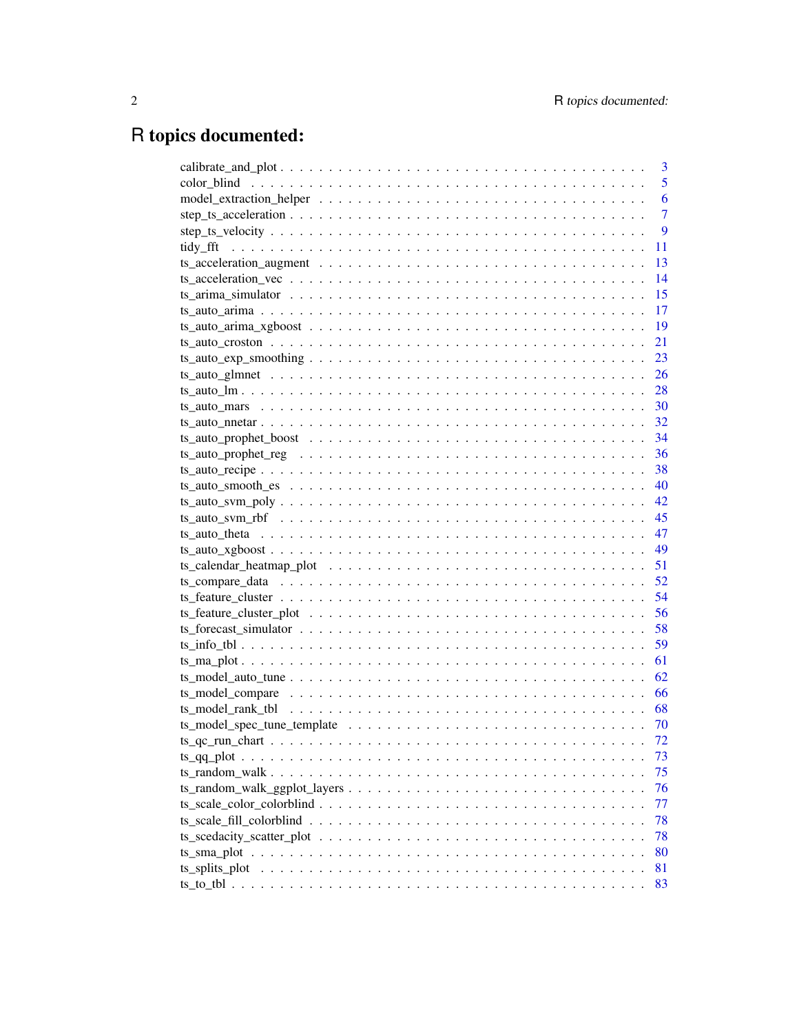# R topics documented:

calibrate_and_plot . . . . . . . . . . . . . . . . . . . . . . . . . . . . . . . . . . . 3
color_blind . . . . . . . . . . . . . . . . . . . . . . . . . . . . . . . . . . . . . . 5
model_extraction_helper . . . . . . . . . . . . . . . . . . . . . . . . . . . . . . . 6
step_ts_acceleration . . . . . . . . . . . . . . . . . . . . . . . . . . . . . . . . . 7
step_ts_velocity . . . . . . . . . . . . . . . . . . . . . . . . . . . . . . . . . . . 9
tidy_fft . . . . . . . . . . . . . . . . . . . . . . . . . . . . . . . . . . . . . . . 11
ts_acceleration_augment . . . . . . . . . . . . . . . . . . . . . . . . . . . . . . 13
ts_acceleration_vec . . . . . . . . . . . . . . . . . . . . . . . . . . . . . . . . . 14
ts_arima_simulator . . . . . . . . . . . . . . . . . . . . . . . . . . . . . . . . . 15
ts_auto_arima . . . . . . . . . . . . . . . . . . . . . . . . . . . . . . . . . . . . 17
ts_auto_arima_xgboost . . . . . . . . . . . . . . . . . . . . . . . . . . . . . . . 19
ts_auto_croston . . . . . . . . . . . . . . . . . . . . . . . . . . . . . . . . . . . 21
ts_auto_exp_smoothing . . . . . . . . . . . . . . . . . . . . . . . . . . . . . . . 23
ts_auto_glmnet . . . . . . . . . . . . . . . . . . . . . . . . . . . . . . . . . . . 26
ts_auto_lm . . . . . . . . . . . . . . . . . . . . . . . . . . . . . . . . . . . . . 28
ts_auto_mars . . . . . . . . . . . . . . . . . . . . . . . . . . . . . . . . . . . . 30
ts_auto_nnetar . . . . . . . . . . . . . . . . . . . . . . . . . . . . . . . . . . . 32
ts_auto_prophet_boost . . . . . . . . . . . . . . . . . . . . . . . . . . . . . . . 34
ts_auto_prophet_reg . . . . . . . . . . . . . . . . . . . . . . . . . . . . . . . . 36
ts_auto_recipe . . . . . . . . . . . . . . . . . . . . . . . . . . . . . . . . . . . 38
ts_auto_smooth_es . . . . . . . . . . . . . . . . . . . . . . . . . . . . . . . . . 40
ts_auto_svm_poly . . . . . . . . . . . . . . . . . . . . . . . . . . . . . . . . . . 42
ts_auto_svm_rbf . . . . . . . . . . . . . . . . . . . . . . . . . . . . . . . . . . 45
ts_auto_theta . . . . . . . . . . . . . . . . . . . . . . . . . . . . . . . . . . . . 47
ts_auto_xgboost . . . . . . . . . . . . . . . . . . . . . . . . . . . . . . . . . . 49
ts_calendar_heatmap_plot . . . . . . . . . . . . . . . . . . . . . . . . . . . . . 51
ts_compare_data . . . . . . . . . . . . . . . . . . . . . . . . . . . . . . . . . . 52
ts_feature_cluster . . . . . . . . . . . . . . . . . . . . . . . . . . . . . . . . . 54
ts_feature_cluster_plot . . . . . . . . . . . . . . . . . . . . . . . . . . . . . . 56
ts_forecast_simulator . . . . . . . . . . . . . . . . . . . . . . . . . . . . . . . 58
ts_info_tbl . . . . . . . . . . . . . . . . . . . . . . . . . . . . . . . . . . . . . 59
ts_ma_plot . . . . . . . . . . . . . . . . . . . . . . . . . . . . . . . . . . . . . 61
ts_model_auto_tune . . . . . . . . . . . . . . . . . . . . . . . . . . . . . . . . . 62
ts_model_compare . . . . . . . . . . . . . . . . . . . . . . . . . . . . . . . . . . 66
ts_model_rank_tbl . . . . . . . . . . . . . . . . . . . . . . . . . . . . . . . . . 68
ts_model_spec_tune_template . . . . . . . . . . . . . . . . . . . . . . . . . . . 70
ts_qc_run_chart . . . . . . . . . . . . . . . . . . . . . . . . . . . . . . . . . . 72
ts_qq_plot . . . . . . . . . . . . . . . . . . . . . . . . . . . . . . . . . . . . . 73
ts_random_walk . . . . . . . . . . . . . . . . . . . . . . . . . . . . . . . . . . . 75
ts_random_walk_ggplot_layers . . . . . . . . . . . . . . . . . . . . . . . . . . . 76
ts_scale_color_colorblind . . . . . . . . . . . . . . . . . . . . . . . . . . . . . 77
ts_scale_fill_colorblind . . . . . . . . . . . . . . . . . . . . . . . . . . . . . . 78
ts_scedacity_scatter_plot . . . . . . . . . . . . . . . . . . . . . . . . . . . . . 78
ts_sma_plot . . . . . . . . . . . . . . . . . . . . . . . . . . . . . . . . . . . . . 80
ts_splits_plot . . . . . . . . . . . . . . . . . . . . . . . . . . . . . . . . . . . . 81
ts_to_tbl . . . . . . . . . . . . . . . . . . . . . . . . . . . . . . . . . . . . . . 83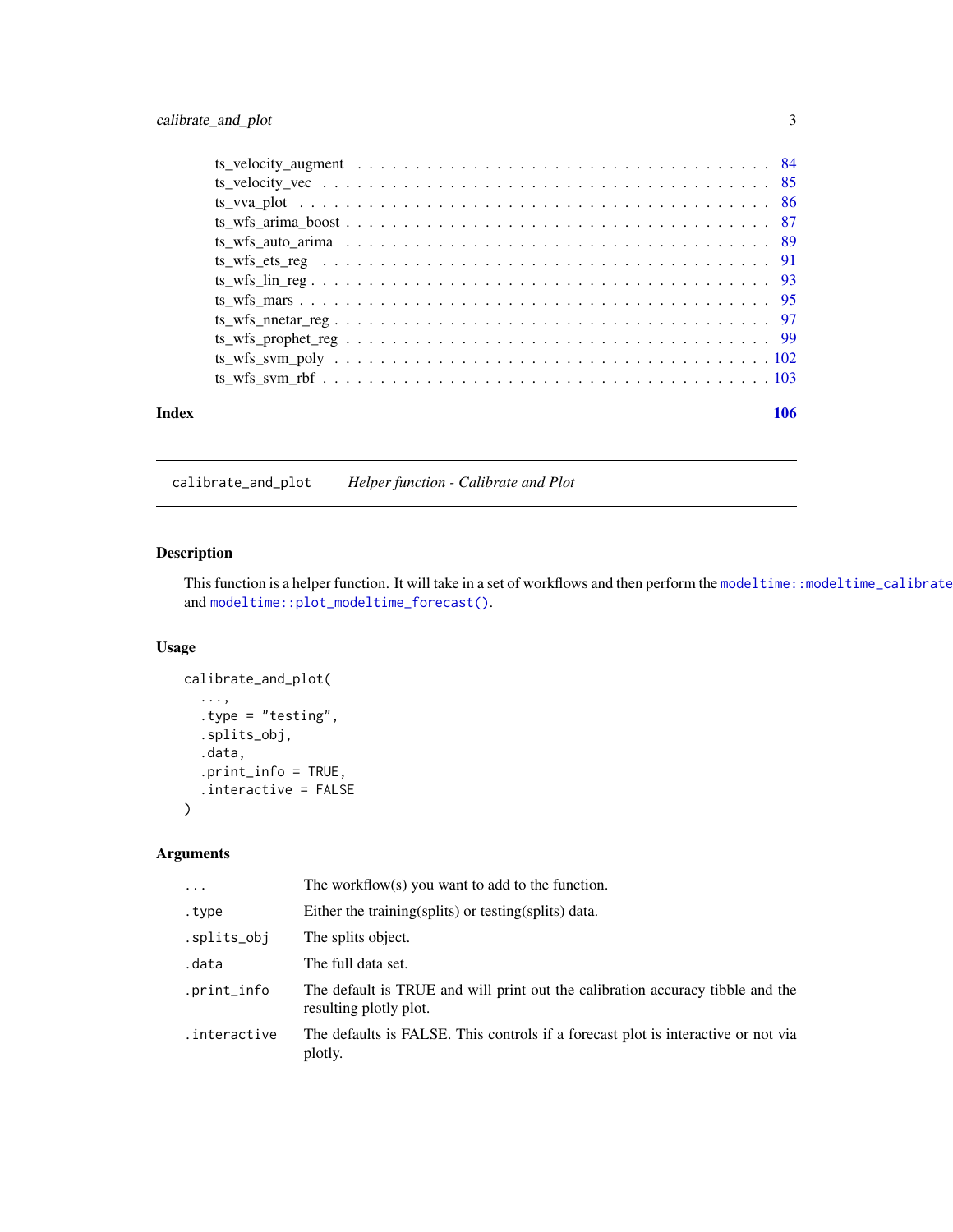ts_velocity_augment . . . . . . . . . . . . . . . . . . . . . . . . . . . . . . . . . . 84
ts_velocity_vec . . . . . . . . . . . . . . . . . . . . . . . . . . . . . . . . . . . . 85
ts_vva_plot . . . . . . . . . . . . . . . . . . . . . . . . . . . . . . . . . . . . . . 86
ts_wfs_arima_boost . . . . . . . . . . . . . . . . . . . . . . . . . . . . . . . . . . 87
ts_wfs_auto_arima . . . . . . . . . . . . . . . . . . . . . . . . . . . . . . . . . . 89
ts_wfs_ets_reg . . . . . . . . . . . . . . . . . . . . . . . . . . . . . . . . . . . . 91
ts_wfs_lin_reg . . . . . . . . . . . . . . . . . . . . . . . . . . . . . . . . . . . . 93
ts_wfs_mars . . . . . . . . . . . . . . . . . . . . . . . . . . . . . . . . . . . . . . 95
ts_wfs_nnetar_reg . . . . . . . . . . . . . . . . . . . . . . . . . . . . . . . . . . 97
ts_wfs_prophet_reg . . . . . . . . . . . . . . . . . . . . . . . . . . . . . . . . . . 99
ts_wfs_svm_poly . . . . . . . . . . . . . . . . . . . . . . . . . . . . . . . . . . . 102
ts_wfs_svm_rbf . . . . . . . . . . . . . . . . . . . . . . . . . . . . . . . . . . . . 103

**Index** **106**

---

## calibrate_and_plot — *Helper function - Calibrate and Plot*

### Description

This function is a helper function. It will take in a set of workflows and then perform the `modeltime::modeltime_calibrate` and `modeltime::plot_modeltime_forecast()`.

### Usage

```
calibrate_and_plot(
  ...,
  .type = "testing",
  .splits_obj,
  .data,
  .print_info = TRUE,
  .interactive = FALSE
)
```

### Arguments

| | |
|---|---|
| `...` | The workflow(s) you want to add to the function. |
| `.type` | Either the training(splits) or testing(splits) data. |
| `.splits_obj` | The splits object. |
| `.data` | The full data set. |
| `.print_info` | The default is TRUE and will print out the calibration accuracy tibble and the resulting plotly plot. |
| `.interactive` | The defaults is FALSE. This controls if a forecast plot is interactive or not via plotly. |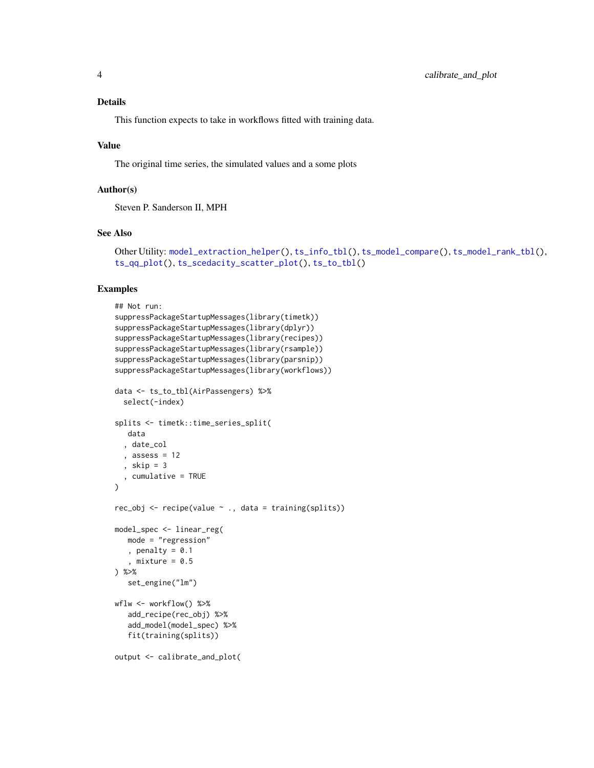### Details

This function expects to take in workflows fitted with training data.

### Value

The original time series, the simulated values and a some plots

### Author(s)

Steven P. Sanderson II, MPH

### See Also

Other Utility: model_extraction_helper(), ts_info_tbl(), ts_model_compare(), ts_model_rank_tbl(), ts_qq_plot(), ts_scedacity_scatter_plot(), ts_to_tbl()

### Examples

```
## Not run:
suppressPackageStartupMessages(library(timetk))
suppressPackageStartupMessages(library(dplyr))
suppressPackageStartupMessages(library(recipes))
suppressPackageStartupMessages(library(rsample))
suppressPackageStartupMessages(library(parsnip))
suppressPackageStartupMessages(library(workflows))

data <- ts_to_tbl(AirPassengers) %>%
  select(-index)

splits <- timetk::time_series_split(
   data
  , date_col
  , assess = 12
  , skip = 3
  , cumulative = TRUE
)

rec_obj <- recipe(value ~ ., data = training(splits))

model_spec <- linear_reg(
   mode = "regression"
   , penalty = 0.1
   , mixture = 0.5
) %>%
   set_engine("lm")

wflw <- workflow() %>%
   add_recipe(rec_obj) %>%
   add_model(model_spec) %>%
   fit(training(splits))

output <- calibrate_and_plot(
```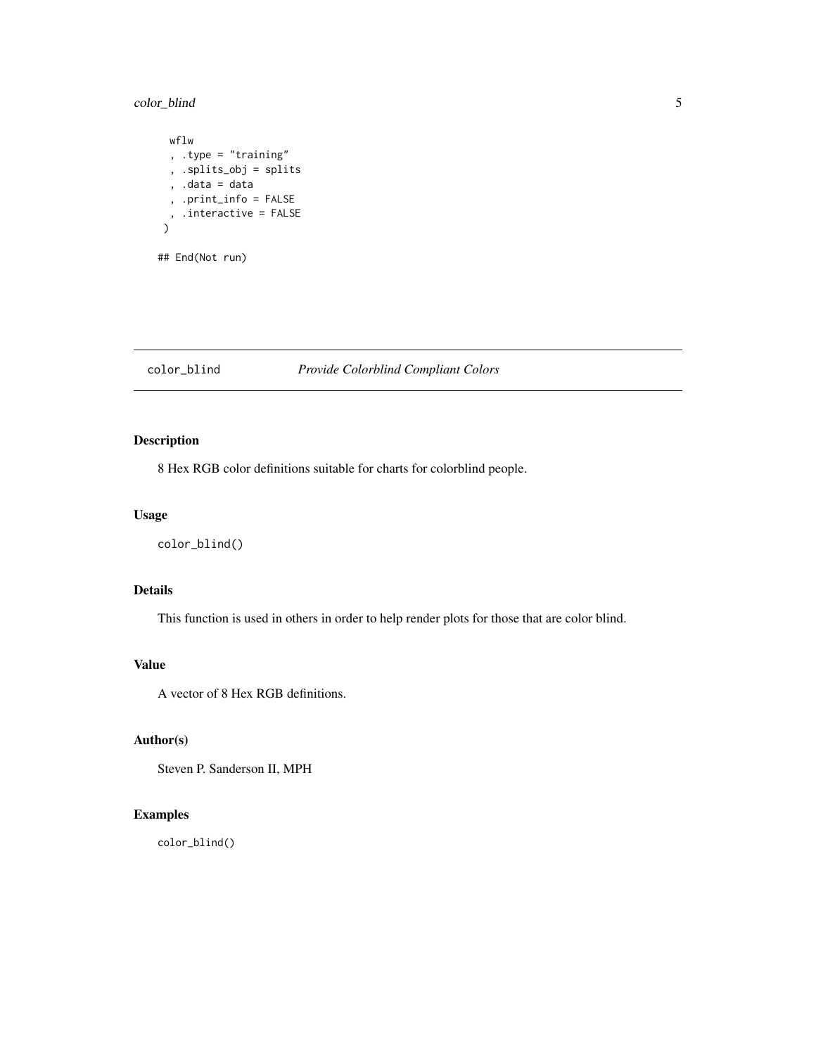```
  wflw
  , .type = "training"
  , .splits_obj = splits
  , .data = data
  , .print_info = FALSE
  , .interactive = FALSE
)

## End(Not run)
```

---

## color_blind — *Provide Colorblind Compliant Colors*

### Description

8 Hex RGB color definitions suitable for charts for colorblind people.

### Usage

```
color_blind()
```

### Details

This function is used in others in order to help render plots for those that are color blind.

### Value

A vector of 8 Hex RGB definitions.

### Author(s)

Steven P. Sanderson II, MPH

### Examples

```
color_blind()
```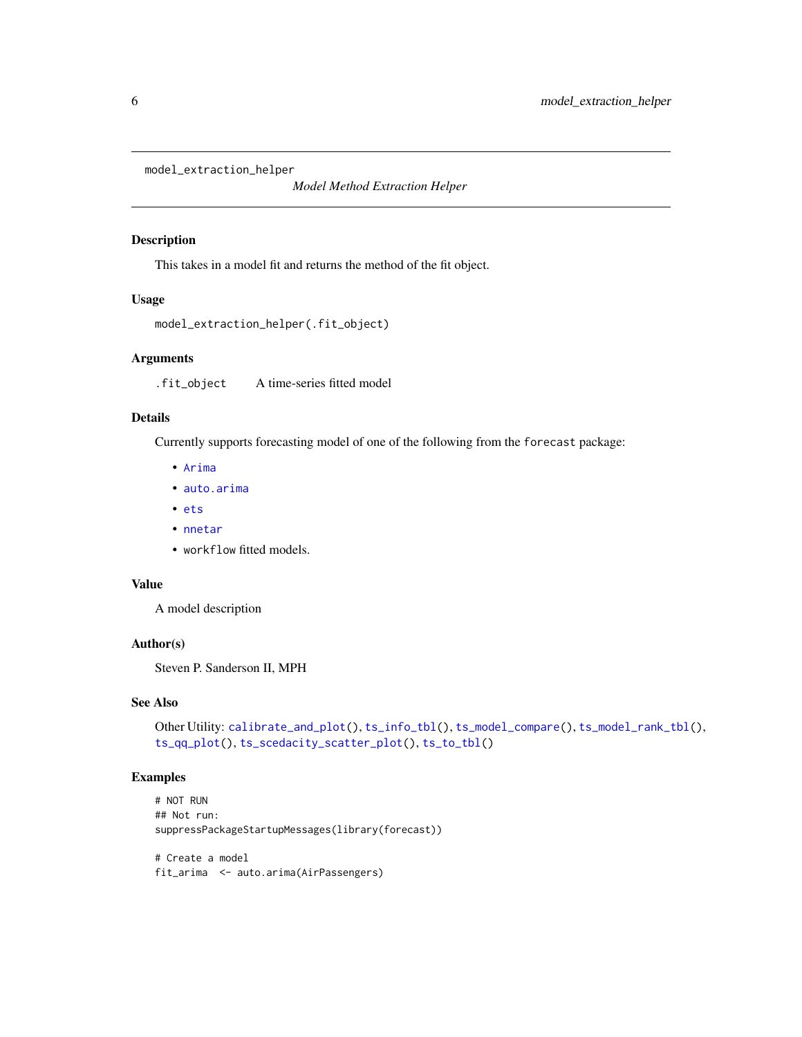model_extraction_helper

*Model Method Extraction Helper*

## Description

This takes in a model fit and returns the method of the fit object.

## Usage

```
model_extraction_helper(.fit_object)
```

## Arguments

| | |
|---|---|
| .fit_object | A time-series fitted model |

## Details

Currently supports forecasting model of one of the following from the `forecast` package:

- Arima
- auto.arima
- ets
- nnetar
- workflow fitted models.

## Value

A model description

## Author(s)

Steven P. Sanderson II, MPH

## See Also

Other Utility: calibrate_and_plot(), ts_info_tbl(), ts_model_compare(), ts_model_rank_tbl(), ts_qq_plot(), ts_scedacity_scatter_plot(), ts_to_tbl()

## Examples

```
# NOT RUN
## Not run:
suppressPackageStartupMessages(library(forecast))

# Create a model
fit_arima  <- auto.arima(AirPassengers)
```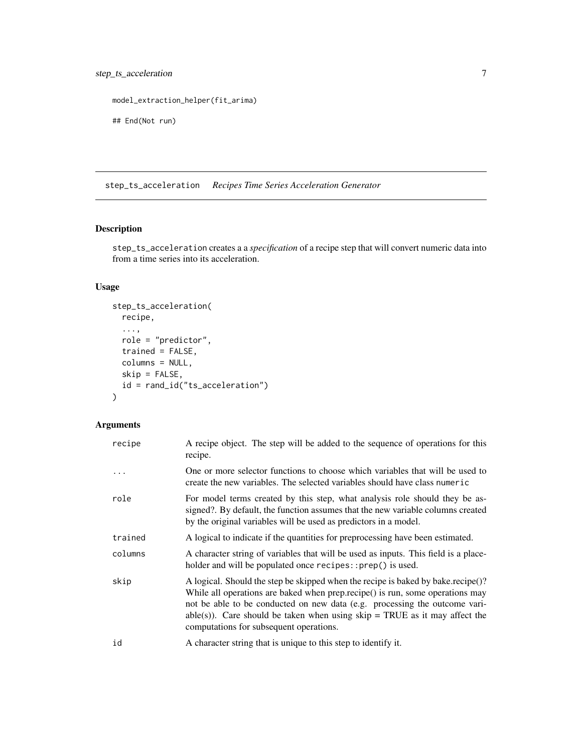```
model_extraction_helper(fit_arima)

## End(Not run)
```

## step_ts_acceleration *Recipes Time Series Acceleration Generator*

### Description

step_ts_acceleration creates a a *specification* of a recipe step that will convert numeric data into from a time series into its acceleration.

### Usage

```
step_ts_acceleration(
  recipe,
  ...,
  role = "predictor",
  trained = FALSE,
  columns = NULL,
  skip = FALSE,
  id = rand_id("ts_acceleration")
)
```

### Arguments

| | |
|---|---|
| recipe | A recipe object. The step will be added to the sequence of operations for this recipe. |
| ... | One or more selector functions to choose which variables that will be used to create the new variables. The selected variables should have class numeric |
| role | For model terms created by this step, what analysis role should they be assigned?. By default, the function assumes that the new variable columns created by the original variables will be used as predictors in a model. |
| trained | A logical to indicate if the quantities for preprocessing have been estimated. |
| columns | A character string of variables that will be used as inputs. This field is a placeholder and will be populated once recipes::prep() is used. |
| skip | A logical. Should the step be skipped when the recipe is baked by bake.recipe()? While all operations are baked when prep.recipe() is run, some operations may not be able to be conducted on new data (e.g. processing the outcome variable(s)). Care should be taken when using skip = TRUE as it may affect the computations for subsequent operations. |
| id | A character string that is unique to this step to identify it. |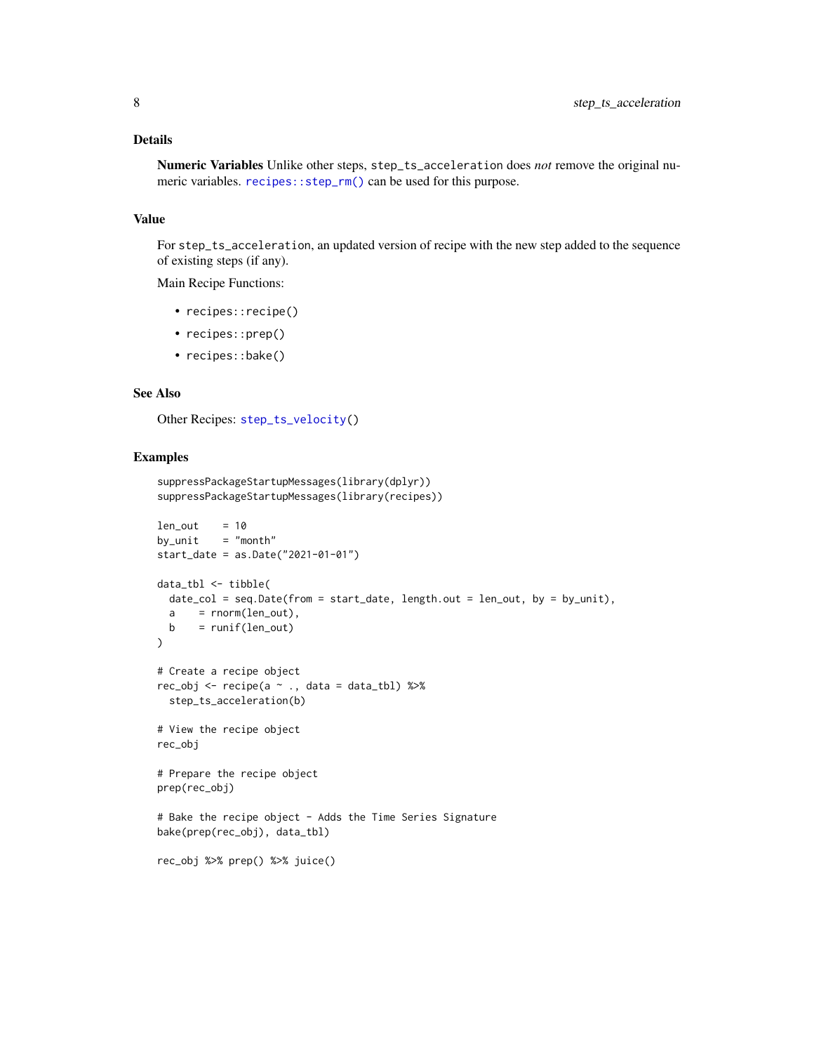## Details

**Numeric Variables** Unlike other steps, `step_ts_acceleration` does *not* remove the original numeric variables. `recipes::step_rm()` can be used for this purpose.

## Value

For `step_ts_acceleration`, an updated version of recipe with the new step added to the sequence of existing steps (if any).

Main Recipe Functions:

- `recipes::recipe()`
- `recipes::prep()`
- `recipes::bake()`

## See Also

Other Recipes: `step_ts_velocity()`

## Examples

```
suppressPackageStartupMessages(library(dplyr))
suppressPackageStartupMessages(library(recipes))

len_out    = 10
by_unit    = "month"
start_date = as.Date("2021-01-01")

data_tbl <- tibble(
  date_col = seq.Date(from = start_date, length.out = len_out, by = by_unit),
  a    = rnorm(len_out),
  b    = runif(len_out)
)

# Create a recipe object
rec_obj <- recipe(a ~ ., data = data_tbl) %>%
  step_ts_acceleration(b)

# View the recipe object
rec_obj

# Prepare the recipe object
prep(rec_obj)

# Bake the recipe object - Adds the Time Series Signature
bake(prep(rec_obj), data_tbl)

rec_obj %>% prep() %>% juice()
```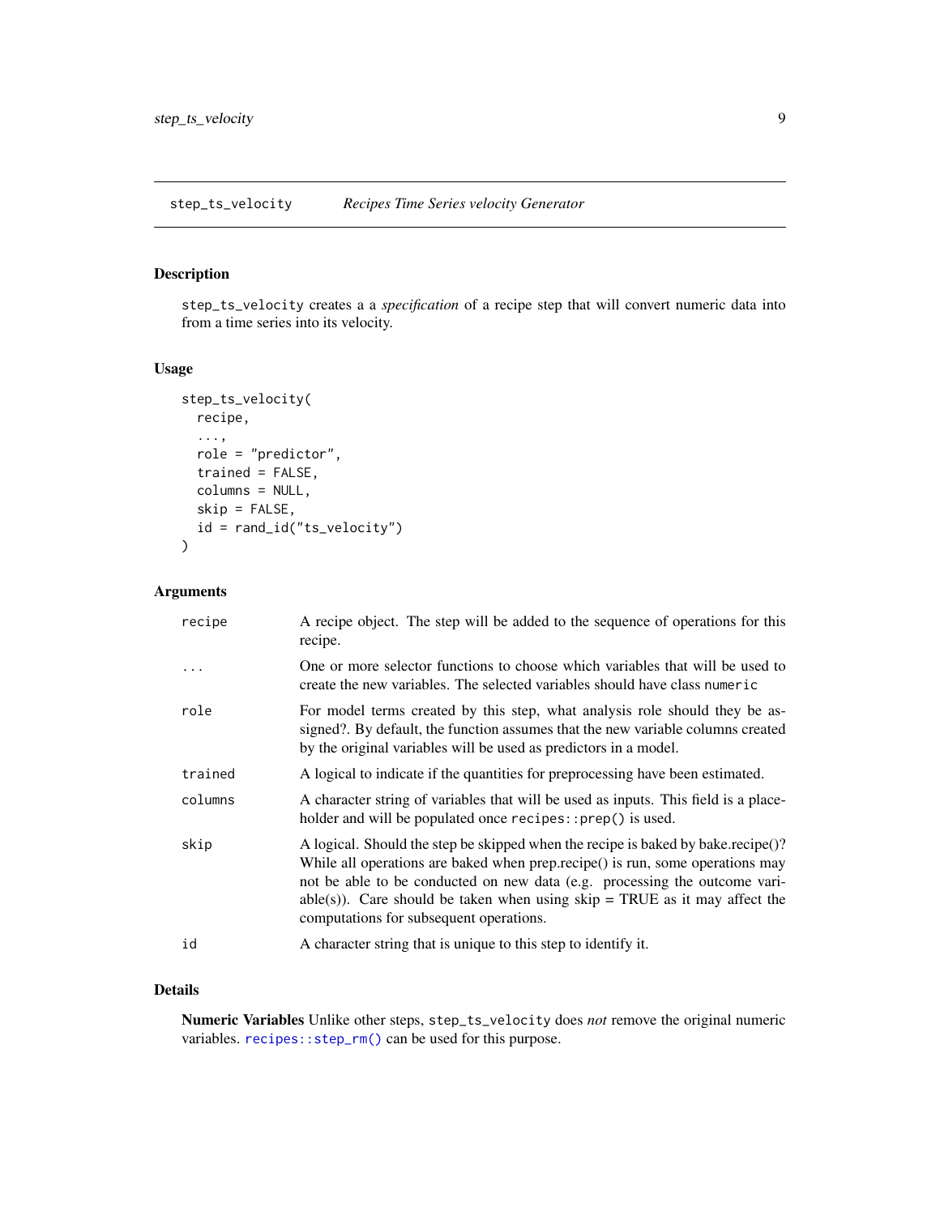# step_ts_velocity — *Recipes Time Series velocity Generator*

## Description

`step_ts_velocity` creates a a *specification* of a recipe step that will convert numeric data into from a time series into its velocity.

## Usage

```
step_ts_velocity(
  recipe,
  ...,
  role = "predictor",
  trained = FALSE,
  columns = NULL,
  skip = FALSE,
  id = rand_id("ts_velocity")
)
```

## Arguments

| Argument | Description |
|---|---|
| `recipe` | A recipe object. The step will be added to the sequence of operations for this recipe. |
| `...` | One or more selector functions to choose which variables that will be used to create the new variables. The selected variables should have class `numeric` |
| `role` | For model terms created by this step, what analysis role should they be assigned?. By default, the function assumes that the new variable columns created by the original variables will be used as predictors in a model. |
| `trained` | A logical to indicate if the quantities for preprocessing have been estimated. |
| `columns` | A character string of variables that will be used as inputs. This field is a placeholder and will be populated once `recipes::prep()` is used. |
| `skip` | A logical. Should the step be skipped when the recipe is baked by bake.recipe()? While all operations are baked when prep.recipe() is run, some operations may not be able to be conducted on new data (e.g. processing the outcome variable(s)). Care should be taken when using skip = TRUE as it may affect the computations for subsequent operations. |
| `id` | A character string that is unique to this step to identify it. |

## Details

**Numeric Variables** Unlike other steps, `step_ts_velocity` does *not* remove the original numeric variables. `recipes::step_rm()` can be used for this purpose.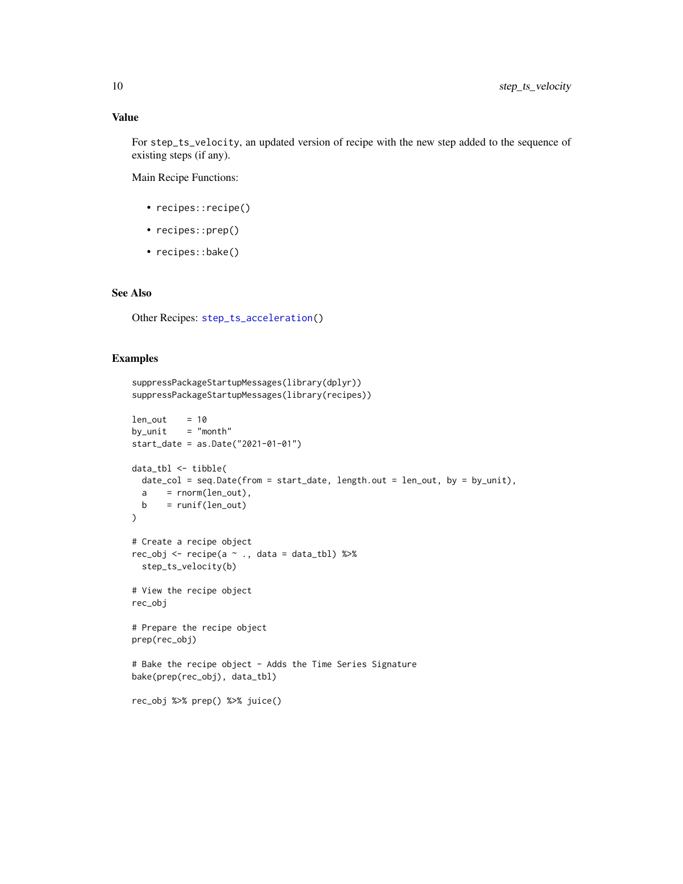## Value

For `step_ts_velocity`, an updated version of recipe with the new step added to the sequence of existing steps (if any).

Main Recipe Functions:

- `recipes::recipe()`
- `recipes::prep()`
- `recipes::bake()`

## See Also

Other Recipes: `step_ts_acceleration()`

## Examples

```
suppressPackageStartupMessages(library(dplyr))
suppressPackageStartupMessages(library(recipes))

len_out    = 10
by_unit    = "month"
start_date = as.Date("2021-01-01")

data_tbl <- tibble(
  date_col = seq.Date(from = start_date, length.out = len_out, by = by_unit),
  a    = rnorm(len_out),
  b    = runif(len_out)
)

# Create a recipe object
rec_obj <- recipe(a ~ ., data = data_tbl) %>%
  step_ts_velocity(b)

# View the recipe object
rec_obj

# Prepare the recipe object
prep(rec_obj)

# Bake the recipe object - Adds the Time Series Signature
bake(prep(rec_obj), data_tbl)

rec_obj %>% prep() %>% juice()
```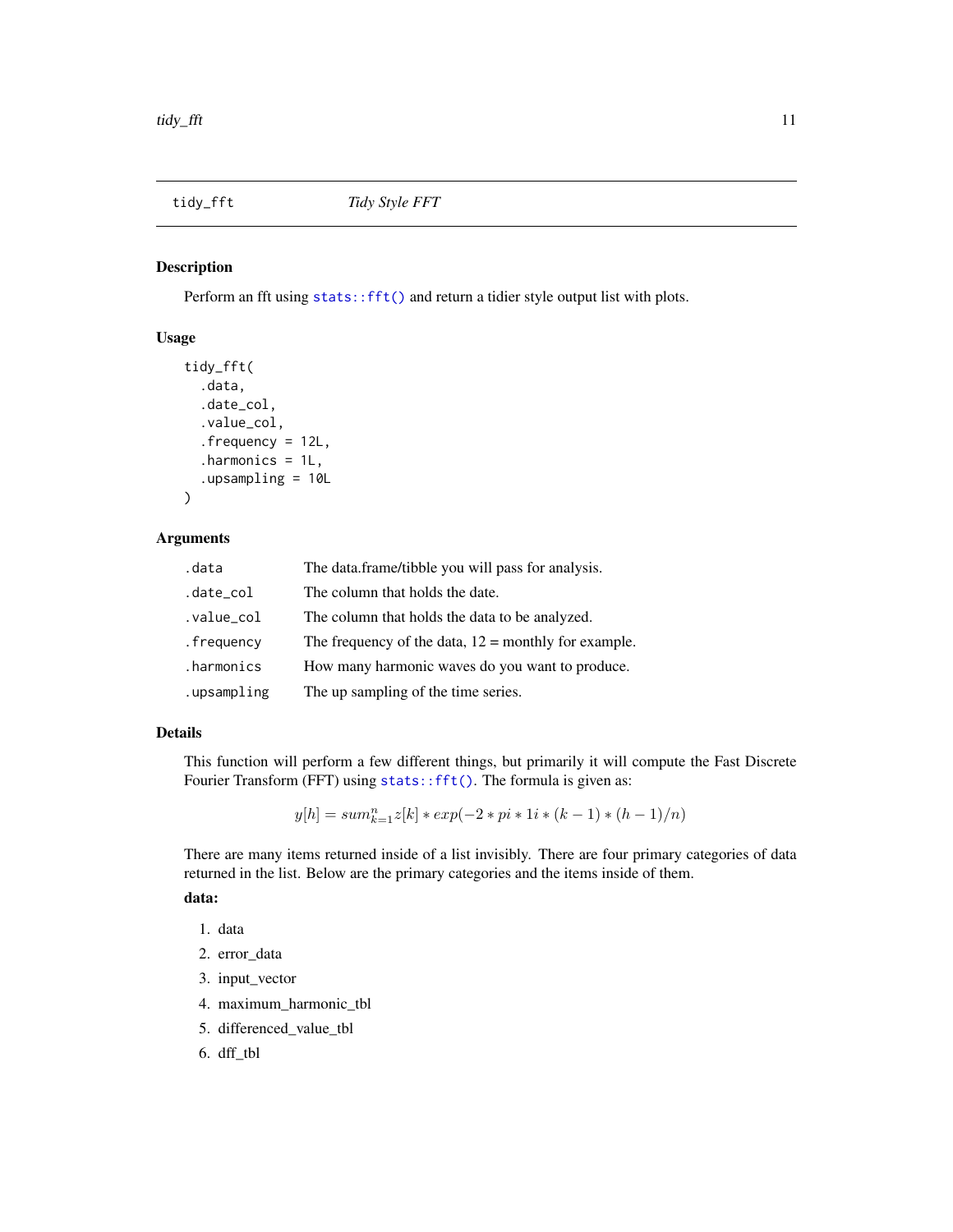## tidy_fft — *Tidy Style FFT*

### Description

Perform an fft using `stats::fft()` and return a tidier style output list with plots.

### Usage

```
tidy_fft(
  .data,
  .date_col,
  .value_col,
  .frequency = 12L,
  .harmonics = 1L,
  .upsampling = 10L
)
```

### Arguments

| | |
|---|---|
| `.data` | The data.frame/tibble you will pass for analysis. |
| `.date_col` | The column that holds the date. |
| `.value_col` | The column that holds the data to be analyzed. |
| `.frequency` | The frequency of the data, 12 = monthly for example. |
| `.harmonics` | How many harmonic waves do you want to produce. |
| `.upsampling` | The up sampling of the time series. |

### Details

This function will perform a few different things, but primarily it will compute the Fast Discrete Fourier Transform (FFT) using `stats::fft()`. The formula is given as:

$$y[h] = sum_{k=1}^{n} z[k] * exp(-2 * pi * 1i * (k - 1) * (h - 1)/n)$$

There are many items returned inside of a list invisibly. There are four primary categories of data returned in the list. Below are the primary categories and the items inside of them.

**data:**

1. data
2. error_data
3. input_vector
4. maximum_harmonic_tbl
5. differenced_value_tbl
6. dff_tbl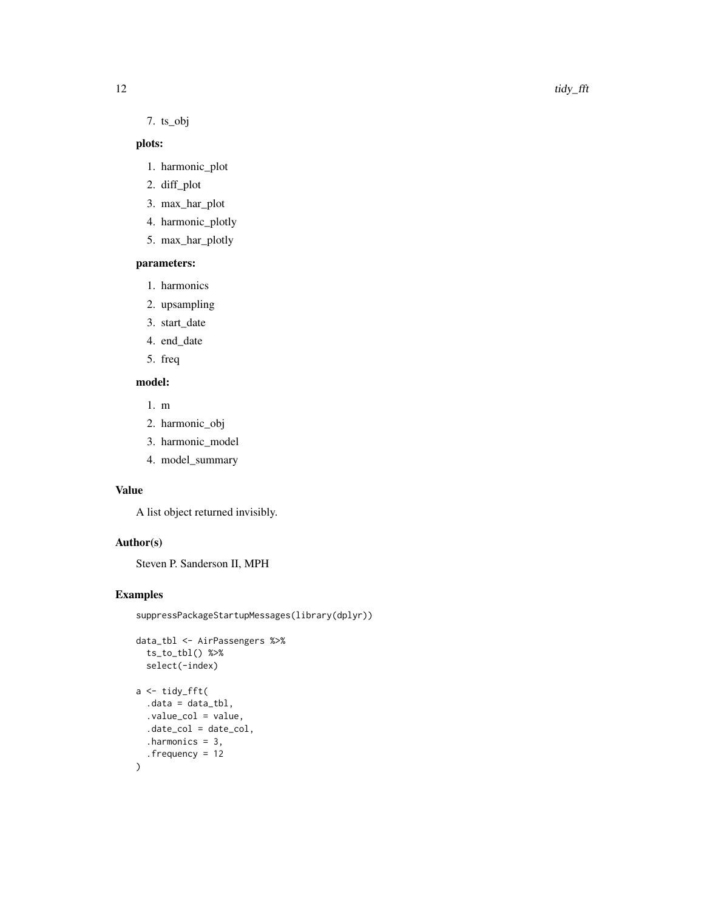7. ts_obj

**plots:**

1. harmonic_plot
2. diff_plot
3. max_har_plot
4. harmonic_plotly
5. max_har_plotly

**parameters:**

1. harmonics
2. upsampling
3. start_date
4. end_date
5. freq

**model:**

1. m
2. harmonic_obj
3. harmonic_model
4. model_summary

## Value

A list object returned invisibly.

## Author(s)

Steven P. Sanderson II, MPH

## Examples

```
suppressPackageStartupMessages(library(dplyr))

data_tbl <- AirPassengers %>%
  ts_to_tbl() %>%
  select(-index)

a <- tidy_fft(
  .data = data_tbl,
  .value_col = value,
  .date_col = date_col,
  .harmonics = 3,
  .frequency = 12
)
```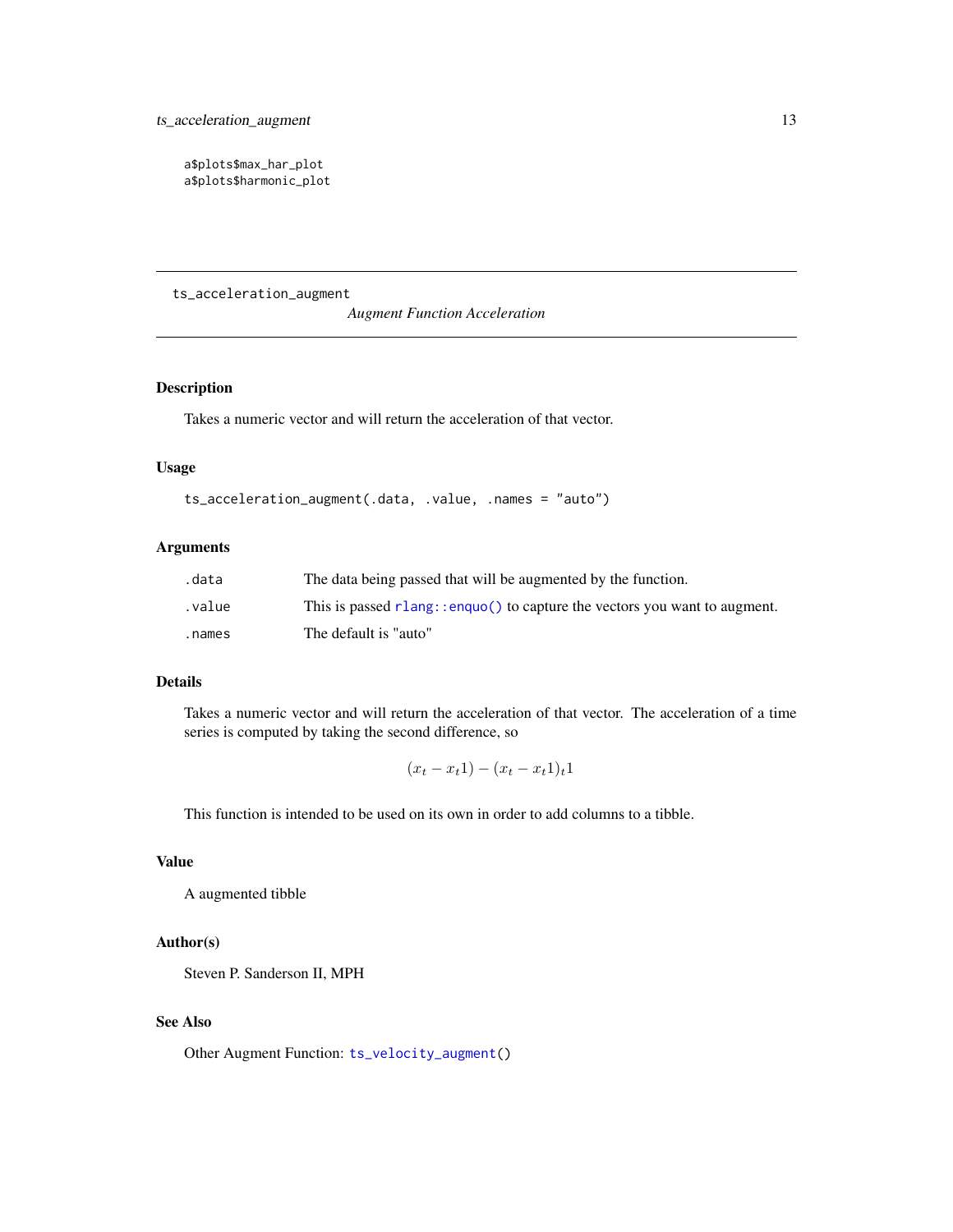```
a$plots$max_har_plot
a$plots$harmonic_plot
```

---

`ts_acceleration_augment` *Augment Function Acceleration*

---

### Description

Takes a numeric vector and will return the acceleration of that vector.

### Usage

```
ts_acceleration_augment(.data, .value, .names = "auto")
```

### Arguments

| | |
|---|---|
| .data | The data being passed that will be augmented by the function. |
| .value | This is passed `rlang::enquo()` to capture the vectors you want to augment. |
| .names | The default is "auto" |

### Details

Takes a numeric vector and will return the acceleration of that vector. The acceleration of a time series is computed by taking the second difference, so

$$(x_t - x_t 1) - (x_t - x_t 1)_t 1$$

This function is intended to be used on its own in order to add columns to a tibble.

### Value

A augmented tibble

### Author(s)

Steven P. Sanderson II, MPH

### See Also

Other Augment Function: `ts_velocity_augment()`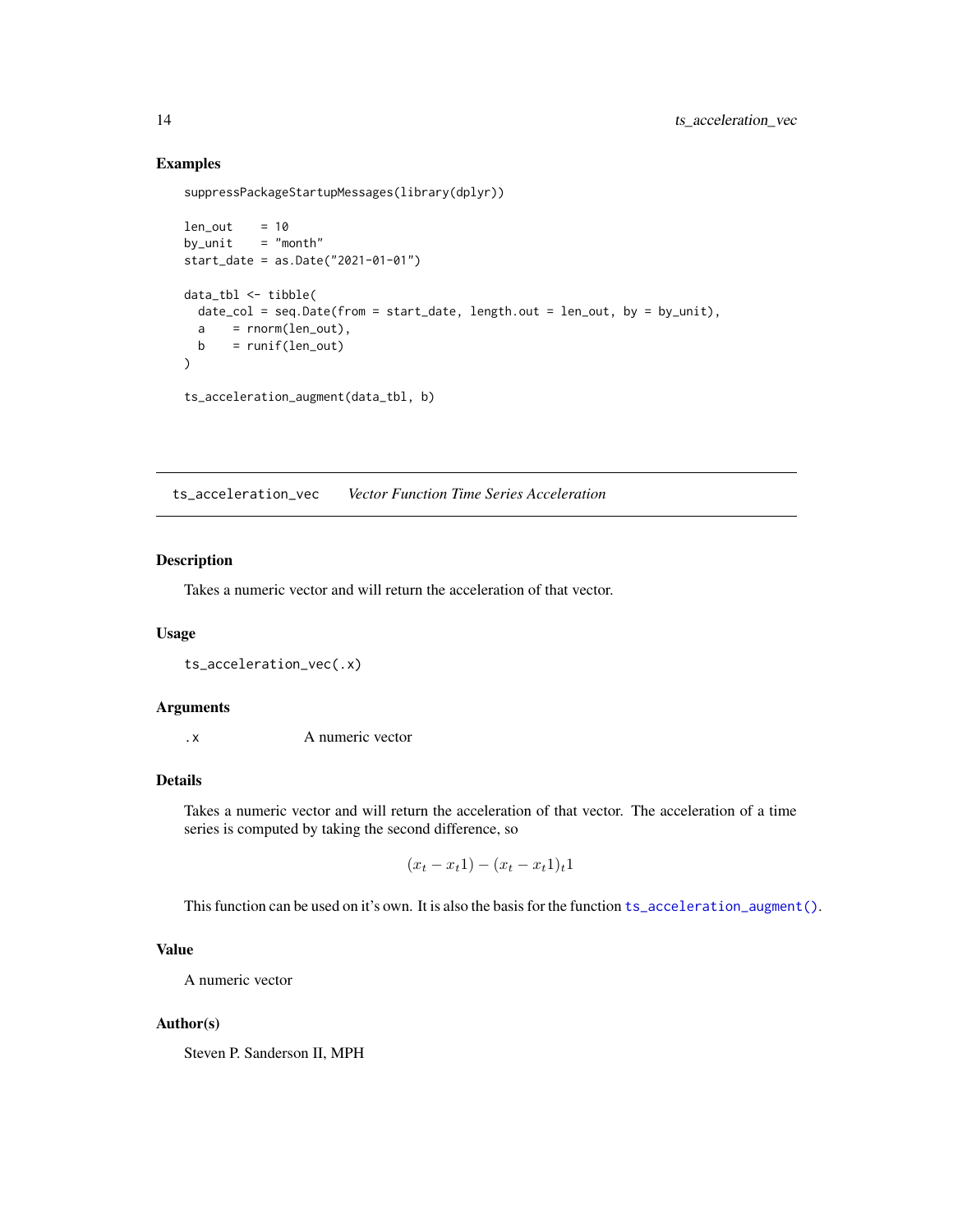## Examples

```
suppressPackageStartupMessages(library(dplyr))

len_out    = 10
by_unit    = "month"
start_date = as.Date("2021-01-01")

data_tbl <- tibble(
  date_col = seq.Date(from = start_date, length.out = len_out, by = by_unit),
  a    = rnorm(len_out),
  b    = runif(len_out)
)

ts_acceleration_augment(data_tbl, b)
```

---

# ts_acceleration_vec *Vector Function Time Series Acceleration*

---

### Description

Takes a numeric vector and will return the acceleration of that vector.

### Usage

```
ts_acceleration_vec(.x)
```

### Arguments

`.x` A numeric vector

### Details

Takes a numeric vector and will return the acceleration of that vector. The acceleration of a time series is computed by taking the second difference, so

$$(x_t - x_t 1) - (x_t - x_t 1)_t 1$$

This function can be used on it's own. It is also the basis for the function `ts_acceleration_augment()`.

### Value

A numeric vector

### Author(s)

Steven P. Sanderson II, MPH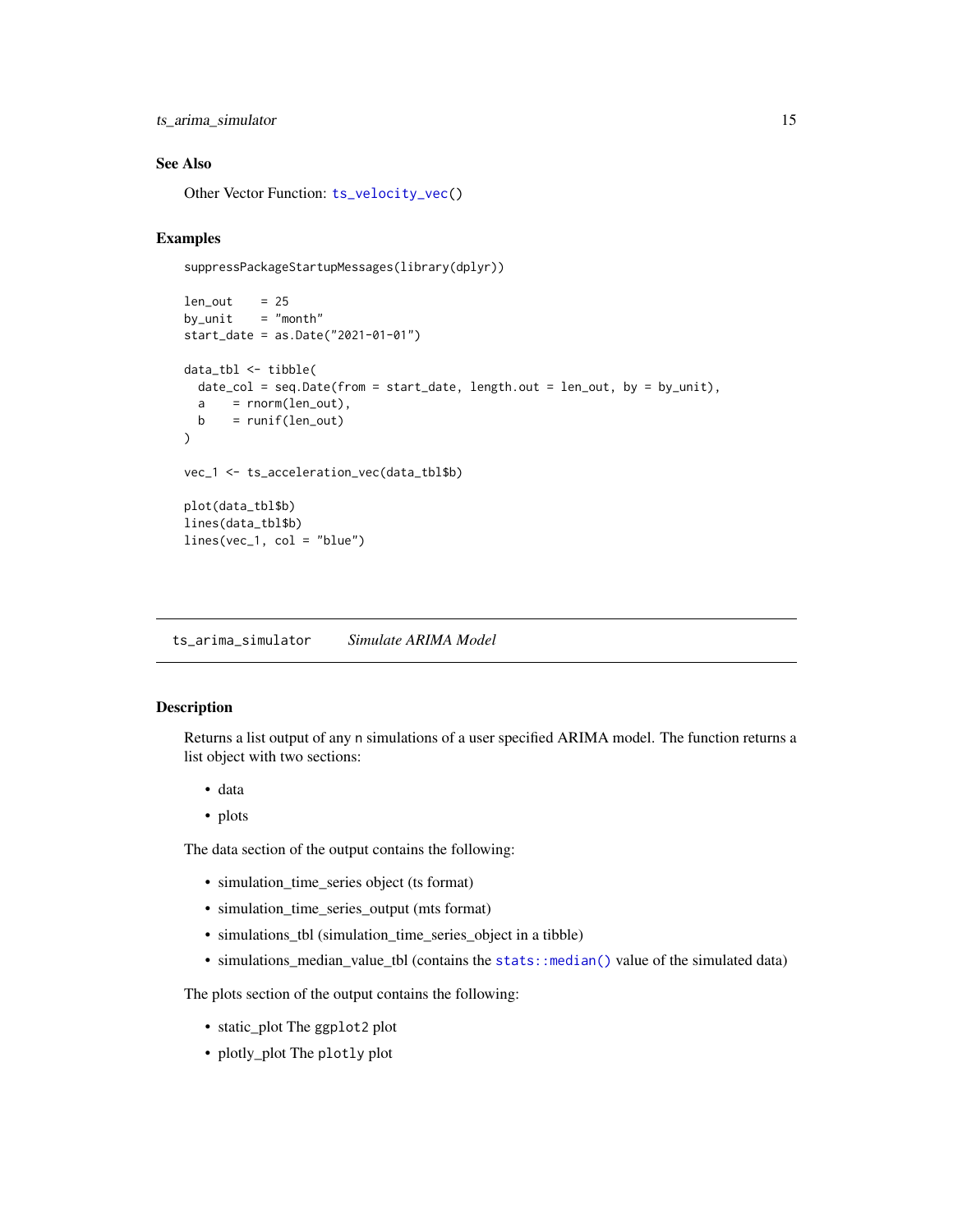### See Also

Other Vector Function: `ts_velocity_vec()`

### Examples

```
suppressPackageStartupMessages(library(dplyr))

len_out    = 25
by_unit    = "month"
start_date = as.Date("2021-01-01")

data_tbl <- tibble(
  date_col = seq.Date(from = start_date, length.out = len_out, by = by_unit),
  a    = rnorm(len_out),
  b    = runif(len_out)
)

vec_1 <- ts_acceleration_vec(data_tbl$b)

plot(data_tbl$b)
lines(data_tbl$b)
lines(vec_1, col = "blue")
```

---

## ts_arima_simulator    *Simulate ARIMA Model*

---

### Description

Returns a list output of any `n` simulations of a user specified ARIMA model. The function returns a list object with two sections:

- data
- plots

The data section of the output contains the following:

- simulation_time_series object (ts format)
- simulation_time_series_output (mts format)
- simulations_tbl (simulation_time_series_object in a tibble)
- simulations_median_value_tbl (contains the `stats::median()` value of the simulated data)

The plots section of the output contains the following:

- static_plot The `ggplot2` plot
- plotly_plot The `plotly` plot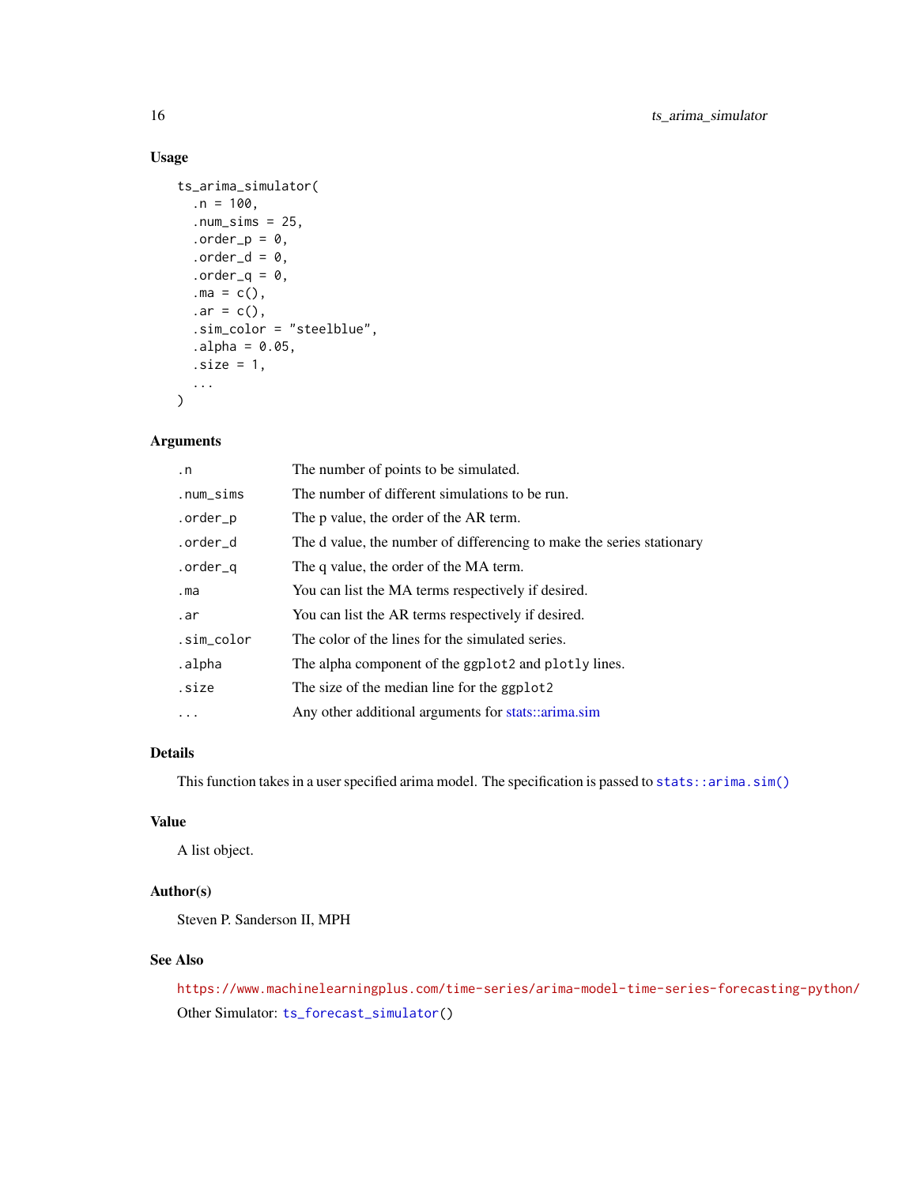### Usage

```
ts_arima_simulator(
  .n = 100,
  .num_sims = 25,
  .order_p = 0,
  .order_d = 0,
  .order_q = 0,
  .ma = c(),
  .ar = c(),
  .sim_color = "steelblue",
  .alpha = 0.05,
  .size = 1,
  ...
)
```

### Arguments

| | |
|---|---|
| `.n` | The number of points to be simulated. |
| `.num_sims` | The number of different simulations to be run. |
| `.order_p` | The p value, the order of the AR term. |
| `.order_d` | The d value, the number of differencing to make the series stationary |
| `.order_q` | The q value, the order of the MA term. |
| `.ma` | You can list the MA terms respectively if desired. |
| `.ar` | You can list the AR terms respectively if desired. |
| `.sim_color` | The color of the lines for the simulated series. |
| `.alpha` | The alpha component of the `ggplot2` and `plotly` lines. |
| `.size` | The size of the median line for the `ggplot2` |
| `...` | Any other additional arguments for stats::arima.sim |

### Details

This function takes in a user specified arima model. The specification is passed to `stats::arima.sim()`

### Value

A list object.

### Author(s)

Steven P. Sanderson II, MPH

### See Also

https://www.machinelearningplus.com/time-series/arima-model-time-series-forecasting-python/

Other Simulator: `ts_forecast_simulator()`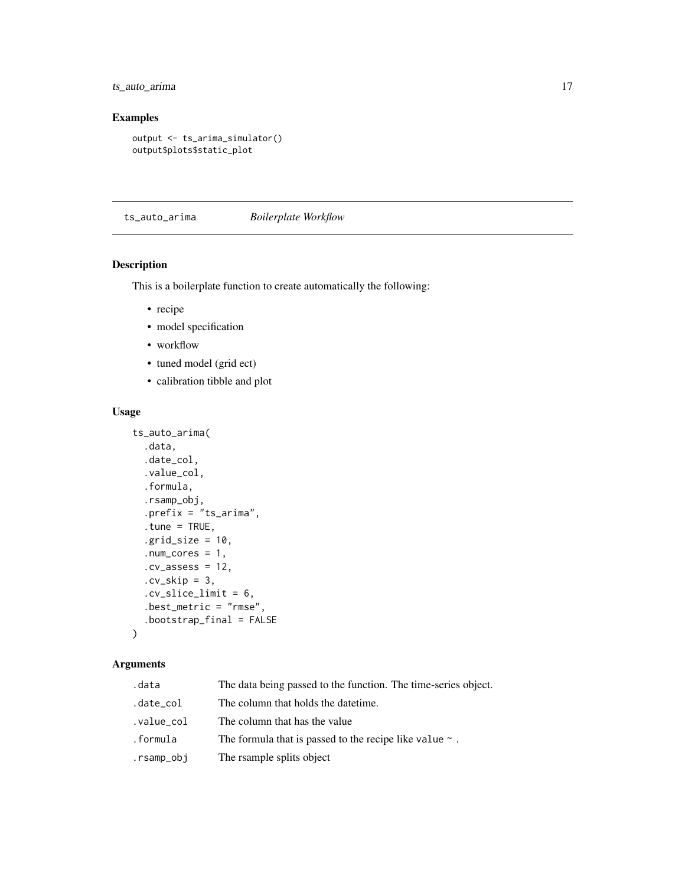## Examples

```
output <- ts_arima_simulator()
output$plots$static_plot
```

---

## ts_auto_arima *Boilerplate Workflow*

---

### Description

This is a boilerplate function to create automatically the following:

- recipe
- model specification
- workflow
- tuned model (grid ect)
- calibration tibble and plot

### Usage

```
ts_auto_arima(
  .data,
  .date_col,
  .value_col,
  .formula,
  .rsamp_obj,
  .prefix = "ts_arima",
  .tune = TRUE,
  .grid_size = 10,
  .num_cores = 1,
  .cv_assess = 12,
  .cv_skip = 3,
  .cv_slice_limit = 6,
  .best_metric = "rmse",
  .bootstrap_final = FALSE
)
```

### Arguments

| | |
|---|---|
| `.data` | The data being passed to the function. The time-series object. |
| `.date_col` | The column that holds the datetime. |
| `.value_col` | The column that has the value |
| `.formula` | The formula that is passed to the recipe like `value ~ .` |
| `.rsamp_obj` | The rsample splits object |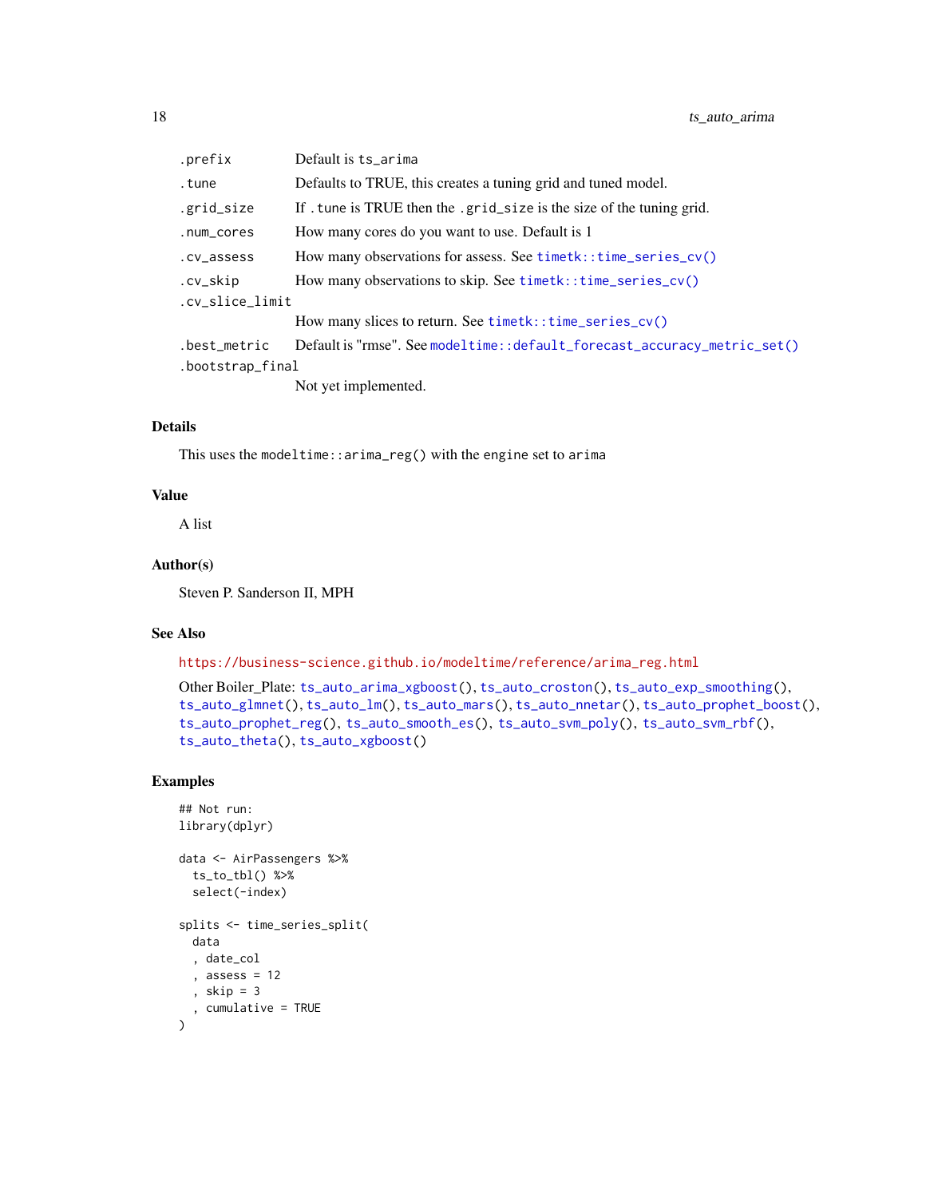| | |
|---|---|
| `.prefix` | Default is `ts_arima` |
| `.tune` | Defaults to TRUE, this creates a tuning grid and tuned model. |
| `.grid_size` | If `.tune` is TRUE then the `.grid_size` is the size of the tuning grid. |
| `.num_cores` | How many cores do you want to use. Default is 1 |
| `.cv_assess` | How many observations for assess. See `timetk::time_series_cv()` |
| `.cv_skip` | How many observations to skip. See `timetk::time_series_cv()` |
| `.cv_slice_limit` | How many slices to return. See `timetk::time_series_cv()` |
| `.best_metric` | Default is "rmse". See `modeltime::default_forecast_accuracy_metric_set()` |
| `.bootstrap_final` | Not yet implemented. |

## Details

This uses the `modeltime::arima_reg()` with the engine set to `arima`

## Value

A list

## Author(s)

Steven P. Sanderson II, MPH

## See Also

https://business-science.github.io/modeltime/reference/arima_reg.html

Other Boiler_Plate: `ts_auto_arima_xgboost()`, `ts_auto_croston()`, `ts_auto_exp_smoothing()`, `ts_auto_glmnet()`, `ts_auto_lm()`, `ts_auto_mars()`, `ts_auto_nnetar()`, `ts_auto_prophet_boost()`, `ts_auto_prophet_reg()`, `ts_auto_smooth_es()`, `ts_auto_svm_poly()`, `ts_auto_svm_rbf()`, `ts_auto_theta()`, `ts_auto_xgboost()`

## Examples

```
## Not run:
library(dplyr)

data <- AirPassengers %>%
  ts_to_tbl() %>%
  select(-index)

splits <- time_series_split(
  data
  , date_col
  , assess = 12
  , skip = 3
  , cumulative = TRUE
)
```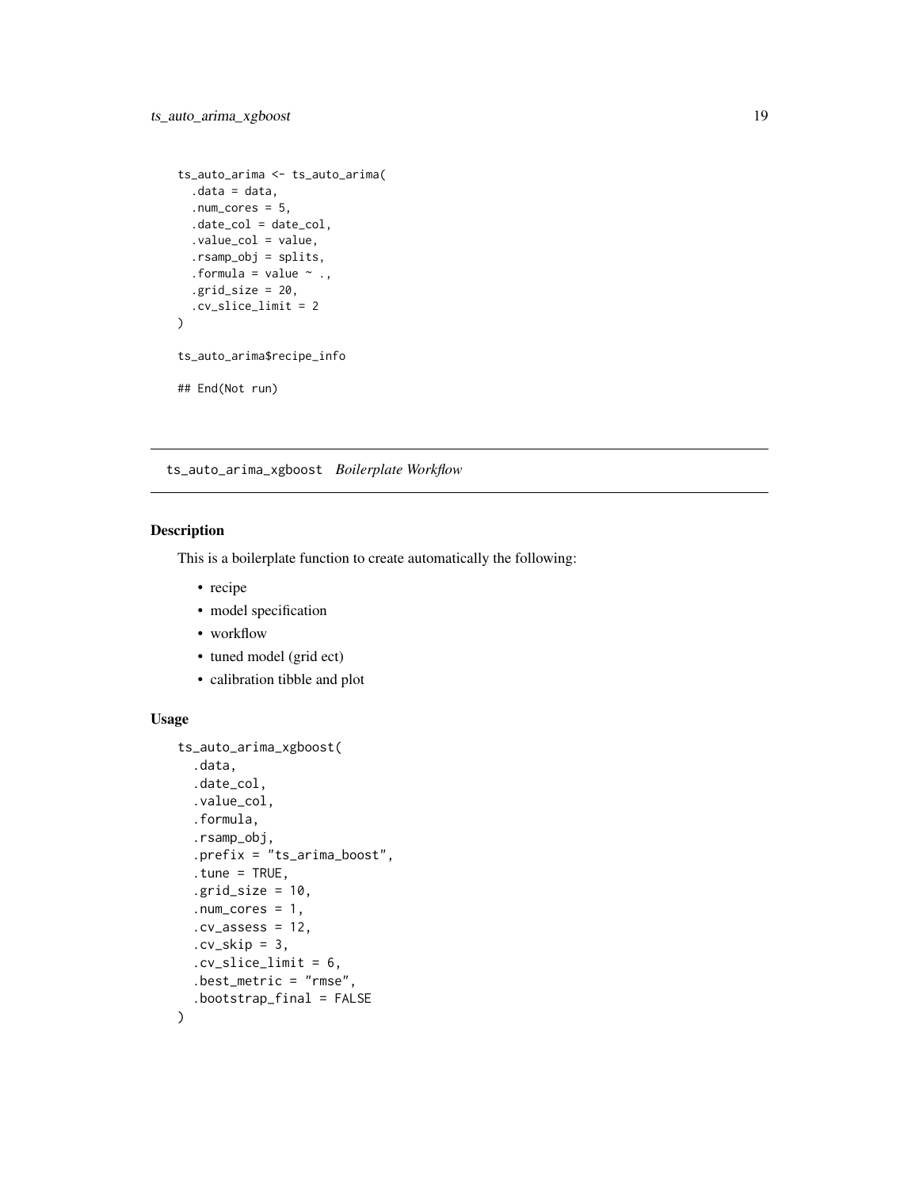```
ts_auto_arima <- ts_auto_arima(
  .data = data,
  .num_cores = 5,
  .date_col = date_col,
  .value_col = value,
  .rsamp_obj = splits,
  .formula = value ~ .,
  .grid_size = 20,
  .cv_slice_limit = 2
)

ts_auto_arima$recipe_info

## End(Not run)
```

## ts_auto_arima_xgboost *Boilerplate Workflow*

### Description

This is a boilerplate function to create automatically the following:

- recipe
- model specification
- workflow
- tuned model (grid ect)
- calibration tibble and plot

### Usage

```
ts_auto_arima_xgboost(
  .data,
  .date_col,
  .value_col,
  .formula,
  .rsamp_obj,
  .prefix = "ts_arima_boost",
  .tune = TRUE,
  .grid_size = 10,
  .num_cores = 1,
  .cv_assess = 12,
  .cv_skip = 3,
  .cv_slice_limit = 6,
  .best_metric = "rmse",
  .bootstrap_final = FALSE
)
```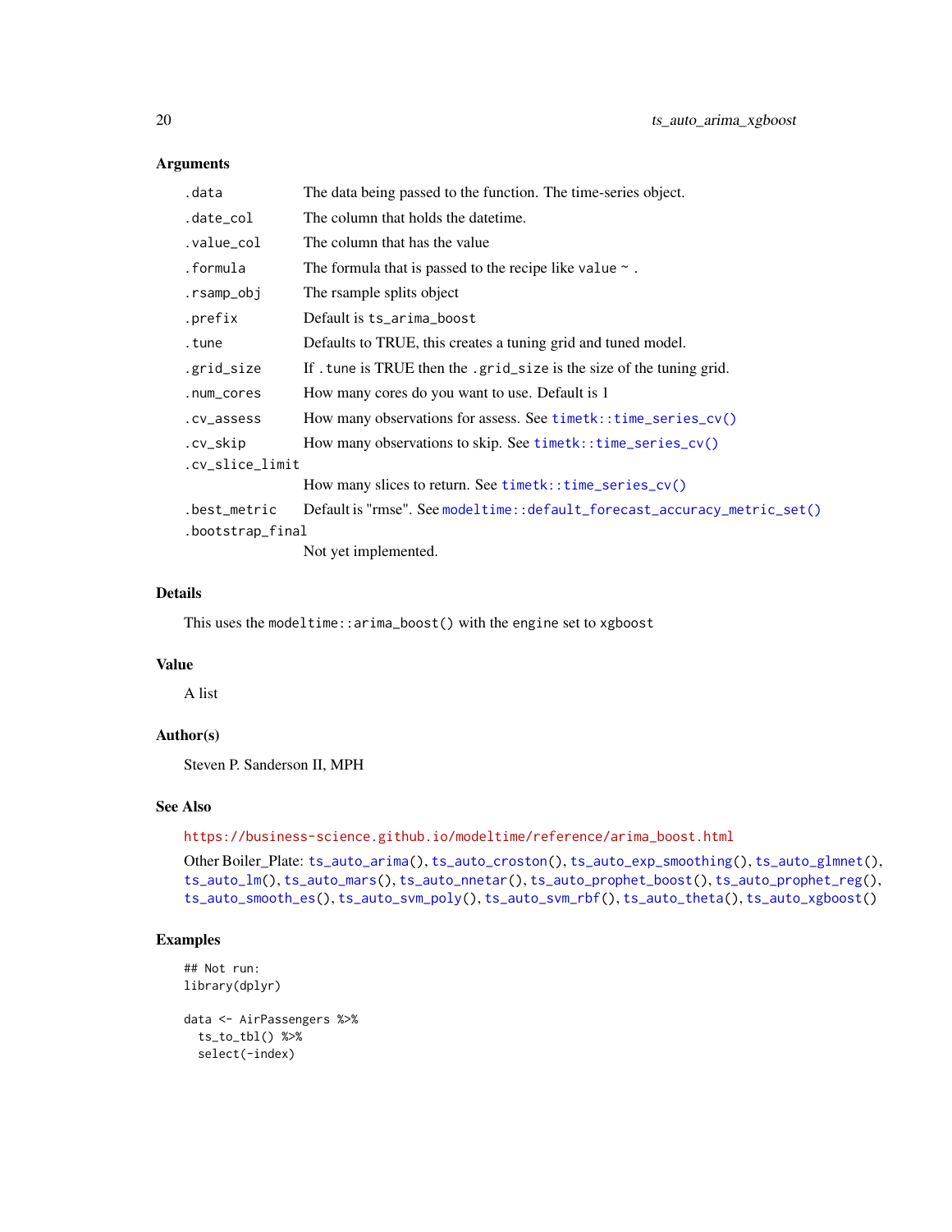## Arguments

| | |
|---|---|
| `.data` | The data being passed to the function. The time-series object. |
| `.date_col` | The column that holds the datetime. |
| `.value_col` | The column that has the value |
| `.formula` | The formula that is passed to the recipe like `value ~ .` |
| `.rsamp_obj` | The rsample splits object |
| `.prefix` | Default is `ts_arima_boost` |
| `.tune` | Defaults to TRUE, this creates a tuning grid and tuned model. |
| `.grid_size` | If `.tune` is TRUE then the `.grid_size` is the size of the tuning grid. |
| `.num_cores` | How many cores do you want to use. Default is 1 |
| `.cv_assess` | How many observations for assess. See `timetk::time_series_cv()` |
| `.cv_skip` | How many observations to skip. See `timetk::time_series_cv()` |
| `.cv_slice_limit` | How many slices to return. See `timetk::time_series_cv()` |
| `.best_metric` | Default is "rmse". See `modeltime::default_forecast_accuracy_metric_set()` |
| `.bootstrap_final` | Not yet implemented. |

## Details

This uses the `modeltime::arima_boost()` with the engine set to `xgboost`

## Value

A list

## Author(s)

Steven P. Sanderson II, MPH

## See Also

https://business-science.github.io/modeltime/reference/arima_boost.html

Other Boiler_Plate: `ts_auto_arima()`, `ts_auto_croston()`, `ts_auto_exp_smoothing()`, `ts_auto_glmnet()`, `ts_auto_lm()`, `ts_auto_mars()`, `ts_auto_nnetar()`, `ts_auto_prophet_boost()`, `ts_auto_prophet_reg()`, `ts_auto_smooth_es()`, `ts_auto_svm_poly()`, `ts_auto_svm_rbf()`, `ts_auto_theta()`, `ts_auto_xgboost()`

## Examples

```
## Not run:
library(dplyr)

data <- AirPassengers %>%
  ts_to_tbl() %>%
  select(-index)
```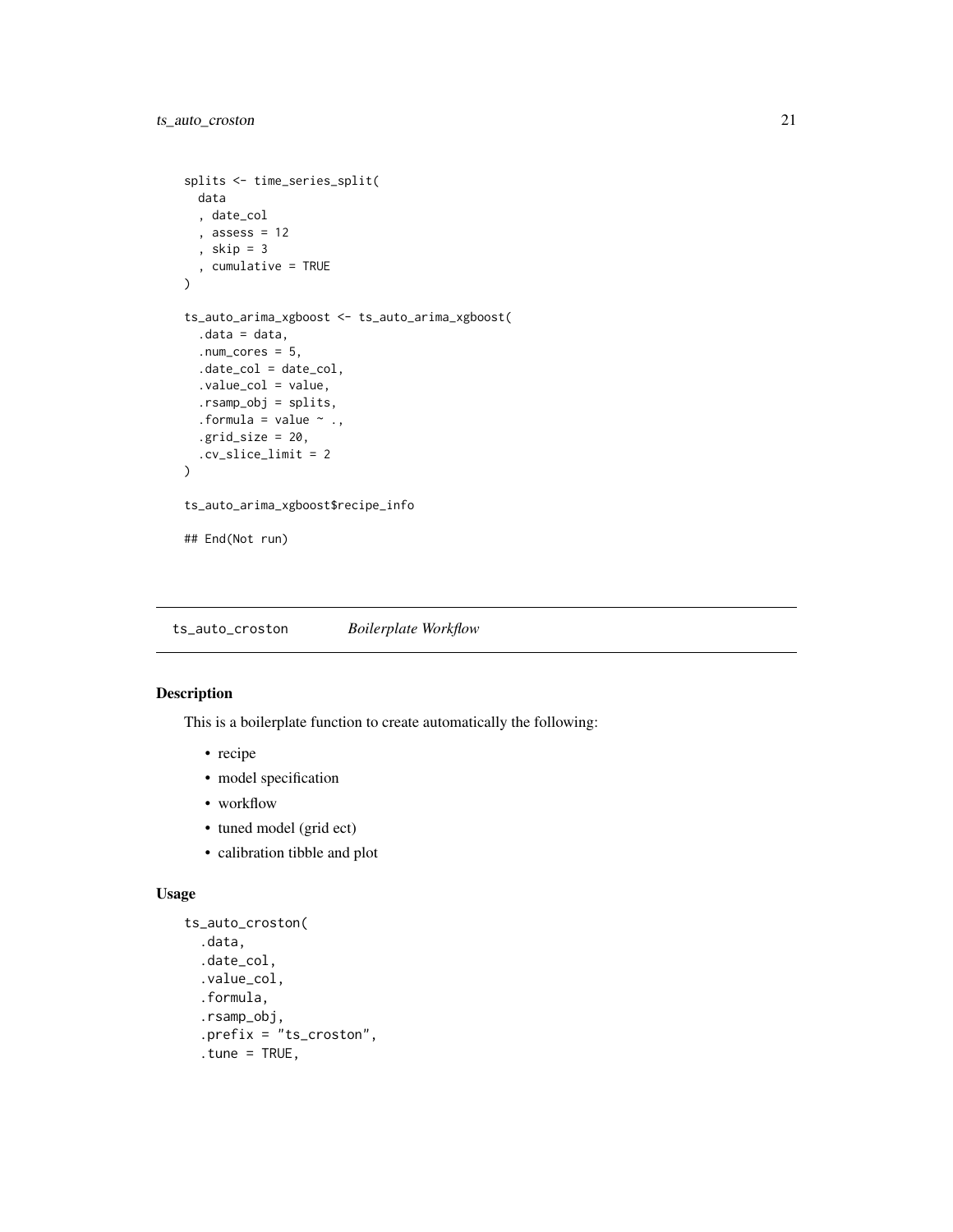```
splits <- time_series_split(
  data
  , date_col
  , assess = 12
  , skip = 3
  , cumulative = TRUE
)

ts_auto_arima_xgboost <- ts_auto_arima_xgboost(
  .data = data,
  .num_cores = 5,
  .date_col = date_col,
  .value_col = value,
  .rsamp_obj = splits,
  .formula = value ~ .,
  .grid_size = 20,
  .cv_slice_limit = 2
)

ts_auto_arima_xgboost$recipe_info

## End(Not run)
```

## ts_auto_croston *Boilerplate Workflow*

### Description

This is a boilerplate function to create automatically the following:

- recipe
- model specification
- workflow
- tuned model (grid ect)
- calibration tibble and plot

### Usage

```
ts_auto_croston(
  .data,
  .date_col,
  .value_col,
  .formula,
  .rsamp_obj,
  .prefix = "ts_croston",
  .tune = TRUE,
```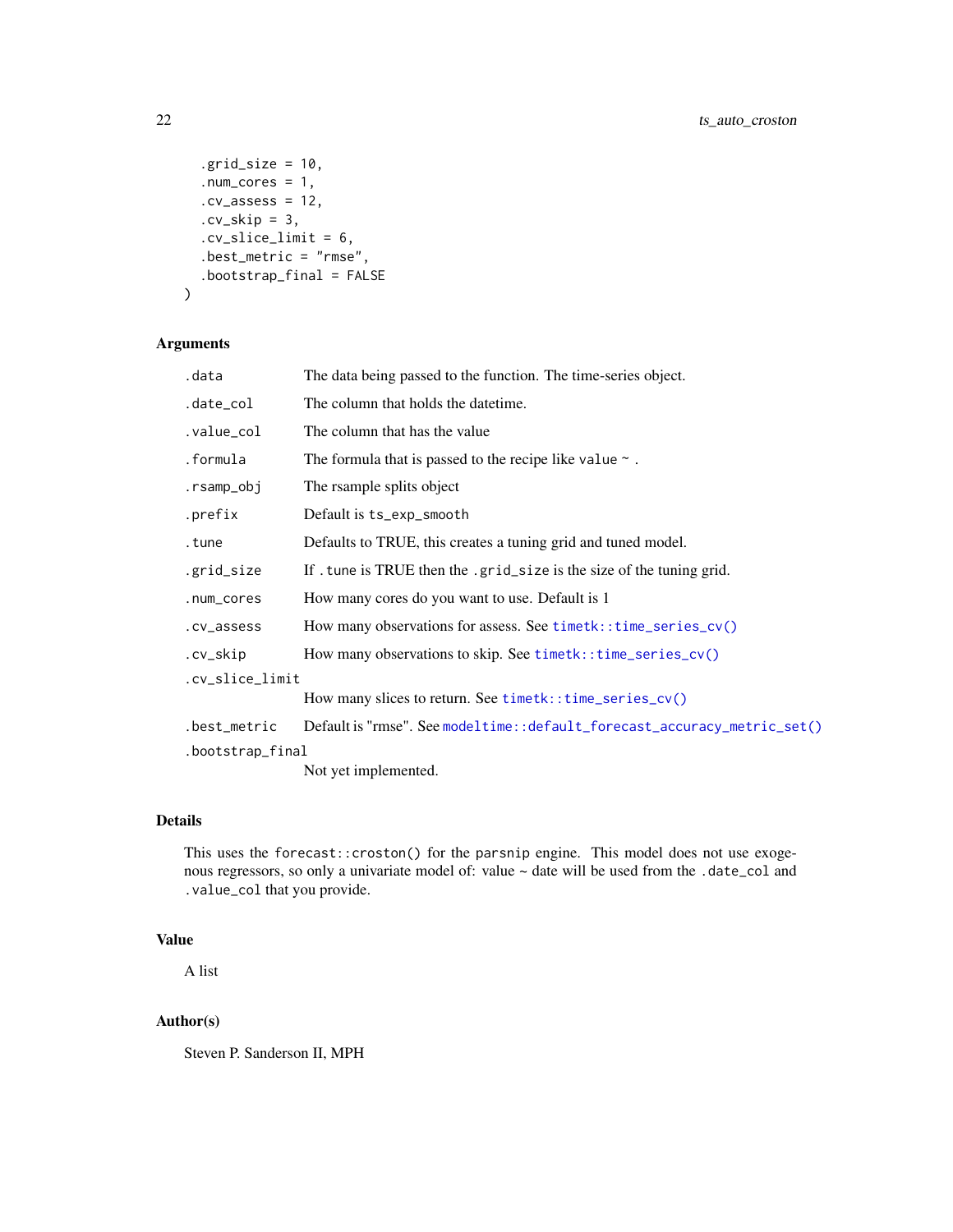```
  .grid_size = 10,
  .num_cores = 1,
  .cv_assess = 12,
  .cv_skip = 3,
  .cv_slice_limit = 6,
  .best_metric = "rmse",
  .bootstrap_final = FALSE
)
```

## Arguments

| | |
|---|---|
| `.data` | The data being passed to the function. The time-series object. |
| `.date_col` | The column that holds the datetime. |
| `.value_col` | The column that has the value |
| `.formula` | The formula that is passed to the recipe like `value ~ .` |
| `.rsamp_obj` | The rsample splits object |
| `.prefix` | Default is `ts_exp_smooth` |
| `.tune` | Defaults to TRUE, this creates a tuning grid and tuned model. |
| `.grid_size` | If `.tune` is TRUE then the `.grid_size` is the size of the tuning grid. |
| `.num_cores` | How many cores do you want to use. Default is 1 |
| `.cv_assess` | How many observations for assess. See `timetk::time_series_cv()` |
| `.cv_skip` | How many observations to skip. See `timetk::time_series_cv()` |
| `.cv_slice_limit` | How many slices to return. See `timetk::time_series_cv()` |
| `.best_metric` | Default is "rmse". See `modeltime::default_forecast_accuracy_metric_set()` |
| `.bootstrap_final` | Not yet implemented. |

## Details

This uses the `forecast::croston()` for the `parsnip` engine. This model does not use exogenous regressors, so only a univariate model of: value ~ date will be used from the `.date_col` and `.value_col` that you provide.

## Value

A list

## Author(s)

Steven P. Sanderson II, MPH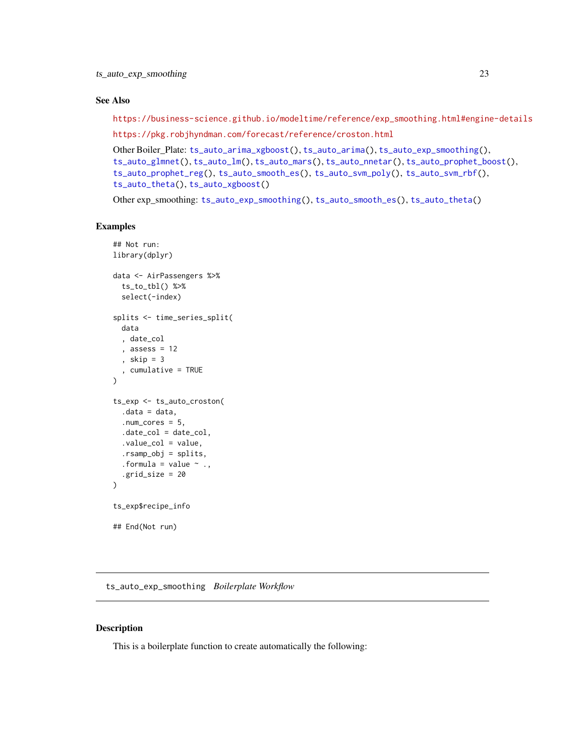### See Also

https://business-science.github.io/modeltime/reference/exp_smoothing.html#engine-details

https://pkg.robjhyndman.com/forecast/reference/croston.html

Other Boiler_Plate: ts_auto_arima_xgboost(), ts_auto_arima(), ts_auto_exp_smoothing(), ts_auto_glmnet(), ts_auto_lm(), ts_auto_mars(), ts_auto_nnetar(), ts_auto_prophet_boost(), ts_auto_prophet_reg(), ts_auto_smooth_es(), ts_auto_svm_poly(), ts_auto_svm_rbf(), ts_auto_theta(), ts_auto_xgboost()

Other exp_smoothing: ts_auto_exp_smoothing(), ts_auto_smooth_es(), ts_auto_theta()

### Examples

```
## Not run:
library(dplyr)

data <- AirPassengers %>%
  ts_to_tbl() %>%
  select(-index)

splits <- time_series_split(
  data
  , date_col
  , assess = 12
  , skip = 3
  , cumulative = TRUE
)

ts_exp <- ts_auto_croston(
  .data = data,
  .num_cores = 5,
  .date_col = date_col,
  .value_col = value,
  .rsamp_obj = splits,
  .formula = value ~ .,
  .grid_size = 20
)

ts_exp$recipe_info

## End(Not run)
```

---

## ts_auto_exp_smoothing *Boilerplate Workflow*

### Description

This is a boilerplate function to create automatically the following: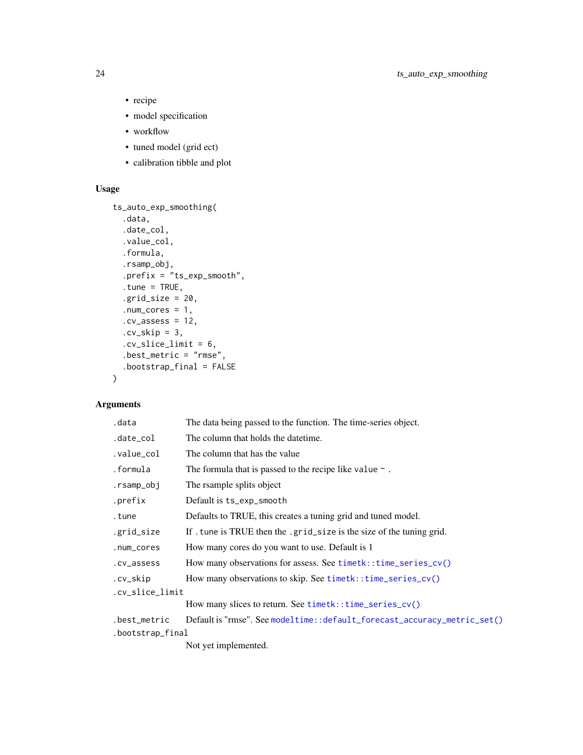- recipe
- model specification
- workflow
- tuned model (grid ect)
- calibration tibble and plot

## Usage

```
ts_auto_exp_smoothing(
  .data,
  .date_col,
  .value_col,
  .formula,
  .rsamp_obj,
  .prefix = "ts_exp_smooth",
  .tune = TRUE,
  .grid_size = 20,
  .num_cores = 1,
  .cv_assess = 12,
  .cv_skip = 3,
  .cv_slice_limit = 6,
  .best_metric = "rmse",
  .bootstrap_final = FALSE
)
```

## Arguments

| Argument | Description |
|---|---|
| `.data` | The data being passed to the function. The time-series object. |
| `.date_col` | The column that holds the datetime. |
| `.value_col` | The column that has the value |
| `.formula` | The formula that is passed to the recipe like `value ~ .` |
| `.rsamp_obj` | The rsample splits object |
| `.prefix` | Default is `ts_exp_smooth` |
| `.tune` | Defaults to TRUE, this creates a tuning grid and tuned model. |
| `.grid_size` | If `.tune` is TRUE then the `.grid_size` is the size of the tuning grid. |
| `.num_cores` | How many cores do you want to use. Default is 1 |
| `.cv_assess` | How many observations for assess. See `timetk::time_series_cv()` |
| `.cv_skip` | How many observations to skip. See `timetk::time_series_cv()` |
| `.cv_slice_limit` | How many slices to return. See `timetk::time_series_cv()` |
| `.best_metric` | Default is "rmse". See `modeltime::default_forecast_accuracy_metric_set()` |
| `.bootstrap_final` | Not yet implemented. |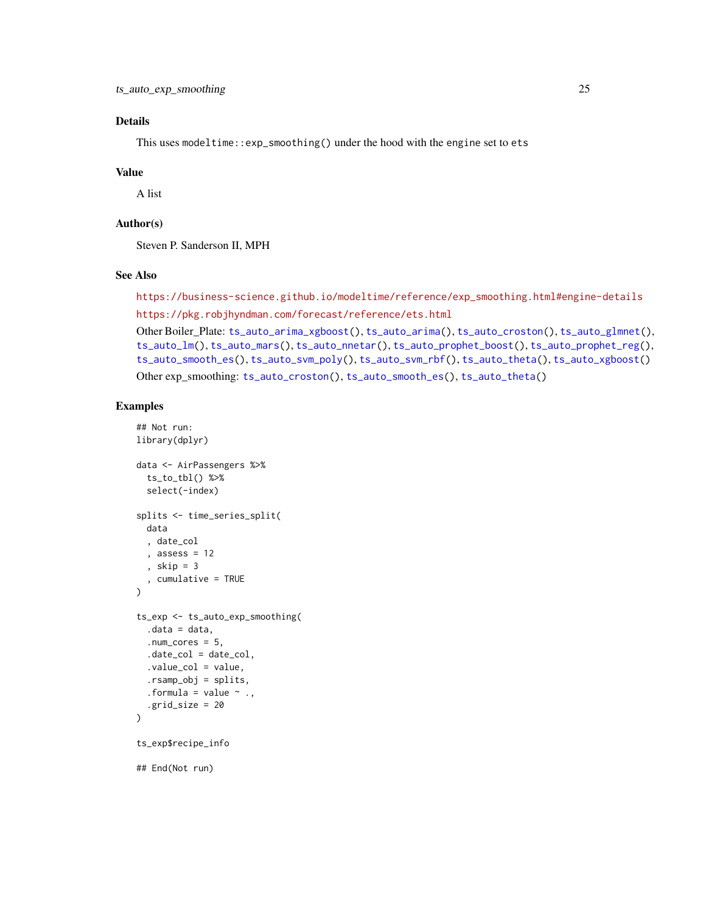## Details

This uses `modeltime::exp_smoothing()` under the hood with the `engine` set to `ets`

## Value

A list

## Author(s)

Steven P. Sanderson II, MPH

## See Also

https://business-science.github.io/modeltime/reference/exp_smoothing.html#engine-details

https://pkg.robjhyndman.com/forecast/reference/ets.html

Other Boiler_Plate: `ts_auto_arima_xgboost()`, `ts_auto_arima()`, `ts_auto_croston()`, `ts_auto_glmnet()`, `ts_auto_lm()`, `ts_auto_mars()`, `ts_auto_nnetar()`, `ts_auto_prophet_boost()`, `ts_auto_prophet_reg()`, `ts_auto_smooth_es()`, `ts_auto_svm_poly()`, `ts_auto_svm_rbf()`, `ts_auto_theta()`, `ts_auto_xgboost()`

Other exp_smoothing: `ts_auto_croston()`, `ts_auto_smooth_es()`, `ts_auto_theta()`

## Examples

```
## Not run:
library(dplyr)

data <- AirPassengers %>%
  ts_to_tbl() %>%
  select(-index)

splits <- time_series_split(
  data
  , date_col
  , assess = 12
  , skip = 3
  , cumulative = TRUE
)

ts_exp <- ts_auto_exp_smoothing(
  .data = data,
  .num_cores = 5,
  .date_col = date_col,
  .value_col = value,
  .rsamp_obj = splits,
  .formula = value ~ .,
  .grid_size = 20
)

ts_exp$recipe_info

## End(Not run)
```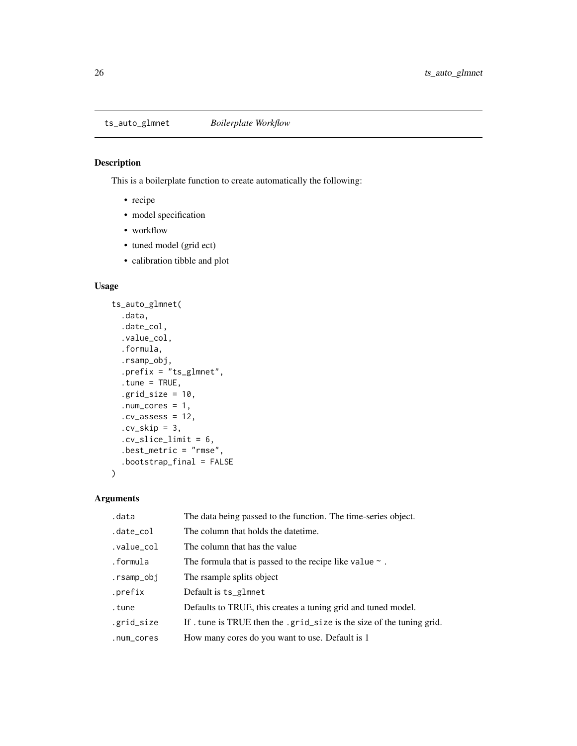## ts_auto_glmnet — *Boilerplate Workflow*

### Description

This is a boilerplate function to create automatically the following:

- recipe
- model specification
- workflow
- tuned model (grid ect)
- calibration tibble and plot

### Usage

```
ts_auto_glmnet(
  .data,
  .date_col,
  .value_col,
  .formula,
  .rsamp_obj,
  .prefix = "ts_glmnet",
  .tune = TRUE,
  .grid_size = 10,
  .num_cores = 1,
  .cv_assess = 12,
  .cv_skip = 3,
  .cv_slice_limit = 6,
  .best_metric = "rmse",
  .bootstrap_final = FALSE
)
```

### Arguments

| | |
|---|---|
| `.data` | The data being passed to the function. The time-series object. |
| `.date_col` | The column that holds the datetime. |
| `.value_col` | The column that has the value |
| `.formula` | The formula that is passed to the recipe like `value ~ .` |
| `.rsamp_obj` | The rsample splits object |
| `.prefix` | Default is `ts_glmnet` |
| `.tune` | Defaults to TRUE, this creates a tuning grid and tuned model. |
| `.grid_size` | If `.tune` is TRUE then the `.grid_size` is the size of the tuning grid. |
| `.num_cores` | How many cores do you want to use. Default is 1 |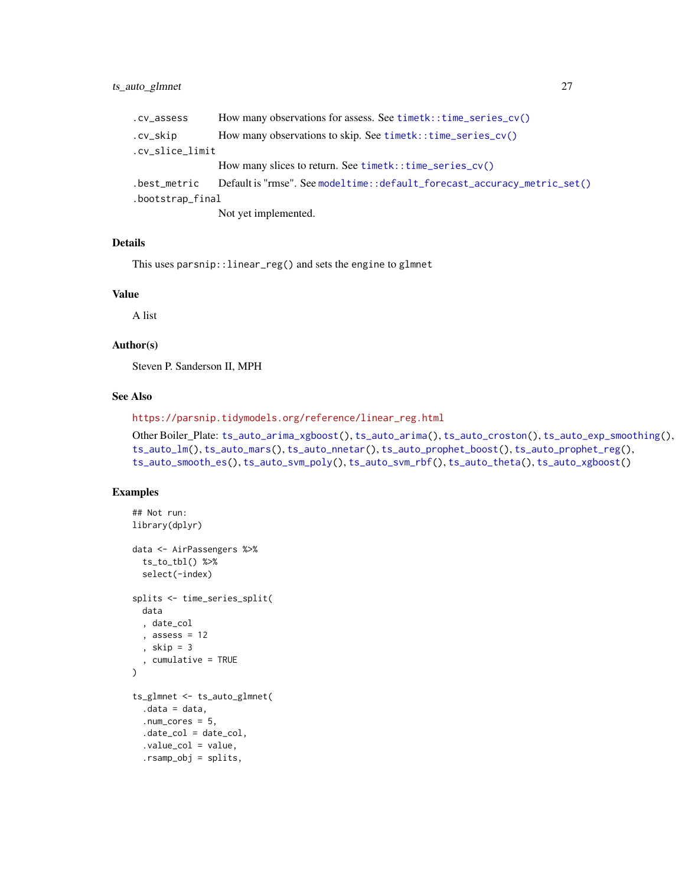| | |
|---|---|
| .cv_assess | How many observations for assess. See `timetk::time_series_cv()` |
| .cv_skip | How many observations to skip. See `timetk::time_series_cv()` |
| .cv_slice_limit | How many slices to return. See `timetk::time_series_cv()` |
| .best_metric | Default is "rmse". See `modeltime::default_forecast_accuracy_metric_set()` |
| .bootstrap_final | Not yet implemented. |

## Details

This uses `parsnip::linear_reg()` and sets the engine to `glmnet`

## Value

A list

## Author(s)

Steven P. Sanderson II, MPH

## See Also

https://parsnip.tidymodels.org/reference/linear_reg.html

Other Boiler_Plate: `ts_auto_arima_xgboost()`, `ts_auto_arima()`, `ts_auto_croston()`, `ts_auto_exp_smoothing()`, `ts_auto_lm()`, `ts_auto_mars()`, `ts_auto_nnetar()`, `ts_auto_prophet_boost()`, `ts_auto_prophet_reg()`, `ts_auto_smooth_es()`, `ts_auto_svm_poly()`, `ts_auto_svm_rbf()`, `ts_auto_theta()`, `ts_auto_xgboost()`

## Examples

```
## Not run:
library(dplyr)

data <- AirPassengers %>%
  ts_to_tbl() %>%
  select(-index)

splits <- time_series_split(
  data
  , date_col
  , assess = 12
  , skip = 3
  , cumulative = TRUE
)

ts_glmnet <- ts_auto_glmnet(
  .data = data,
  .num_cores = 5,
  .date_col = date_col,
  .value_col = value,
  .rsamp_obj = splits,
```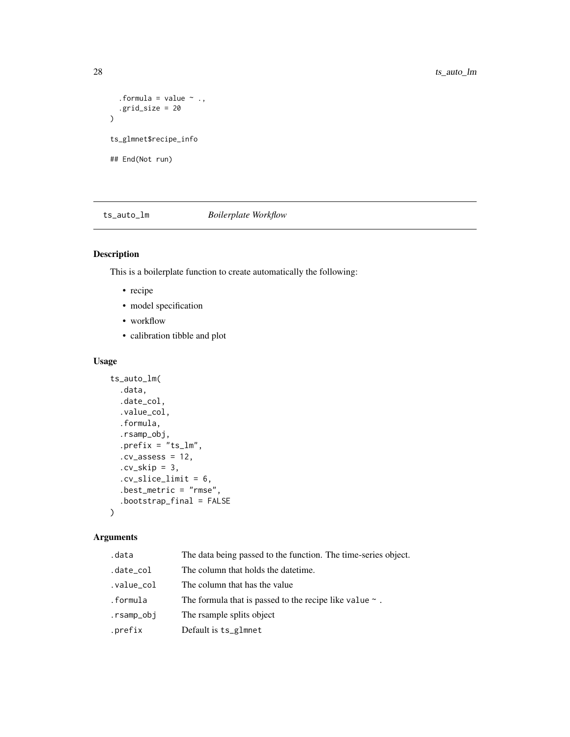```
  .formula = value ~ .,
  .grid_size = 20
)

ts_glmnet$recipe_info

## End(Not run)
```

---

## ts_auto_lm    *Boilerplate Workflow*

---

### Description

This is a boilerplate function to create automatically the following:

- recipe
- model specification
- workflow
- calibration tibble and plot

### Usage

```
ts_auto_lm(
  .data,
  .date_col,
  .value_col,
  .formula,
  .rsamp_obj,
  .prefix = "ts_lm",
  .cv_assess = 12,
  .cv_skip = 3,
  .cv_slice_limit = 6,
  .best_metric = "rmse",
  .bootstrap_final = FALSE
)
```

### Arguments

| | |
|---|---|
| .data | The data being passed to the function. The time-series object. |
| .date_col | The column that holds the datetime. |
| .value_col | The column that has the value |
| .formula | The formula that is passed to the recipe like `value ~ .` |
| .rsamp_obj | The rsample splits object |
| .prefix | Default is `ts_glmnet` |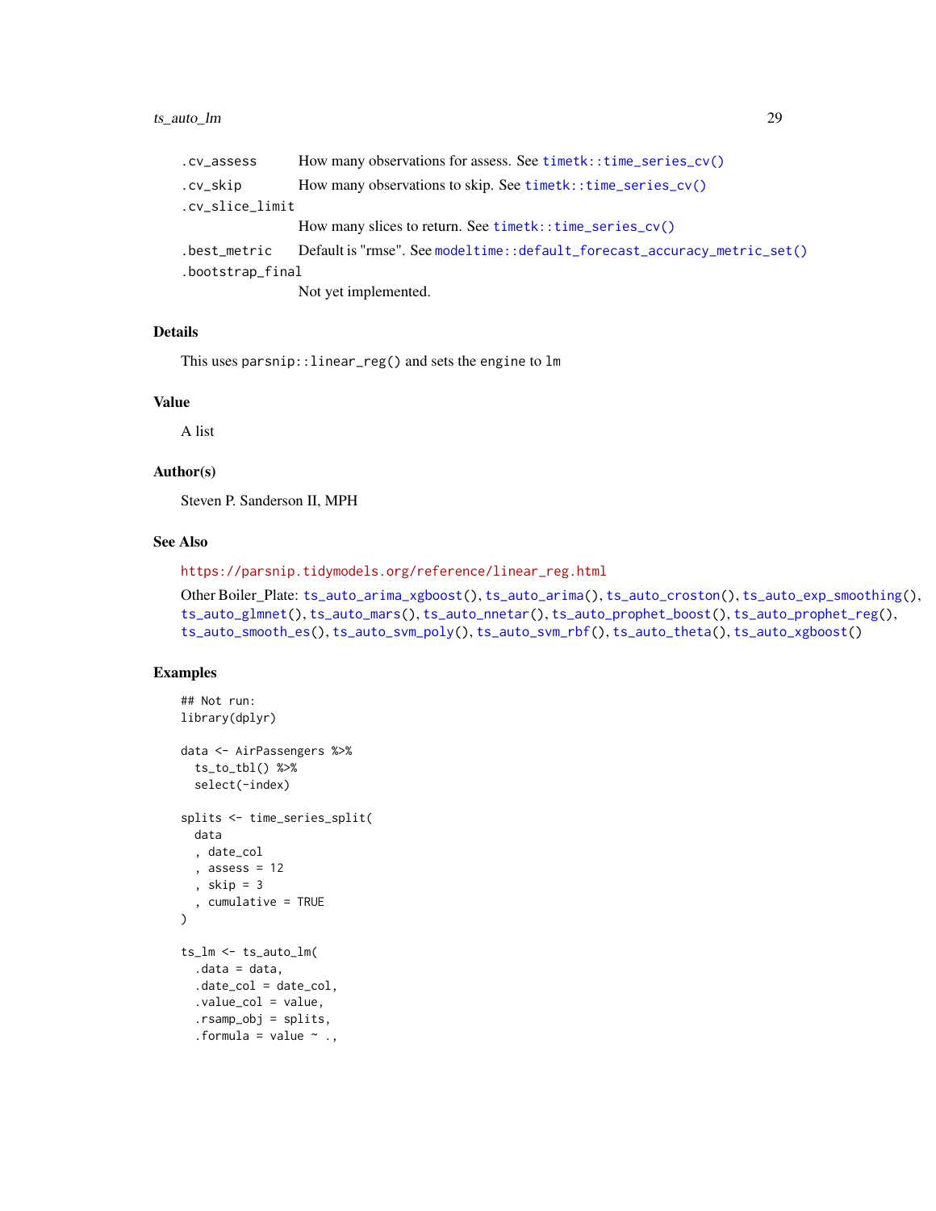| | |
|---|---|
| .cv_assess | How many observations for assess. See timetk::time_series_cv() |
| .cv_skip | How many observations to skip. See timetk::time_series_cv() |
| .cv_slice_limit | How many slices to return. See timetk::time_series_cv() |
| .best_metric | Default is "rmse". See modeltime::default_forecast_accuracy_metric_set() |
| .bootstrap_final | Not yet implemented. |

## Details

This uses parsnip::linear_reg() and sets the engine to lm

## Value

A list

## Author(s)

Steven P. Sanderson II, MPH

## See Also

https://parsnip.tidymodels.org/reference/linear_reg.html

Other Boiler_Plate: ts_auto_arima_xgboost(), ts_auto_arima(), ts_auto_croston(), ts_auto_exp_smoothing(), ts_auto_glmnet(), ts_auto_mars(), ts_auto_nnetar(), ts_auto_prophet_boost(), ts_auto_prophet_reg(), ts_auto_smooth_es(), ts_auto_svm_poly(), ts_auto_svm_rbf(), ts_auto_theta(), ts_auto_xgboost()

## Examples

```
## Not run:
library(dplyr)

data <- AirPassengers %>%
  ts_to_tbl() %>%
  select(-index)

splits <- time_series_split(
  data
  , date_col
  , assess = 12
  , skip = 3
  , cumulative = TRUE
)

ts_lm <- ts_auto_lm(
  .data = data,
  .date_col = date_col,
  .value_col = value,
  .rsamp_obj = splits,
  .formula = value ~ .,
```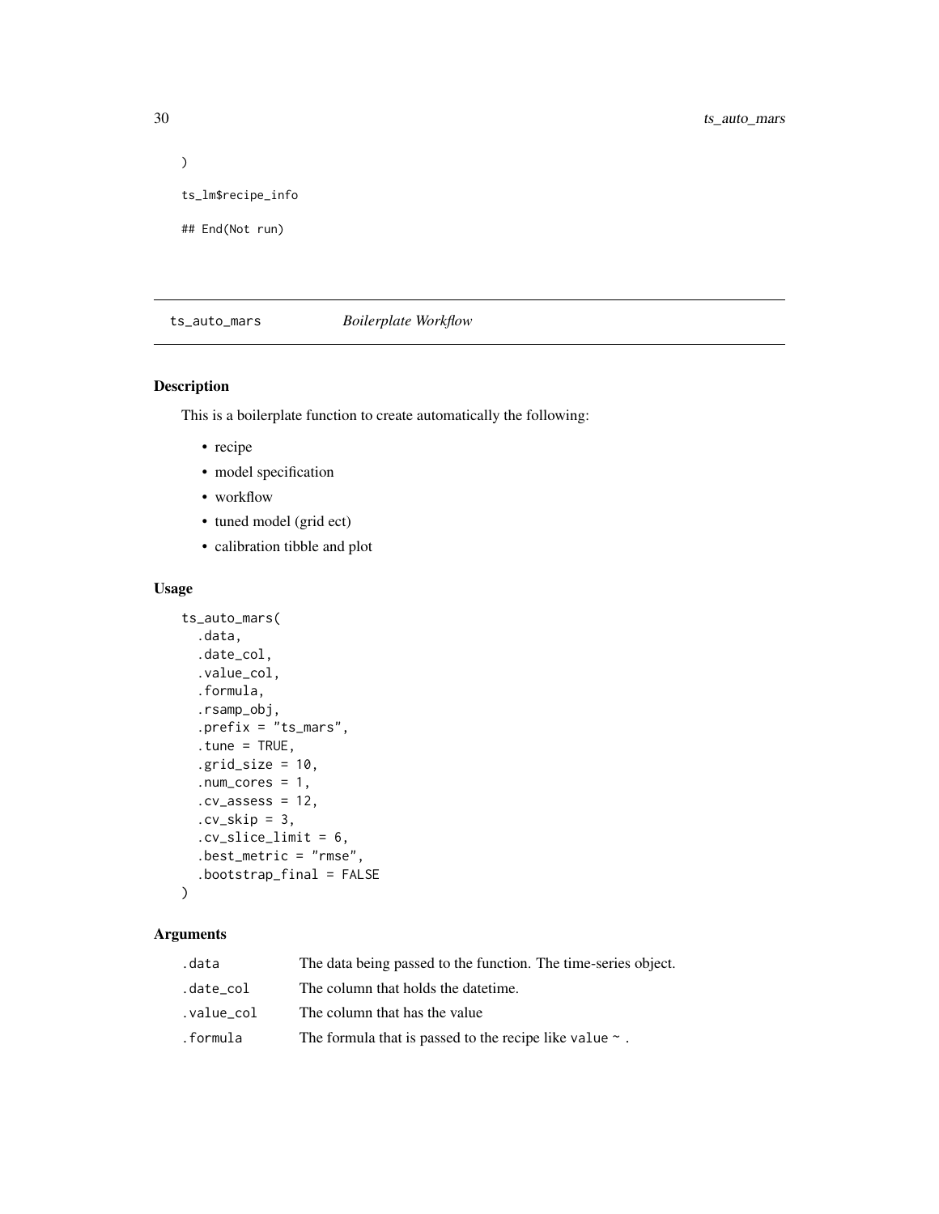```
)

ts_lm$recipe_info

## End(Not run)
```

## ts_auto_mars — *Boilerplate Workflow*

### Description

This is a boilerplate function to create automatically the following:

- recipe
- model specification
- workflow
- tuned model (grid ect)
- calibration tibble and plot

### Usage

```
ts_auto_mars(
  .data,
  .date_col,
  .value_col,
  .formula,
  .rsamp_obj,
  .prefix = "ts_mars",
  .tune = TRUE,
  .grid_size = 10,
  .num_cores = 1,
  .cv_assess = 12,
  .cv_skip = 3,
  .cv_slice_limit = 6,
  .best_metric = "rmse",
  .bootstrap_final = FALSE
)
```

### Arguments

| | |
|---|---|
| .data | The data being passed to the function. The time-series object. |
| .date_col | The column that holds the datetime. |
| .value_col | The column that has the value |
| .formula | The formula that is passed to the recipe like `value ~ .` |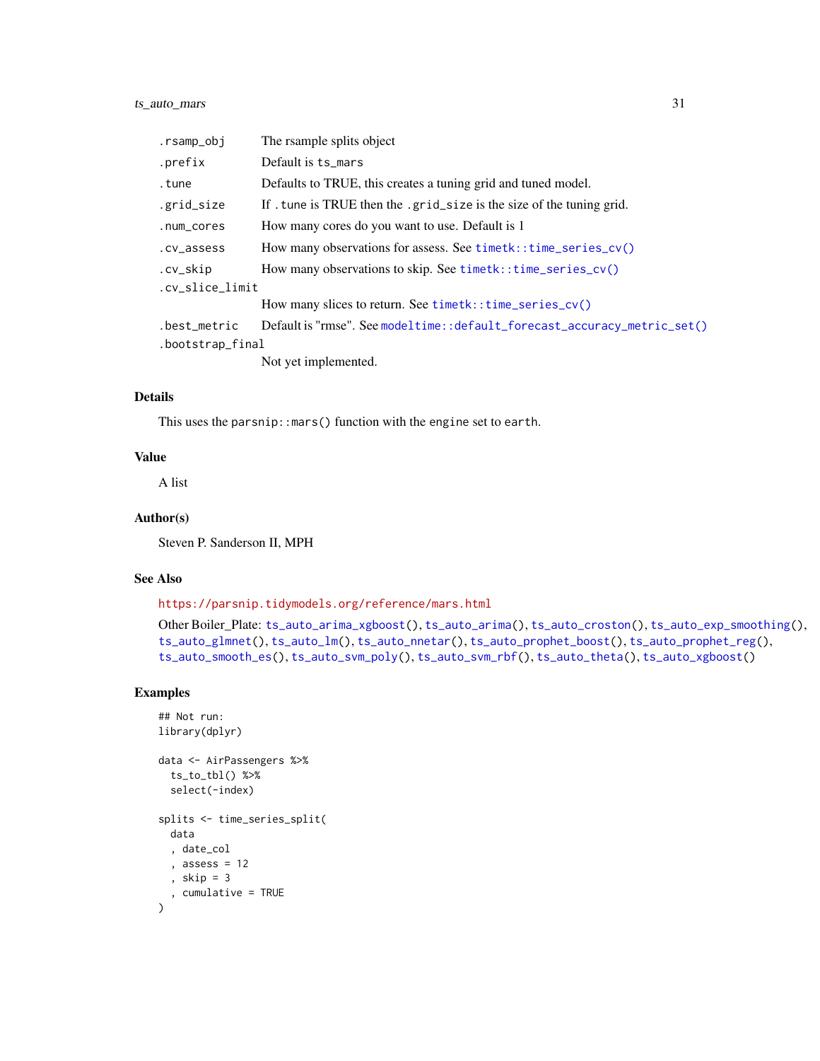| | |
|---|---|
| `.rsamp_obj` | The rsample splits object |
| `.prefix` | Default is `ts_mars` |
| `.tune` | Defaults to TRUE, this creates a tuning grid and tuned model. |
| `.grid_size` | If `.tune` is TRUE then the `.grid_size` is the size of the tuning grid. |
| `.num_cores` | How many cores do you want to use. Default is 1 |
| `.cv_assess` | How many observations for assess. See `timetk::time_series_cv()` |
| `.cv_skip` | How many observations to skip. See `timetk::time_series_cv()` |
| `.cv_slice_limit` | How many slices to return. See `timetk::time_series_cv()` |
| `.best_metric` | Default is "rmse". See `modeltime::default_forecast_accuracy_metric_set()` |
| `.bootstrap_final` | Not yet implemented. |

## Details

This uses the `parsnip::mars()` function with the `engine` set to `earth`.

## Value

A list

## Author(s)

Steven P. Sanderson II, MPH

## See Also

https://parsnip.tidymodels.org/reference/mars.html

Other Boiler_Plate: `ts_auto_arima_xgboost()`, `ts_auto_arima()`, `ts_auto_croston()`, `ts_auto_exp_smoothing()`, `ts_auto_glmnet()`, `ts_auto_lm()`, `ts_auto_nnetar()`, `ts_auto_prophet_boost()`, `ts_auto_prophet_reg()`, `ts_auto_smooth_es()`, `ts_auto_svm_poly()`, `ts_auto_svm_rbf()`, `ts_auto_theta()`, `ts_auto_xgboost()`

## Examples

```
## Not run:
library(dplyr)

data <- AirPassengers %>%
  ts_to_tbl() %>%
  select(-index)

splits <- time_series_split(
  data
  , date_col
  , assess = 12
  , skip = 3
  , cumulative = TRUE
)
```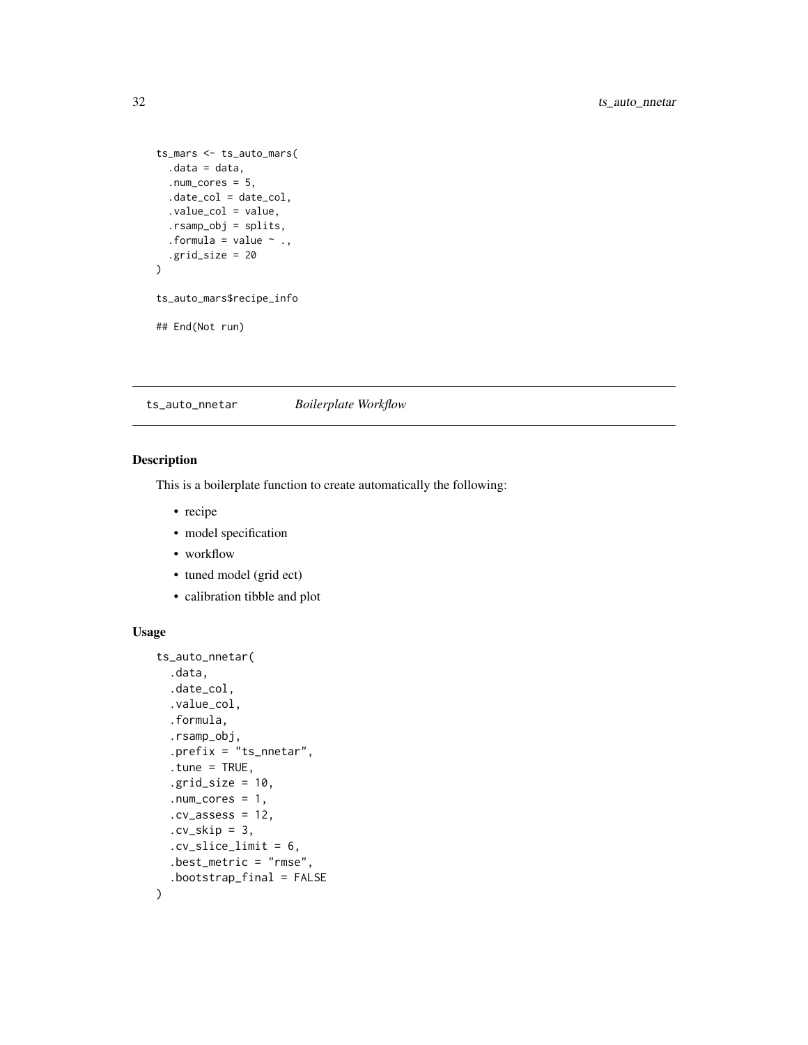```
ts_mars <- ts_auto_mars(
  .data = data,
  .num_cores = 5,
  .date_col = date_col,
  .value_col = value,
  .rsamp_obj = splits,
  .formula = value ~ .,
  .grid_size = 20
)

ts_auto_mars$recipe_info

## End(Not run)
```

## ts_auto_nnetar *Boilerplate Workflow*

### Description

This is a boilerplate function to create automatically the following:

- recipe
- model specification
- workflow
- tuned model (grid ect)
- calibration tibble and plot

### Usage

```
ts_auto_nnetar(
  .data,
  .date_col,
  .value_col,
  .formula,
  .rsamp_obj,
  .prefix = "ts_nnetar",
  .tune = TRUE,
  .grid_size = 10,
  .num_cores = 1,
  .cv_assess = 12,
  .cv_skip = 3,
  .cv_slice_limit = 6,
  .best_metric = "rmse",
  .bootstrap_final = FALSE
)
```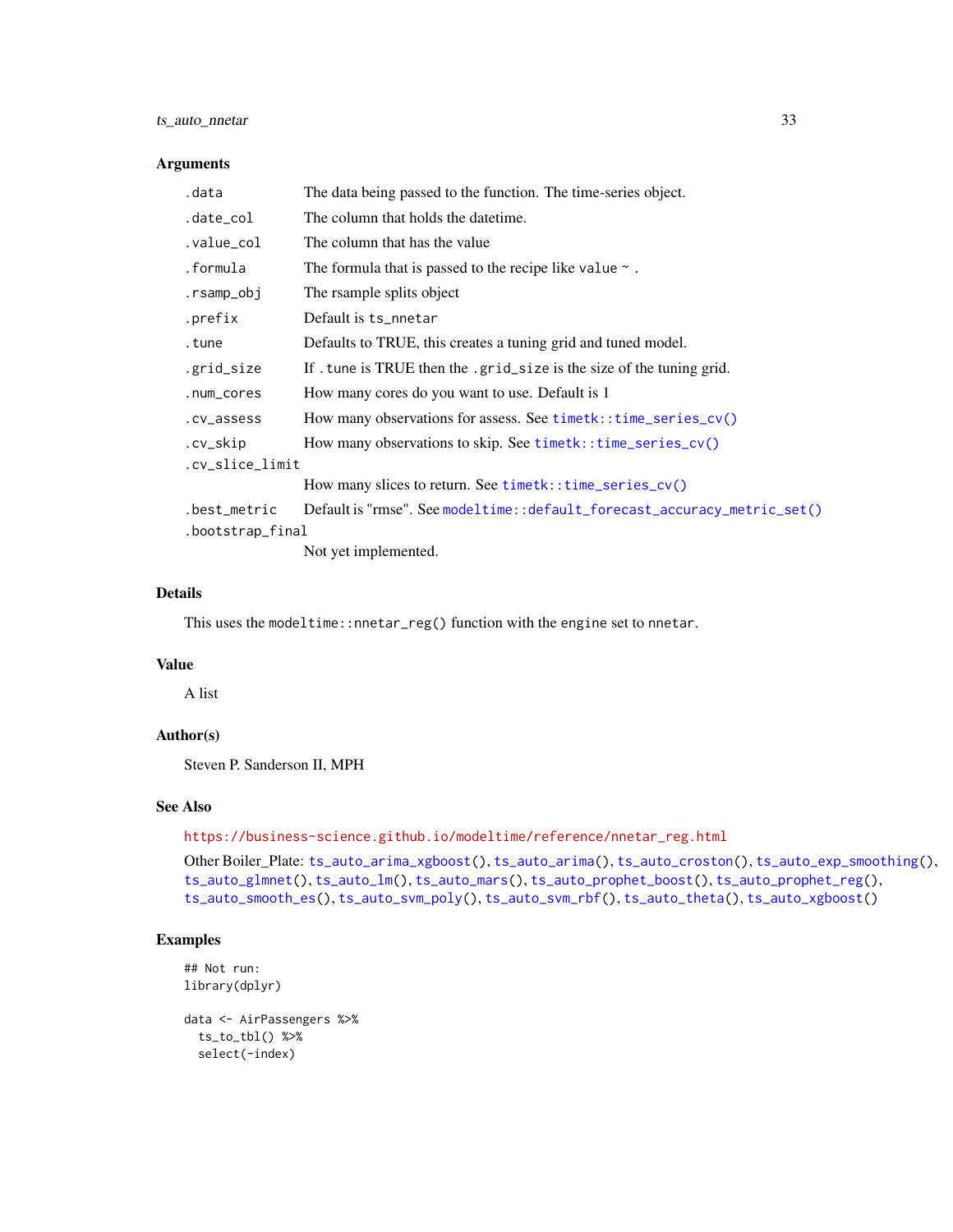## Arguments

| | |
|---|---|
| `.data` | The data being passed to the function. The time-series object. |
| `.date_col` | The column that holds the datetime. |
| `.value_col` | The column that has the value |
| `.formula` | The formula that is passed to the recipe like `value ~ .` |
| `.rsamp_obj` | The rsample splits object |
| `.prefix` | Default is `ts_nnetar` |
| `.tune` | Defaults to TRUE, this creates a tuning grid and tuned model. |
| `.grid_size` | If `.tune` is TRUE then the `.grid_size` is the size of the tuning grid. |
| `.num_cores` | How many cores do you want to use. Default is 1 |
| `.cv_assess` | How many observations for assess. See `timetk::time_series_cv()` |
| `.cv_skip` | How many observations to skip. See `timetk::time_series_cv()` |
| `.cv_slice_limit` | How many slices to return. See `timetk::time_series_cv()` |
| `.best_metric` | Default is "rmse". See `modeltime::default_forecast_accuracy_metric_set()` |
| `.bootstrap_final` | Not yet implemented. |

## Details

This uses the `modeltime::nnetar_reg()` function with the engine set to `nnetar`.

## Value

A list

## Author(s)

Steven P. Sanderson II, MPH

## See Also

https://business-science.github.io/modeltime/reference/nnetar_reg.html

Other Boiler_Plate: `ts_auto_arima_xgboost()`, `ts_auto_arima()`, `ts_auto_croston()`, `ts_auto_exp_smoothing()`, `ts_auto_glmnet()`, `ts_auto_lm()`, `ts_auto_mars()`, `ts_auto_prophet_boost()`, `ts_auto_prophet_reg()`, `ts_auto_smooth_es()`, `ts_auto_svm_poly()`, `ts_auto_svm_rbf()`, `ts_auto_theta()`, `ts_auto_xgboost()`

## Examples

```
## Not run:
library(dplyr)

data <- AirPassengers %>%
  ts_to_tbl() %>%
  select(-index)
```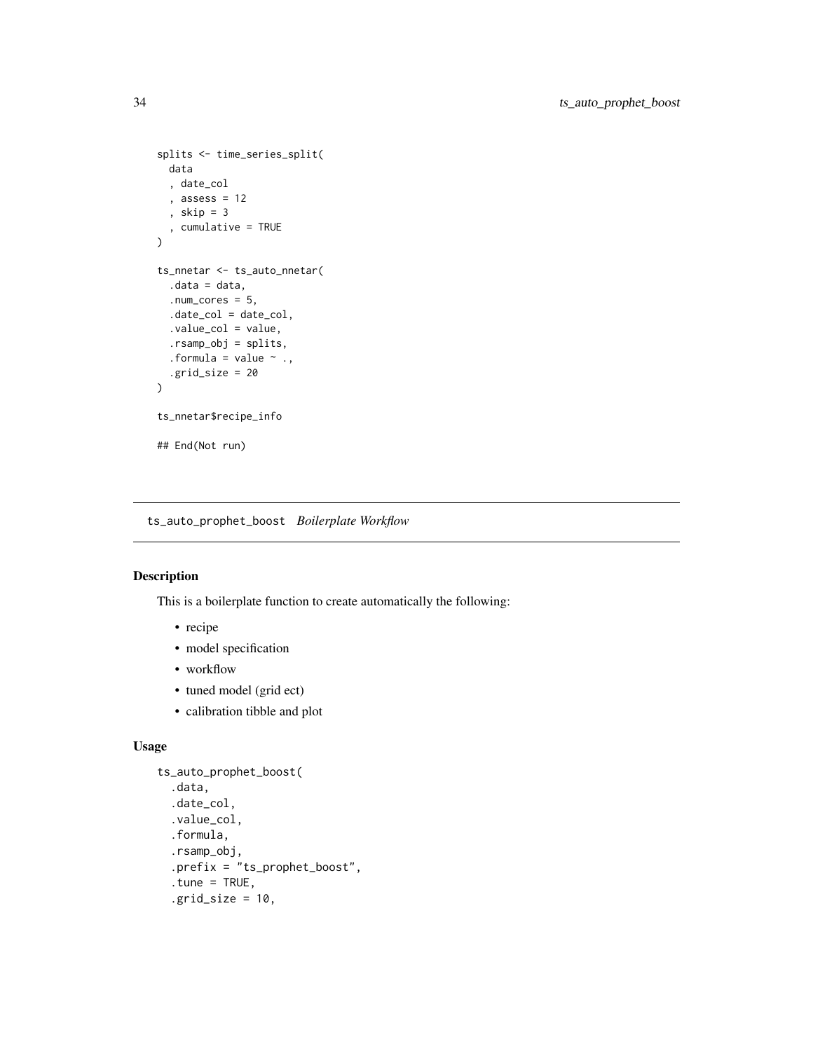```
splits <- time_series_split(
  data
  , date_col
  , assess = 12
  , skip = 3
  , cumulative = TRUE
)

ts_nnetar <- ts_auto_nnetar(
  .data = data,
  .num_cores = 5,
  .date_col = date_col,
  .value_col = value,
  .rsamp_obj = splits,
  .formula = value ~ .,
  .grid_size = 20
)

ts_nnetar$recipe_info

## End(Not run)
```

---

ts_auto_prophet_boost *Boilerplate Workflow*

---

## Description

This is a boilerplate function to create automatically the following:

- recipe
- model specification
- workflow
- tuned model (grid ect)
- calibration tibble and plot

## Usage

```
ts_auto_prophet_boost(
  .data,
  .date_col,
  .value_col,
  .formula,
  .rsamp_obj,
  .prefix = "ts_prophet_boost",
  .tune = TRUE,
  .grid_size = 10,
```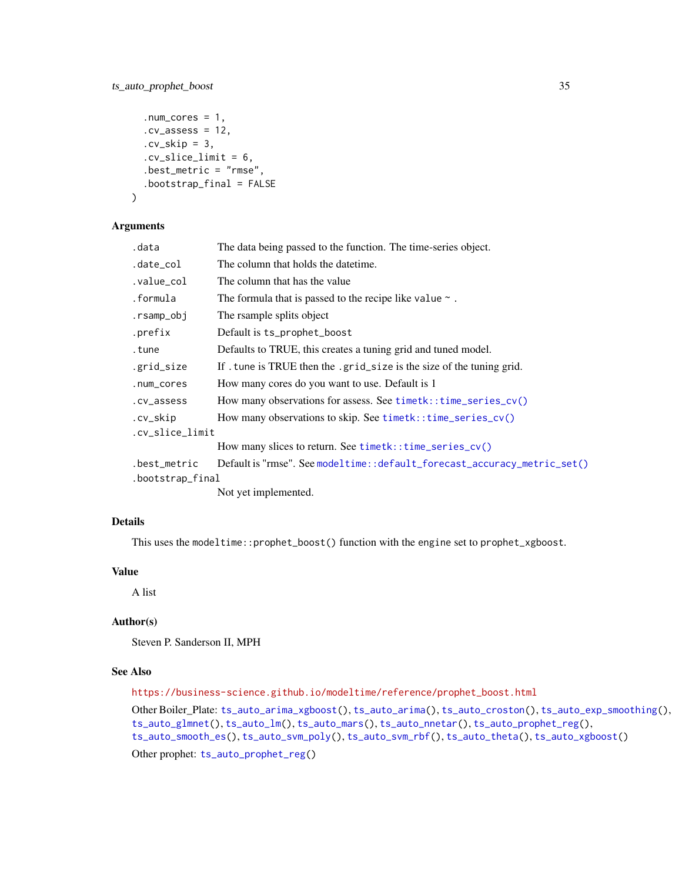```
  .num_cores = 1,
  .cv_assess = 12,
  .cv_skip = 3,
  .cv_slice_limit = 6,
  .best_metric = "rmse",
  .bootstrap_final = FALSE
)
```

## Arguments

| | |
|---|---|
| `.data` | The data being passed to the function. The time-series object. |
| `.date_col` | The column that holds the datetime. |
| `.value_col` | The column that has the value |
| `.formula` | The formula that is passed to the recipe like `value ~ .` |
| `.rsamp_obj` | The rsample splits object |
| `.prefix` | Default is `ts_prophet_boost` |
| `.tune` | Defaults to TRUE, this creates a tuning grid and tuned model. |
| `.grid_size` | If `.tune` is TRUE then the `.grid_size` is the size of the tuning grid. |
| `.num_cores` | How many cores do you want to use. Default is 1 |
| `.cv_assess` | How many observations for assess. See `timetk::time_series_cv()` |
| `.cv_skip` | How many observations to skip. See `timetk::time_series_cv()` |
| `.cv_slice_limit` | How many slices to return. See `timetk::time_series_cv()` |
| `.best_metric` | Default is "rmse". See `modeltime::default_forecast_accuracy_metric_set()` |
| `.bootstrap_final` | Not yet implemented. |

## Details

This uses the `modeltime::prophet_boost()` function with the engine set to `prophet_xgboost`.

## Value

A list

## Author(s)

Steven P. Sanderson II, MPH

## See Also

https://business-science.github.io/modeltime/reference/prophet_boost.html

Other Boiler_Plate: `ts_auto_arima_xgboost()`, `ts_auto_arima()`, `ts_auto_croston()`, `ts_auto_exp_smoothing()`, `ts_auto_glmnet()`, `ts_auto_lm()`, `ts_auto_mars()`, `ts_auto_nnetar()`, `ts_auto_prophet_reg()`, `ts_auto_smooth_es()`, `ts_auto_svm_poly()`, `ts_auto_svm_rbf()`, `ts_auto_theta()`, `ts_auto_xgboost()`

Other prophet: `ts_auto_prophet_reg()`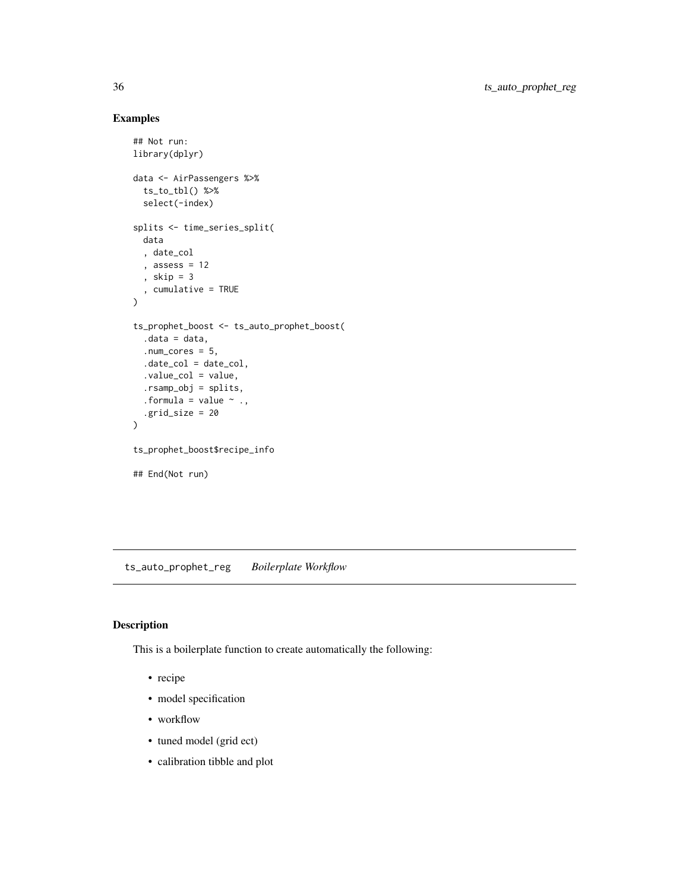## Examples

```
## Not run:
library(dplyr)

data <- AirPassengers %>%
  ts_to_tbl() %>%
  select(-index)

splits <- time_series_split(
  data
  , date_col
  , assess = 12
  , skip = 3
  , cumulative = TRUE
)

ts_prophet_boost <- ts_auto_prophet_boost(
  .data = data,
  .num_cores = 5,
  .date_col = date_col,
  .value_col = value,
  .rsamp_obj = splits,
  .formula = value ~ .,
  .grid_size = 20
)

ts_prophet_boost$recipe_info

## End(Not run)
```

---

## ts_auto_prophet_reg    *Boilerplate Workflow*

### Description

This is a boilerplate function to create automatically the following:

- recipe
- model specification
- workflow
- tuned model (grid ect)
- calibration tibble and plot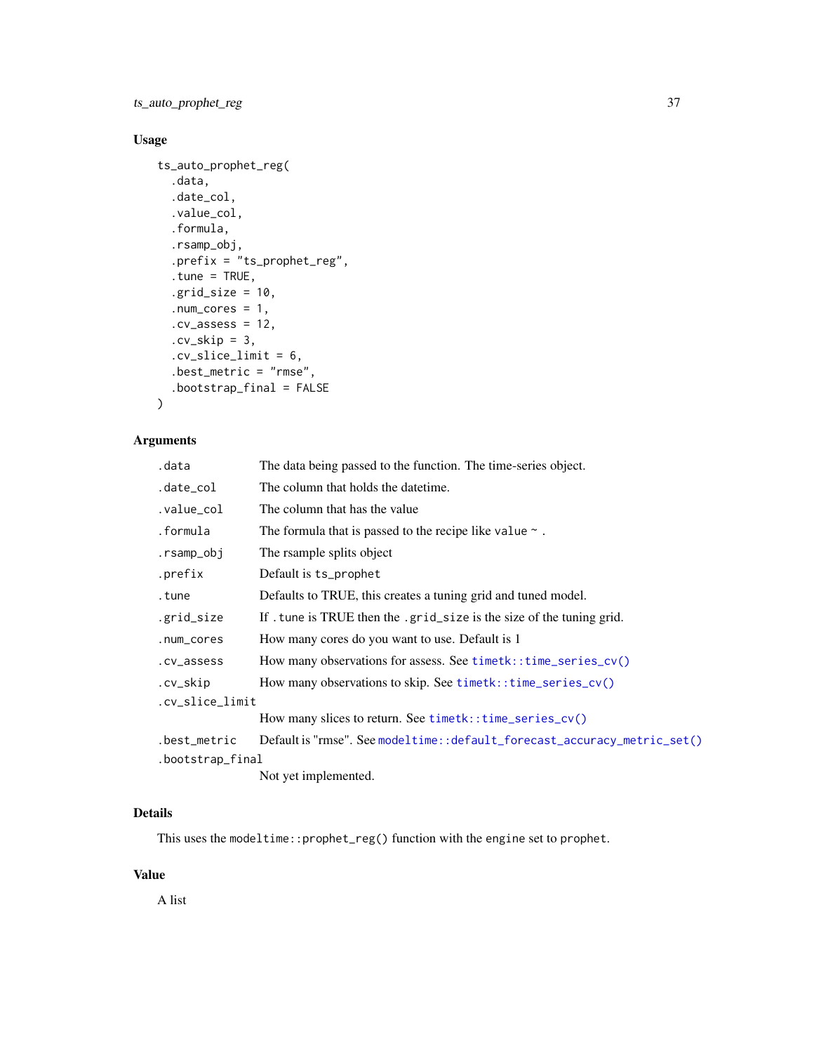## Usage

```
ts_auto_prophet_reg(
  .data,
  .date_col,
  .value_col,
  .formula,
  .rsamp_obj,
  .prefix = "ts_prophet_reg",
  .tune = TRUE,
  .grid_size = 10,
  .num_cores = 1,
  .cv_assess = 12,
  .cv_skip = 3,
  .cv_slice_limit = 6,
  .best_metric = "rmse",
  .bootstrap_final = FALSE
)
```

## Arguments

| Argument | Description |
|---|---|
| `.data` | The data being passed to the function. The time-series object. |
| `.date_col` | The column that holds the datetime. |
| `.value_col` | The column that has the value |
| `.formula` | The formula that is passed to the recipe like `value ~ .` |
| `.rsamp_obj` | The rsample splits object |
| `.prefix` | Default is `ts_prophet` |
| `.tune` | Defaults to TRUE, this creates a tuning grid and tuned model. |
| `.grid_size` | If `.tune` is TRUE then the `.grid_size` is the size of the tuning grid. |
| `.num_cores` | How many cores do you want to use. Default is 1 |
| `.cv_assess` | How many observations for assess. See `timetk::time_series_cv()` |
| `.cv_skip` | How many observations to skip. See `timetk::time_series_cv()` |
| `.cv_slice_limit` | How many slices to return. See `timetk::time_series_cv()` |
| `.best_metric` | Default is "rmse". See `modeltime::default_forecast_accuracy_metric_set()` |
| `.bootstrap_final` | Not yet implemented. |

## Details

This uses the `modeltime::prophet_reg()` function with the `engine` set to `prophet`.

## Value

A list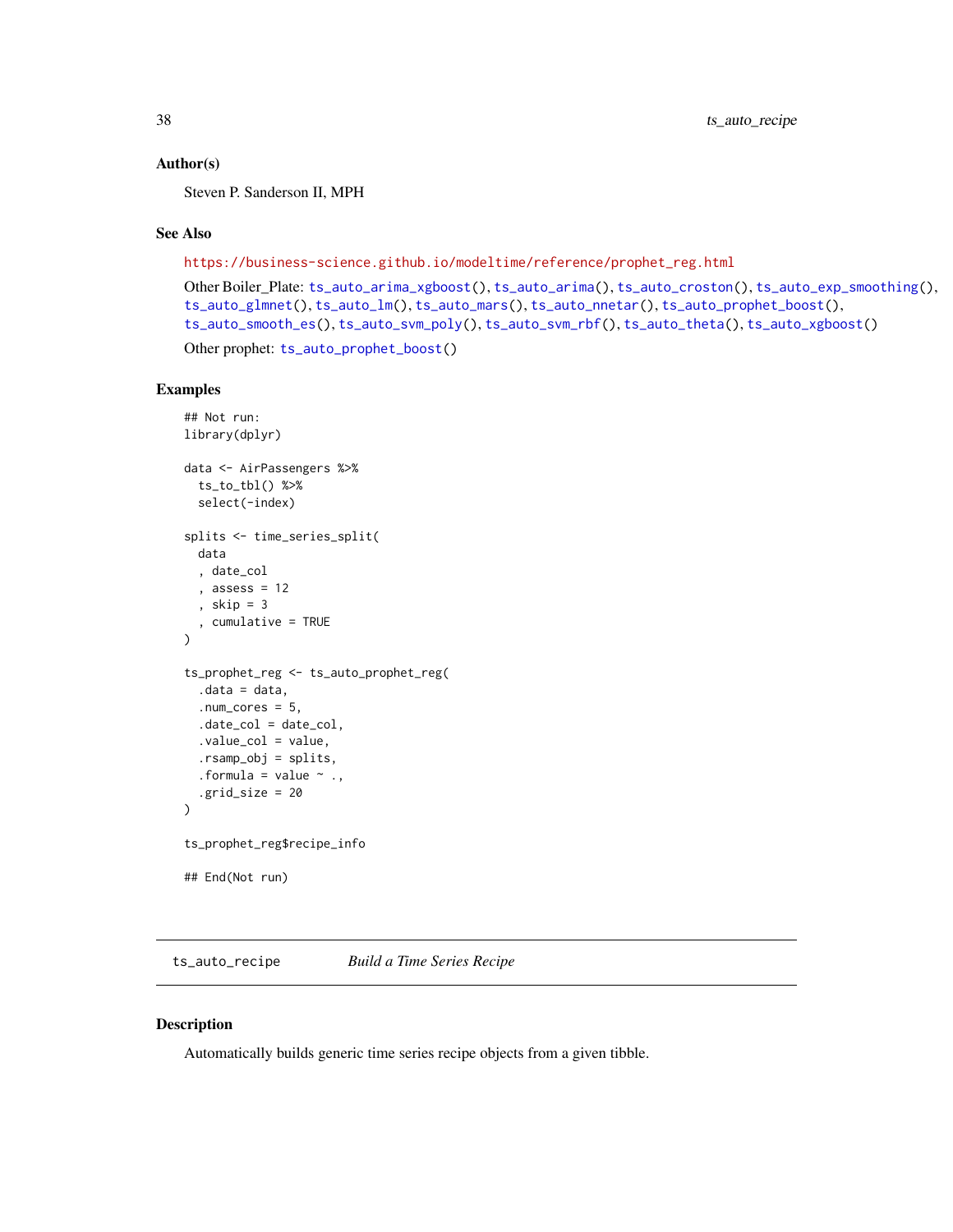## Author(s)

Steven P. Sanderson II, MPH

## See Also

https://business-science.github.io/modeltime/reference/prophet_reg.html

Other Boiler_Plate: `ts_auto_arima_xgboost()`, `ts_auto_arima()`, `ts_auto_croston()`, `ts_auto_exp_smoothing()`, `ts_auto_glmnet()`, `ts_auto_lm()`, `ts_auto_mars()`, `ts_auto_nnetar()`, `ts_auto_prophet_boost()`, `ts_auto_smooth_es()`, `ts_auto_svm_poly()`, `ts_auto_svm_rbf()`, `ts_auto_theta()`, `ts_auto_xgboost()`

Other prophet: `ts_auto_prophet_boost()`

## Examples

```
## Not run:
library(dplyr)

data <- AirPassengers %>%
  ts_to_tbl() %>%
  select(-index)

splits <- time_series_split(
  data
  , date_col
  , assess = 12
  , skip = 3
  , cumulative = TRUE
)

ts_prophet_reg <- ts_auto_prophet_reg(
  .data = data,
  .num_cores = 5,
  .date_col = date_col,
  .value_col = value,
  .rsamp_obj = splits,
  .formula = value ~ .,
  .grid_size = 20
)

ts_prophet_reg$recipe_info

## End(Not run)
```

---

# ts_auto_recipe *Build a Time Series Recipe*

## Description

Automatically builds generic time series recipe objects from a given tibble.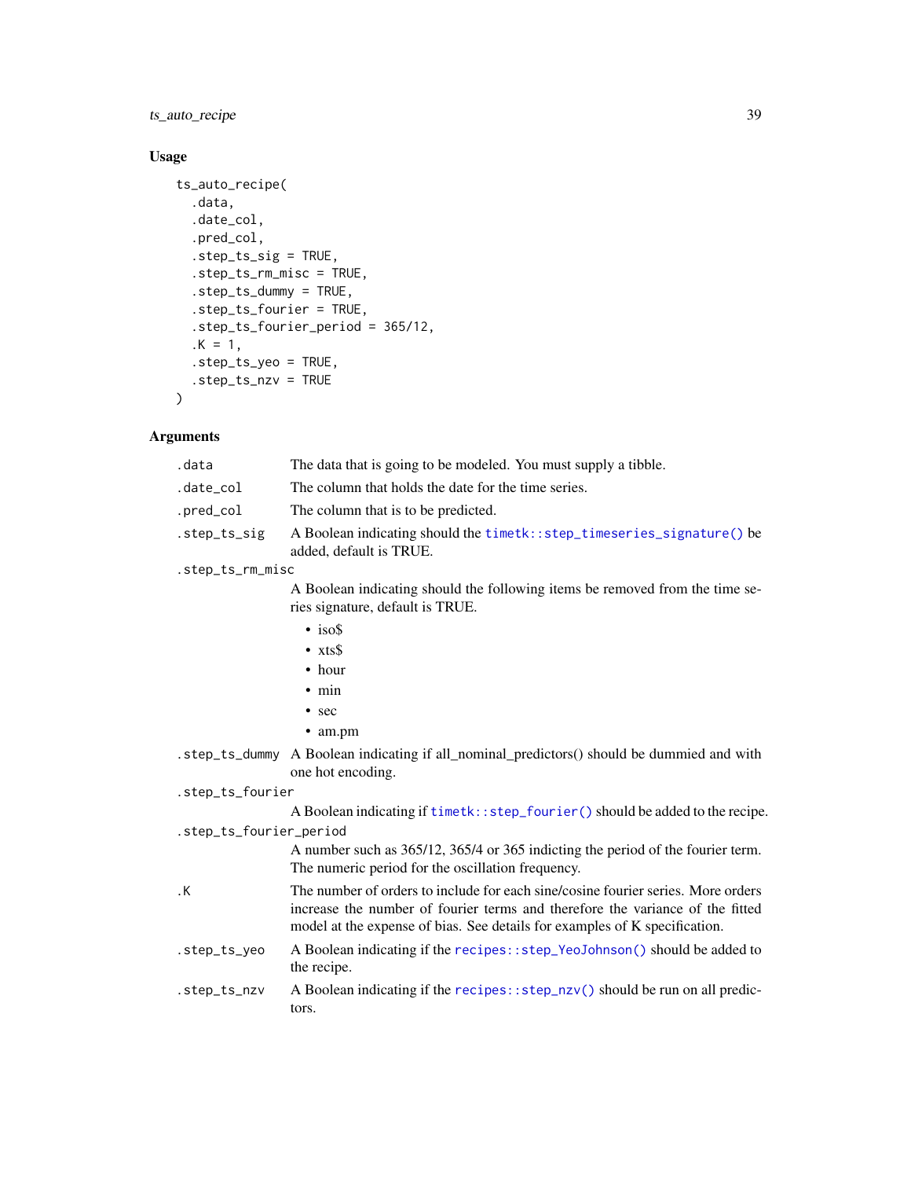## Usage

```
ts_auto_recipe(
  .data,
  .date_col,
  .pred_col,
  .step_ts_sig = TRUE,
  .step_ts_rm_misc = TRUE,
  .step_ts_dummy = TRUE,
  .step_ts_fourier = TRUE,
  .step_ts_fourier_period = 365/12,
  .K = 1,
  .step_ts_yeo = TRUE,
  .step_ts_nzv = TRUE
)
```

## Arguments

`.data` The data that is going to be modeled. You must supply a tibble.

`.date_col` The column that holds the date for the time series.

`.pred_col` The column that is to be predicted.

`.step_ts_sig` A Boolean indicating should the `timetk::step_timeseries_signature()` be added, default is TRUE.

`.step_ts_rm_misc` A Boolean indicating should the following items be removed from the time series signature, default is TRUE.

- iso$
- xts$
- hour
- min
- sec
- am.pm

`.step_ts_dummy` A Boolean indicating if all_nominal_predictors() should be dummied and with one hot encoding.

`.step_ts_fourier` A Boolean indicating if `timetk::step_fourier()` should be added to the recipe.

`.step_ts_fourier_period` A number such as 365/12, 365/4 or 365 indicting the period of the fourier term. The numeric period for the oscillation frequency.

`.K` The number of orders to include for each sine/cosine fourier series. More orders increase the number of fourier terms and therefore the variance of the fitted model at the expense of bias. See details for examples of K specification.

`.step_ts_yeo` A Boolean indicating if the `recipes::step_YeoJohnson()` should be added to the recipe.

`.step_ts_nzv` A Boolean indicating if the `recipes::step_nzv()` should be run on all predictors.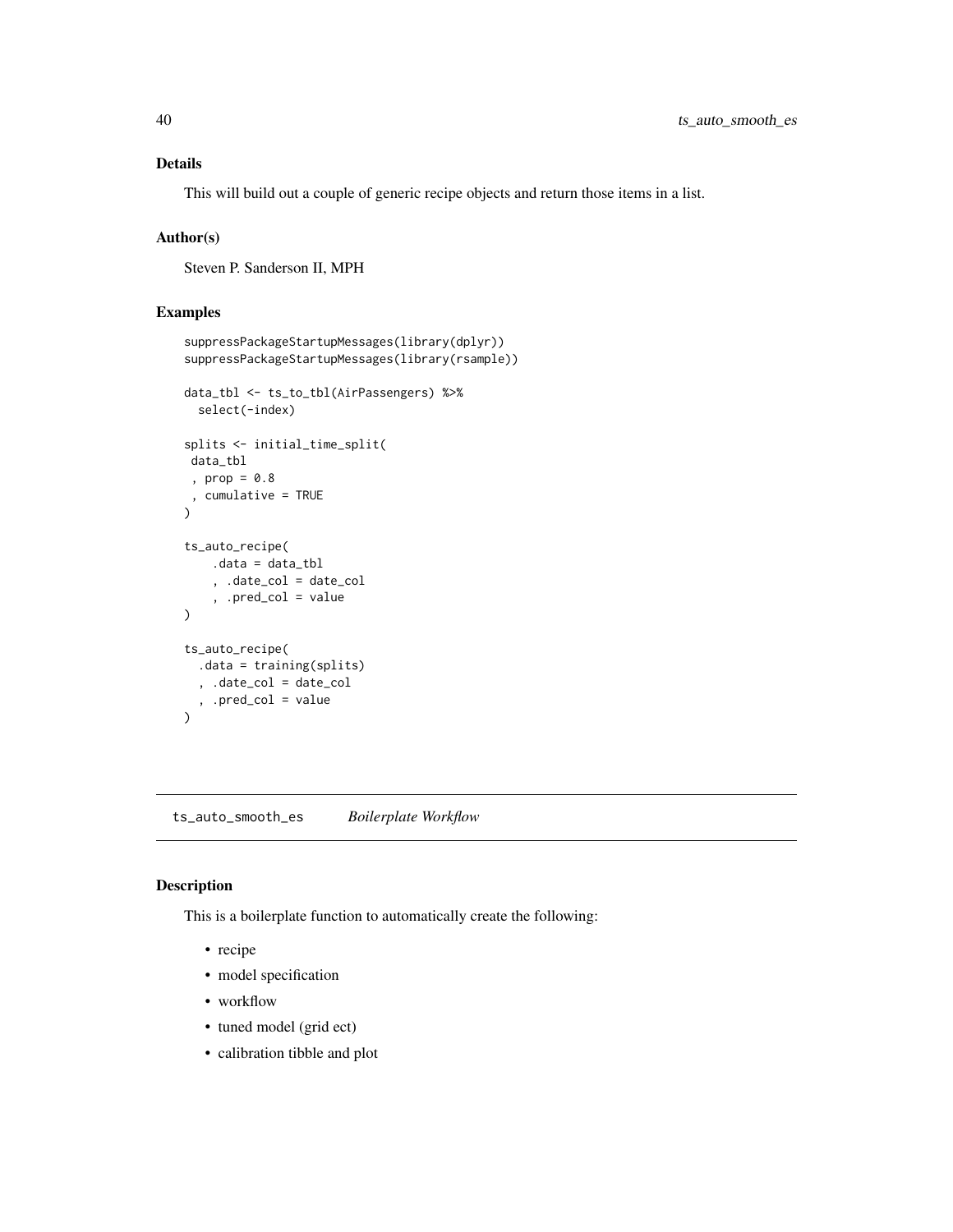### Details

This will build out a couple of generic recipe objects and return those items in a list.

### Author(s)

Steven P. Sanderson II, MPH

### Examples

```
suppressPackageStartupMessages(library(dplyr))
suppressPackageStartupMessages(library(rsample))

data_tbl <- ts_to_tbl(AirPassengers) %>%
  select(-index)

splits <- initial_time_split(
 data_tbl
 , prop = 0.8
 , cumulative = TRUE
)

ts_auto_recipe(
    .data = data_tbl
    , .date_col = date_col
    , .pred_col = value
)

ts_auto_recipe(
  .data = training(splits)
  , .date_col = date_col
  , .pred_col = value
)
```

---

## ts_auto_smooth_es *Boilerplate Workflow*

### Description

This is a boilerplate function to automatically create the following:

- recipe
- model specification
- workflow
- tuned model (grid ect)
- calibration tibble and plot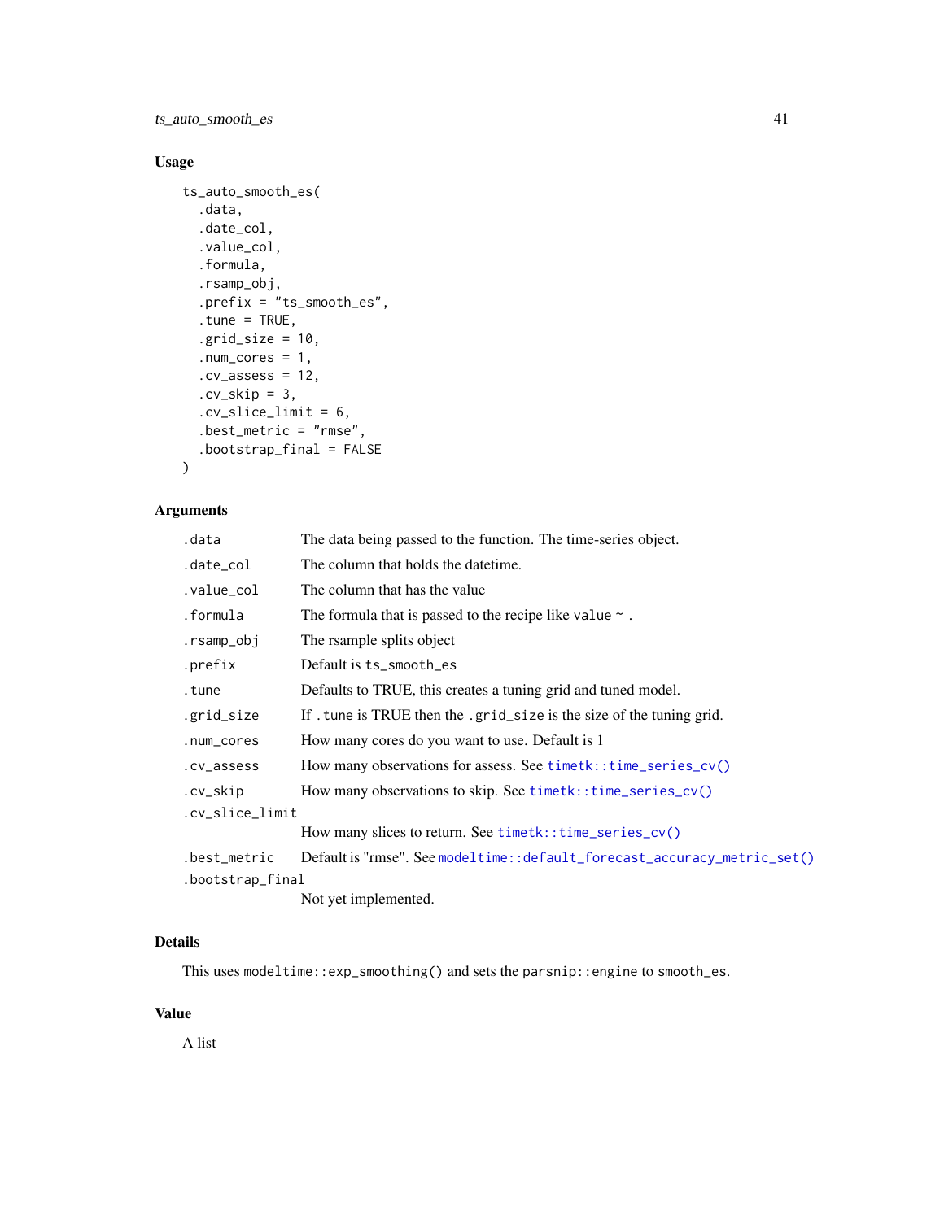## Usage

```
ts_auto_smooth_es(
  .data,
  .date_col,
  .value_col,
  .formula,
  .rsamp_obj,
  .prefix = "ts_smooth_es",
  .tune = TRUE,
  .grid_size = 10,
  .num_cores = 1,
  .cv_assess = 12,
  .cv_skip = 3,
  .cv_slice_limit = 6,
  .best_metric = "rmse",
  .bootstrap_final = FALSE
)
```

## Arguments

| Argument | Description |
|---|---|
| `.data` | The data being passed to the function. The time-series object. |
| `.date_col` | The column that holds the datetime. |
| `.value_col` | The column that has the value |
| `.formula` | The formula that is passed to the recipe like `value ~ .` |
| `.rsamp_obj` | The rsample splits object |
| `.prefix` | Default is `ts_smooth_es` |
| `.tune` | Defaults to TRUE, this creates a tuning grid and tuned model. |
| `.grid_size` | If `.tune` is TRUE then the `.grid_size` is the size of the tuning grid. |
| `.num_cores` | How many cores do you want to use. Default is 1 |
| `.cv_assess` | How many observations for assess. See `timetk::time_series_cv()` |
| `.cv_skip` | How many observations to skip. See `timetk::time_series_cv()` |
| `.cv_slice_limit` | How many slices to return. See `timetk::time_series_cv()` |
| `.best_metric` | Default is "rmse". See `modeltime::default_forecast_accuracy_metric_set()` |
| `.bootstrap_final` | Not yet implemented. |

## Details

This uses `modeltime::exp_smoothing()` and sets the `parsnip::engine` to `smooth_es`.

## Value

A list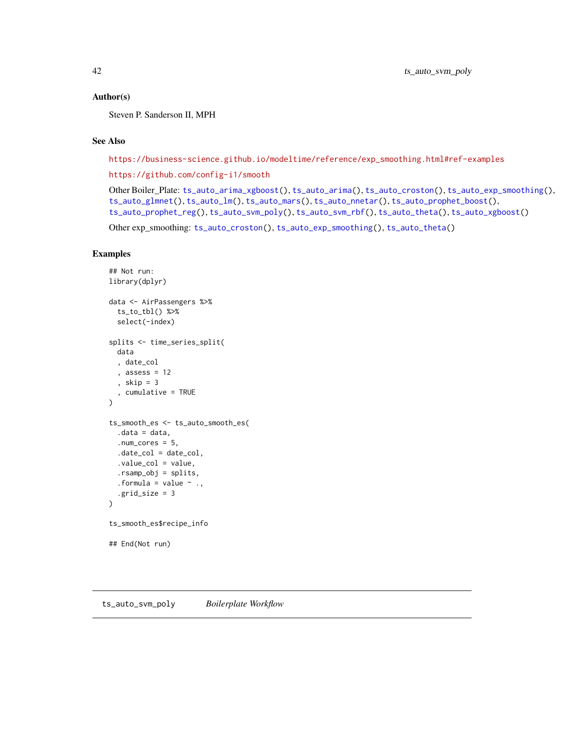### Author(s)

Steven P. Sanderson II, MPH

### See Also

https://business-science.github.io/modeltime/reference/exp_smoothing.html#ref-examples

https://github.com/config-i1/smooth

Other Boiler_Plate: ts_auto_arima_xgboost(), ts_auto_arima(), ts_auto_croston(), ts_auto_exp_smoothing(), ts_auto_glmnet(), ts_auto_lm(), ts_auto_mars(), ts_auto_nnetar(), ts_auto_prophet_boost(), ts_auto_prophet_reg(), ts_auto_svm_poly(), ts_auto_svm_rbf(), ts_auto_theta(), ts_auto_xgboost()

Other exp_smoothing: ts_auto_croston(), ts_auto_exp_smoothing(), ts_auto_theta()

### Examples

```
## Not run:
library(dplyr)

data <- AirPassengers %>%
  ts_to_tbl() %>%
  select(-index)

splits <- time_series_split(
  data
  , date_col
  , assess = 12
  , skip = 3
  , cumulative = TRUE
)

ts_smooth_es <- ts_auto_smooth_es(
  .data = data,
  .num_cores = 5,
  .date_col = date_col,
  .value_col = value,
  .rsamp_obj = splits,
  .formula = value ~ .,
  .grid_size = 3
)

ts_smooth_es$recipe_info

## End(Not run)
```

---

## ts_auto_svm_poly *Boilerplate Workflow*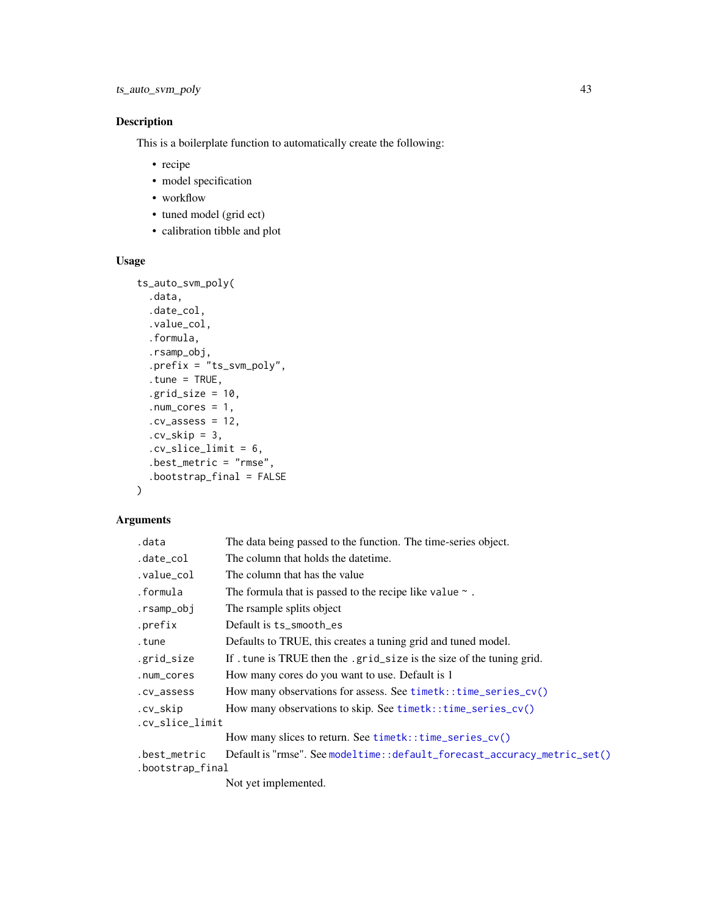## Description

This is a boilerplate function to automatically create the following:

- recipe
- model specification
- workflow
- tuned model (grid ect)
- calibration tibble and plot

## Usage

```
ts_auto_svm_poly(
  .data,
  .date_col,
  .value_col,
  .formula,
  .rsamp_obj,
  .prefix = "ts_svm_poly",
  .tune = TRUE,
  .grid_size = 10,
  .num_cores = 1,
  .cv_assess = 12,
  .cv_skip = 3,
  .cv_slice_limit = 6,
  .best_metric = "rmse",
  .bootstrap_final = FALSE
)
```

## Arguments

| Argument | Description |
|---|---|
| `.data` | The data being passed to the function. The time-series object. |
| `.date_col` | The column that holds the datetime. |
| `.value_col` | The column that has the value |
| `.formula` | The formula that is passed to the recipe like `value ~ .` |
| `.rsamp_obj` | The rsample splits object |
| `.prefix` | Default is `ts_smooth_es` |
| `.tune` | Defaults to TRUE, this creates a tuning grid and tuned model. |
| `.grid_size` | If `.tune` is TRUE then the `.grid_size` is the size of the tuning grid. |
| `.num_cores` | How many cores do you want to use. Default is 1 |
| `.cv_assess` | How many observations for assess. See `timetk::time_series_cv()` |
| `.cv_skip` | How many observations to skip. See `timetk::time_series_cv()` |
| `.cv_slice_limit` | How many slices to return. See `timetk::time_series_cv()` |
| `.best_metric` | Default is "rmse". See `modeltime::default_forecast_accuracy_metric_set()` |
| `.bootstrap_final` | Not yet implemented. |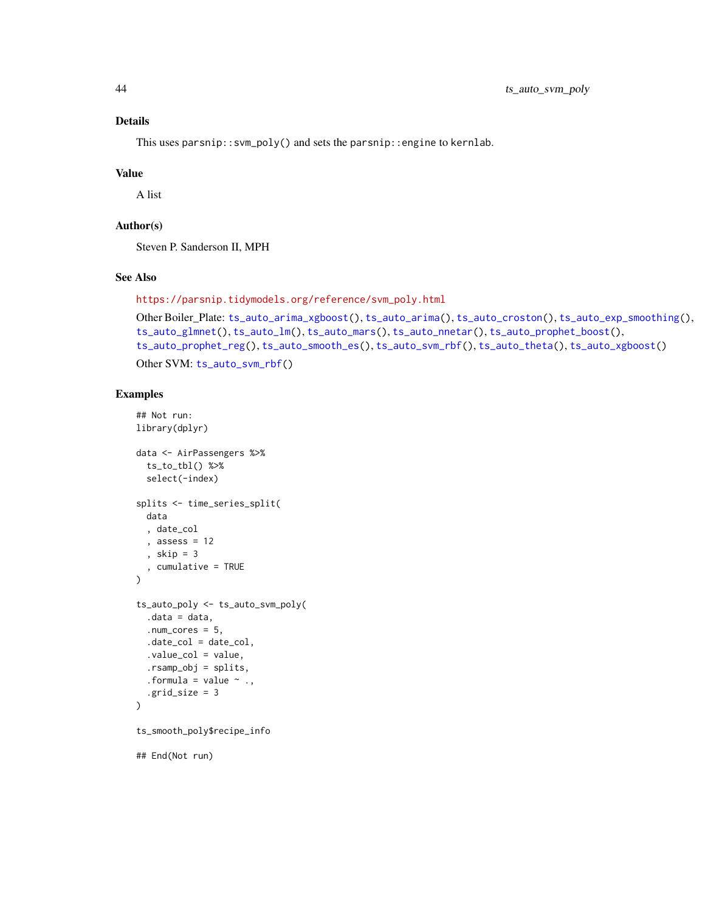## Details

This uses `parsnip::svm_poly()` and sets the `parsnip::engine` to `kernlab`.

## Value

A list

## Author(s)

Steven P. Sanderson II, MPH

## See Also

https://parsnip.tidymodels.org/reference/svm_poly.html

Other Boiler_Plate: `ts_auto_arima_xgboost()`, `ts_auto_arima()`, `ts_auto_croston()`, `ts_auto_exp_smoothing()`, `ts_auto_glmnet()`, `ts_auto_lm()`, `ts_auto_mars()`, `ts_auto_nnetar()`, `ts_auto_prophet_boost()`, `ts_auto_prophet_reg()`, `ts_auto_smooth_es()`, `ts_auto_svm_rbf()`, `ts_auto_theta()`, `ts_auto_xgboost()`

Other SVM: `ts_auto_svm_rbf()`

## Examples

```
## Not run:
library(dplyr)

data <- AirPassengers %>%
  ts_to_tbl() %>%
  select(-index)

splits <- time_series_split(
  data
  , date_col
  , assess = 12
  , skip = 3
  , cumulative = TRUE
)

ts_auto_poly <- ts_auto_svm_poly(
  .data = data,
  .num_cores = 5,
  .date_col = date_col,
  .value_col = value,
  .rsamp_obj = splits,
  .formula = value ~ .,
  .grid_size = 3
)

ts_smooth_poly$recipe_info

## End(Not run)
```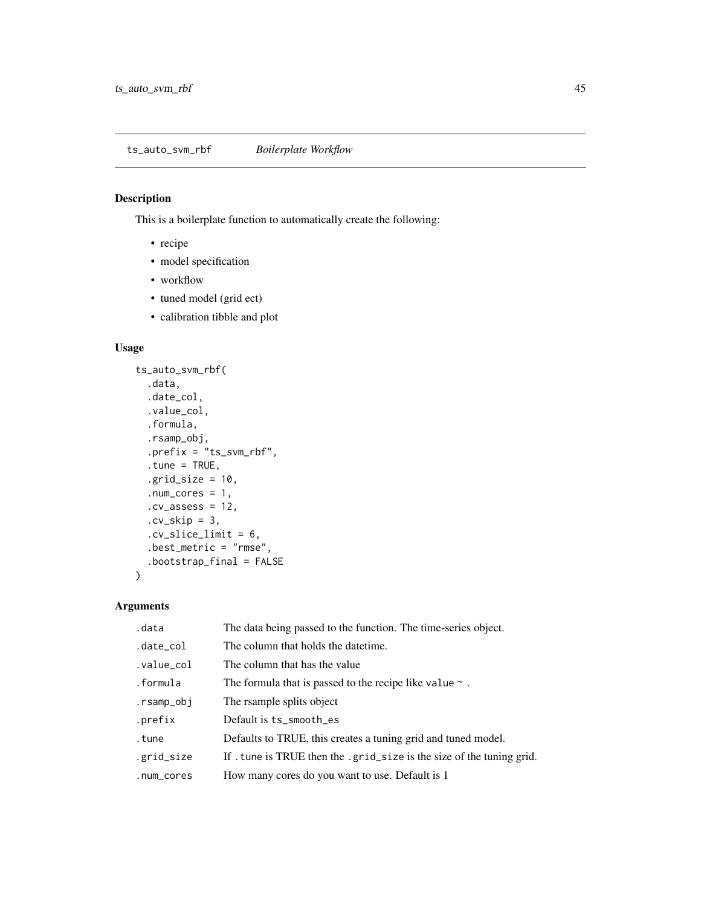## ts_auto_svm_rbf *Boilerplate Workflow*

### Description

This is a boilerplate function to automatically create the following:

- recipe
- model specification
- workflow
- tuned model (grid ect)
- calibration tibble and plot

### Usage

```
ts_auto_svm_rbf(
  .data,
  .date_col,
  .value_col,
  .formula,
  .rsamp_obj,
  .prefix = "ts_svm_rbf",
  .tune = TRUE,
  .grid_size = 10,
  .num_cores = 1,
  .cv_assess = 12,
  .cv_skip = 3,
  .cv_slice_limit = 6,
  .best_metric = "rmse",
  .bootstrap_final = FALSE
)
```

### Arguments

| | |
|---|---|
| .data | The data being passed to the function. The time-series object. |
| .date_col | The column that holds the datetime. |
| .value_col | The column that has the value |
| .formula | The formula that is passed to the recipe like `value ~ .` |
| .rsamp_obj | The rsample splits object |
| .prefix | Default is `ts_smooth_es` |
| .tune | Defaults to TRUE, this creates a tuning grid and tuned model. |
| .grid_size | If `.tune` is TRUE then the `.grid_size` is the size of the tuning grid. |
| .num_cores | How many cores do you want to use. Default is 1 |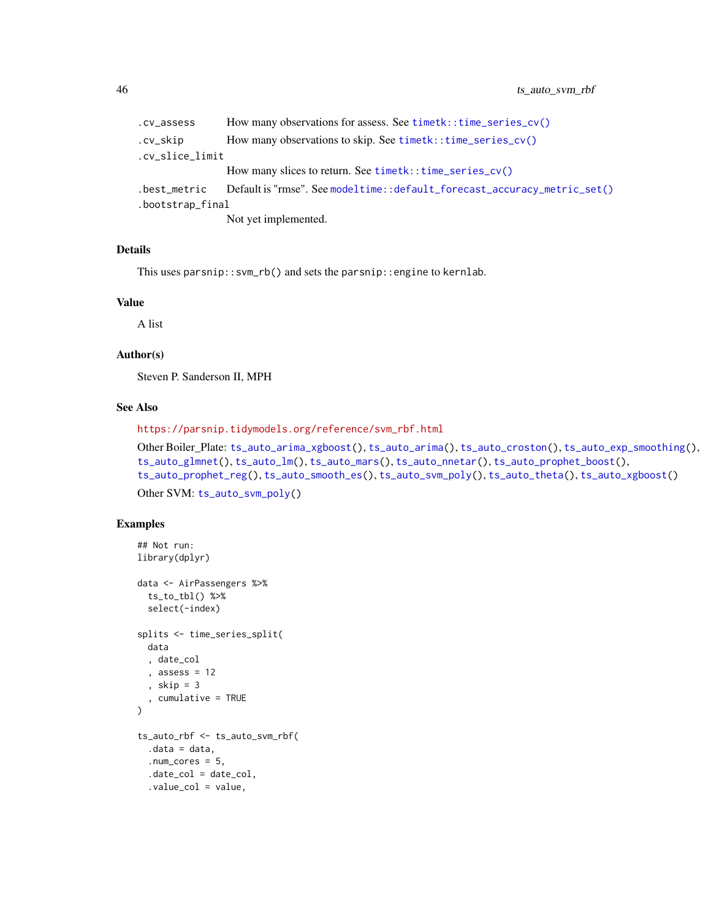.cv_assess
: How many observations for assess. See `timetk::time_series_cv()`

.cv_skip
: How many observations to skip. See `timetk::time_series_cv()`

.cv_slice_limit
: How many slices to return. See `timetk::time_series_cv()`

.best_metric
: Default is "rmse". See `modeltime::default_forecast_accuracy_metric_set()`

.bootstrap_final
: Not yet implemented.

## Details

This uses `parsnip::svm_rb()` and sets the `parsnip::engine` to `kernlab`.

## Value

A list

## Author(s)

Steven P. Sanderson II, MPH

## See Also

https://parsnip.tidymodels.org/reference/svm_rbf.html

Other Boiler_Plate: `ts_auto_arima_xgboost()`, `ts_auto_arima()`, `ts_auto_croston()`, `ts_auto_exp_smoothing()`, `ts_auto_glmnet()`, `ts_auto_lm()`, `ts_auto_mars()`, `ts_auto_nnetar()`, `ts_auto_prophet_boost()`, `ts_auto_prophet_reg()`, `ts_auto_smooth_es()`, `ts_auto_svm_poly()`, `ts_auto_theta()`, `ts_auto_xgboost()`

Other SVM: `ts_auto_svm_poly()`

## Examples

```
## Not run:
library(dplyr)

data <- AirPassengers %>%
  ts_to_tbl() %>%
  select(-index)

splits <- time_series_split(
  data
  , date_col
  , assess = 12
  , skip = 3
  , cumulative = TRUE
)

ts_auto_rbf <- ts_auto_svm_rbf(
  .data = data,
  .num_cores = 5,
  .date_col = date_col,
  .value_col = value,
```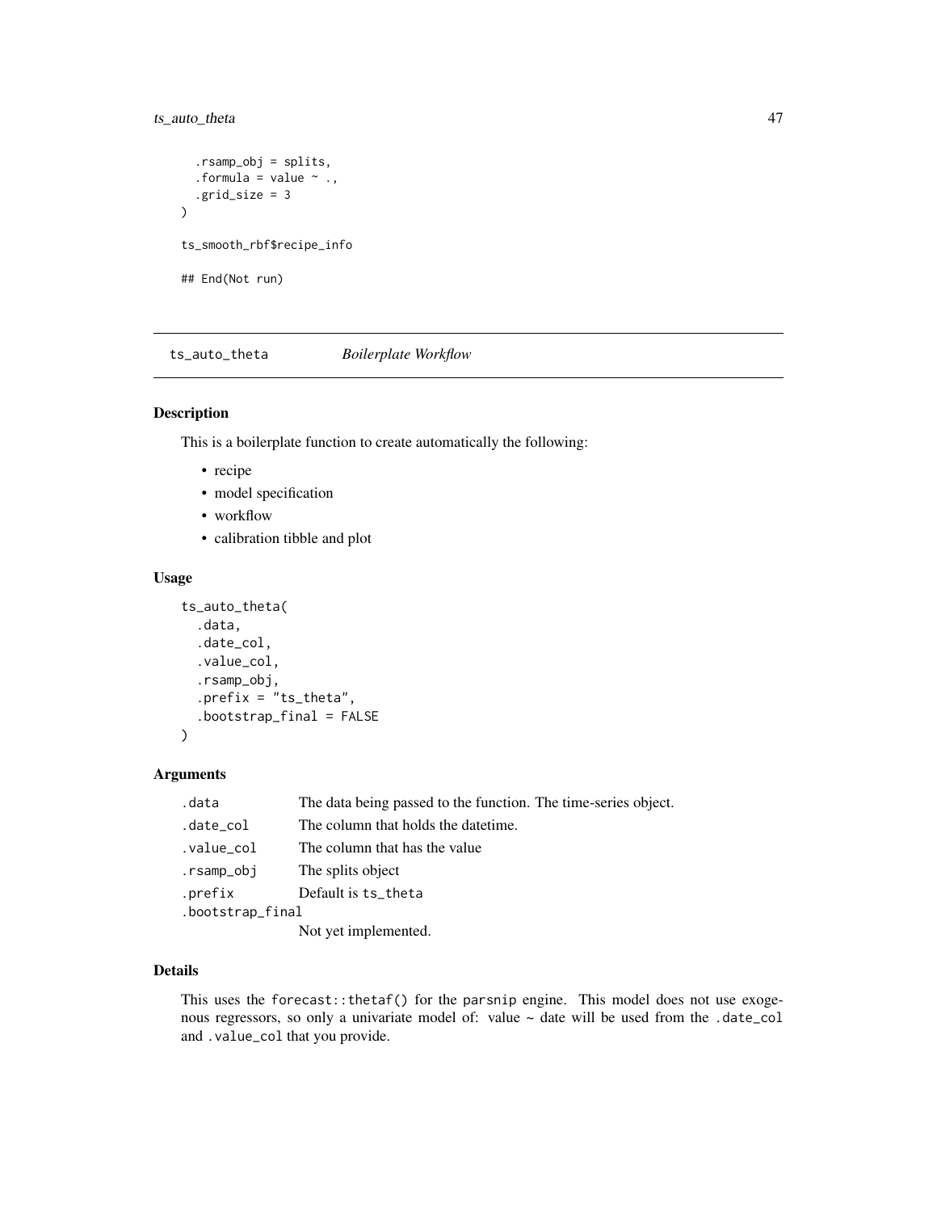```
  .rsamp_obj = splits,
  .formula = value ~ .,
  .grid_size = 3
)

ts_smooth_rbf$recipe_info

## End(Not run)
```

---

## ts_auto_theta    *Boilerplate Workflow*

---

### Description

This is a boilerplate function to create automatically the following:

- recipe
- model specification
- workflow
- calibration tibble and plot

### Usage

```
ts_auto_theta(
  .data,
  .date_col,
  .value_col,
  .rsamp_obj,
  .prefix = "ts_theta",
  .bootstrap_final = FALSE
)
```

### Arguments

| | |
|---|---|
| `.data` | The data being passed to the function. The time-series object. |
| `.date_col` | The column that holds the datetime. |
| `.value_col` | The column that has the value |
| `.rsamp_obj` | The splits object |
| `.prefix` | Default is `ts_theta` |
| `.bootstrap_final` | Not yet implemented. |

### Details

This uses the `forecast::thetaf()` for the `parsnip` engine. This model does not use exogenous regressors, so only a univariate model of: value ~ date will be used from the `.date_col` and `.value_col` that you provide.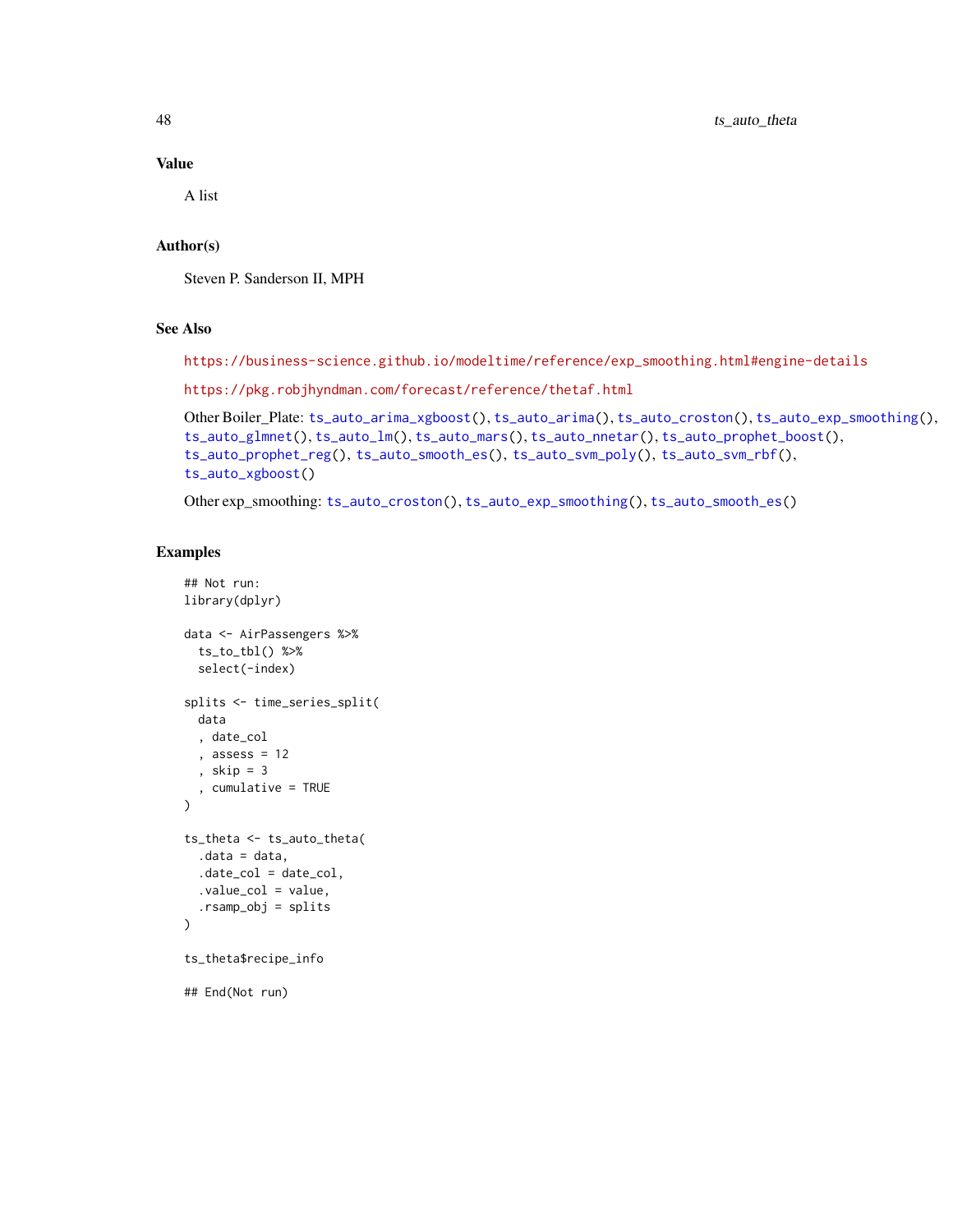## Value

A list

## Author(s)

Steven P. Sanderson II, MPH

## See Also

https://business-science.github.io/modeltime/reference/exp_smoothing.html#engine-details

https://pkg.robjhyndman.com/forecast/reference/thetaf.html

Other Boiler_Plate: ts_auto_arima_xgboost(), ts_auto_arima(), ts_auto_croston(), ts_auto_exp_smoothing(), ts_auto_glmnet(), ts_auto_lm(), ts_auto_mars(), ts_auto_nnetar(), ts_auto_prophet_boost(), ts_auto_prophet_reg(), ts_auto_smooth_es(), ts_auto_svm_poly(), ts_auto_svm_rbf(), ts_auto_xgboost()

Other exp_smoothing: ts_auto_croston(), ts_auto_exp_smoothing(), ts_auto_smooth_es()

## Examples

```
## Not run:
library(dplyr)

data <- AirPassengers %>%
  ts_to_tbl() %>%
  select(-index)

splits <- time_series_split(
  data
  , date_col
  , assess = 12
  , skip = 3
  , cumulative = TRUE
)

ts_theta <- ts_auto_theta(
  .data = data,
  .date_col = date_col,
  .value_col = value,
  .rsamp_obj = splits
)

ts_theta$recipe_info

## End(Not run)
```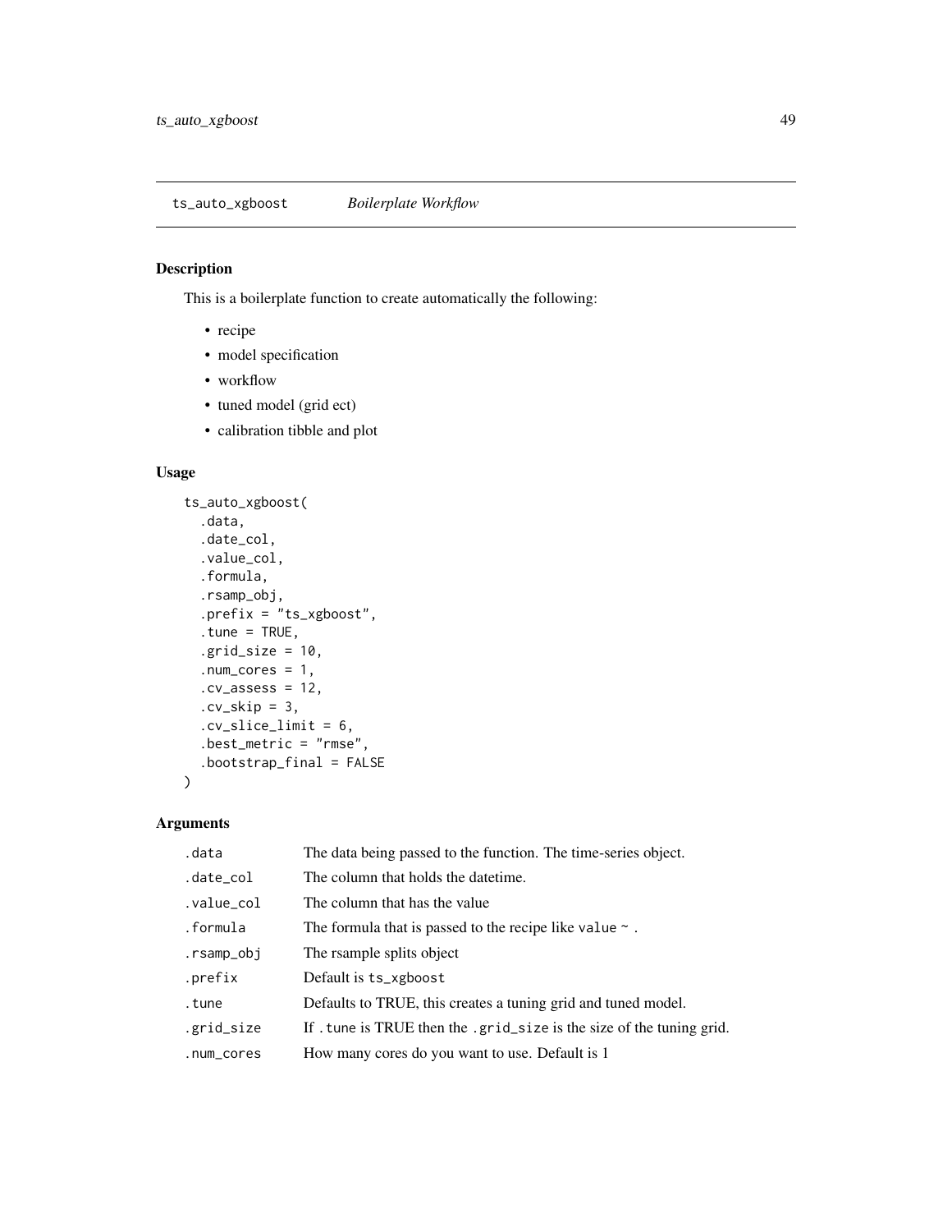## ts_auto_xgboost *Boilerplate Workflow*

### Description

This is a boilerplate function to create automatically the following:

- recipe
- model specification
- workflow
- tuned model (grid ect)
- calibration tibble and plot

### Usage

```
ts_auto_xgboost(
  .data,
  .date_col,
  .value_col,
  .formula,
  .rsamp_obj,
  .prefix = "ts_xgboost",
  .tune = TRUE,
  .grid_size = 10,
  .num_cores = 1,
  .cv_assess = 12,
  .cv_skip = 3,
  .cv_slice_limit = 6,
  .best_metric = "rmse",
  .bootstrap_final = FALSE
)
```

### Arguments

| | |
|---|---|
| .data | The data being passed to the function. The time-series object. |
| .date_col | The column that holds the datetime. |
| .value_col | The column that has the value |
| .formula | The formula that is passed to the recipe like `value ~ .` |
| .rsamp_obj | The rsample splits object |
| .prefix | Default is `ts_xgboost` |
| .tune | Defaults to TRUE, this creates a tuning grid and tuned model. |
| .grid_size | If `.tune` is TRUE then the `.grid_size` is the size of the tuning grid. |
| .num_cores | How many cores do you want to use. Default is 1 |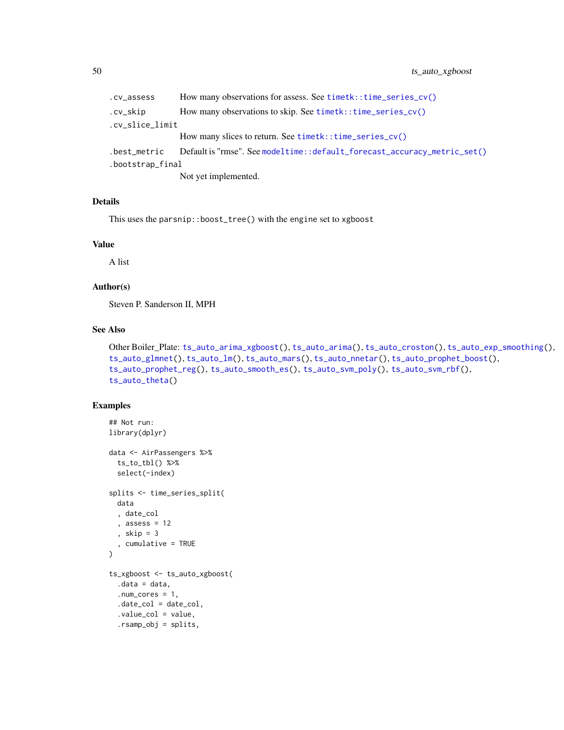| | |
|---|---|
| `.cv_assess` | How many observations for assess. See `timetk::time_series_cv()` |
| `.cv_skip` | How many observations to skip. See `timetk::time_series_cv()` |
| `.cv_slice_limit` | How many slices to return. See `timetk::time_series_cv()` |
| `.best_metric` | Default is "rmse". See `modeltime::default_forecast_accuracy_metric_set()` |
| `.bootstrap_final` | Not yet implemented. |

## Details

This uses the `parsnip::boost_tree()` with the engine set to `xgboost`

## Value

A list

## Author(s)

Steven P. Sanderson II, MPH

## See Also

Other Boiler_Plate: `ts_auto_arima_xgboost()`, `ts_auto_arima()`, `ts_auto_croston()`, `ts_auto_exp_smoothing()`, `ts_auto_glmnet()`, `ts_auto_lm()`, `ts_auto_mars()`, `ts_auto_nnetar()`, `ts_auto_prophet_boost()`, `ts_auto_prophet_reg()`, `ts_auto_smooth_es()`, `ts_auto_svm_poly()`, `ts_auto_svm_rbf()`, `ts_auto_theta()`

## Examples

```
## Not run:
library(dplyr)

data <- AirPassengers %>%
  ts_to_tbl() %>%
  select(-index)

splits <- time_series_split(
  data
  , date_col
  , assess = 12
  , skip = 3
  , cumulative = TRUE
)

ts_xgboost <- ts_auto_xgboost(
  .data = data,
  .num_cores = 1,
  .date_col = date_col,
  .value_col = value,
  .rsamp_obj = splits,
```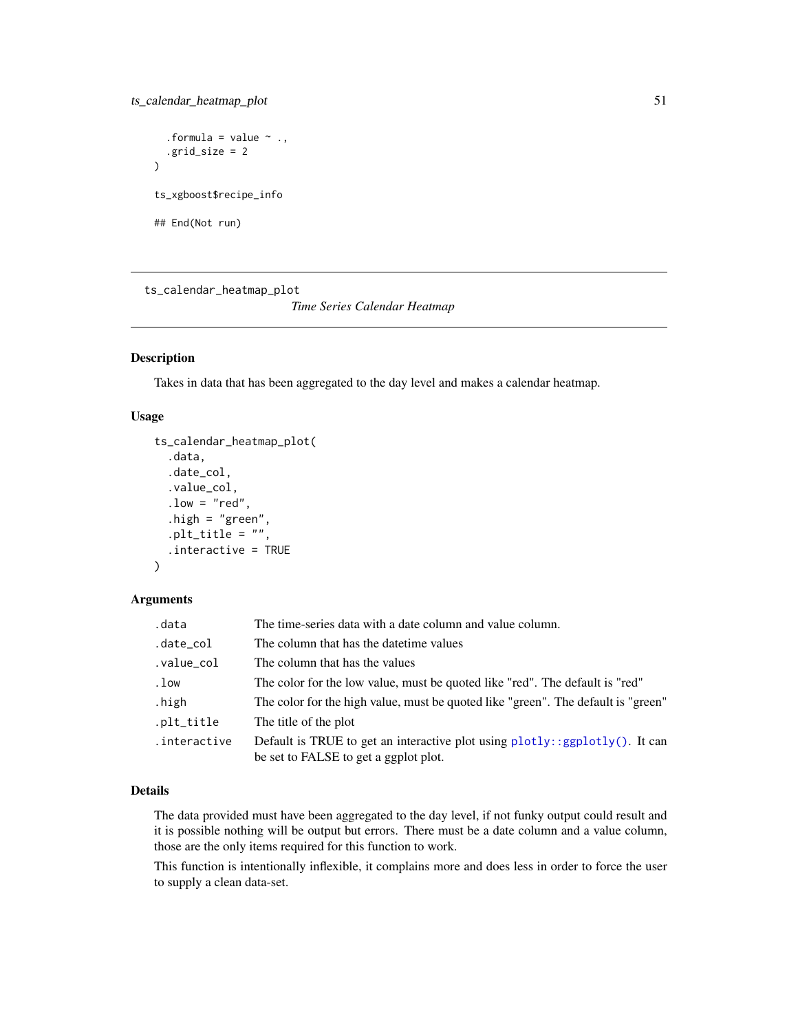```
  .formula = value ~ .,
  .grid_size = 2
)

ts_xgboost$recipe_info

## End(Not run)
```

---

## ts_calendar_heatmap_plot

*Time Series Calendar Heatmap*

---

### Description

Takes in data that has been aggregated to the day level and makes a calendar heatmap.

### Usage

```
ts_calendar_heatmap_plot(
  .data,
  .date_col,
  .value_col,
  .low = "red",
  .high = "green",
  .plt_title = "",
  .interactive = TRUE
)
```

### Arguments

| | |
|---|---|
| .data | The time-series data with a date column and value column. |
| .date_col | The column that has the datetime values |
| .value_col | The column that has the values |
| .low | The color for the low value, must be quoted like "red". The default is "red" |
| .high | The color for the high value, must be quoted like "green". The default is "green" |
| .plt_title | The title of the plot |
| .interactive | Default is TRUE to get an interactive plot using `plotly::ggplotly()`. It can be set to FALSE to get a ggplot plot. |

### Details

The data provided must have been aggregated to the day level, if not funky output could result and it is possible nothing will be output but errors. There must be a date column and a value column, those are the only items required for this function to work.

This function is intentionally inflexible, it complains more and does less in order to force the user to supply a clean data-set.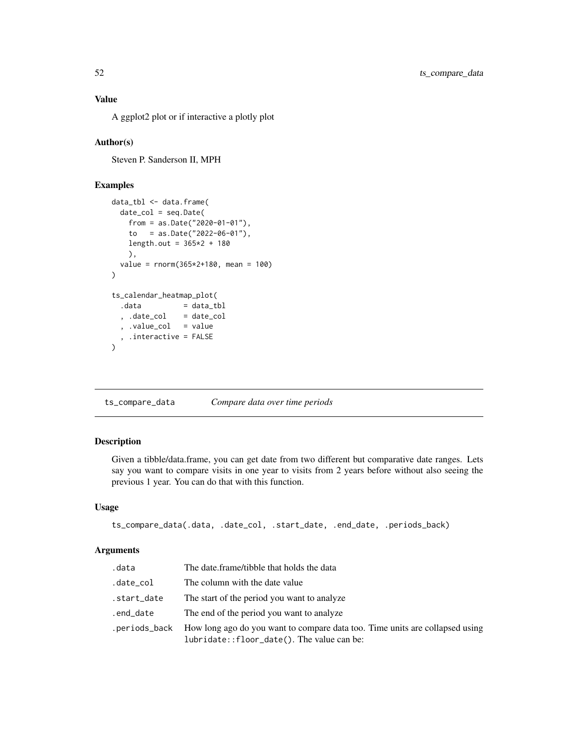## Value

A ggplot2 plot or if interactive a plotly plot

## Author(s)

Steven P. Sanderson II, MPH

## Examples

```
data_tbl <- data.frame(
  date_col = seq.Date(
    from = as.Date("2020-01-01"),
    to   = as.Date("2022-06-01"),
    length.out = 365*2 + 180
    ),
  value = rnorm(365*2+180, mean = 100)
)

ts_calendar_heatmap_plot(
  .data          = data_tbl
  , .date_col    = date_col
  , .value_col   = value
  , .interactive = FALSE
)
```

---

# ts_compare_data *Compare data over time periods*

## Description

Given a tibble/data.frame, you can get date from two different but comparative date ranges. Lets say you want to compare visits in one year to visits from 2 years before without also seeing the previous 1 year. You can do that with this function.

## Usage

```
ts_compare_data(.data, .date_col, .start_date, .end_date, .periods_back)
```

## Arguments

| | |
|---|---|
| `.data` | The date.frame/tibble that holds the data |
| `.date_col` | The column with the date value |
| `.start_date` | The start of the period you want to analyze |
| `.end_date` | The end of the period you want to analyze |
| `.periods_back` | How long ago do you want to compare data too. Time units are collapsed using `lubridate::floor_date()`. The value can be: |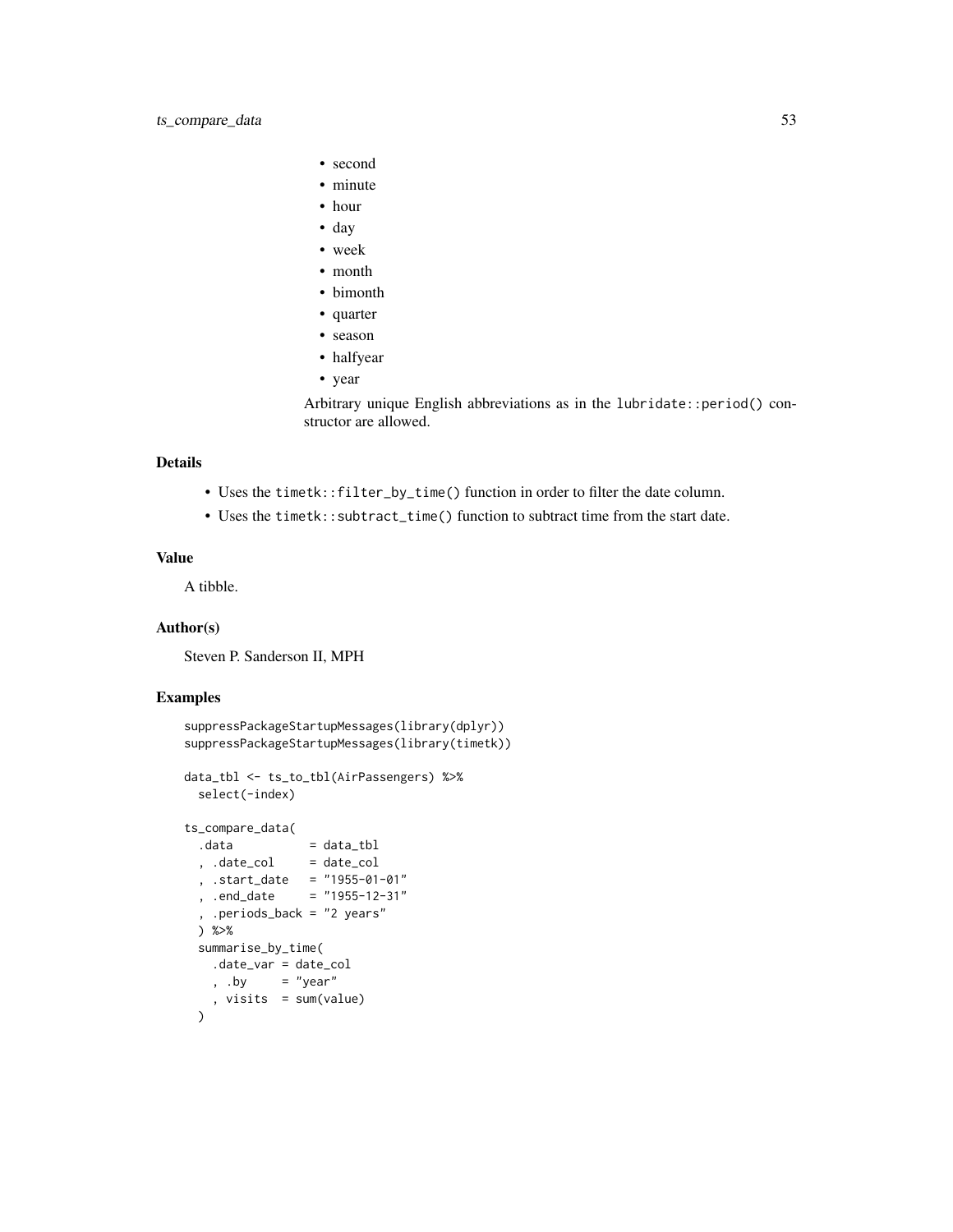- second
- minute
- hour
- day
- week
- month
- bimonth
- quarter
- season
- halfyear
- year

Arbitrary unique English abbreviations as in the `lubridate::period()` constructor are allowed.

## Details

- Uses the `timetk::filter_by_time()` function in order to filter the date column.
- Uses the `timetk::subtract_time()` function to subtract time from the start date.

## Value

A tibble.

## Author(s)

Steven P. Sanderson II, MPH

## Examples

```
suppressPackageStartupMessages(library(dplyr))
suppressPackageStartupMessages(library(timetk))

data_tbl <- ts_to_tbl(AirPassengers) %>%
  select(-index)

ts_compare_data(
  .data           = data_tbl
  , .date_col     = date_col
  , .start_date   = "1955-01-01"
  , .end_date     = "1955-12-31"
  , .periods_back = "2 years"
  ) %>%
  summarise_by_time(
    .date_var = date_col
    , .by     = "year"
    , visits  = sum(value)
  )
```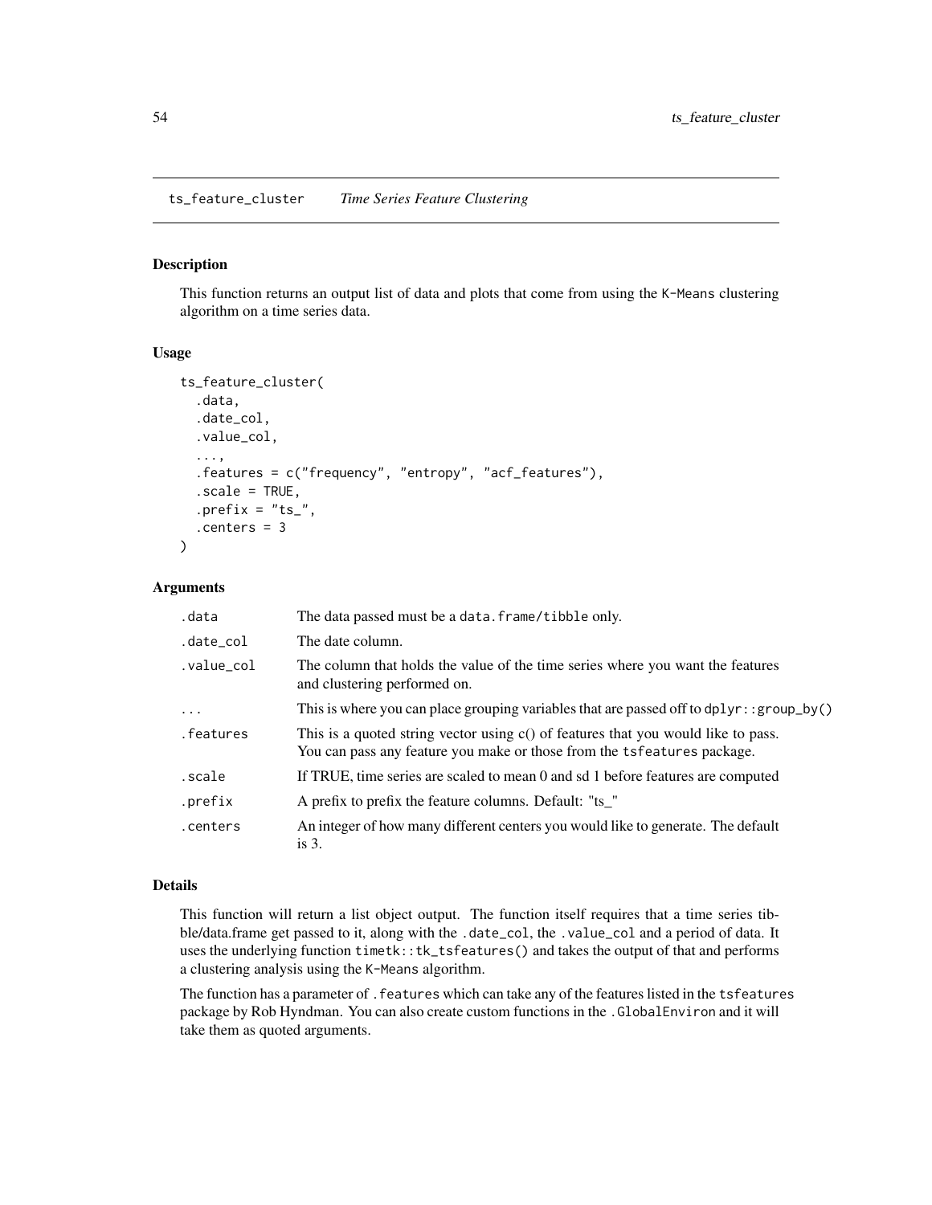## ts_feature_cluster *Time Series Feature Clustering*

### Description

This function returns an output list of data and plots that come from using the K-Means clustering algorithm on a time series data.

### Usage

```
ts_feature_cluster(
  .data,
  .date_col,
  .value_col,
  ...,
  .features = c("frequency", "entropy", "acf_features"),
  .scale = TRUE,
  .prefix = "ts_",
  .centers = 3
)
```

### Arguments

| | |
|---|---|
| .data | The data passed must be a data.frame/tibble only. |
| .date_col | The date column. |
| .value_col | The column that holds the value of the time series where you want the features and clustering performed on. |
| ... | This is where you can place grouping variables that are passed off to dplyr::group_by() |
| .features | This is a quoted string vector using c() of features that you would like to pass. You can pass any feature you make or those from the tsfeatures package. |
| .scale | If TRUE, time series are scaled to mean 0 and sd 1 before features are computed |
| .prefix | A prefix to prefix the feature columns. Default: "ts_" |
| .centers | An integer of how many different centers you would like to generate. The default is 3. |

### Details

This function will return a list object output. The function itself requires that a time series tibble/data.frame get passed to it, along with the .date_col, the .value_col and a period of data. It uses the underlying function timetk::tk_tsfeatures() and takes the output of that and performs a clustering analysis using the K-Means algorithm.

The function has a parameter of .features which can take any of the features listed in the tsfeatures package by Rob Hyndman. You can also create custom functions in the .GlobalEnviron and it will take them as quoted arguments.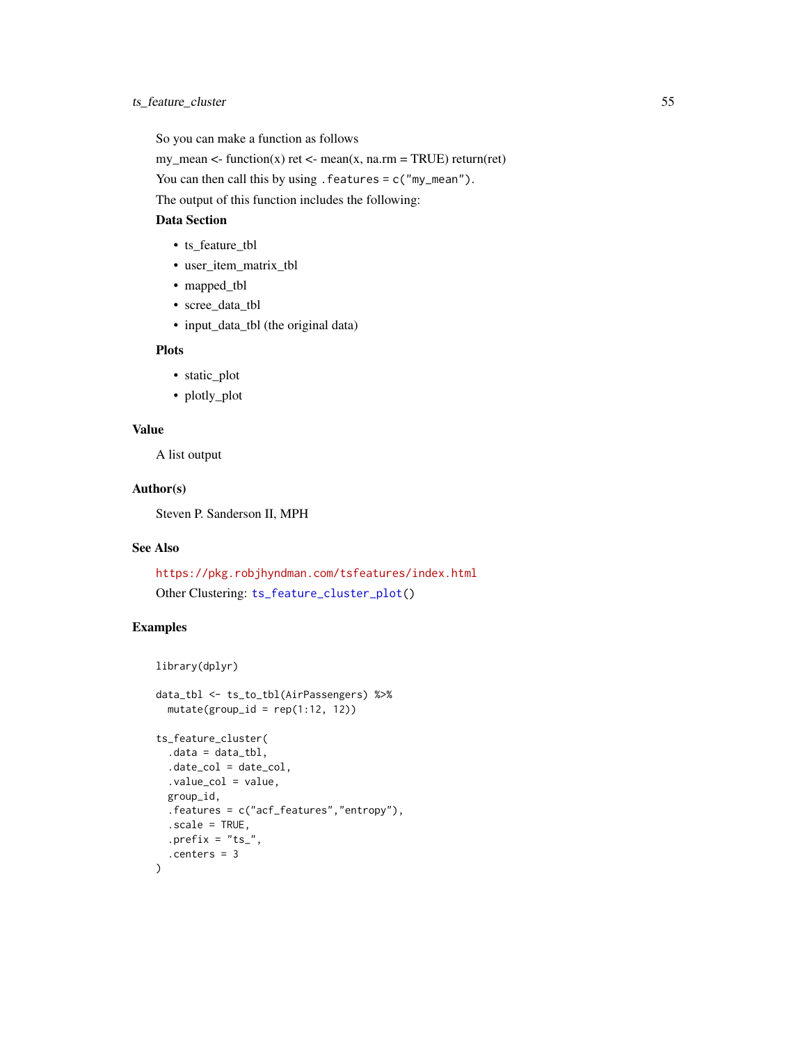So you can make a function as follows

my_mean <- function(x) ret <- mean(x, na.rm = TRUE) return(ret)

You can then call this by using `.features = c("my_mean")`.

The output of this function includes the following:

**Data Section**

- ts_feature_tbl
- user_item_matrix_tbl
- mapped_tbl
- scree_data_tbl
- input_data_tbl (the original data)

**Plots**

- static_plot
- plotly_plot

## Value

A list output

## Author(s)

Steven P. Sanderson II, MPH

## See Also

https://pkg.robjhyndman.com/tsfeatures/index.html

Other Clustering: `ts_feature_cluster_plot()`

## Examples

```
library(dplyr)

data_tbl <- ts_to_tbl(AirPassengers) %>%
  mutate(group_id = rep(1:12, 12))

ts_feature_cluster(
  .data = data_tbl,
  .date_col = date_col,
  .value_col = value,
  group_id,
  .features = c("acf_features","entropy"),
  .scale = TRUE,
  .prefix = "ts_",
  .centers = 3
)
```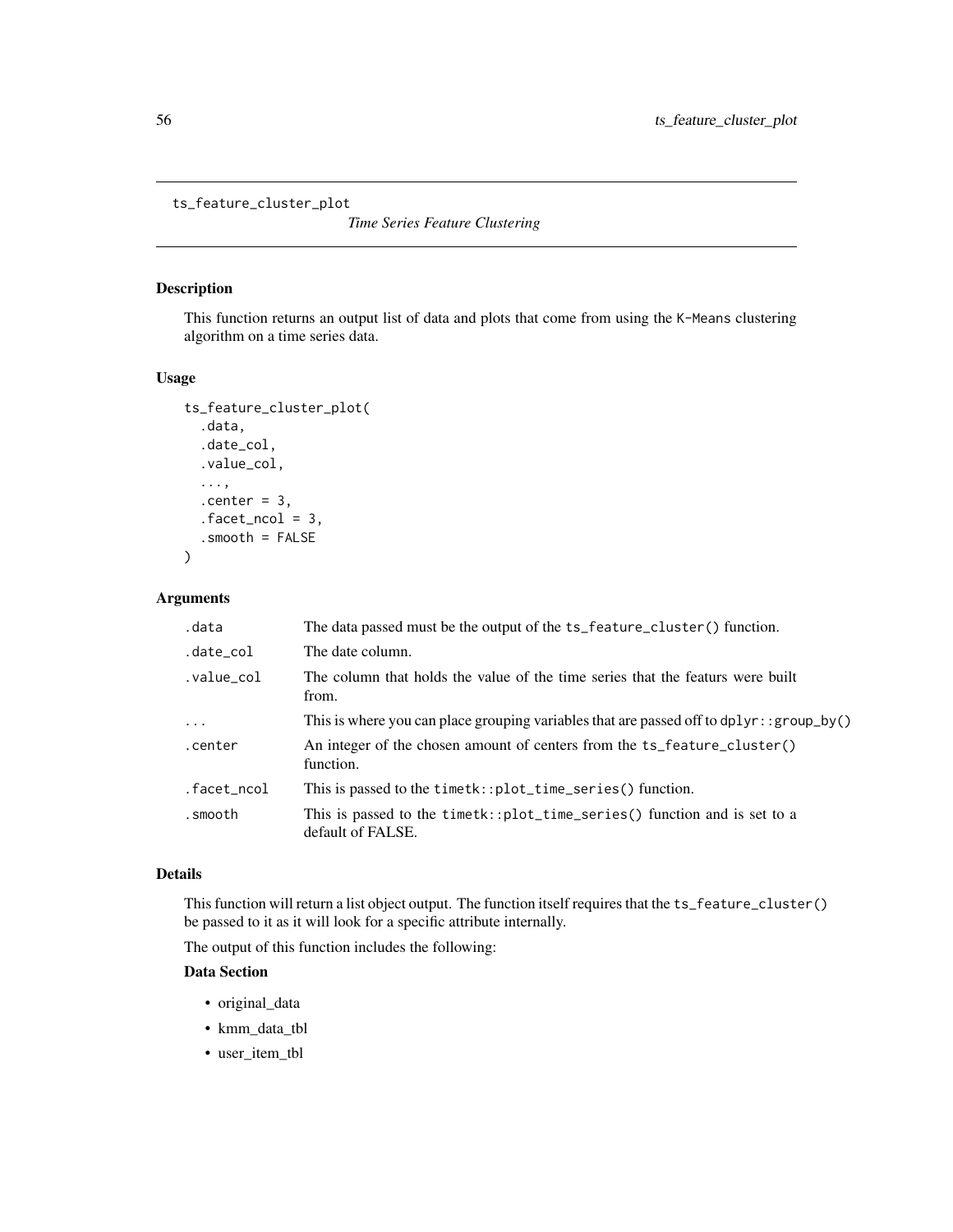`ts_feature_cluster_plot`

*Time Series Feature Clustering*

## Description

This function returns an output list of data and plots that come from using the `K-Means` clustering algorithm on a time series data.

## Usage

```
ts_feature_cluster_plot(
  .data,
  .date_col,
  .value_col,
  ...,
  .center = 3,
  .facet_ncol = 3,
  .smooth = FALSE
)
```

## Arguments

| | |
|---|---|
| `.data` | The data passed must be the output of the `ts_feature_cluster()` function. |
| `.date_col` | The date column. |
| `.value_col` | The column that holds the value of the time series that the featurs were built from. |
| `...` | This is where you can place grouping variables that are passed off to `dplyr::group_by()` |
| `.center` | An integer of the chosen amount of centers from the `ts_feature_cluster()` function. |
| `.facet_ncol` | This is passed to the `timetk::plot_time_series()` function. |
| `.smooth` | This is passed to the `timetk::plot_time_series()` function and is set to a default of FALSE. |

## Details

This function will return a list object output. The function itself requires that the `ts_feature_cluster()` be passed to it as it will look for a specific attribute internally.

The output of this function includes the following:

**Data Section**

- original_data
- kmm_data_tbl
- user_item_tbl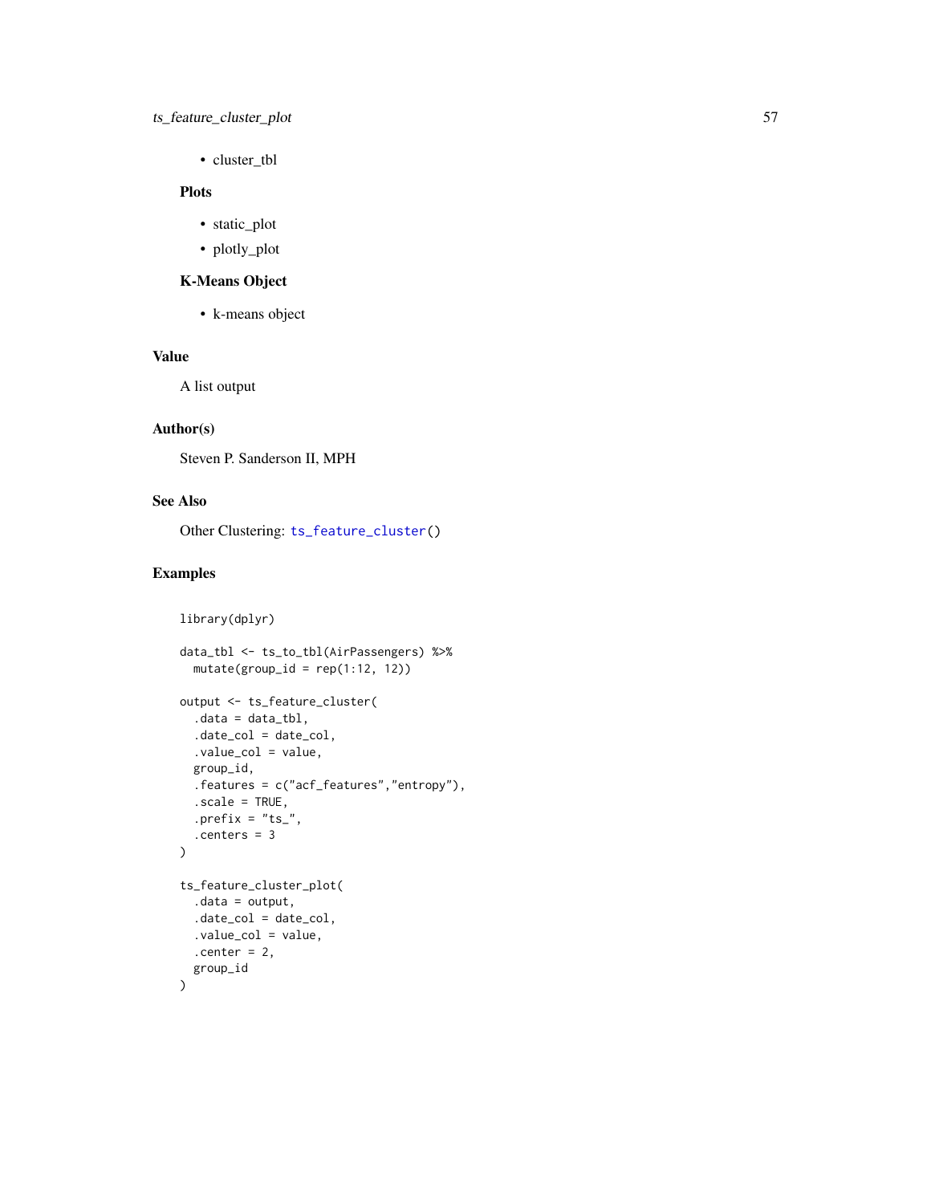- cluster_tbl

### Plots

- static_plot
- plotly_plot

### K-Means Object

- k-means object

## Value

A list output

## Author(s)

Steven P. Sanderson II, MPH

## See Also

Other Clustering: ts_feature_cluster()

## Examples

```
library(dplyr)

data_tbl <- ts_to_tbl(AirPassengers) %>%
  mutate(group_id = rep(1:12, 12))

output <- ts_feature_cluster(
  .data = data_tbl,
  .date_col = date_col,
  .value_col = value,
  group_id,
  .features = c("acf_features","entropy"),
  .scale = TRUE,
  .prefix = "ts_",
  .centers = 3
)

ts_feature_cluster_plot(
  .data = output,
  .date_col = date_col,
  .value_col = value,
  .center = 2,
  group_id
)
```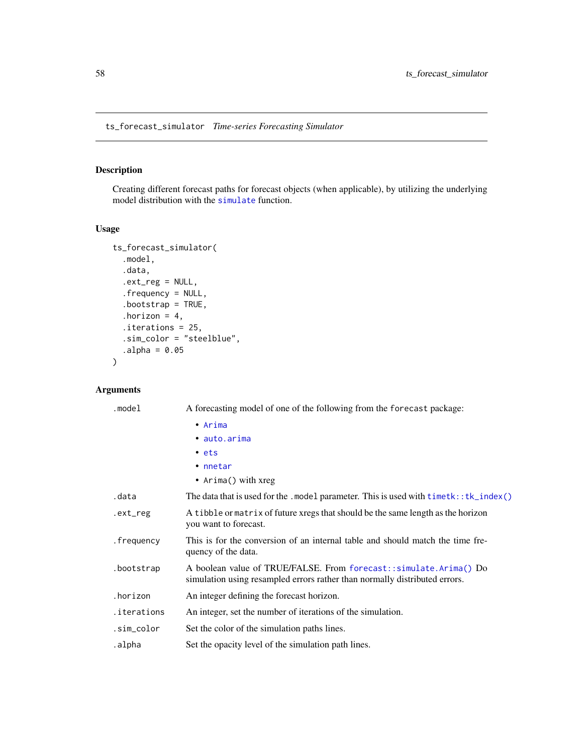ts_forecast_simulator *Time-series Forecasting Simulator*

## Description

Creating different forecast paths for forecast objects (when applicable), by utilizing the underlying model distribution with the simulate function.

## Usage

```
ts_forecast_simulator(
  .model,
  .data,
  .ext_reg = NULL,
  .frequency = NULL,
  .bootstrap = TRUE,
  .horizon = 4,
  .iterations = 25,
  .sim_color = "steelblue",
  .alpha = 0.05
)
```

## Arguments

| | |
|---|---|
| .model | A forecasting model of one of the following from the forecast package: <br>• Arima <br>• auto.arima <br>• ets <br>• nnetar <br>• Arima() with xreg |
| .data | The data that is used for the .model parameter. This is used with timetk::tk_index() |
| .ext_reg | A tibble or matrix of future xregs that should be the same length as the horizon you want to forecast. |
| .frequency | This is for the conversion of an internal table and should match the time frequency of the data. |
| .bootstrap | A boolean value of TRUE/FALSE. From forecast::simulate.Arima() Do simulation using resampled errors rather than normally distributed errors. |
| .horizon | An integer defining the forecast horizon. |
| .iterations | An integer, set the number of iterations of the simulation. |
| .sim_color | Set the color of the simulation paths lines. |
| .alpha | Set the opacity level of the simulation path lines. |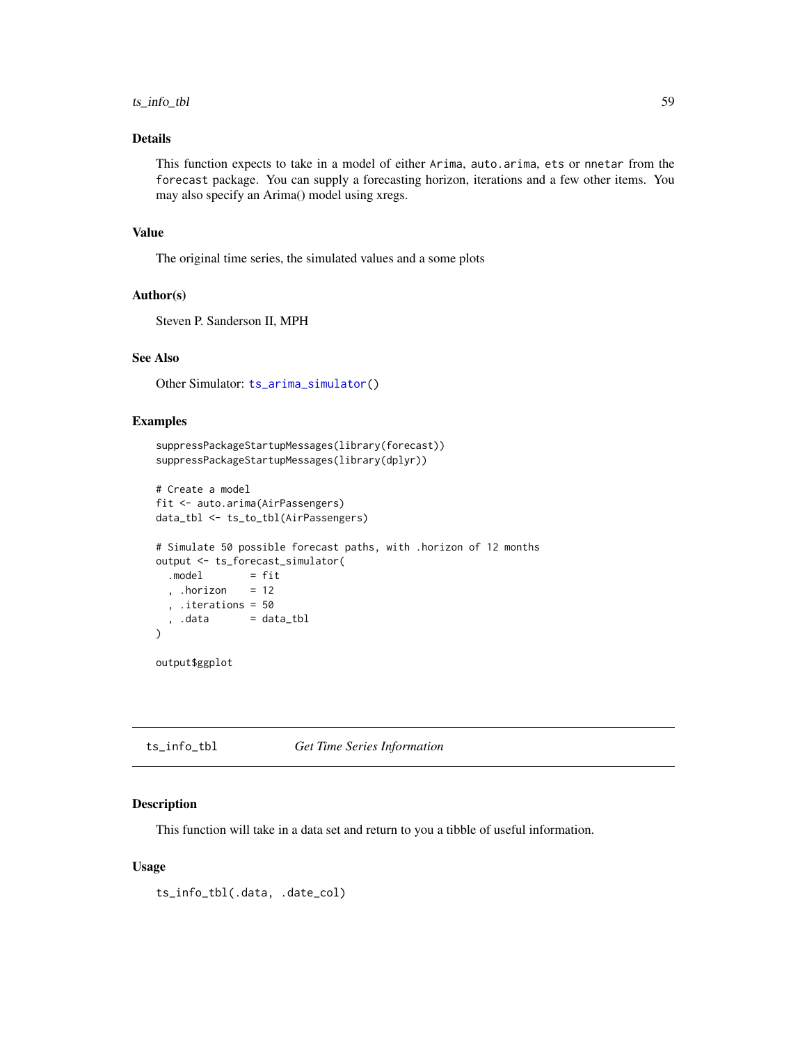## Details

This function expects to take in a model of either `Arima`, `auto.arima`, `ets` or `nnetar` from the `forecast` package. You can supply a forecasting horizon, iterations and a few other items. You may also specify an Arima() model using xregs.

## Value

The original time series, the simulated values and a some plots

## Author(s)

Steven P. Sanderson II, MPH

## See Also

Other Simulator: `ts_arima_simulator()`

## Examples

```
suppressPackageStartupMessages(library(forecast))
suppressPackageStartupMessages(library(dplyr))

# Create a model
fit <- auto.arima(AirPassengers)
data_tbl <- ts_to_tbl(AirPassengers)

# Simulate 50 possible forecast paths, with .horizon of 12 months
output <- ts_forecast_simulator(
  .model        = fit
  , .horizon    = 12
  , .iterations = 50
  , .data       = data_tbl
)

output$ggplot
```

---

# ts_info_tbl    *Get Time Series Information*

## Description

This function will take in a data set and return to you a tibble of useful information.

## Usage

```
ts_info_tbl(.data, .date_col)
```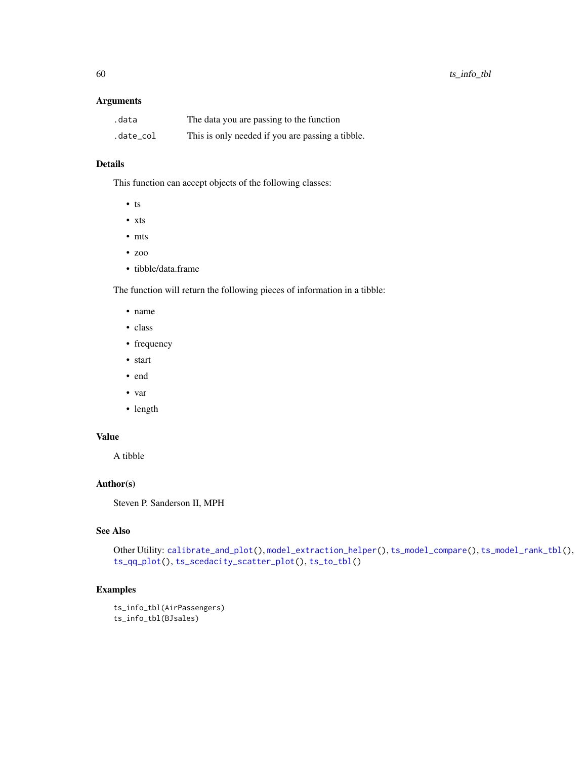## Arguments

| | |
|---|---|
| `.data` | The data you are passing to the function |
| `.date_col` | This is only needed if you are passing a tibble. |

## Details

This function can accept objects of the following classes:

- ts
- xts
- mts
- zoo
- tibble/data.frame

The function will return the following pieces of information in a tibble:

- name
- class
- frequency
- start
- end
- var
- length

## Value

A tibble

## Author(s)

Steven P. Sanderson II, MPH

## See Also

Other Utility: `calibrate_and_plot()`, `model_extraction_helper()`, `ts_model_compare()`, `ts_model_rank_tbl()`, `ts_qq_plot()`, `ts_scedacity_scatter_plot()`, `ts_to_tbl()`

## Examples

```
ts_info_tbl(AirPassengers)
ts_info_tbl(BJsales)
```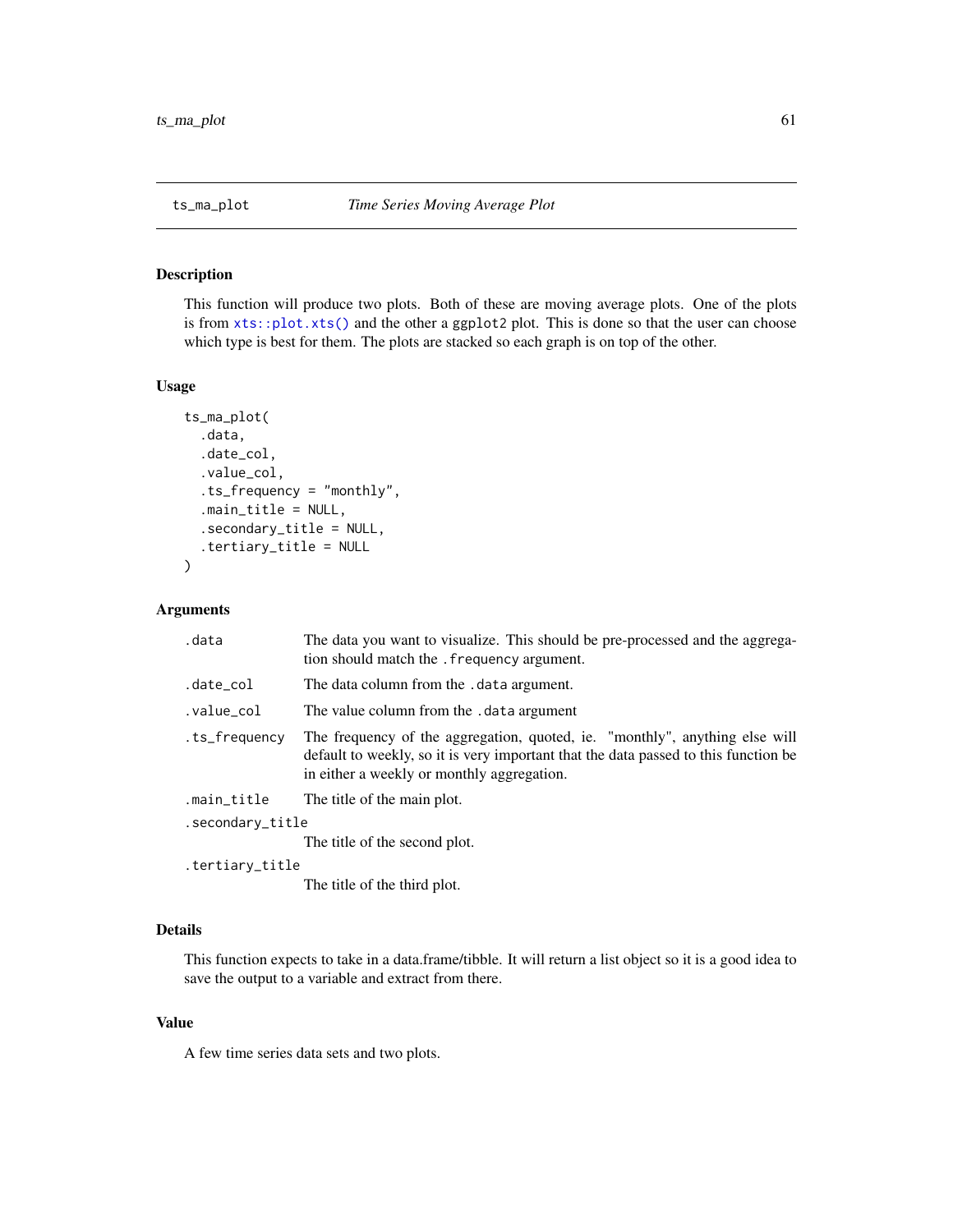## ts_ma_plot — *Time Series Moving Average Plot*

### Description

This function will produce two plots. Both of these are moving average plots. One of the plots is from `xts::plot.xts()` and the other a `ggplot2` plot. This is done so that the user can choose which type is best for them. The plots are stacked so each graph is on top of the other.

### Usage

```
ts_ma_plot(
  .data,
  .date_col,
  .value_col,
  .ts_frequency = "monthly",
  .main_title = NULL,
  .secondary_title = NULL,
  .tertiary_title = NULL
)
```

### Arguments

| | |
|---|---|
| `.data` | The data you want to visualize. This should be pre-processed and the aggregation should match the `.frequency` argument. |
| `.date_col` | The data column from the `.data` argument. |
| `.value_col` | The value column from the `.data` argument |
| `.ts_frequency` | The frequency of the aggregation, quoted, ie. "monthly", anything else will default to weekly, so it is very important that the data passed to this function be in either a weekly or monthly aggregation. |
| `.main_title` | The title of the main plot. |
| `.secondary_title` | The title of the second plot. |
| `.tertiary_title` | The title of the third plot. |

### Details

This function expects to take in a data.frame/tibble. It will return a list object so it is a good idea to save the output to a variable and extract from there.

### Value

A few time series data sets and two plots.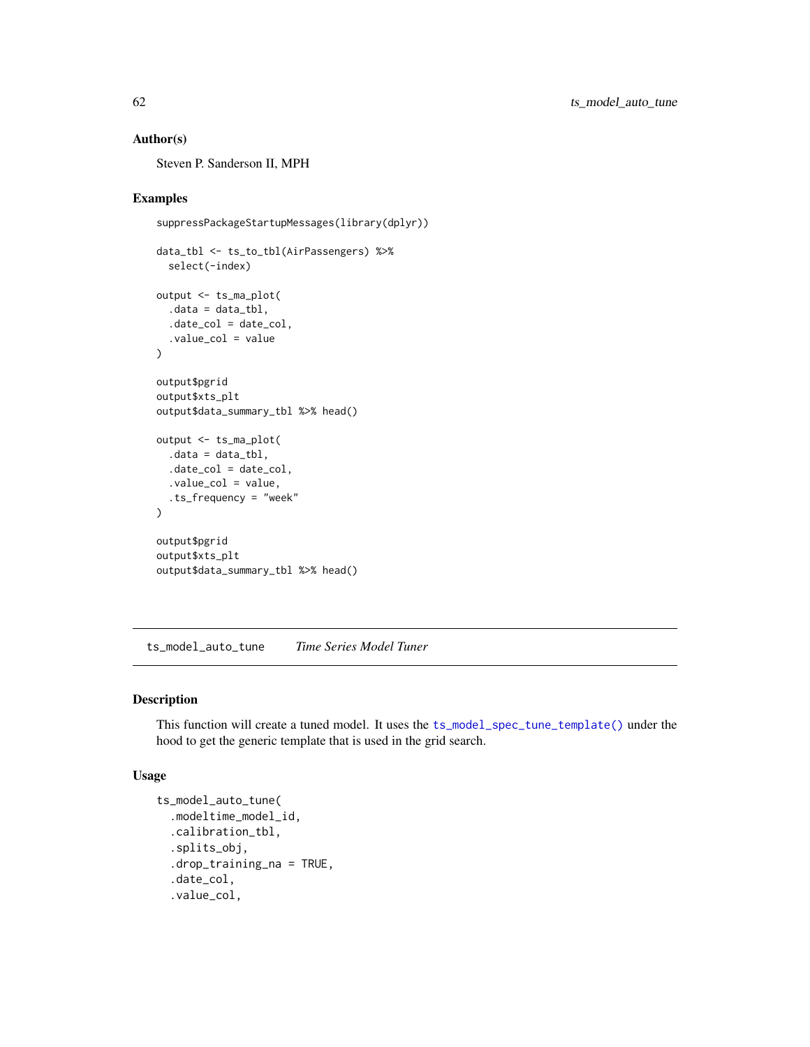## Author(s)

Steven P. Sanderson II, MPH

## Examples

```
suppressPackageStartupMessages(library(dplyr))

data_tbl <- ts_to_tbl(AirPassengers) %>%
  select(-index)

output <- ts_ma_plot(
  .data = data_tbl,
  .date_col = date_col,
  .value_col = value
)

output$pgrid
output$xts_plt
output$data_summary_tbl %>% head()

output <- ts_ma_plot(
  .data = data_tbl,
  .date_col = date_col,
  .value_col = value,
  .ts_frequency = "week"
)

output$pgrid
output$xts_plt
output$data_summary_tbl %>% head()
```

---

`ts_model_auto_tune` *Time Series Model Tuner*

---

## Description

This function will create a tuned model. It uses the `ts_model_spec_tune_template()` under the hood to get the generic template that is used in the grid search.

## Usage

```
ts_model_auto_tune(
  .modeltime_model_id,
  .calibration_tbl,
  .splits_obj,
  .drop_training_na = TRUE,
  .date_col,
  .value_col,
```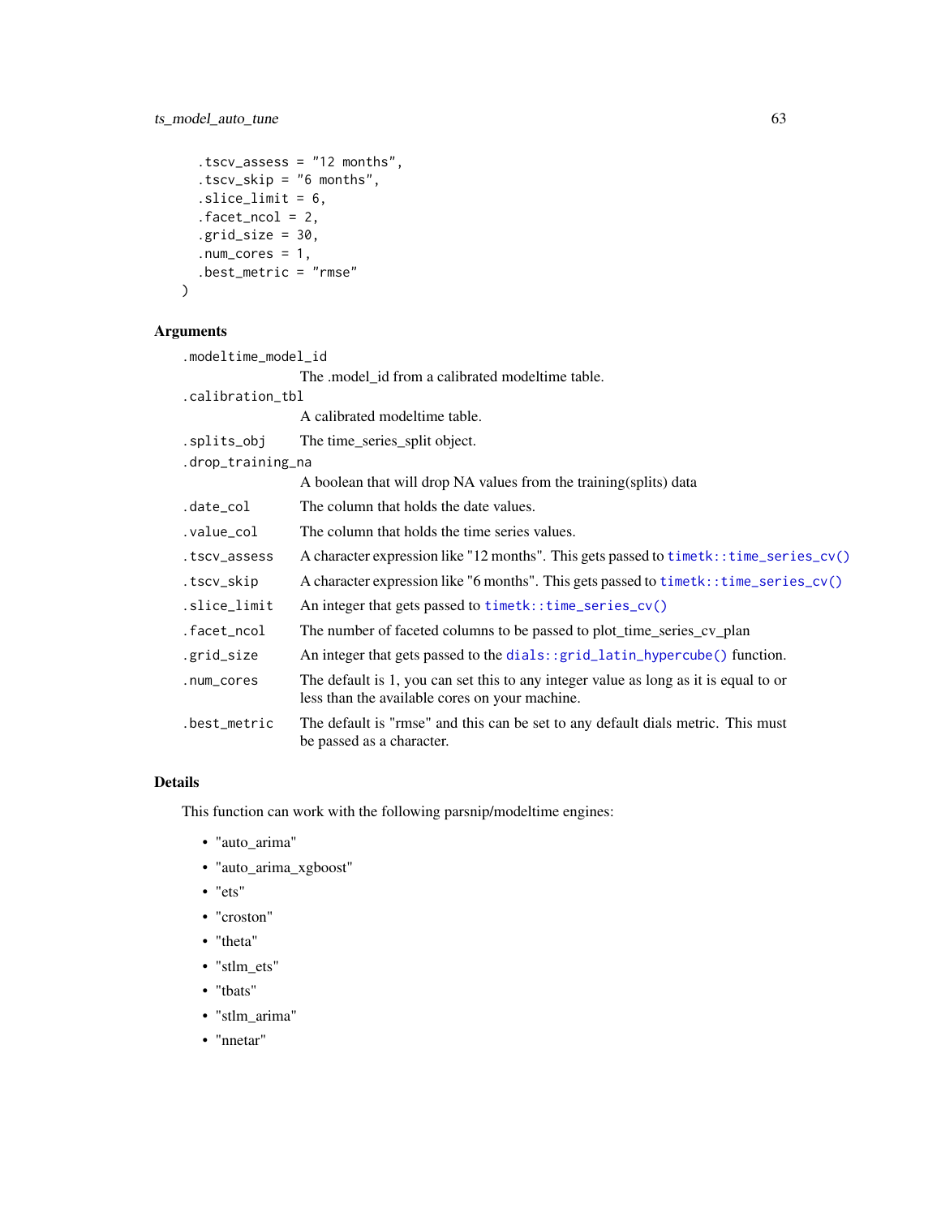```
  .tscv_assess = "12 months",
  .tscv_skip = "6 months",
  .slice_limit = 6,
  .facet_ncol = 2,
  .grid_size = 30,
  .num_cores = 1,
  .best_metric = "rmse"
)
```

## Arguments

| | |
|---|---|
| `.modeltime_model_id` | The .model_id from a calibrated modeltime table. |
| `.calibration_tbl` | A calibrated modeltime table. |
| `.splits_obj` | The time_series_split object. |
| `.drop_training_na` | A boolean that will drop NA values from the training(splits) data |
| `.date_col` | The column that holds the date values. |
| `.value_col` | The column that holds the time series values. |
| `.tscv_assess` | A character expression like "12 months". This gets passed to `timetk::time_series_cv()` |
| `.tscv_skip` | A character expression like "6 months". This gets passed to `timetk::time_series_cv()` |
| `.slice_limit` | An integer that gets passed to `timetk::time_series_cv()` |
| `.facet_ncol` | The number of faceted columns to be passed to plot_time_series_cv_plan |
| `.grid_size` | An integer that gets passed to the `dials::grid_latin_hypercube()` function. |
| `.num_cores` | The default is 1, you can set this to any integer value as long as it is equal to or less than the available cores on your machine. |
| `.best_metric` | The default is "rmse" and this can be set to any default dials metric. This must be passed as a character. |

## Details

This function can work with the following parsnip/modeltime engines:

- "auto_arima"
- "auto_arima_xgboost"
- "ets"
- "croston"
- "theta"
- "stlm_ets"
- "tbats"
- "stlm_arima"
- "nnetar"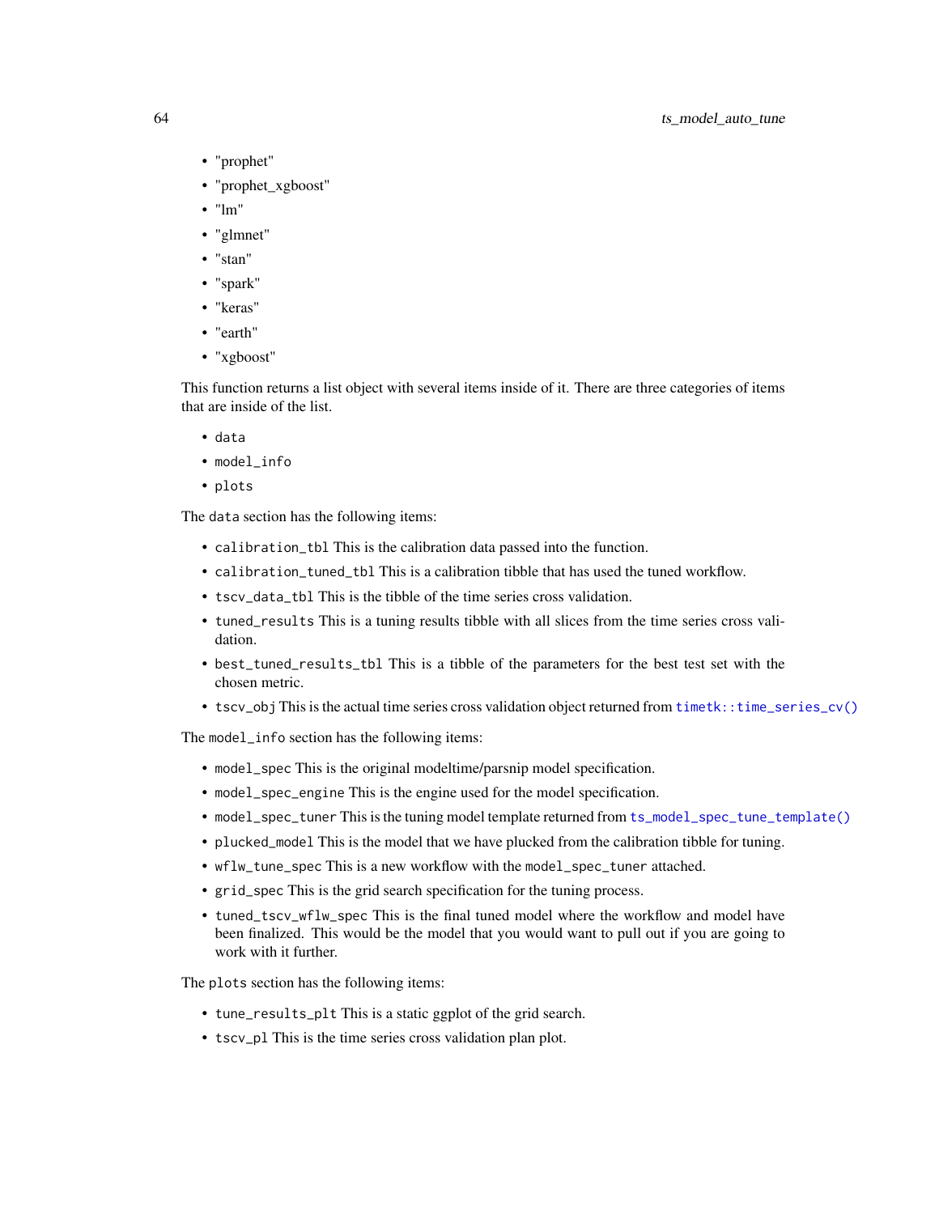- "prophet"
- "prophet_xgboost"
- "lm"
- "glmnet"
- "stan"
- "spark"
- "keras"
- "earth"
- "xgboost"

This function returns a list object with several items inside of it. There are three categories of items that are inside of the list.

- `data`
- `model_info`
- `plots`

The `data` section has the following items:

- `calibration_tbl` This is the calibration data passed into the function.
- `calibration_tuned_tbl` This is a calibration tibble that has used the tuned workflow.
- `tscv_data_tbl` This is the tibble of the time series cross validation.
- `tuned_results` This is a tuning results tibble with all slices from the time series cross validation.
- `best_tuned_results_tbl` This is a tibble of the parameters for the best test set with the chosen metric.
- `tscv_obj` This is the actual time series cross validation object returned from `timetk::time_series_cv()`

The `model_info` section has the following items:

- `model_spec` This is the original modeltime/parsnip model specification.
- `model_spec_engine` This is the engine used for the model specification.
- `model_spec_tuner` This is the tuning model template returned from `ts_model_spec_tune_template()`
- `plucked_model` This is the model that we have plucked from the calibration tibble for tuning.
- `wflw_tune_spec` This is a new workflow with the `model_spec_tuner` attached.
- `grid_spec` This is the grid search specification for the tuning process.
- `tuned_tscv_wflw_spec` This is the final tuned model where the workflow and model have been finalized. This would be the model that you would want to pull out if you are going to work with it further.

The `plots` section has the following items:

- `tune_results_plt` This is a static ggplot of the grid search.
- `tscv_pl` This is the time series cross validation plan plot.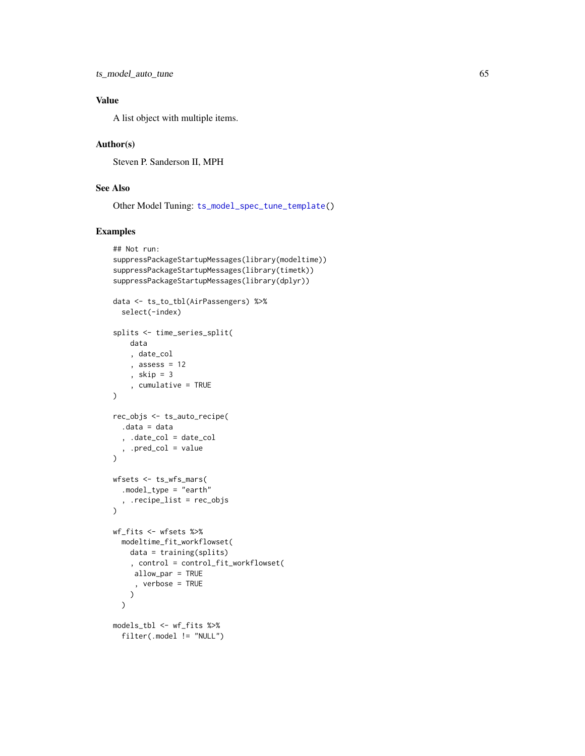## Value

A list object with multiple items.

## Author(s)

Steven P. Sanderson II, MPH

## See Also

Other Model Tuning: ts_model_spec_tune_template()

## Examples

```
## Not run:
suppressPackageStartupMessages(library(modeltime))
suppressPackageStartupMessages(library(timetk))
suppressPackageStartupMessages(library(dplyr))

data <- ts_to_tbl(AirPassengers) %>%
  select(-index)

splits <- time_series_split(
    data
    , date_col
    , assess = 12
    , skip = 3
    , cumulative = TRUE
)

rec_objs <- ts_auto_recipe(
  .data = data
  , .date_col = date_col
  , .pred_col = value
)

wfsets <- ts_wfs_mars(
  .model_type = "earth"
  , .recipe_list = rec_objs
)

wf_fits <- wfsets %>%
  modeltime_fit_workflowset(
    data = training(splits)
    , control = control_fit_workflowset(
     allow_par = TRUE
     , verbose = TRUE
    )
  )

models_tbl <- wf_fits %>%
  filter(.model != "NULL")
```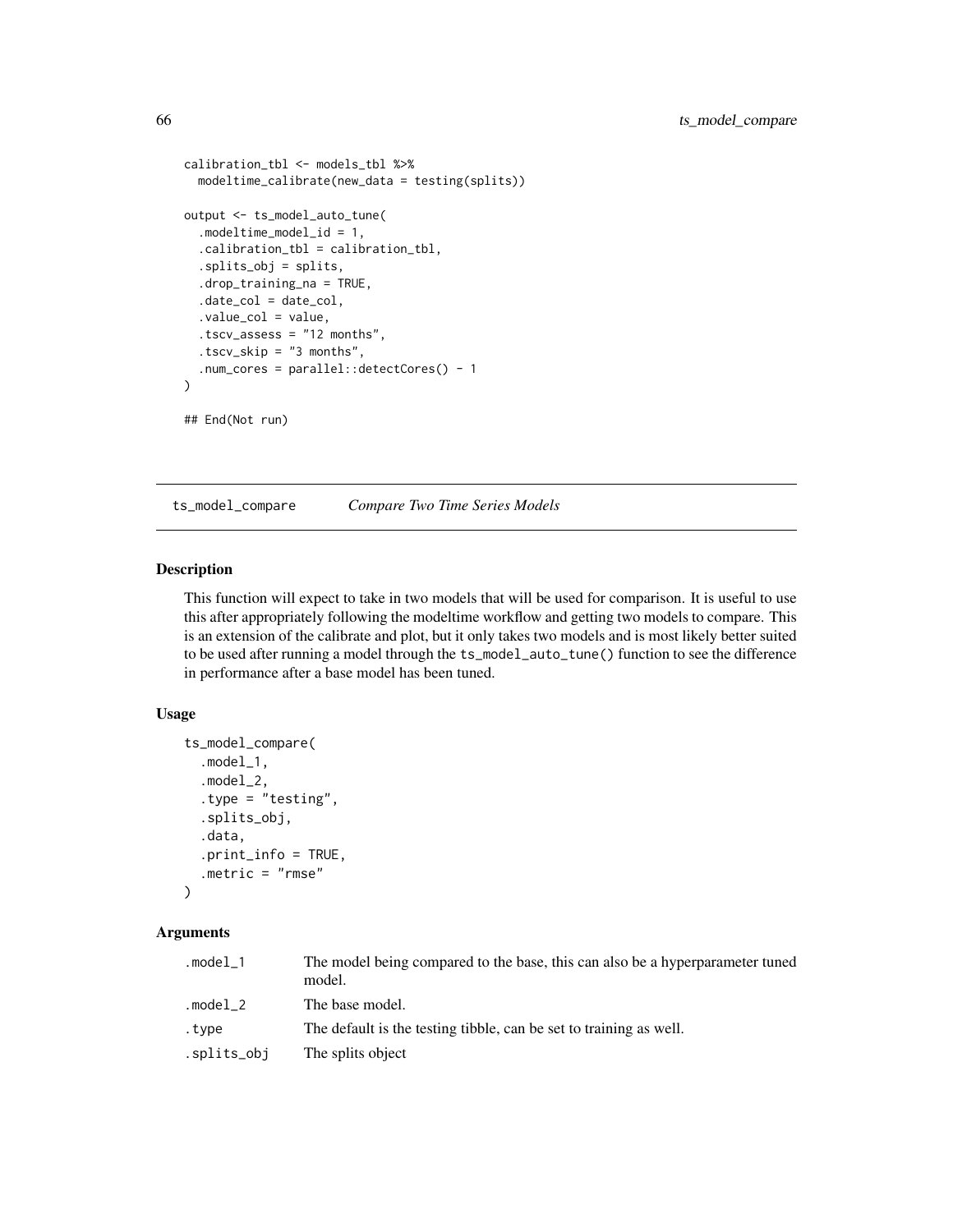```
calibration_tbl <- models_tbl %>%
  modeltime_calibrate(new_data = testing(splits))

output <- ts_model_auto_tune(
  .modeltime_model_id = 1,
  .calibration_tbl = calibration_tbl,
  .splits_obj = splits,
  .drop_training_na = TRUE,
  .date_col = date_col,
  .value_col = value,
  .tscv_assess = "12 months",
  .tscv_skip = "3 months",
  .num_cores = parallel::detectCores() - 1
)

## End(Not run)
```

## ts_model_compare *Compare Two Time Series Models*

### Description

This function will expect to take in two models that will be used for comparison. It is useful to use this after appropriately following the modeltime workflow and getting two models to compare. This is an extension of the calibrate and plot, but it only takes two models and is most likely better suited to be used after running a model through the `ts_model_auto_tune()` function to see the difference in performance after a base model has been tuned.

### Usage

```
ts_model_compare(
  .model_1,
  .model_2,
  .type = "testing",
  .splits_obj,
  .data,
  .print_info = TRUE,
  .metric = "rmse"
)
```

### Arguments

| | |
|---|---|
| `.model_1` | The model being compared to the base, this can also be a hyperparameter tuned model. |
| `.model_2` | The base model. |
| `.type` | The default is the testing tibble, can be set to training as well. |
| `.splits_obj` | The splits object |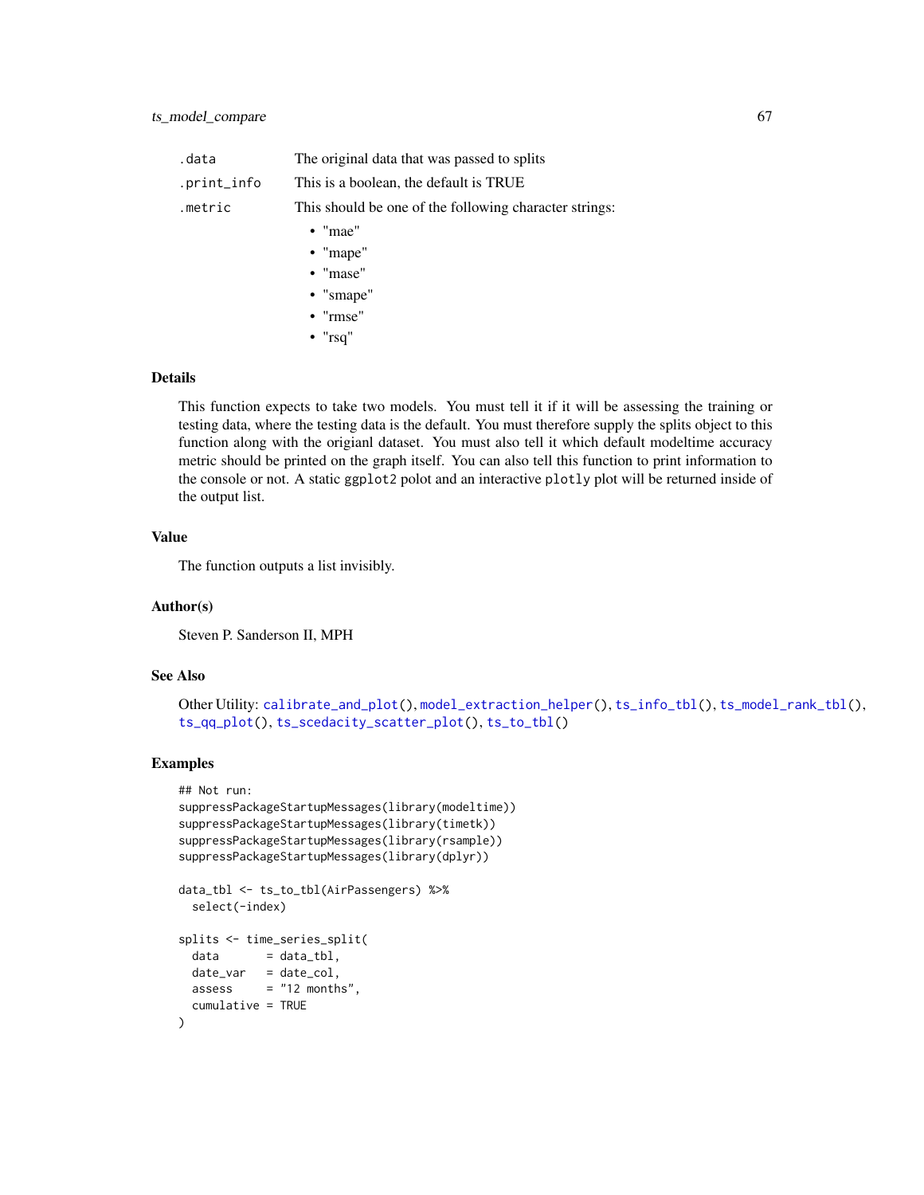| | |
|---|---|
| `.data` | The original data that was passed to splits |
| `.print_info` | This is a boolean, the default is TRUE |
| `.metric` | This should be one of the following character strings: |

- "mae"
- "mape"
- "mase"
- "smape"
- "rmse"
- "rsq"

## Details

This function expects to take two models. You must tell it if it will be assessing the training or testing data, where the testing data is the default. You must therefore supply the splits object to this function along with the origianl dataset. You must also tell it which default modeltime accuracy metric should be printed on the graph itself. You can also tell this function to print information to the console or not. A static `ggplot2` polot and an interactive `plotly` plot will be returned inside of the output list.

## Value

The function outputs a list invisibly.

## Author(s)

Steven P. Sanderson II, MPH

## See Also

Other Utility: `calibrate_and_plot()`, `model_extraction_helper()`, `ts_info_tbl()`, `ts_model_rank_tbl()`, `ts_qq_plot()`, `ts_scedacity_scatter_plot()`, `ts_to_tbl()`

## Examples

```
## Not run:
suppressPackageStartupMessages(library(modeltime))
suppressPackageStartupMessages(library(timetk))
suppressPackageStartupMessages(library(rsample))
suppressPackageStartupMessages(library(dplyr))

data_tbl <- ts_to_tbl(AirPassengers) %>%
  select(-index)

splits <- time_series_split(
  data       = data_tbl,
  date_var   = date_col,
  assess     = "12 months",
  cumulative = TRUE
)
```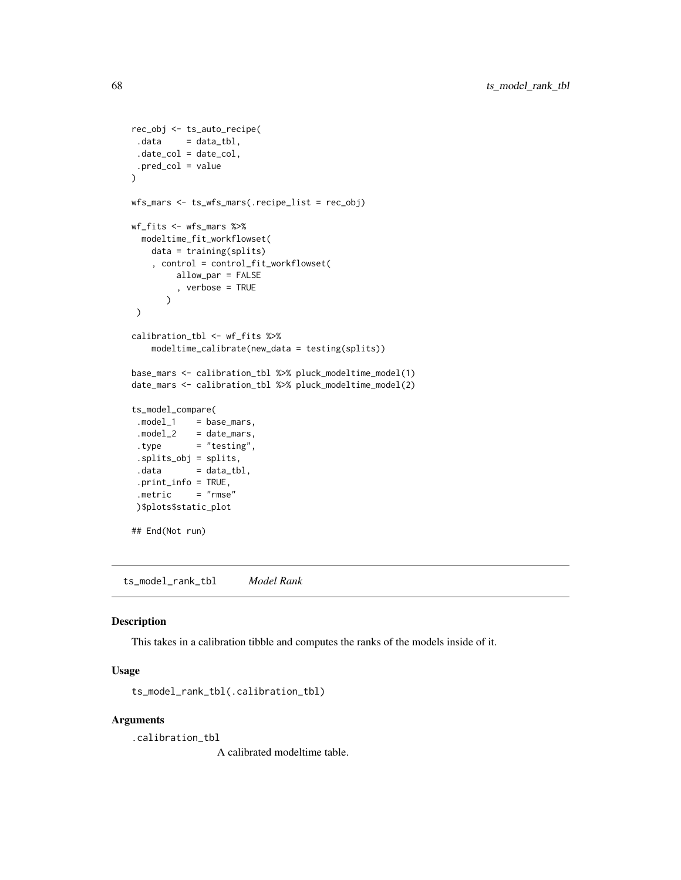```
rec_obj <- ts_auto_recipe(
 .data     = data_tbl,
 .date_col = date_col,
 .pred_col = value
)

wfs_mars <- ts_wfs_mars(.recipe_list = rec_obj)

wf_fits <- wfs_mars %>%
  modeltime_fit_workflowset(
    data = training(splits)
    , control = control_fit_workflowset(
         allow_par = FALSE
         , verbose = TRUE
       )
 )

calibration_tbl <- wf_fits %>%
    modeltime_calibrate(new_data = testing(splits))

base_mars <- calibration_tbl %>% pluck_modeltime_model(1)
date_mars <- calibration_tbl %>% pluck_modeltime_model(2)

ts_model_compare(
 .model_1    = base_mars,
 .model_2    = date_mars,
 .type       = "testing",
 .splits_obj = splits,
 .data       = data_tbl,
 .print_info = TRUE,
 .metric     = "rmse"
 )$plots$static_plot

## End(Not run)
```

## ts_model_rank_tbl *Model Rank*

### Description

This takes in a calibration tibble and computes the ranks of the models inside of it.

### Usage

```
ts_model_rank_tbl(.calibration_tbl)
```

### Arguments

`.calibration_tbl`
A calibrated modeltime table.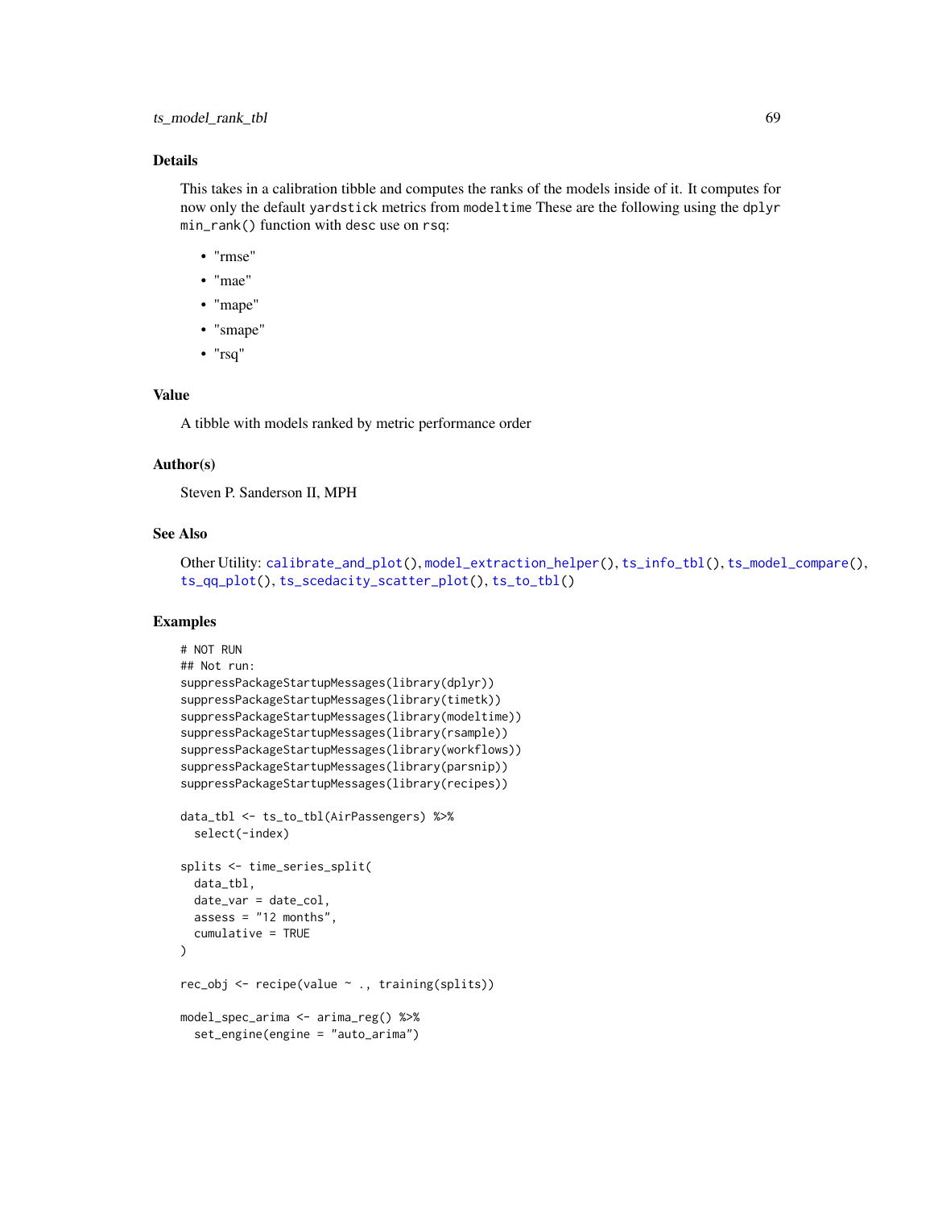## Details

This takes in a calibration tibble and computes the ranks of the models inside of it. It computes for now only the default `yardstick` metrics from `modeltime` These are the following using the `dplyr` `min_rank()` function with `desc` use on `rsq`:

- "rmse"
- "mae"
- "mape"
- "smape"
- "rsq"

## Value

A tibble with models ranked by metric performance order

## Author(s)

Steven P. Sanderson II, MPH

## See Also

Other Utility: `calibrate_and_plot()`, `model_extraction_helper()`, `ts_info_tbl()`, `ts_model_compare()`, `ts_qq_plot()`, `ts_scedacity_scatter_plot()`, `ts_to_tbl()`

## Examples

```
# NOT RUN
## Not run:
suppressPackageStartupMessages(library(dplyr))
suppressPackageStartupMessages(library(timetk))
suppressPackageStartupMessages(library(modeltime))
suppressPackageStartupMessages(library(rsample))
suppressPackageStartupMessages(library(workflows))
suppressPackageStartupMessages(library(parsnip))
suppressPackageStartupMessages(library(recipes))

data_tbl <- ts_to_tbl(AirPassengers) %>%
  select(-index)

splits <- time_series_split(
  data_tbl,
  date_var = date_col,
  assess = "12 months",
  cumulative = TRUE
)

rec_obj <- recipe(value ~ ., training(splits))

model_spec_arima <- arima_reg() %>%
  set_engine(engine = "auto_arima")
```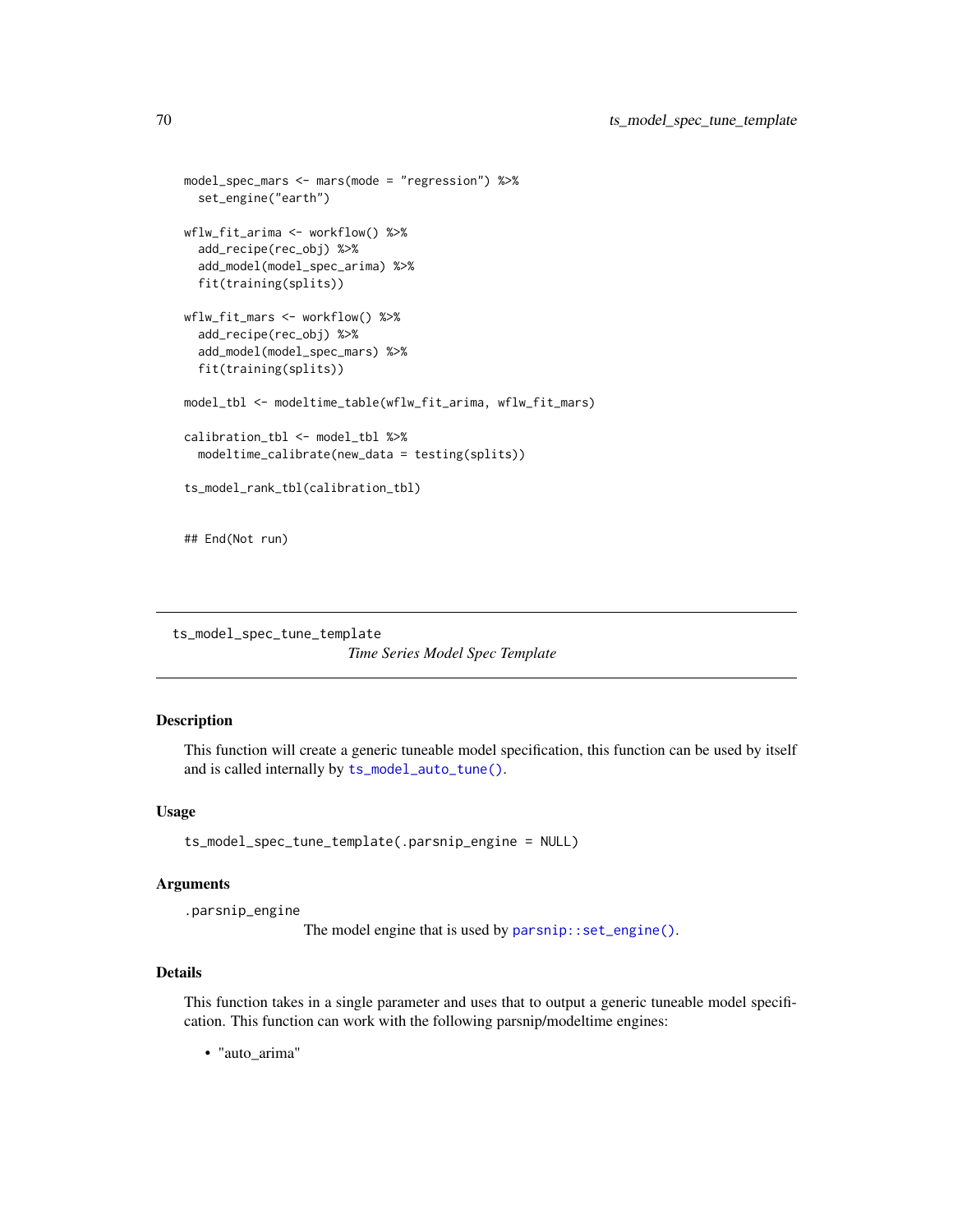```
model_spec_mars <- mars(mode = "regression") %>%
  set_engine("earth")

wflw_fit_arima <- workflow() %>%
  add_recipe(rec_obj) %>%
  add_model(model_spec_arima) %>%
  fit(training(splits))

wflw_fit_mars <- workflow() %>%
  add_recipe(rec_obj) %>%
  add_model(model_spec_mars) %>%
  fit(training(splits))

model_tbl <- modeltime_table(wflw_fit_arima, wflw_fit_mars)

calibration_tbl <- model_tbl %>%
  modeltime_calibrate(new_data = testing(splits))

ts_model_rank_tbl(calibration_tbl)


## End(Not run)
```

---

ts_model_spec_tune_template    *Time Series Model Spec Template*

---

### Description

This function will create a generic tuneable model specification, this function can be used by itself and is called internally by `ts_model_auto_tune()`.

### Usage

```
ts_model_spec_tune_template(.parsnip_engine = NULL)
```

### Arguments

`.parsnip_engine`
: The model engine that is used by `parsnip::set_engine()`.

### Details

This function takes in a single parameter and uses that to output a generic tuneable model specification. This function can work with the following parsnip/modeltime engines:

- "auto_arima"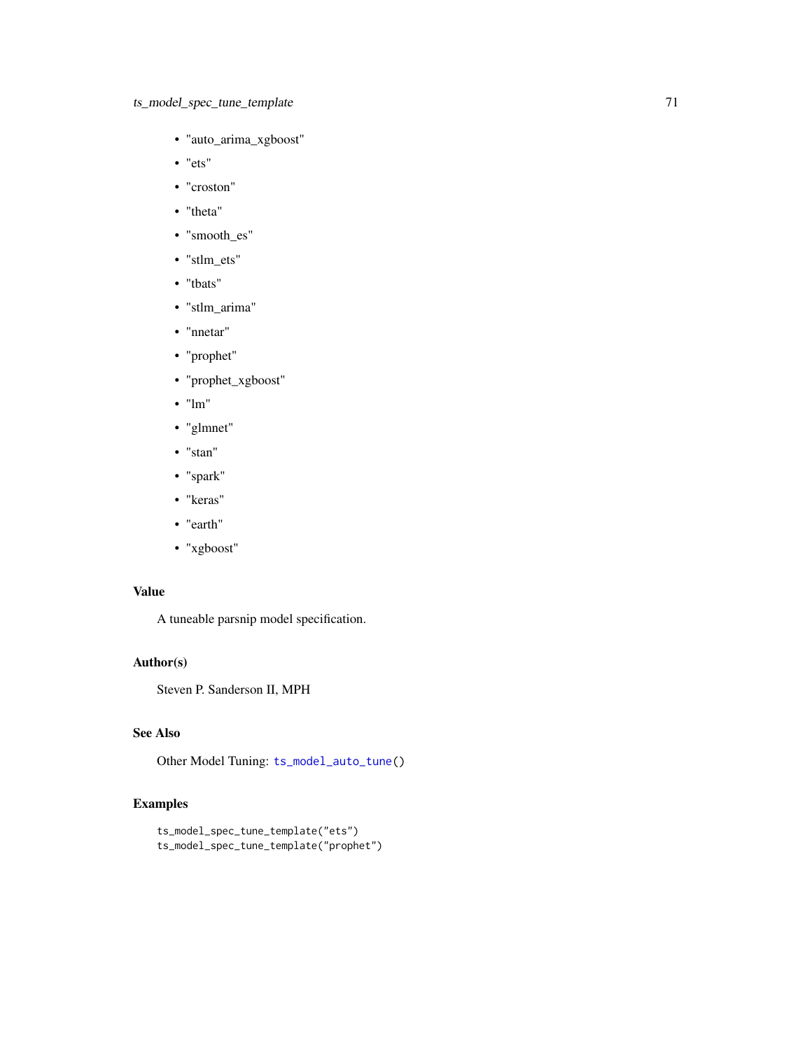- "auto_arima_xgboost"
- "ets"
- "croston"
- "theta"
- "smooth_es"
- "stlm_ets"
- "tbats"
- "stlm_arima"
- "nnetar"
- "prophet"
- "prophet_xgboost"
- "lm"
- "glmnet"
- "stan"
- "spark"
- "keras"
- "earth"
- "xgboost"

## Value

A tuneable parsnip model specification.

## Author(s)

Steven P. Sanderson II, MPH

## See Also

Other Model Tuning: `ts_model_auto_tune()`

## Examples

```
ts_model_spec_tune_template("ets")
ts_model_spec_tune_template("prophet")
```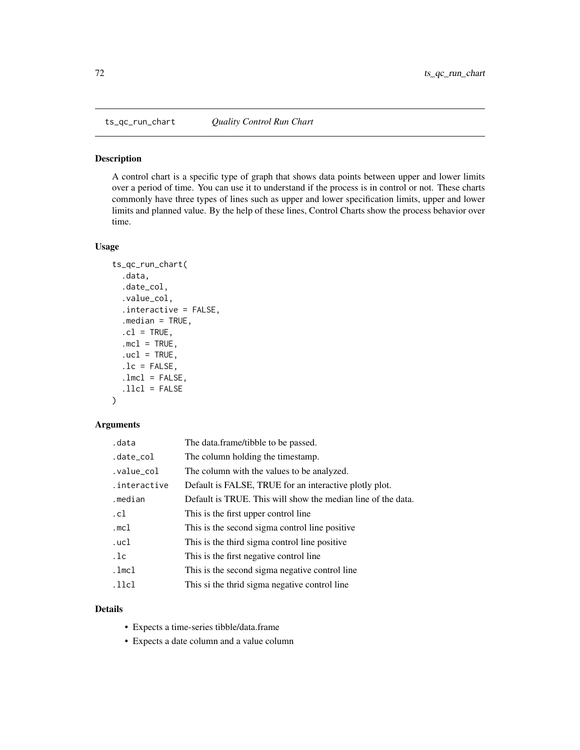# ts_qc_run_chart *Quality Control Run Chart*

## Description

A control chart is a specific type of graph that shows data points between upper and lower limits over a period of time. You can use it to understand if the process is in control or not. These charts commonly have three types of lines such as upper and lower specification limits, upper and lower limits and planned value. By the help of these lines, Control Charts show the process behavior over time.

## Usage

```
ts_qc_run_chart(
  .data,
  .date_col,
  .value_col,
  .interactive = FALSE,
  .median = TRUE,
  .cl = TRUE,
  .mcl = TRUE,
  .ucl = TRUE,
  .lc = FALSE,
  .lmcl = FALSE,
  .llcl = FALSE
)
```

## Arguments

| | |
|---|---|
| `.data` | The data.frame/tibble to be passed. |
| `.date_col` | The column holding the timestamp. |
| `.value_col` | The column with the values to be analyzed. |
| `.interactive` | Default is FALSE, TRUE for an interactive plotly plot. |
| `.median` | Default is TRUE. This will show the median line of the data. |
| `.cl` | This is the first upper control line |
| `.mcl` | This is the second sigma control line positive |
| `.ucl` | This is the third sigma control line positive |
| `.lc` | This is the first negative control line |
| `.lmcl` | This is the second sigma negative control line |
| `.llcl` | This si the thrid sigma negative control line |

## Details

- Expects a time-series tibble/data.frame
- Expects a date column and a value column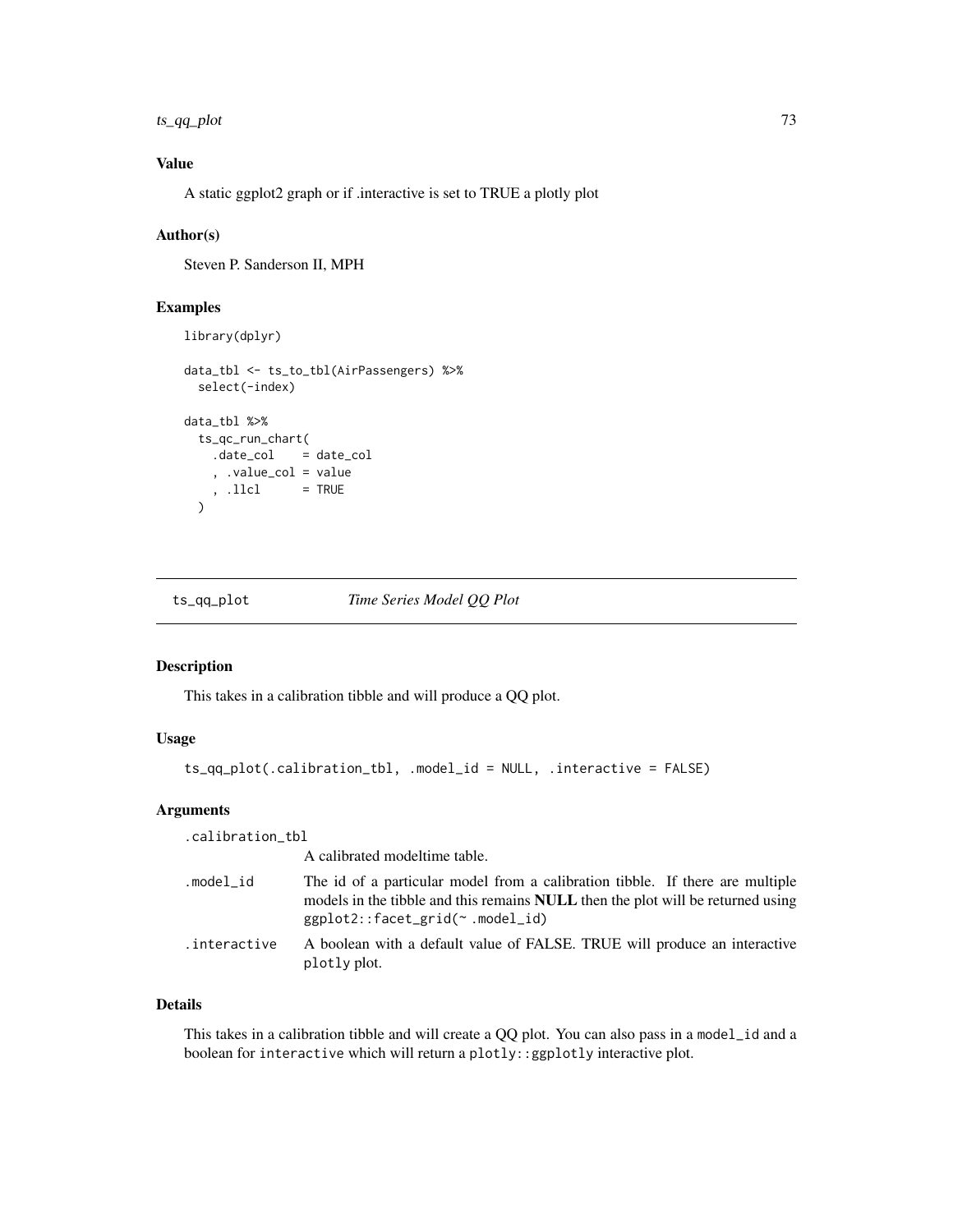### Value

A static ggplot2 graph or if .interactive is set to TRUE a plotly plot

### Author(s)

Steven P. Sanderson II, MPH

### Examples

```
library(dplyr)

data_tbl <- ts_to_tbl(AirPassengers) %>%
  select(-index)

data_tbl %>%
  ts_qc_run_chart(
    .date_col    = date_col
    , .value_col = value
    , .llcl      = TRUE
  )
```

---

## ts_qq_plot    *Time Series Model QQ Plot*

---

### Description

This takes in a calibration tibble and will produce a QQ plot.

### Usage

```
ts_qq_plot(.calibration_tbl, .model_id = NULL, .interactive = FALSE)
```

### Arguments

| | |
|---|---|
| `.calibration_tbl` | A calibrated modeltime table. |
| `.model_id` | The id of a particular model from a calibration tibble. If there are multiple models in the tibble and this remains **NULL** then the plot will be returned using `ggplot2::facet_grid(~ .model_id)` |
| `.interactive` | A boolean with a default value of FALSE. TRUE will produce an interactive `plotly` plot. |

### Details

This takes in a calibration tibble and will create a QQ plot. You can also pass in a `model_id` and a boolean for `interactive` which will return a `plotly::ggplotly` interactive plot.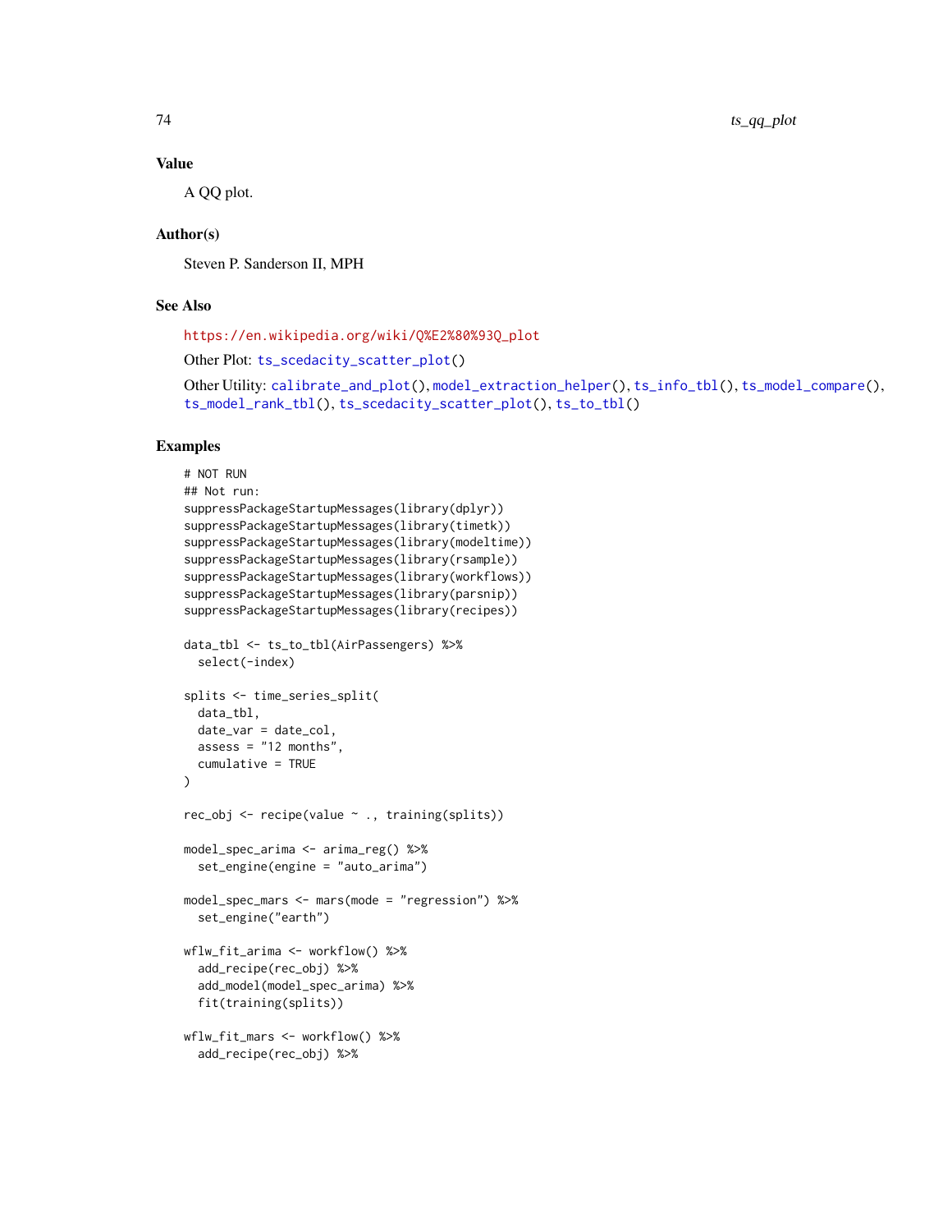## Value

A QQ plot.

## Author(s)

Steven P. Sanderson II, MPH

## See Also

https://en.wikipedia.org/wiki/Q%E2%80%93Q_plot

Other Plot: ts_scedacity_scatter_plot()

Other Utility: calibrate_and_plot(), model_extraction_helper(), ts_info_tbl(), ts_model_compare(), ts_model_rank_tbl(), ts_scedacity_scatter_plot(), ts_to_tbl()

## Examples

```
# NOT RUN
## Not run:
suppressPackageStartupMessages(library(dplyr))
suppressPackageStartupMessages(library(timetk))
suppressPackageStartupMessages(library(modeltime))
suppressPackageStartupMessages(library(rsample))
suppressPackageStartupMessages(library(workflows))
suppressPackageStartupMessages(library(parsnip))
suppressPackageStartupMessages(library(recipes))

data_tbl <- ts_to_tbl(AirPassengers) %>%
  select(-index)

splits <- time_series_split(
  data_tbl,
  date_var = date_col,
  assess = "12 months",
  cumulative = TRUE
)

rec_obj <- recipe(value ~ ., training(splits))

model_spec_arima <- arima_reg() %>%
  set_engine(engine = "auto_arima")

model_spec_mars <- mars(mode = "regression") %>%
  set_engine("earth")

wflw_fit_arima <- workflow() %>%
  add_recipe(rec_obj) %>%
  add_model(model_spec_arima) %>%
  fit(training(splits))

wflw_fit_mars <- workflow() %>%
  add_recipe(rec_obj) %>%
```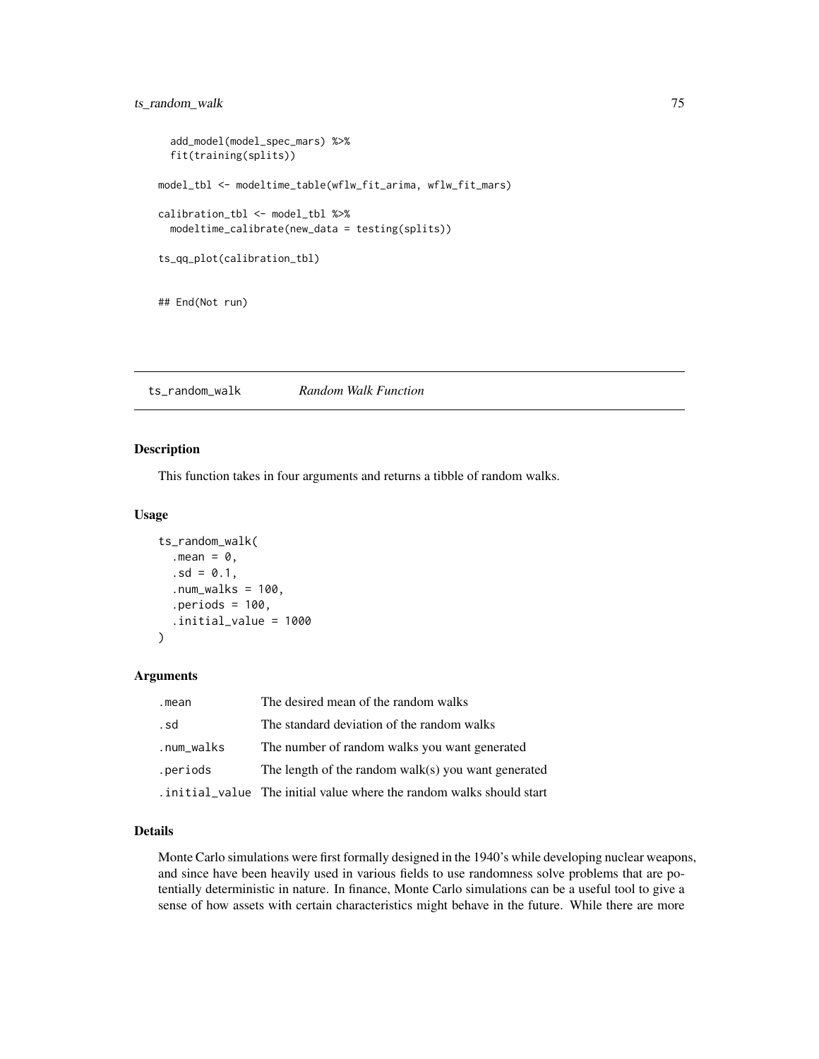```
  add_model(model_spec_mars) %>%
  fit(training(splits))

model_tbl <- modeltime_table(wflw_fit_arima, wflw_fit_mars)

calibration_tbl <- model_tbl %>%
  modeltime_calibrate(new_data = testing(splits))

ts_qq_plot(calibration_tbl)


## End(Not run)
```

## ts_random_walk *Random Walk Function*

### Description

This function takes in four arguments and returns a tibble of random walks.

### Usage

```
ts_random_walk(
  .mean = 0,
  .sd = 0.1,
  .num_walks = 100,
  .periods = 100,
  .initial_value = 1000
)
```

### Arguments

| | |
|---|---|
| .mean | The desired mean of the random walks |
| .sd | The standard deviation of the random walks |
| .num_walks | The number of random walks you want generated |
| .periods | The length of the random walk(s) you want generated |
| .initial_value | The initial value where the random walks should start |

### Details

Monte Carlo simulations were first formally designed in the 1940's while developing nuclear weapons, and since have been heavily used in various fields to use randomness solve problems that are potentially deterministic in nature. In finance, Monte Carlo simulations can be a useful tool to give a sense of how assets with certain characteristics might behave in the future. While there are more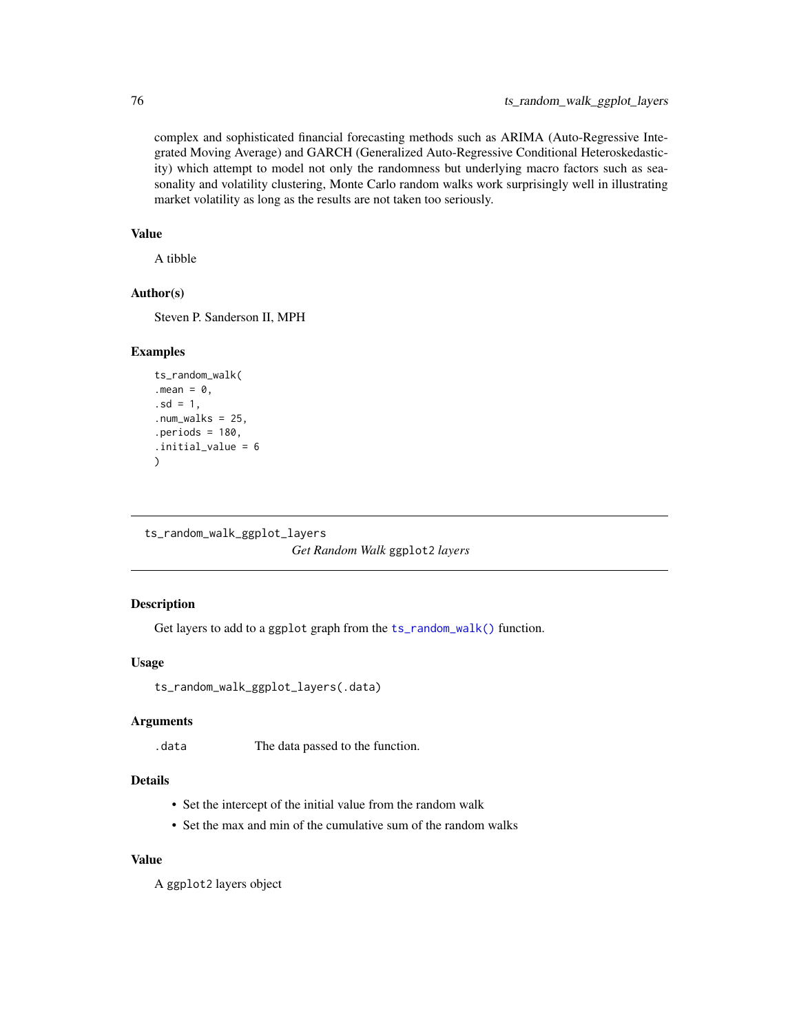complex and sophisticated financial forecasting methods such as ARIMA (Auto-Regressive Integrated Moving Average) and GARCH (Generalized Auto-Regressive Conditional Heteroskedasticity) which attempt to model not only the randomness but underlying macro factors such as seasonality and volatility clustering, Monte Carlo random walks work surprisingly well in illustrating market volatility as long as the results are not taken too seriously.

### Value

A tibble

### Author(s)

Steven P. Sanderson II, MPH

### Examples

```
ts_random_walk(
.mean = 0,
.sd = 1,
.num_walks = 25,
.periods = 180,
.initial_value = 6
)
```

---

## ts_random_walk_ggplot_layers

*Get Random Walk* `ggplot2` *layers*

---

### Description

Get layers to add to a `ggplot` graph from the `ts_random_walk()` function.

### Usage

```
ts_random_walk_ggplot_layers(.data)
```

### Arguments

| | |
|---|---|
| `.data` | The data passed to the function. |

### Details

- Set the intercept of the initial value from the random walk
- Set the max and min of the cumulative sum of the random walks

### Value

A `ggplot2` layers object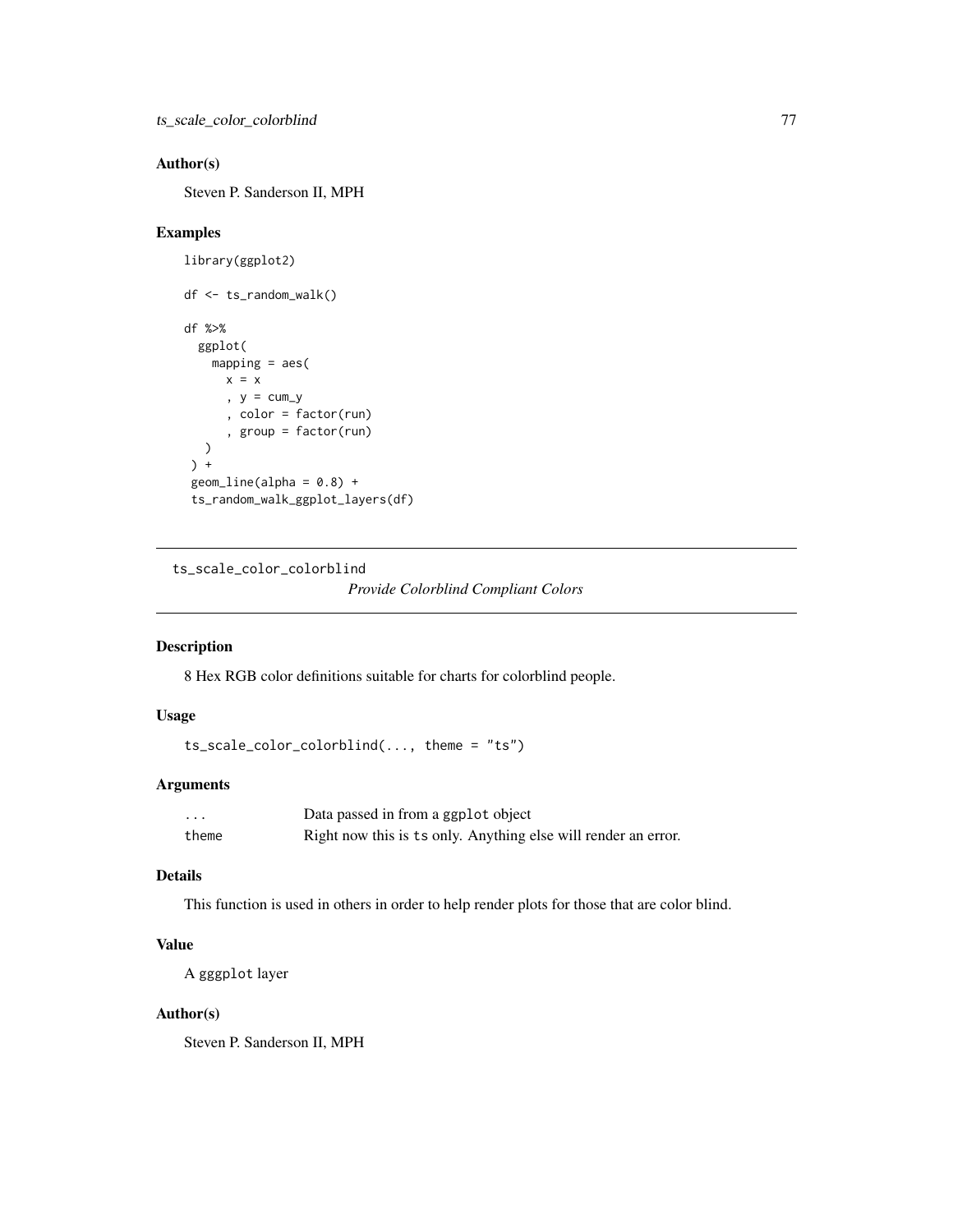## Author(s)

Steven P. Sanderson II, MPH

## Examples

```
library(ggplot2)

df <- ts_random_walk()

df %>%
  ggplot(
    mapping = aes(
      x = x
      , y = cum_y
      , color = factor(run)
      , group = factor(run)
   )
 ) +
 geom_line(alpha = 0.8) +
 ts_random_walk_ggplot_layers(df)
```

---

# ts_scale_color_colorblind

*Provide Colorblind Compliant Colors*

---

## Description

8 Hex RGB color definitions suitable for charts for colorblind people.

## Usage

```
ts_scale_color_colorblind(..., theme = "ts")
```

## Arguments

| | |
|---|---|
| ... | Data passed in from a ggplot object |
| theme | Right now this is ts only. Anything else will render an error. |

## Details

This function is used in others in order to help render plots for those that are color blind.

## Value

A gggplot layer

## Author(s)

Steven P. Sanderson II, MPH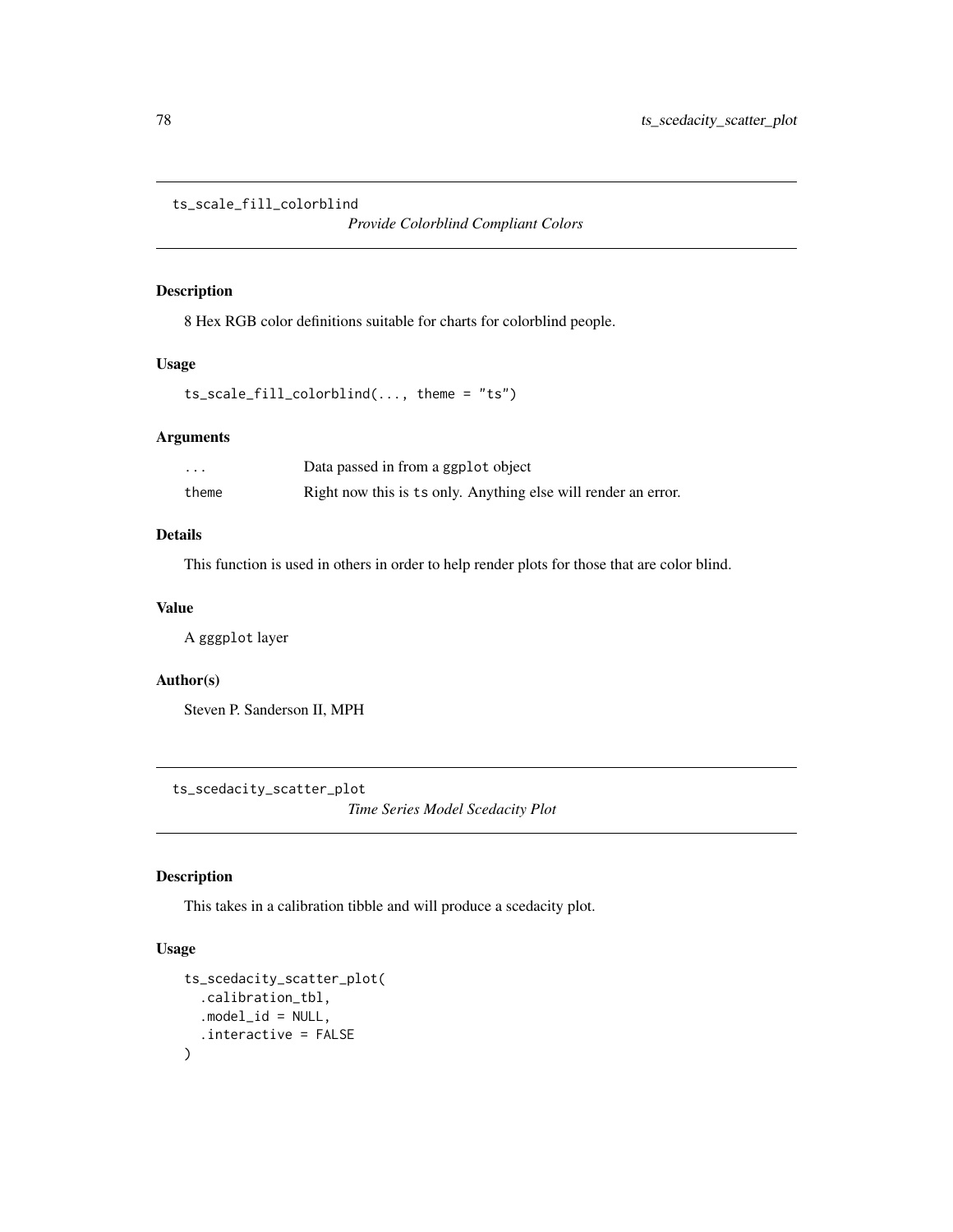## ts_scale_fill_colorblind

*Provide Colorblind Compliant Colors*

### Description

8 Hex RGB color definitions suitable for charts for colorblind people.

### Usage

```
ts_scale_fill_colorblind(..., theme = "ts")
```

### Arguments

| | |
|---|---|
| ... | Data passed in from a ggplot object |
| theme | Right now this is ts only. Anything else will render an error. |

### Details

This function is used in others in order to help render plots for those that are color blind.

### Value

A gggplot layer

### Author(s)

Steven P. Sanderson II, MPH

## ts_scedacity_scatter_plot

*Time Series Model Scedacity Plot*

### Description

This takes in a calibration tibble and will produce a scedacity plot.

### Usage

```
ts_scedacity_scatter_plot(
  .calibration_tbl,
  .model_id = NULL,
  .interactive = FALSE
)
```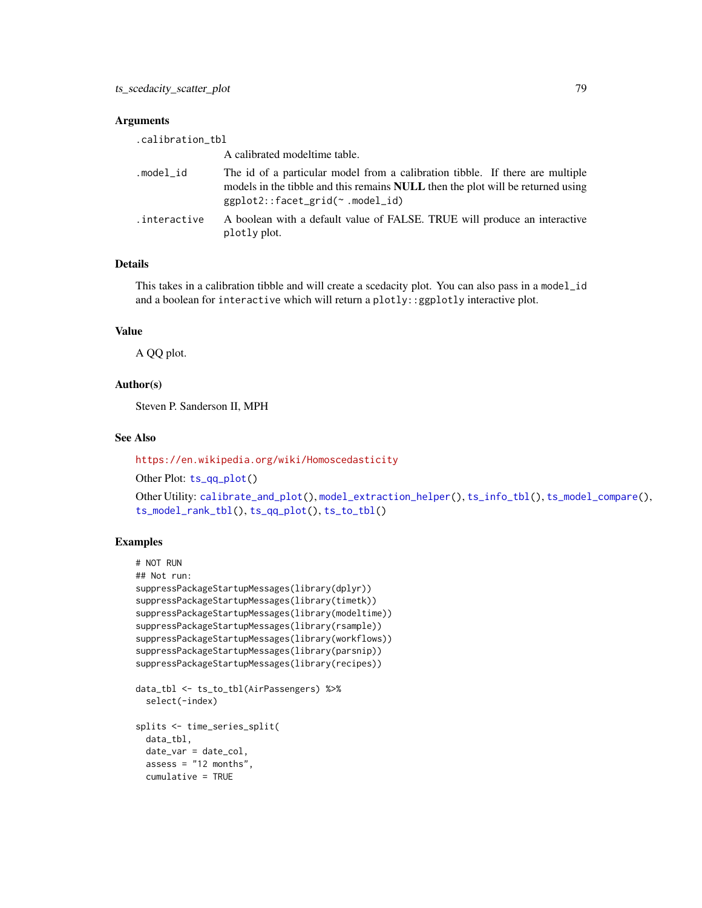## Arguments

.calibration_tbl
: A calibrated modeltime table.

.model_id
: The id of a particular model from a calibration tibble. If there are multiple models in the tibble and this remains **NULL** then the plot will be returned using `ggplot2::facet_grid(~ .model_id)`

.interactive
: A boolean with a default value of FALSE. TRUE will produce an interactive `plotly` plot.

## Details

This takes in a calibration tibble and will create a scedacity plot. You can also pass in a `model_id` and a boolean for `interactive` which will return a `plotly::ggplotly` interactive plot.

## Value

A QQ plot.

## Author(s)

Steven P. Sanderson II, MPH

## See Also

https://en.wikipedia.org/wiki/Homoscedasticity

Other Plot: `ts_qq_plot()`

Other Utility: `calibrate_and_plot()`, `model_extraction_helper()`, `ts_info_tbl()`, `ts_model_compare()`, `ts_model_rank_tbl()`, `ts_qq_plot()`, `ts_to_tbl()`

## Examples

```
# NOT RUN
## Not run:
suppressPackageStartupMessages(library(dplyr))
suppressPackageStartupMessages(library(timetk))
suppressPackageStartupMessages(library(modeltime))
suppressPackageStartupMessages(library(rsample))
suppressPackageStartupMessages(library(workflows))
suppressPackageStartupMessages(library(parsnip))
suppressPackageStartupMessages(library(recipes))

data_tbl <- ts_to_tbl(AirPassengers) %>%
  select(-index)

splits <- time_series_split(
  data_tbl,
  date_var = date_col,
  assess = "12 months",
  cumulative = TRUE
```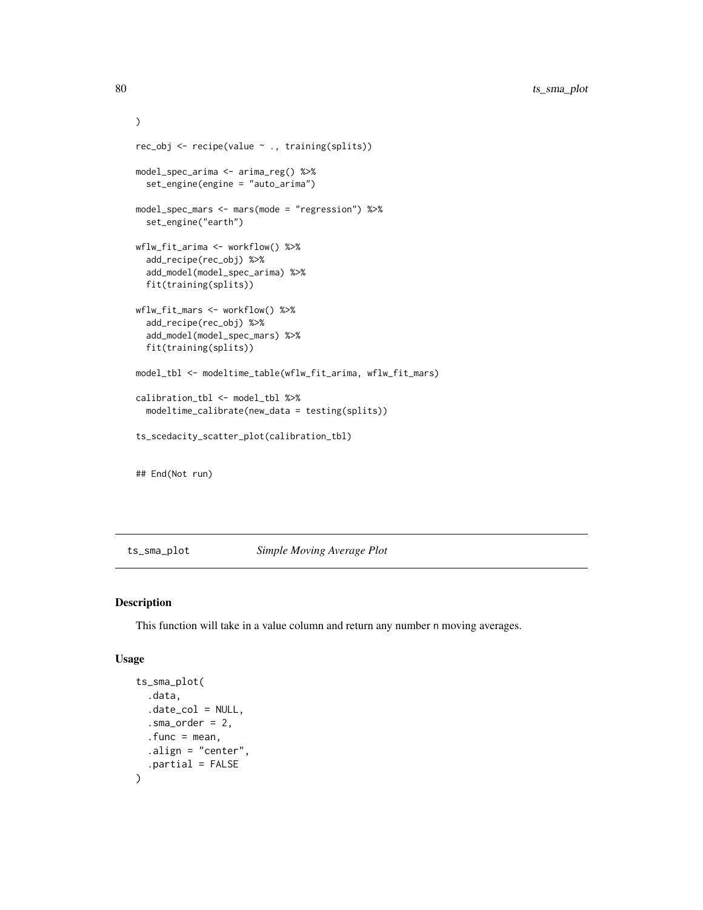```
)

rec_obj <- recipe(value ~ ., training(splits))

model_spec_arima <- arima_reg() %>%
  set_engine(engine = "auto_arima")

model_spec_mars <- mars(mode = "regression") %>%
  set_engine("earth")

wflw_fit_arima <- workflow() %>%
  add_recipe(rec_obj) %>%
  add_model(model_spec_arima) %>%
  fit(training(splits))

wflw_fit_mars <- workflow() %>%
  add_recipe(rec_obj) %>%
  add_model(model_spec_mars) %>%
  fit(training(splits))

model_tbl <- modeltime_table(wflw_fit_arima, wflw_fit_mars)

calibration_tbl <- model_tbl %>%
  modeltime_calibrate(new_data = testing(splits))

ts_scedacity_scatter_plot(calibration_tbl)


## End(Not run)
```

---

## ts_sma_plot *Simple Moving Average Plot*

---

### Description

This function will take in a value column and return any number n moving averages.

### Usage

```
ts_sma_plot(
  .data,
  .date_col = NULL,
  .sma_order = 2,
  .func = mean,
  .align = "center",
  .partial = FALSE
)
```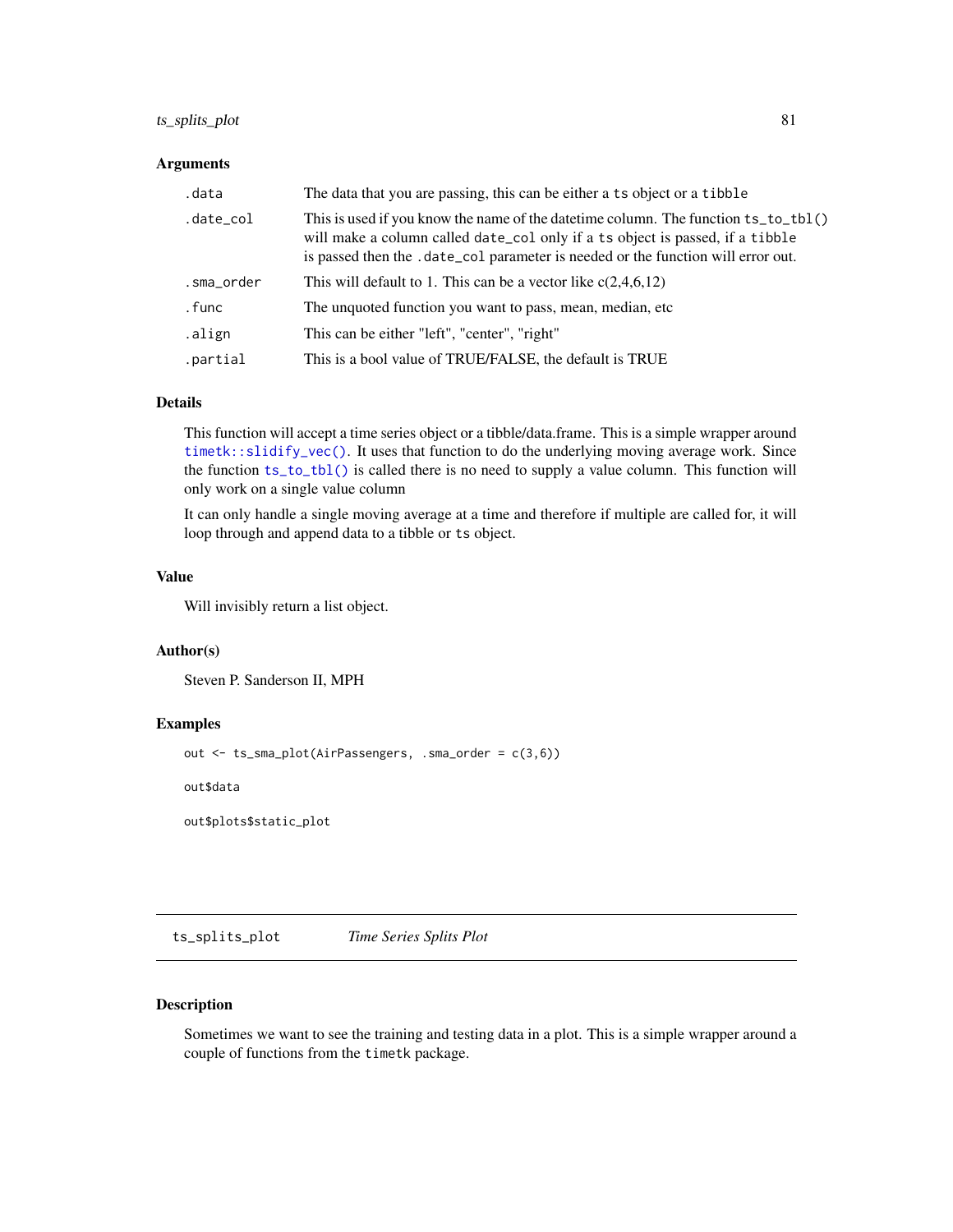### Arguments

| | |
|---|---|
| `.data` | The data that you are passing, this can be either a `ts` object or a `tibble` |
| `.date_col` | This is used if you know the name of the datetime column. The function `ts_to_tbl()` will make a column called `date_col` only if a `ts` object is passed, if a `tibble` is passed then the `.date_col` parameter is needed or the function will error out. |
| `.sma_order` | This will default to 1. This can be a vector like c(2,4,6,12) |
| `.func` | The unquoted function you want to pass, mean, median, etc |
| `.align` | This can be either "left", "center", "right" |
| `.partial` | This is a bool value of TRUE/FALSE, the default is TRUE |

### Details

This function will accept a time series object or a tibble/data.frame. This is a simple wrapper around `timetk::slidify_vec()`. It uses that function to do the underlying moving average work. Since the function `ts_to_tbl()` is called there is no need to supply a value column. This function will only work on a single value column

It can only handle a single moving average at a time and therefore if multiple are called for, it will loop through and append data to a tibble or `ts` object.

### Value

Will invisibly return a list object.

### Author(s)

Steven P. Sanderson II, MPH

### Examples

```
out <- ts_sma_plot(AirPassengers, .sma_order = c(3,6))

out$data

out$plots$static_plot
```

---

## ts_splits_plot *Time Series Splits Plot*

### Description

Sometimes we want to see the training and testing data in a plot. This is a simple wrapper around a couple of functions from the `timetk` package.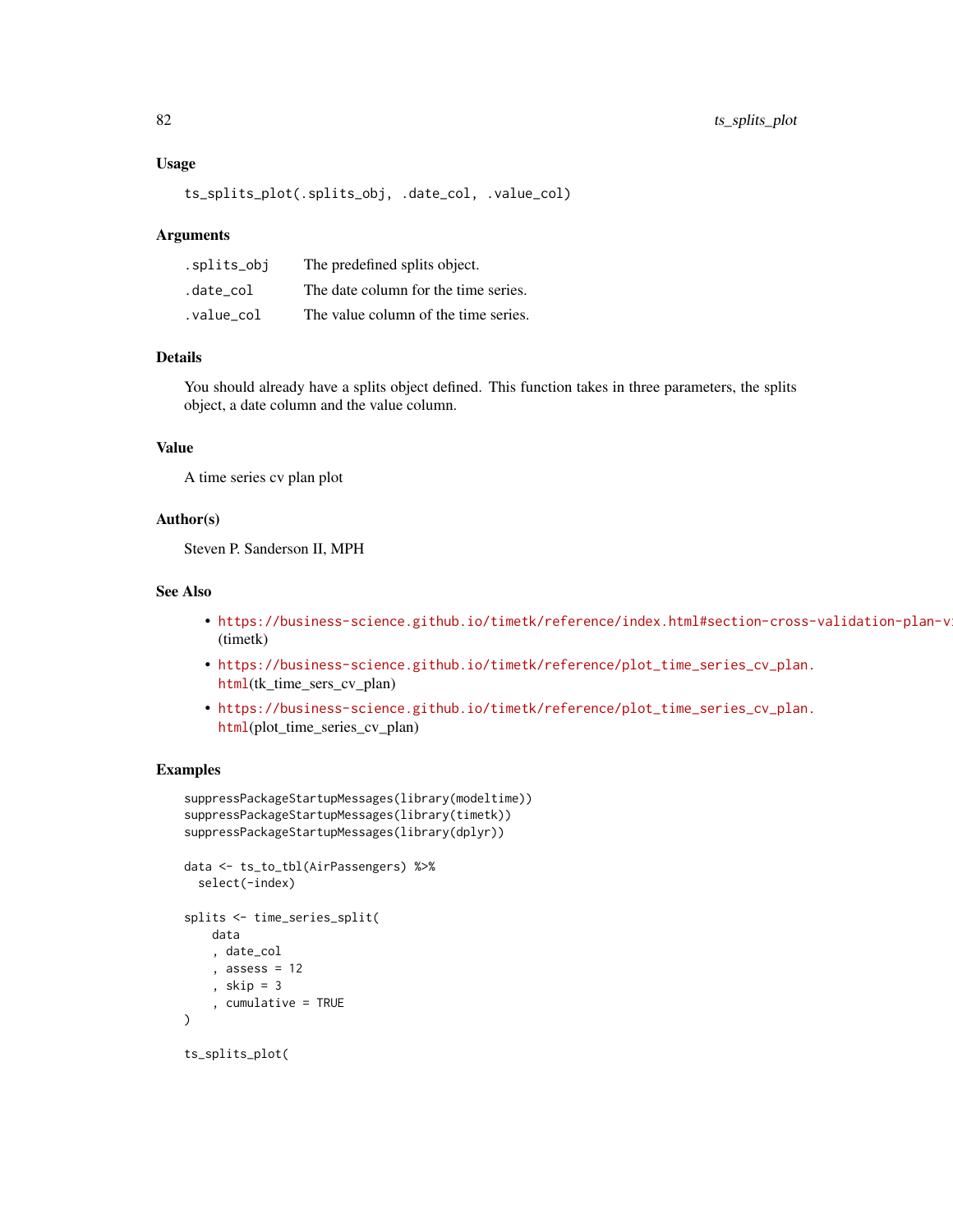## Usage

```
ts_splits_plot(.splits_obj, .date_col, .value_col)
```

## Arguments

| | |
|---|---|
| .splits_obj | The predefined splits object. |
| .date_col | The date column for the time series. |
| .value_col | The value column of the time series. |

## Details

You should already have a splits object defined. This function takes in three parameters, the splits object, a date column and the value column.

## Value

A time series cv plan plot

## Author(s)

Steven P. Sanderson II, MPH

## See Also

- https://business-science.github.io/timetk/reference/index.html#section-cross-validation-plan-vi (timetk)
- https://business-science.github.io/timetk/reference/plot_time_series_cv_plan.html(tk_time_sers_cv_plan)
- https://business-science.github.io/timetk/reference/plot_time_series_cv_plan.html(plot_time_series_cv_plan)

## Examples

```
suppressPackageStartupMessages(library(modeltime))
suppressPackageStartupMessages(library(timetk))
suppressPackageStartupMessages(library(dplyr))

data <- ts_to_tbl(AirPassengers) %>%
  select(-index)

splits <- time_series_split(
    data
    , date_col
    , assess = 12
    , skip = 3
    , cumulative = TRUE
)

ts_splits_plot(
```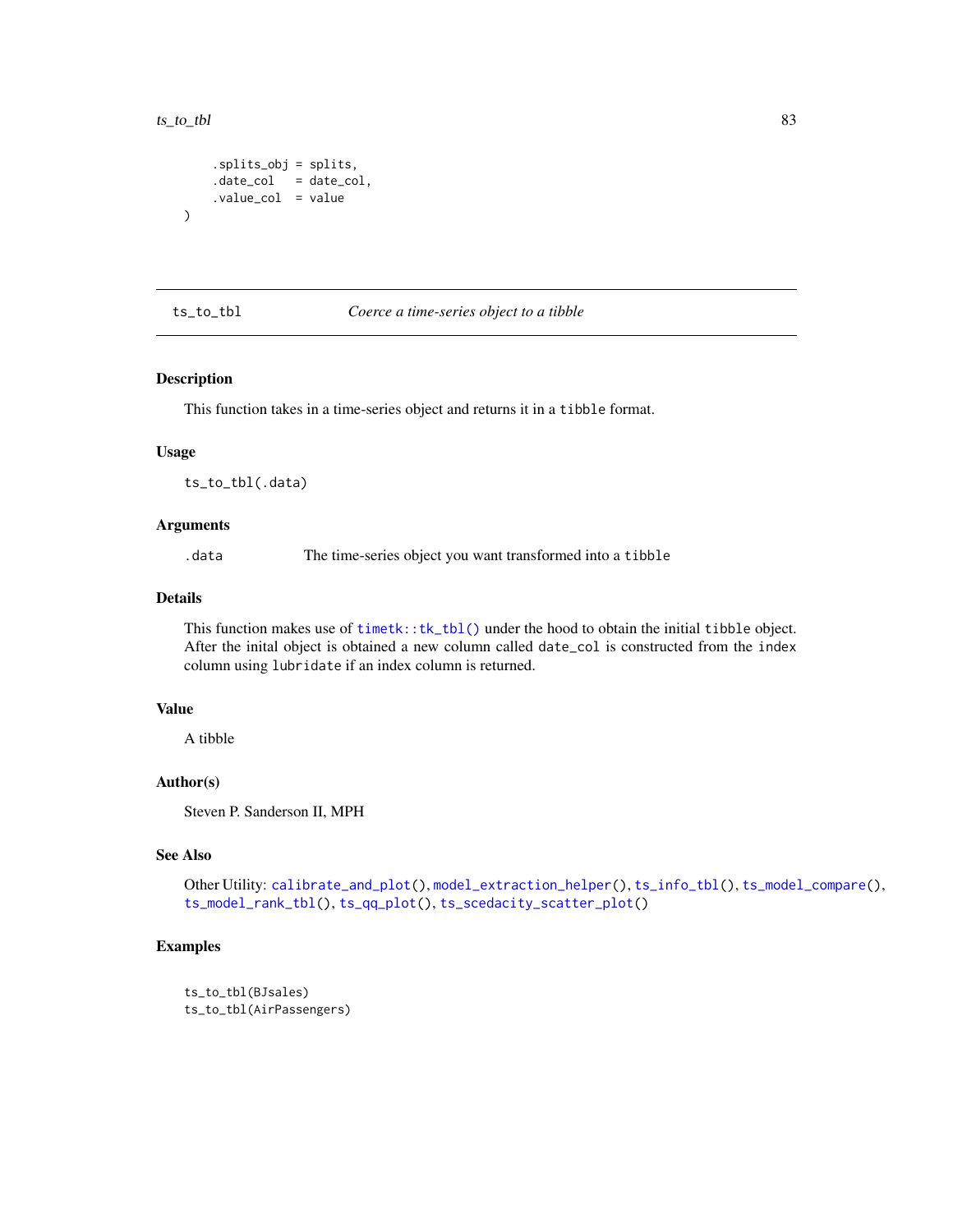```
    .splits_obj = splits,
    .date_col   = date_col,
    .value_col  = value
)
```

## ts_to_tbl — *Coerce a time-series object to a tibble*

### Description

This function takes in a time-series object and returns it in a `tibble` format.

### Usage

```
ts_to_tbl(.data)
```

### Arguments

| | |
|---|---|
| `.data` | The time-series object you want transformed into a `tibble` |

### Details

This function makes use of `timetk::tk_tbl()` under the hood to obtain the initial `tibble` object. After the inital object is obtained a new column called `date_col` is constructed from the `index` column using `lubridate` if an index column is returned.

### Value

A tibble

### Author(s)

Steven P. Sanderson II, MPH

### See Also

Other Utility: `calibrate_and_plot()`, `model_extraction_helper()`, `ts_info_tbl()`, `ts_model_compare()`, `ts_model_rank_tbl()`, `ts_qq_plot()`, `ts_scedacity_scatter_plot()`

### Examples

```
ts_to_tbl(BJsales)
ts_to_tbl(AirPassengers)
```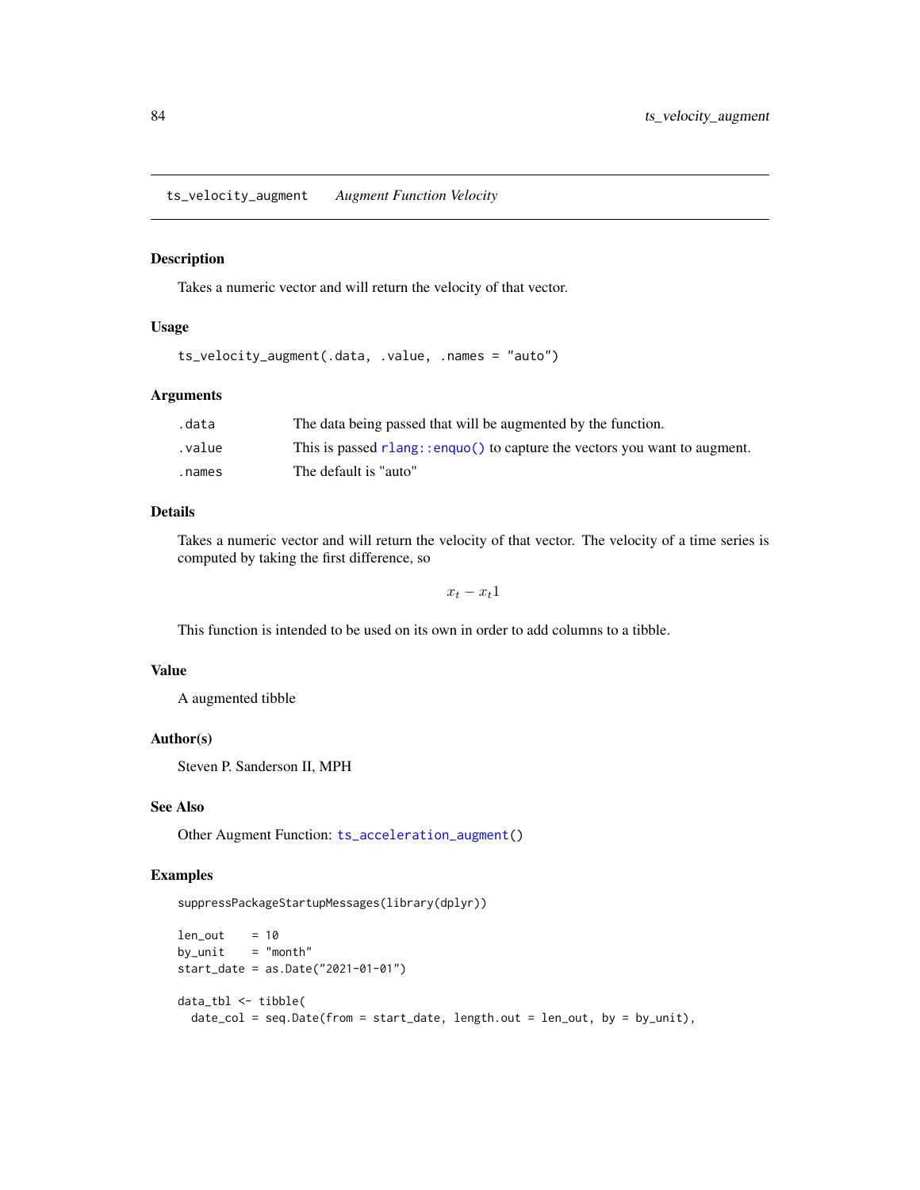## ts_velocity_augment *Augment Function Velocity*

### Description

Takes a numeric vector and will return the velocity of that vector.

### Usage

```
ts_velocity_augment(.data, .value, .names = "auto")
```

### Arguments

| | |
|---|---|
| .data | The data being passed that will be augmented by the function. |
| .value | This is passed rlang::enquo() to capture the vectors you want to augment. |
| .names | The default is "auto" |

### Details

Takes a numeric vector and will return the velocity of that vector. The velocity of a time series is computed by taking the first difference, so

$$x_t - x_t 1$$

This function is intended to be used on its own in order to add columns to a tibble.

### Value

A augmented tibble

### Author(s)

Steven P. Sanderson II, MPH

### See Also

Other Augment Function: ts_acceleration_augment()

### Examples

```
suppressPackageStartupMessages(library(dplyr))

len_out    = 10
by_unit    = "month"
start_date = as.Date("2021-01-01")

data_tbl <- tibble(
  date_col = seq.Date(from = start_date, length.out = len_out, by = by_unit),
```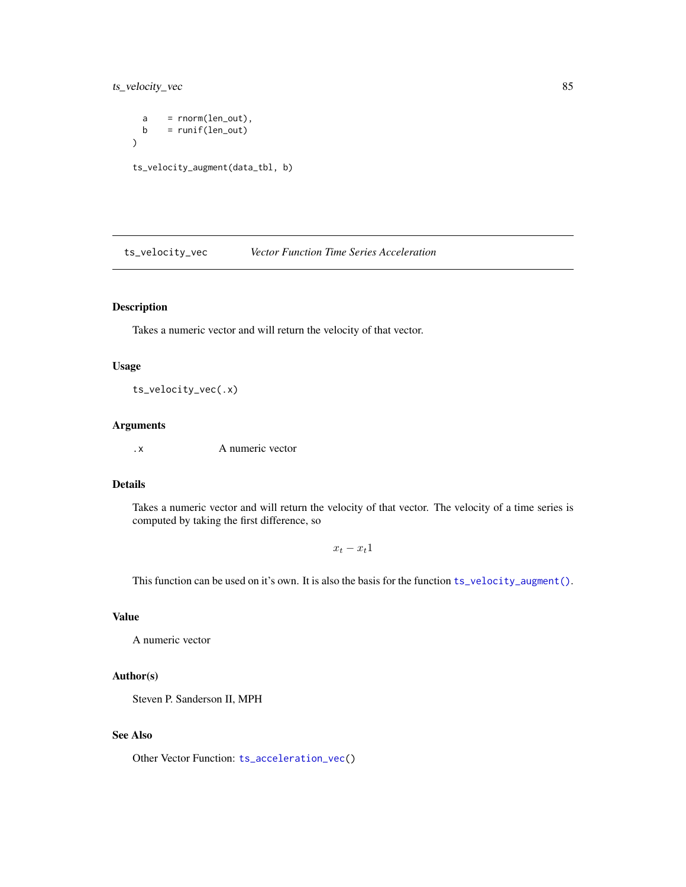```
  a    = rnorm(len_out),
  b    = runif(len_out)
)

ts_velocity_augment(data_tbl, b)
```

## ts_velocity_vec — *Vector Function Time Series Acceleration*

### Description

Takes a numeric vector and will return the velocity of that vector.

### Usage

```
ts_velocity_vec(.x)
```

### Arguments

`.x` A numeric vector

### Details

Takes a numeric vector and will return the velocity of that vector. The velocity of a time series is computed by taking the first difference, so

$$x_t - x_t 1$$

This function can be used on it's own. It is also the basis for the function `ts_velocity_augment()`.

### Value

A numeric vector

### Author(s)

Steven P. Sanderson II, MPH

### See Also

Other Vector Function: `ts_acceleration_vec()`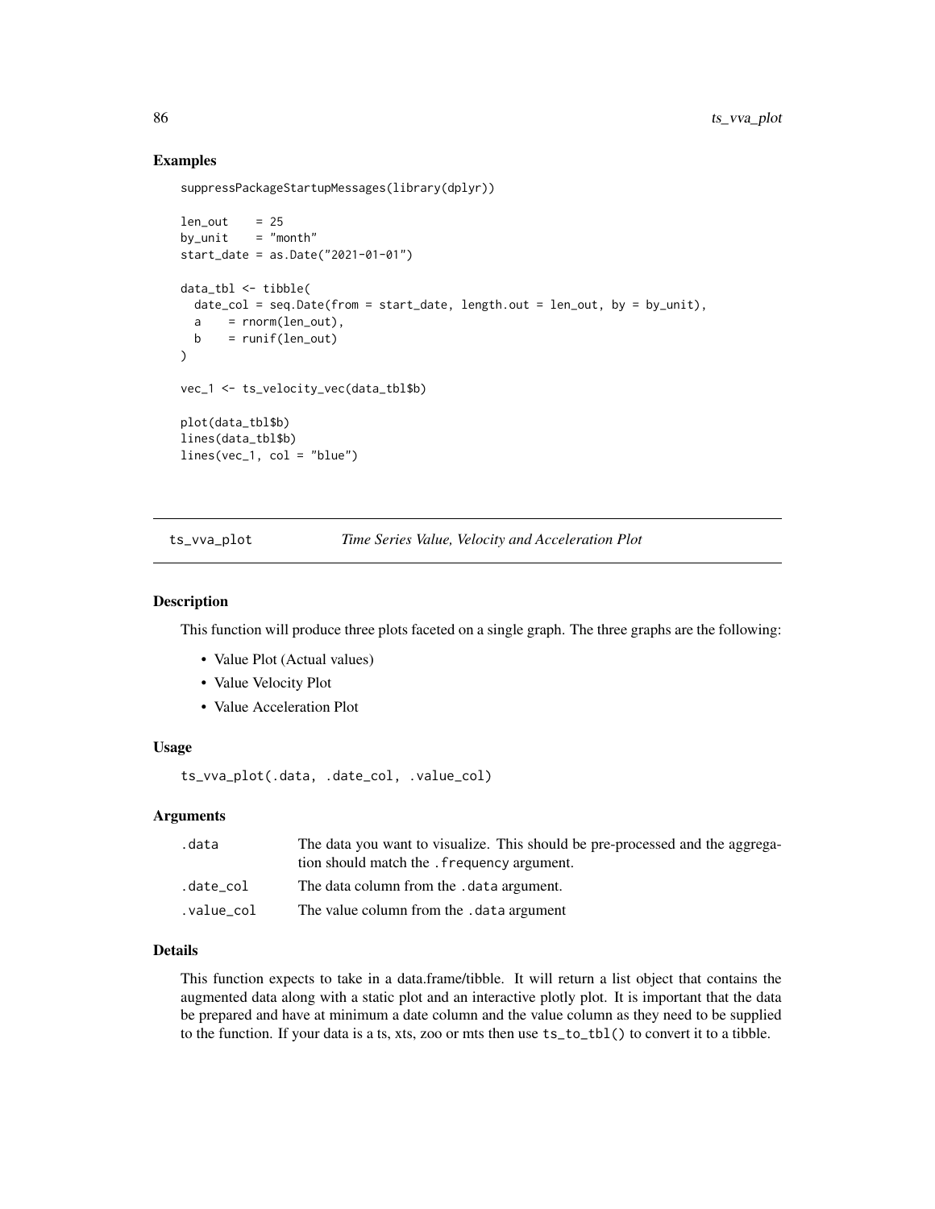## Examples

```
suppressPackageStartupMessages(library(dplyr))

len_out    = 25
by_unit    = "month"
start_date = as.Date("2021-01-01")

data_tbl <- tibble(
  date_col = seq.Date(from = start_date, length.out = len_out, by = by_unit),
  a    = rnorm(len_out),
  b    = runif(len_out)
)

vec_1 <- ts_velocity_vec(data_tbl$b)

plot(data_tbl$b)
lines(data_tbl$b)
lines(vec_1, col = "blue")
```

---

# ts_vva_plot    *Time Series Value, Velocity and Acceleration Plot*

---

## Description

This function will produce three plots faceted on a single graph. The three graphs are the following:

- Value Plot (Actual values)
- Value Velocity Plot
- Value Acceleration Plot

## Usage

```
ts_vva_plot(.data, .date_col, .value_col)
```

## Arguments

| | |
|---|---|
| `.data` | The data you want to visualize. This should be pre-processed and the aggregation should match the `.frequency` argument. |
| `.date_col` | The data column from the `.data` argument. |
| `.value_col` | The value column from the `.data` argument |

## Details

This function expects to take in a data.frame/tibble. It will return a list object that contains the augmented data along with a static plot and an interactive plotly plot. It is important that the data be prepared and have at minimum a date column and the value column as they need to be supplied to the function. If your data is a ts, xts, zoo or mts then use `ts_to_tbl()` to convert it to a tibble.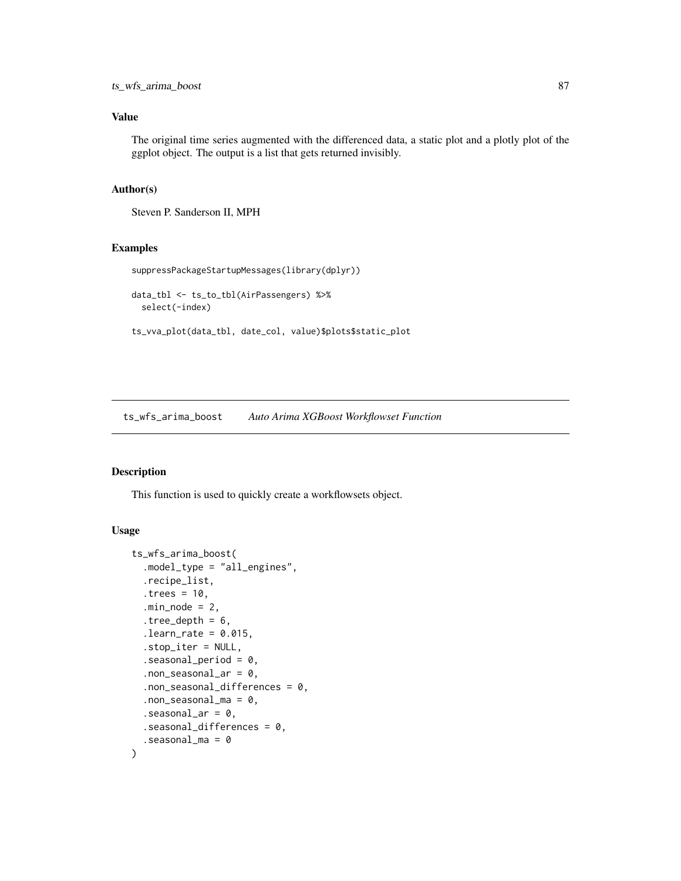## Value

The original time series augmented with the differenced data, a static plot and a plotly plot of the ggplot object. The output is a list that gets returned invisibly.

## Author(s)

Steven P. Sanderson II, MPH

## Examples

```
suppressPackageStartupMessages(library(dplyr))

data_tbl <- ts_to_tbl(AirPassengers) %>%
  select(-index)

ts_vva_plot(data_tbl, date_col, value)$plots$static_plot
```

---

# ts_wfs_arima_boost *Auto Arima XGBoost Workflowset Function*

## Description

This function is used to quickly create a workflowsets object.

## Usage

```
ts_wfs_arima_boost(
  .model_type = "all_engines",
  .recipe_list,
  .trees = 10,
  .min_node = 2,
  .tree_depth = 6,
  .learn_rate = 0.015,
  .stop_iter = NULL,
  .seasonal_period = 0,
  .non_seasonal_ar = 0,
  .non_seasonal_differences = 0,
  .non_seasonal_ma = 0,
  .seasonal_ar = 0,
  .seasonal_differences = 0,
  .seasonal_ma = 0
)
```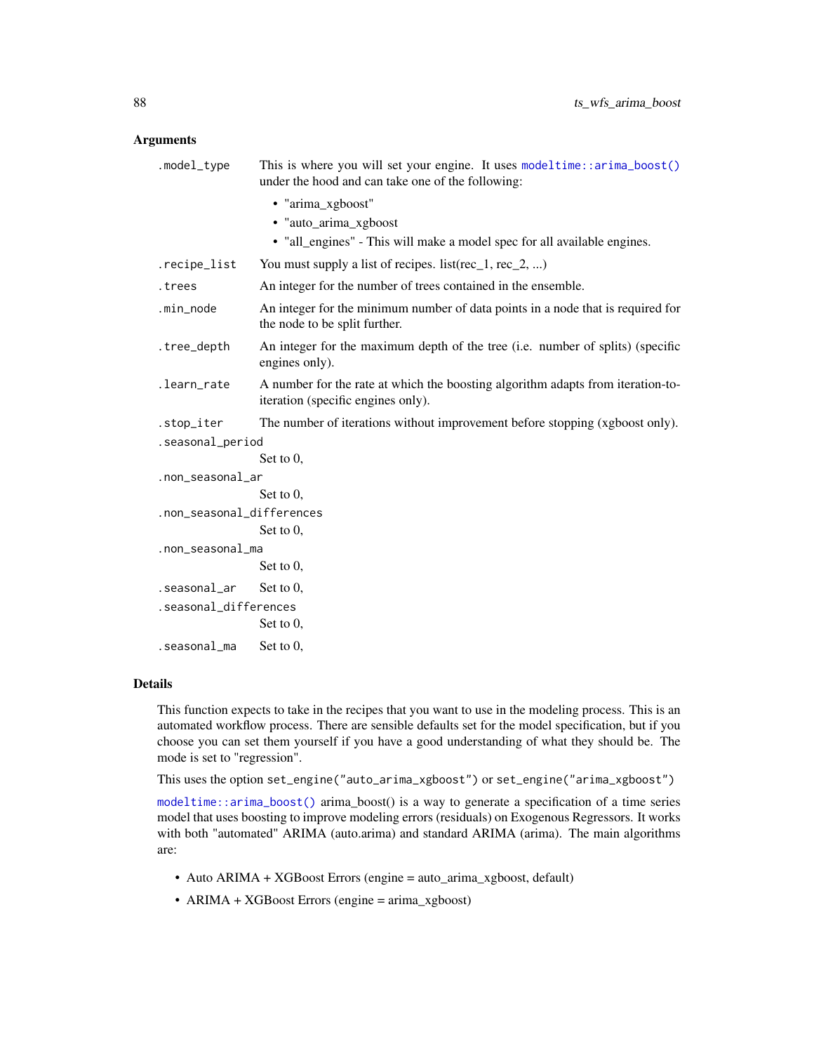## Arguments

| | |
|---|---|
| `.model_type` | This is where you will set your engine. It uses `modeltime::arima_boost()` under the hood and can take one of the following:<br>• "arima_xgboost"<br>• "auto_arima_xgboost<br>• "all_engines" - This will make a model spec for all available engines. |
| `.recipe_list` | You must supply a list of recipes. list(rec_1, rec_2, ...) |
| `.trees` | An integer for the number of trees contained in the ensemble. |
| `.min_node` | An integer for the minimum number of data points in a node that is required for the node to be split further. |
| `.tree_depth` | An integer for the maximum depth of the tree (i.e. number of splits) (specific engines only). |
| `.learn_rate` | A number for the rate at which the boosting algorithm adapts from iteration-to-iteration (specific engines only). |
| `.stop_iter` | The number of iterations without improvement before stopping (xgboost only). |
| `.seasonal_period` | Set to 0, |
| `.non_seasonal_ar` | Set to 0, |
| `.non_seasonal_differences` | Set to 0, |
| `.non_seasonal_ma` | Set to 0, |
| `.seasonal_ar` | Set to 0, |
| `.seasonal_differences` | Set to 0, |
| `.seasonal_ma` | Set to 0, |

## Details

This function expects to take in the recipes that you want to use in the modeling process. This is an automated workflow process. There are sensible defaults set for the model specification, but if you choose you can set them yourself if you have a good understanding of what they should be. The mode is set to "regression".

This uses the option `set_engine("auto_arima_xgboost")` or `set_engine("arima_xgboost")`

`modeltime::arima_boost()` arima_boost() is a way to generate a specification of a time series model that uses boosting to improve modeling errors (residuals) on Exogenous Regressors. It works with both "automated" ARIMA (auto.arima) and standard ARIMA (arima). The main algorithms are:

- Auto ARIMA + XGBoost Errors (engine = auto_arima_xgboost, default)
- ARIMA + XGBoost Errors (engine = arima_xgboost)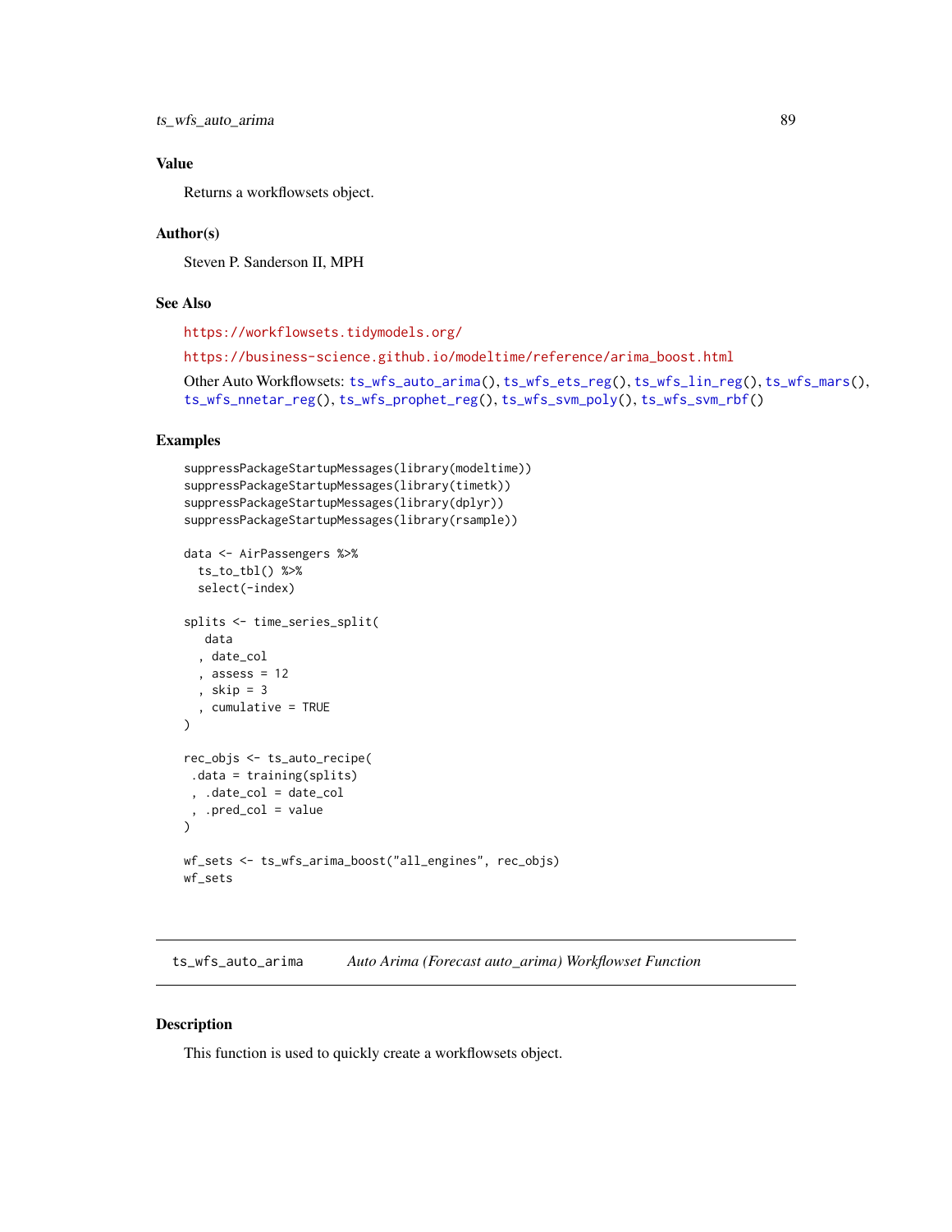## Value

Returns a workflowsets object.

## Author(s)

Steven P. Sanderson II, MPH

## See Also

https://workflowsets.tidymodels.org/

https://business-science.github.io/modeltime/reference/arima_boost.html

Other Auto Workflowsets: ts_wfs_auto_arima(), ts_wfs_ets_reg(), ts_wfs_lin_reg(), ts_wfs_mars(), ts_wfs_nnetar_reg(), ts_wfs_prophet_reg(), ts_wfs_svm_poly(), ts_wfs_svm_rbf()

## Examples

```
suppressPackageStartupMessages(library(modeltime))
suppressPackageStartupMessages(library(timetk))
suppressPackageStartupMessages(library(dplyr))
suppressPackageStartupMessages(library(rsample))

data <- AirPassengers %>%
  ts_to_tbl() %>%
  select(-index)

splits <- time_series_split(
   data
  , date_col
  , assess = 12
  , skip = 3
  , cumulative = TRUE
)

rec_objs <- ts_auto_recipe(
 .data = training(splits)
 , .date_col = date_col
 , .pred_col = value
)

wf_sets <- ts_wfs_arima_boost("all_engines", rec_objs)
wf_sets
```

---

# ts_wfs_auto_arima — *Auto Arima (Forecast auto_arima) Workflowset Function*

## Description

This function is used to quickly create a workflowsets object.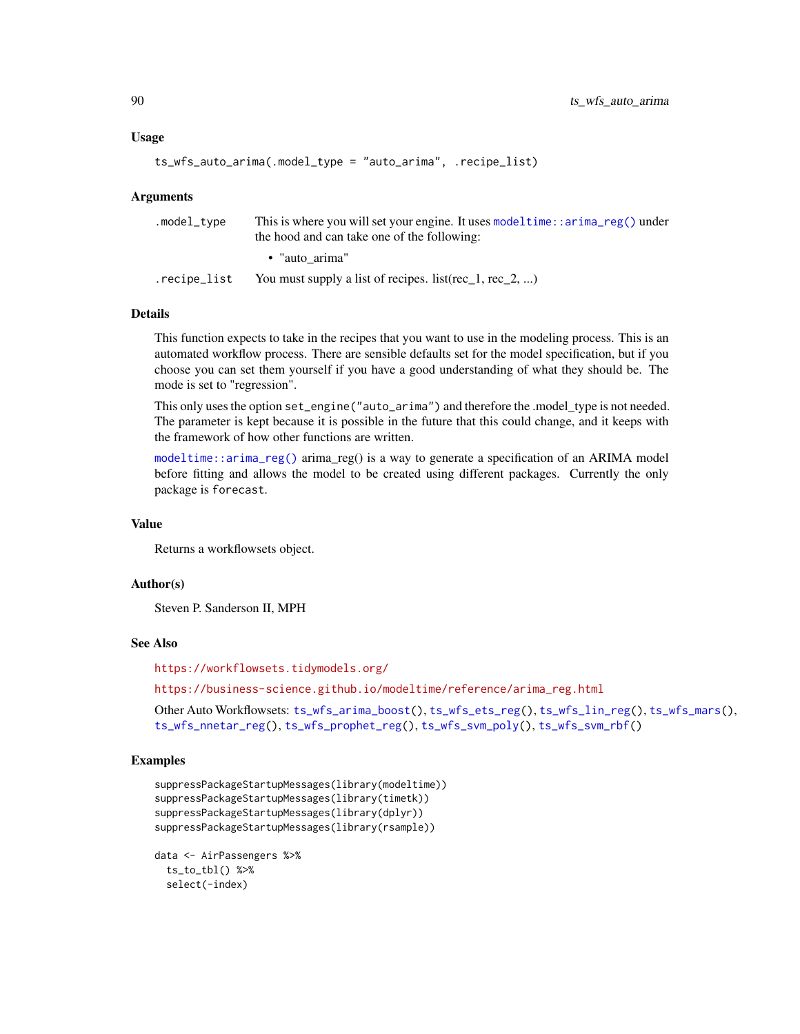## Usage

```
ts_wfs_auto_arima(.model_type = "auto_arima", .recipe_list)
```

## Arguments

| | |
|---|---|
| .model_type | This is where you will set your engine. It uses `modeltime::arima_reg()` under the hood and can take one of the following: <br>• "auto_arima" |
| .recipe_list | You must supply a list of recipes. list(rec_1, rec_2, ...) |

## Details

This function expects to take in the recipes that you want to use in the modeling process. This is an automated workflow process. There are sensible defaults set for the model specification, but if you choose you can set them yourself if you have a good understanding of what they should be. The mode is set to "regression".

This only uses the option `set_engine("auto_arima")` and therefore the .model_type is not needed. The parameter is kept because it is possible in the future that this could change, and it keeps with the framework of how other functions are written.

`modeltime::arima_reg()` arima_reg() is a way to generate a specification of an ARIMA model before fitting and allows the model to be created using different packages. Currently the only package is `forecast`.

## Value

Returns a workflowsets object.

## Author(s)

Steven P. Sanderson II, MPH

## See Also

https://workflowsets.tidymodels.org/

https://business-science.github.io/modeltime/reference/arima_reg.html

Other Auto Workflowsets: `ts_wfs_arima_boost()`, `ts_wfs_ets_reg()`, `ts_wfs_lin_reg()`, `ts_wfs_mars()`, `ts_wfs_nnetar_reg()`, `ts_wfs_prophet_reg()`, `ts_wfs_svm_poly()`, `ts_wfs_svm_rbf()`

## Examples

```
suppressPackageStartupMessages(library(modeltime))
suppressPackageStartupMessages(library(timetk))
suppressPackageStartupMessages(library(dplyr))
suppressPackageStartupMessages(library(rsample))

data <- AirPassengers %>%
  ts_to_tbl() %>%
  select(-index)
```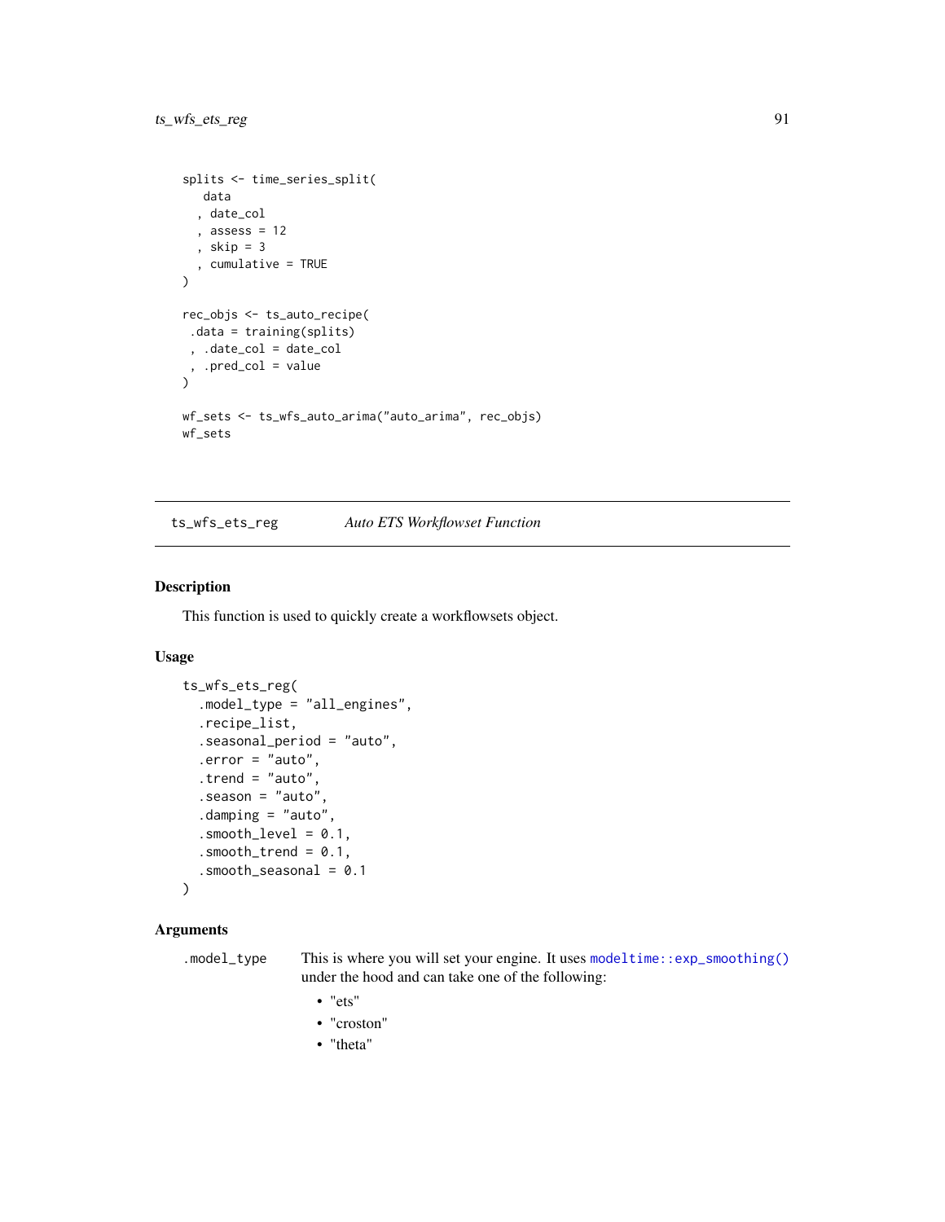```
splits <- time_series_split(
   data
  , date_col
  , assess = 12
  , skip = 3
  , cumulative = TRUE
)

rec_objs <- ts_auto_recipe(
 .data = training(splits)
 , .date_col = date_col
 , .pred_col = value
)

wf_sets <- ts_wfs_auto_arima("auto_arima", rec_objs)
wf_sets
```

---

## ts_wfs_ets_reg *Auto ETS Workflowset Function*

---

### Description

This function is used to quickly create a workflowsets object.

### Usage

```
ts_wfs_ets_reg(
  .model_type = "all_engines",
  .recipe_list,
  .seasonal_period = "auto",
  .error = "auto",
  .trend = "auto",
  .season = "auto",
  .damping = "auto",
  .smooth_level = 0.1,
  .smooth_trend = 0.1,
  .smooth_seasonal = 0.1
)
```

### Arguments

`.model_type` This is where you will set your engine. It uses `modeltime::exp_smoothing()` under the hood and can take one of the following:

- "ets"
- "croston"
- "theta"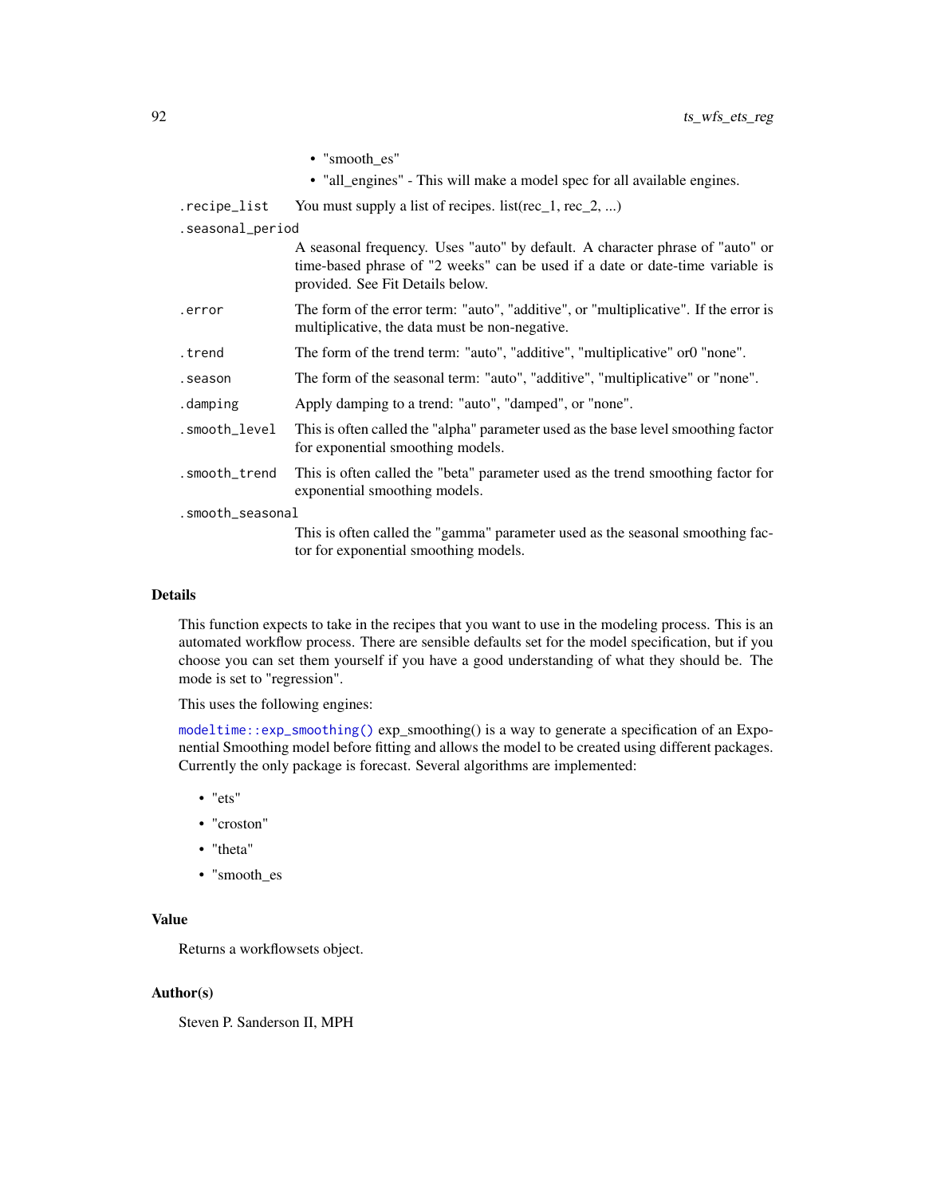- "smooth_es"
- "all_engines" - This will make a model spec for all available engines.

`.recipe_list` You must supply a list of recipes. list(rec_1, rec_2, ...)

`.seasonal_period` A seasonal frequency. Uses "auto" by default. A character phrase of "auto" or time-based phrase of "2 weeks" can be used if a date or date-time variable is provided. See Fit Details below.

`.error` The form of the error term: "auto", "additive", or "multiplicative". If the error is multiplicative, the data must be non-negative.

`.trend` The form of the trend term: "auto", "additive", "multiplicative" or0 "none".

`.season` The form of the seasonal term: "auto", "additive", "multiplicative" or "none".

`.damping` Apply damping to a trend: "auto", "damped", or "none".

`.smooth_level` This is often called the "alpha" parameter used as the base level smoothing factor for exponential smoothing models.

`.smooth_trend` This is often called the "beta" parameter used as the trend smoothing factor for exponential smoothing models.

`.smooth_seasonal` This is often called the "gamma" parameter used as the seasonal smoothing factor for exponential smoothing models.

## Details

This function expects to take in the recipes that you want to use in the modeling process. This is an automated workflow process. There are sensible defaults set for the model specification, but if you choose you can set them yourself if you have a good understanding of what they should be. The mode is set to "regression".

This uses the following engines:

`modeltime::exp_smoothing()` exp_smoothing() is a way to generate a specification of an Exponential Smoothing model before fitting and allows the model to be created using different packages. Currently the only package is forecast. Several algorithms are implemented:

- "ets"
- "croston"
- "theta"
- "smooth_es

## Value

Returns a workflowsets object.

## Author(s)

Steven P. Sanderson II, MPH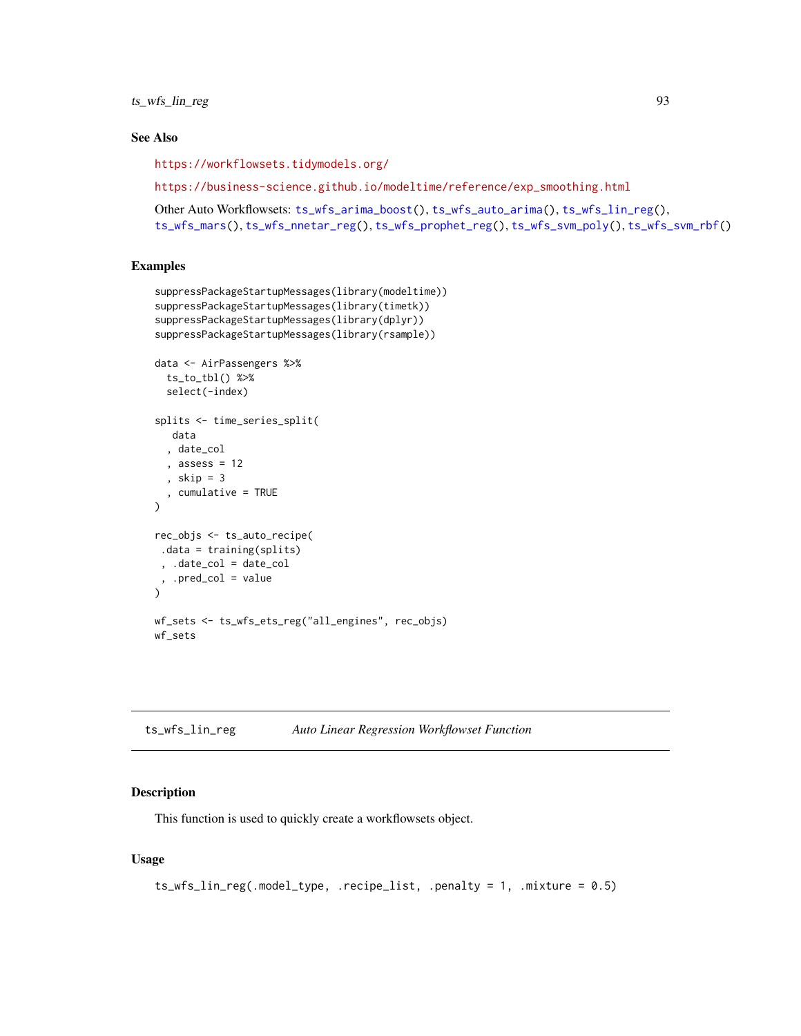## See Also

https://workflowsets.tidymodels.org/

https://business-science.github.io/modeltime/reference/exp_smoothing.html

Other Auto Workflowsets: ts_wfs_arima_boost(), ts_wfs_auto_arima(), ts_wfs_lin_reg(), ts_wfs_mars(), ts_wfs_nnetar_reg(), ts_wfs_prophet_reg(), ts_wfs_svm_poly(), ts_wfs_svm_rbf()

## Examples

```
suppressPackageStartupMessages(library(modeltime))
suppressPackageStartupMessages(library(timetk))
suppressPackageStartupMessages(library(dplyr))
suppressPackageStartupMessages(library(rsample))

data <- AirPassengers %>%
  ts_to_tbl() %>%
  select(-index)

splits <- time_series_split(
   data
  , date_col
  , assess = 12
  , skip = 3
  , cumulative = TRUE
)

rec_objs <- ts_auto_recipe(
 .data = training(splits)
 , .date_col = date_col
 , .pred_col = value
)

wf_sets <- ts_wfs_ets_reg("all_engines", rec_objs)
wf_sets
```

---

# ts_wfs_lin_reg *Auto Linear Regression Workflowset Function*

## Description

This function is used to quickly create a workflowsets object.

## Usage

```
ts_wfs_lin_reg(.model_type, .recipe_list, .penalty = 1, .mixture = 0.5)
```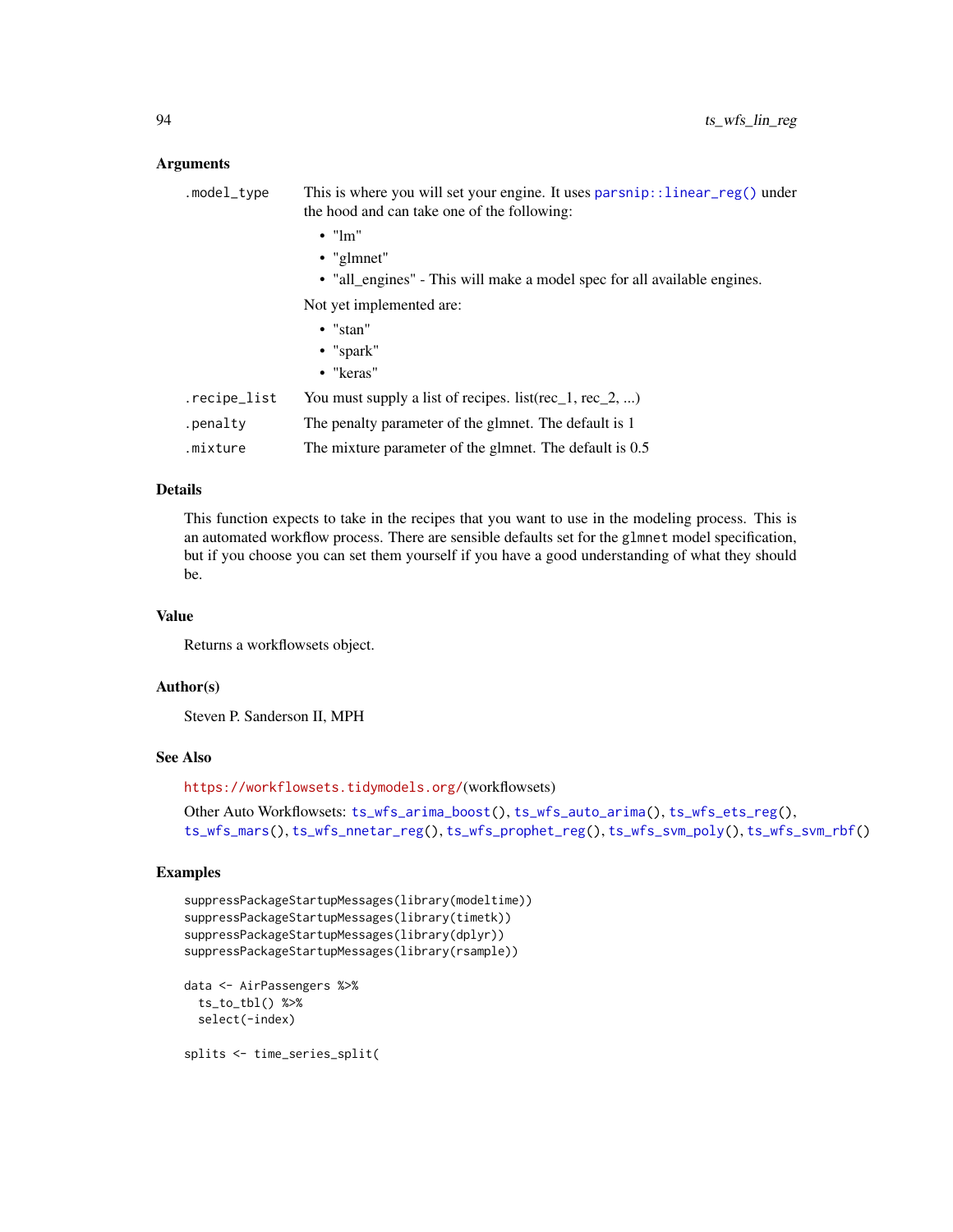### Arguments

- `.model_type` This is where you will set your engine. It uses `parsnip::linear_reg()` under the hood and can take one of the following:
  - "lm"
  - "glmnet"
  - "all_engines" - This will make a model spec for all available engines.

  Not yet implemented are:
  - "stan"
  - "spark"
  - "keras"
- `.recipe_list` You must supply a list of recipes. list(rec_1, rec_2, ...)
- `.penalty` The penalty parameter of the glmnet. The default is 1
- `.mixture` The mixture parameter of the glmnet. The default is 0.5

### Details

This function expects to take in the recipes that you want to use in the modeling process. This is an automated workflow process. There are sensible defaults set for the `glmnet` model specification, but if you choose you can set them yourself if you have a good understanding of what they should be.

### Value

Returns a workflowsets object.

### Author(s)

Steven P. Sanderson II, MPH

### See Also

https://workflowsets.tidymodels.org/(workflowsets)

Other Auto Workflowsets: `ts_wfs_arima_boost()`, `ts_wfs_auto_arima()`, `ts_wfs_ets_reg()`, `ts_wfs_mars()`, `ts_wfs_nnetar_reg()`, `ts_wfs_prophet_reg()`, `ts_wfs_svm_poly()`, `ts_wfs_svm_rbf()`

### Examples

```
suppressPackageStartupMessages(library(modeltime))
suppressPackageStartupMessages(library(timetk))
suppressPackageStartupMessages(library(dplyr))
suppressPackageStartupMessages(library(rsample))

data <- AirPassengers %>%
  ts_to_tbl() %>%
  select(-index)

splits <- time_series_split(
```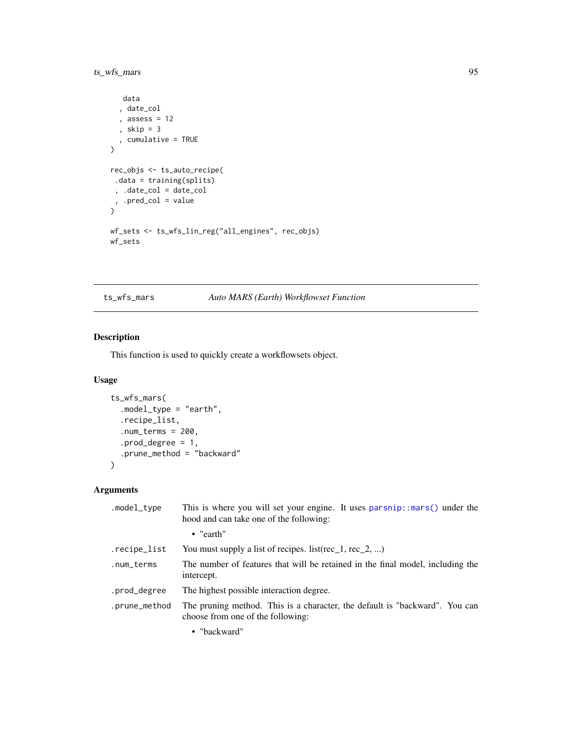```
  data
  , date_col
  , assess = 12
  , skip = 3
  , cumulative = TRUE
)

rec_objs <- ts_auto_recipe(
 .data = training(splits)
 , .date_col = date_col
 , .pred_col = value
)

wf_sets <- ts_wfs_lin_reg("all_engines", rec_objs)
wf_sets
```

## ts_wfs_mars — *Auto MARS (Earth) Workflowset Function*

### Description

This function is used to quickly create a workflowsets object.

### Usage

```
ts_wfs_mars(
  .model_type = "earth",
  .recipe_list,
  .num_terms = 200,
  .prod_degree = 1,
  .prune_method = "backward"
)
```

### Arguments

`.model_type` This is where you will set your engine. It uses `parsnip::mars()` under the hood and can take one of the following:

- "earth"

`.recipe_list` You must supply a list of recipes. list(rec_1, rec_2, ...)

`.num_terms` The number of features that will be retained in the final model, including the intercept.

`.prod_degree` The highest possible interaction degree.

`.prune_method` The pruning method. This is a character, the default is "backward". You can choose from one of the following:

- "backward"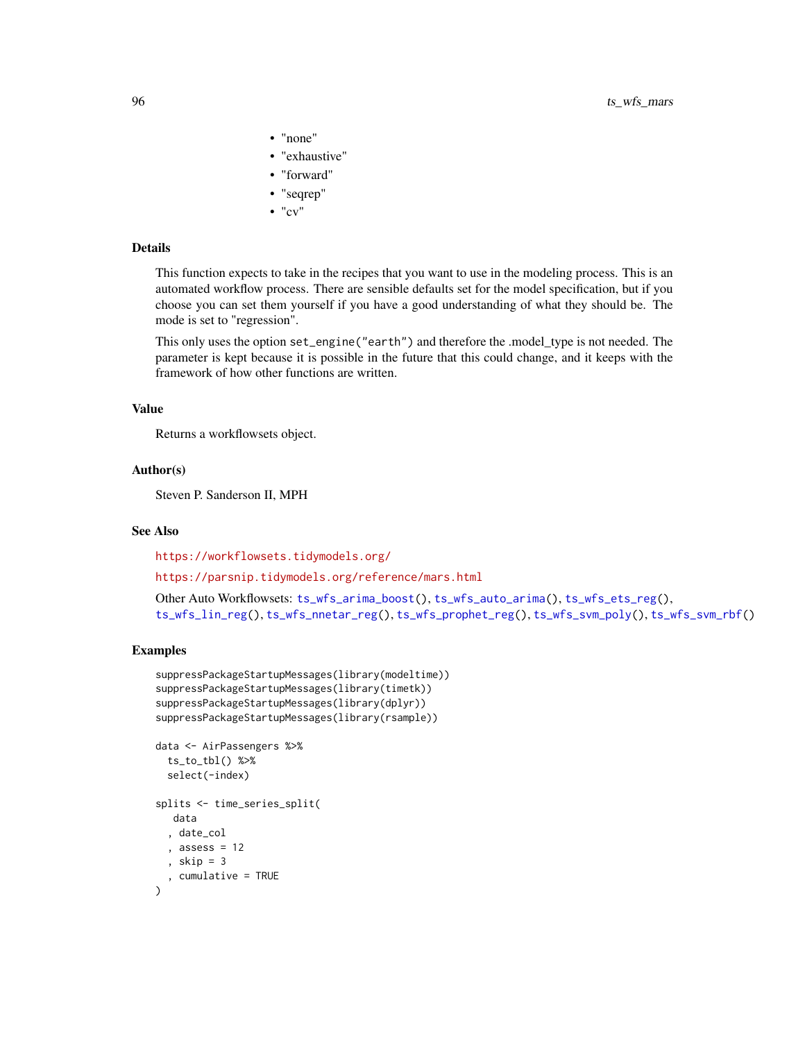- "none"
- "exhaustive"
- "forward"
- "seqrep"
- "cv"

## Details

This function expects to take in the recipes that you want to use in the modeling process. This is an automated workflow process. There are sensible defaults set for the model specification, but if you choose you can set them yourself if you have a good understanding of what they should be. The mode is set to "regression".

This only uses the option `set_engine("earth")` and therefore the .model_type is not needed. The parameter is kept because it is possible in the future that this could change, and it keeps with the framework of how other functions are written.

## Value

Returns a workflowsets object.

## Author(s)

Steven P. Sanderson II, MPH

## See Also

https://workflowsets.tidymodels.org/

https://parsnip.tidymodels.org/reference/mars.html

Other Auto Workflowsets: `ts_wfs_arima_boost()`, `ts_wfs_auto_arima()`, `ts_wfs_ets_reg()`, `ts_wfs_lin_reg()`, `ts_wfs_nnetar_reg()`, `ts_wfs_prophet_reg()`, `ts_wfs_svm_poly()`, `ts_wfs_svm_rbf()`

## Examples

```
suppressPackageStartupMessages(library(modeltime))
suppressPackageStartupMessages(library(timetk))
suppressPackageStartupMessages(library(dplyr))
suppressPackageStartupMessages(library(rsample))

data <- AirPassengers %>%
  ts_to_tbl() %>%
  select(-index)

splits <- time_series_split(
   data
  , date_col
  , assess = 12
  , skip = 3
  , cumulative = TRUE
)
```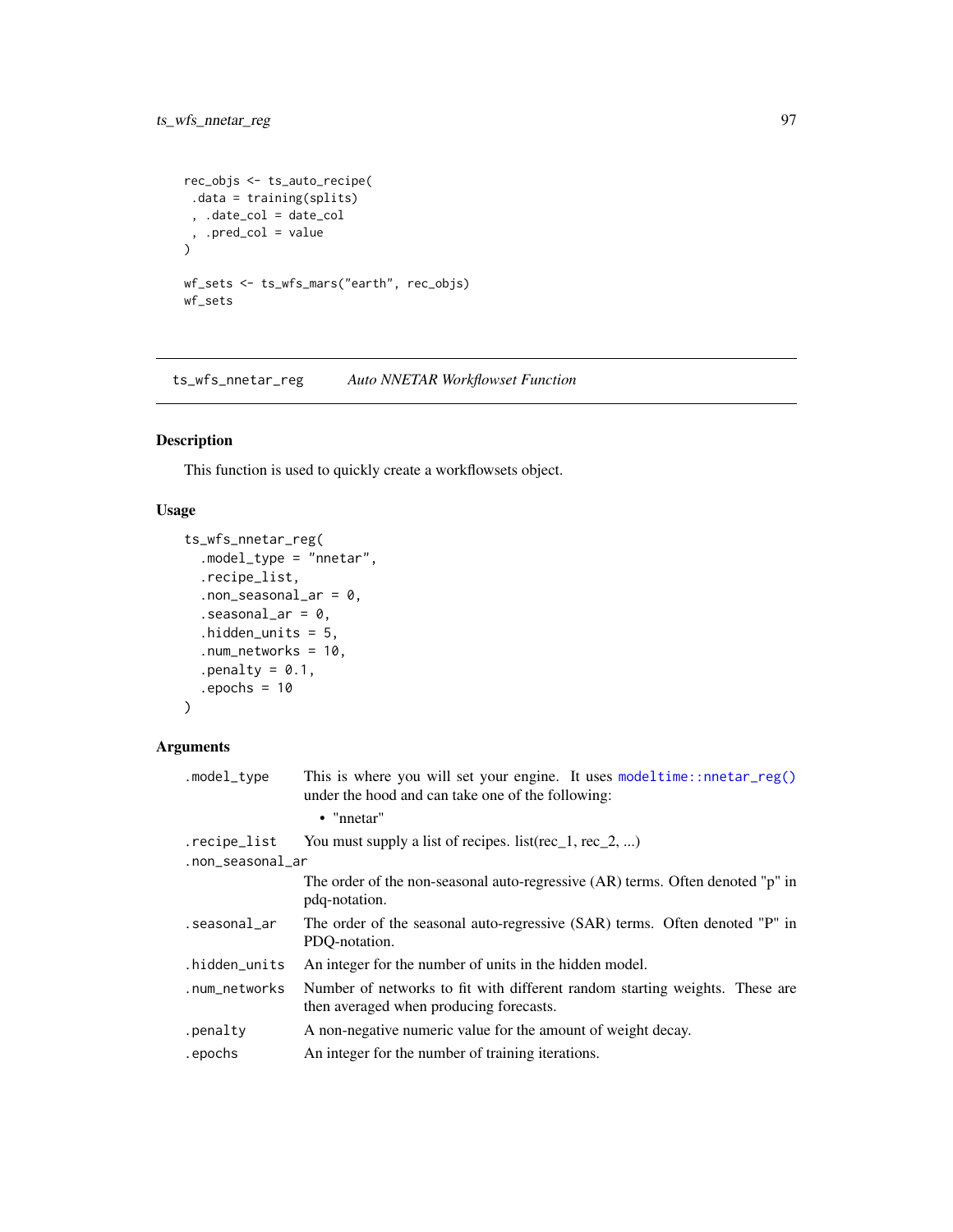```
rec_objs <- ts_auto_recipe(
 .data = training(splits)
 , .date_col = date_col
 , .pred_col = value
)

wf_sets <- ts_wfs_mars("earth", rec_objs)
wf_sets
```

## ts_wfs_nnetar_reg    *Auto NNETAR Workflowset Function*

### Description

This function is used to quickly create a workflowsets object.

### Usage

```
ts_wfs_nnetar_reg(
  .model_type = "nnetar",
  .recipe_list,
  .non_seasonal_ar = 0,
  .seasonal_ar = 0,
  .hidden_units = 5,
  .num_networks = 10,
  .penalty = 0.1,
  .epochs = 10
)
```

### Arguments

| | |
|---|---|
| `.model_type` | This is where you will set your engine. It uses `modeltime::nnetar_reg()` under the hood and can take one of the following: <br>• "nnetar" |
| `.recipe_list` | You must supply a list of recipes. list(rec_1, rec_2, ...) |
| `.non_seasonal_ar` | The order of the non-seasonal auto-regressive (AR) terms. Often denoted "p" in pdq-notation. |
| `.seasonal_ar` | The order of the seasonal auto-regressive (SAR) terms. Often denoted "P" in PDQ-notation. |
| `.hidden_units` | An integer for the number of units in the hidden model. |
| `.num_networks` | Number of networks to fit with different random starting weights. These are then averaged when producing forecasts. |
| `.penalty` | A non-negative numeric value for the amount of weight decay. |
| `.epochs` | An integer for the number of training iterations. |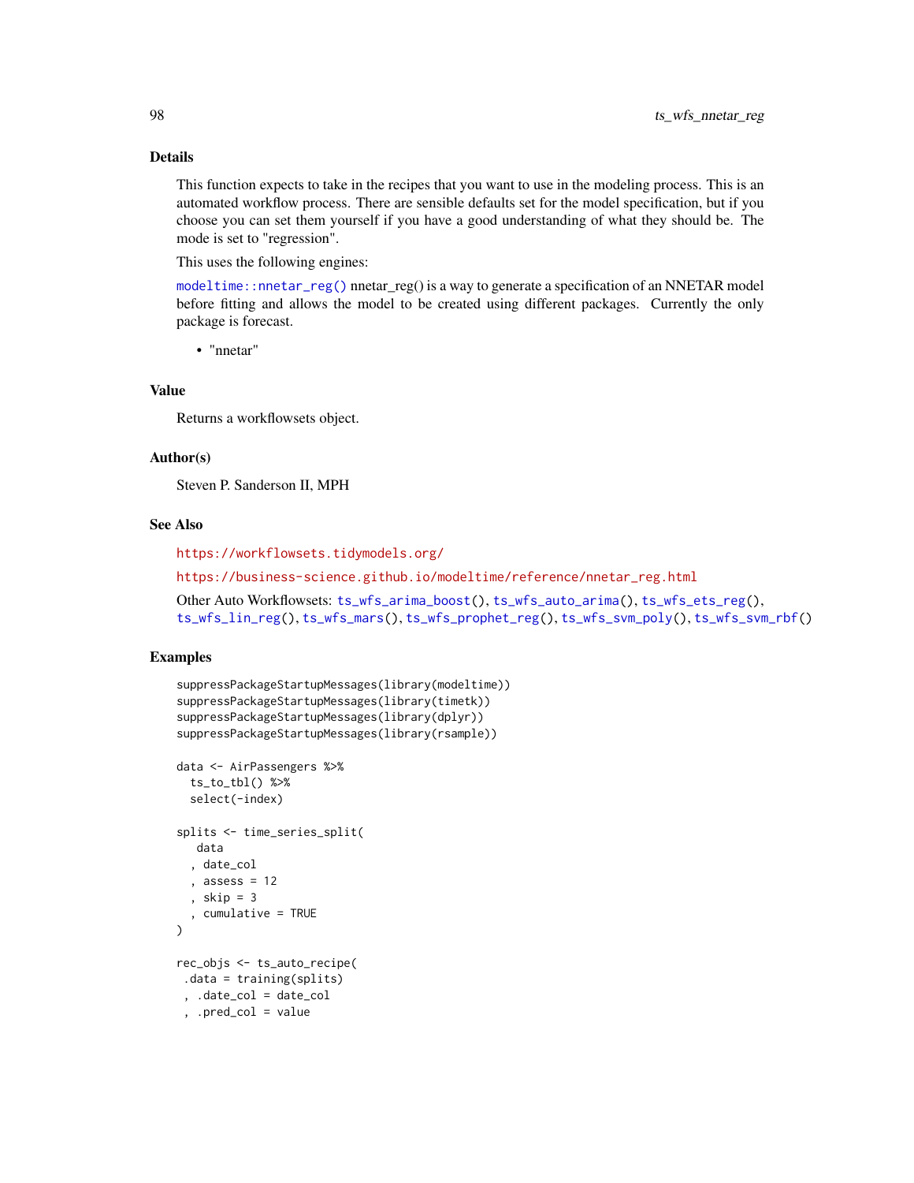## Details

This function expects to take in the recipes that you want to use in the modeling process. This is an automated workflow process. There are sensible defaults set for the model specification, but if you choose you can set them yourself if you have a good understanding of what they should be. The mode is set to "regression".

This uses the following engines:

`modeltime::nnetar_reg()` nnetar_reg() is a way to generate a specification of an NNETAR model before fitting and allows the model to be created using different packages. Currently the only package is forecast.

- "nnetar"

## Value

Returns a workflowsets object.

## Author(s)

Steven P. Sanderson II, MPH

## See Also

https://workflowsets.tidymodels.org/

https://business-science.github.io/modeltime/reference/nnetar_reg.html

Other Auto Workflowsets: `ts_wfs_arima_boost()`, `ts_wfs_auto_arima()`, `ts_wfs_ets_reg()`, `ts_wfs_lin_reg()`, `ts_wfs_mars()`, `ts_wfs_prophet_reg()`, `ts_wfs_svm_poly()`, `ts_wfs_svm_rbf()`

## Examples

```
suppressPackageStartupMessages(library(modeltime))
suppressPackageStartupMessages(library(timetk))
suppressPackageStartupMessages(library(dplyr))
suppressPackageStartupMessages(library(rsample))

data <- AirPassengers %>%
  ts_to_tbl() %>%
  select(-index)

splits <- time_series_split(
   data
  , date_col
  , assess = 12
  , skip = 3
  , cumulative = TRUE
)

rec_objs <- ts_auto_recipe(
 .data = training(splits)
 , .date_col = date_col
 , .pred_col = value
```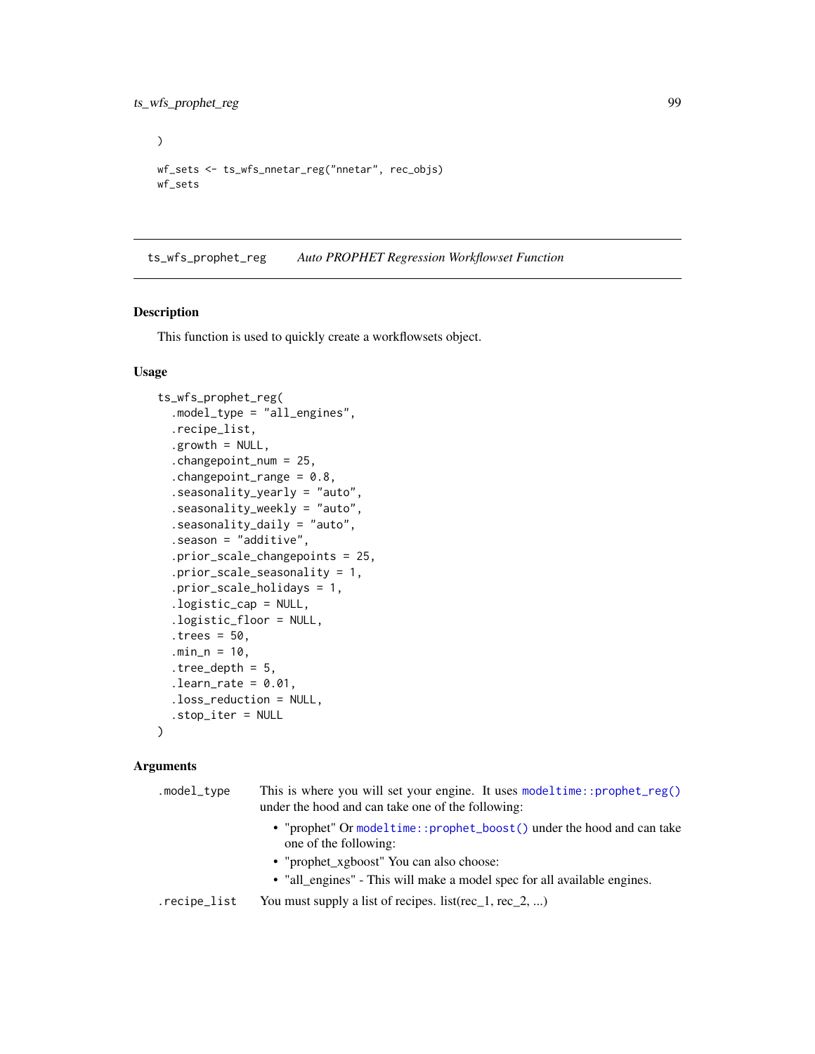```
)

wf_sets <- ts_wfs_nnetar_reg("nnetar", rec_objs)
wf_sets
```

## ts_wfs_prophet_reg *Auto PROPHET Regression Workflowset Function*

### Description

This function is used to quickly create a workflowsets object.

### Usage

```
ts_wfs_prophet_reg(
  .model_type = "all_engines",
  .recipe_list,
  .growth = NULL,
  .changepoint_num = 25,
  .changepoint_range = 0.8,
  .seasonality_yearly = "auto",
  .seasonality_weekly = "auto",
  .seasonality_daily = "auto",
  .season = "additive",
  .prior_scale_changepoints = 25,
  .prior_scale_seasonality = 1,
  .prior_scale_holidays = 1,
  .logistic_cap = NULL,
  .logistic_floor = NULL,
  .trees = 50,
  .min_n = 10,
  .tree_depth = 5,
  .learn_rate = 0.01,
  .loss_reduction = NULL,
  .stop_iter = NULL
)
```

### Arguments

`.model_type` This is where you will set your engine. It uses `modeltime::prophet_reg()` under the hood and can take one of the following:

- "prophet" Or `modeltime::prophet_boost()` under the hood and can take one of the following:
- "prophet_xgboost" You can also choose:
- "all_engines" - This will make a model spec for all available engines.

`.recipe_list` You must supply a list of recipes. list(rec_1, rec_2, ...)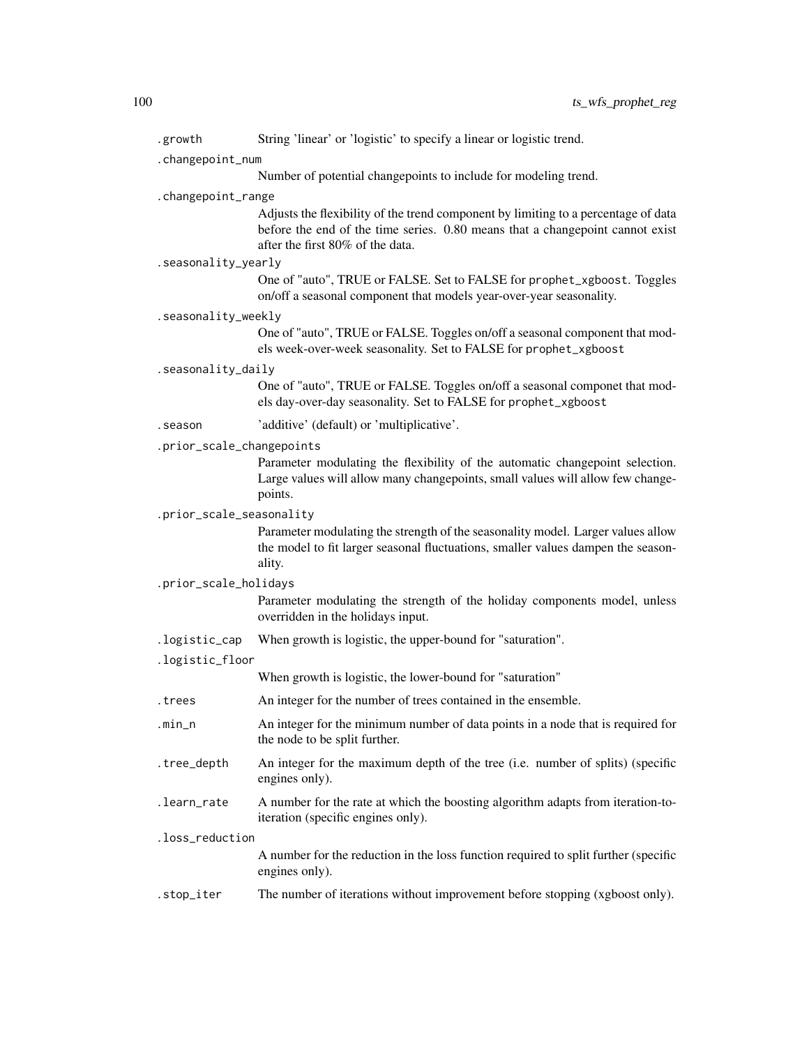`.growth` String 'linear' or 'logistic' to specify a linear or logistic trend.

`.changepoint_num`
Number of potential changepoints to include for modeling trend.

`.changepoint_range`
Adjusts the flexibility of the trend component by limiting to a percentage of data before the end of the time series. 0.80 means that a changepoint cannot exist after the first 80% of the data.

`.seasonality_yearly`
One of "auto", TRUE or FALSE. Set to FALSE for `prophet_xgboost`. Toggles on/off a seasonal component that models year-over-year seasonality.

`.seasonality_weekly`
One of "auto", TRUE or FALSE. Toggles on/off a seasonal component that models week-over-week seasonality. Set to FALSE for `prophet_xgboost`

`.seasonality_daily`
One of "auto", TRUE or FALSE. Toggles on/off a seasonal componet that models day-over-day seasonality. Set to FALSE for `prophet_xgboost`

`.season` 'additive' (default) or 'multiplicative'.

`.prior_scale_changepoints`
Parameter modulating the flexibility of the automatic changepoint selection. Large values will allow many changepoints, small values will allow few changepoints.

`.prior_scale_seasonality`
Parameter modulating the strength of the seasonality model. Larger values allow the model to fit larger seasonal fluctuations, smaller values dampen the seasonality.

`.prior_scale_holidays`
Parameter modulating the strength of the holiday components model, unless overridden in the holidays input.

`.logistic_cap` When growth is logistic, the upper-bound for "saturation".

`.logistic_floor`
When growth is logistic, the lower-bound for "saturation"

`.trees` An integer for the number of trees contained in the ensemble.

`.min_n` An integer for the minimum number of data points in a node that is required for the node to be split further.

`.tree_depth` An integer for the maximum depth of the tree (i.e. number of splits) (specific engines only).

`.learn_rate` A number for the rate at which the boosting algorithm adapts from iteration-to-iteration (specific engines only).

`.loss_reduction`
A number for the reduction in the loss function required to split further (specific engines only).

`.stop_iter` The number of iterations without improvement before stopping (xgboost only).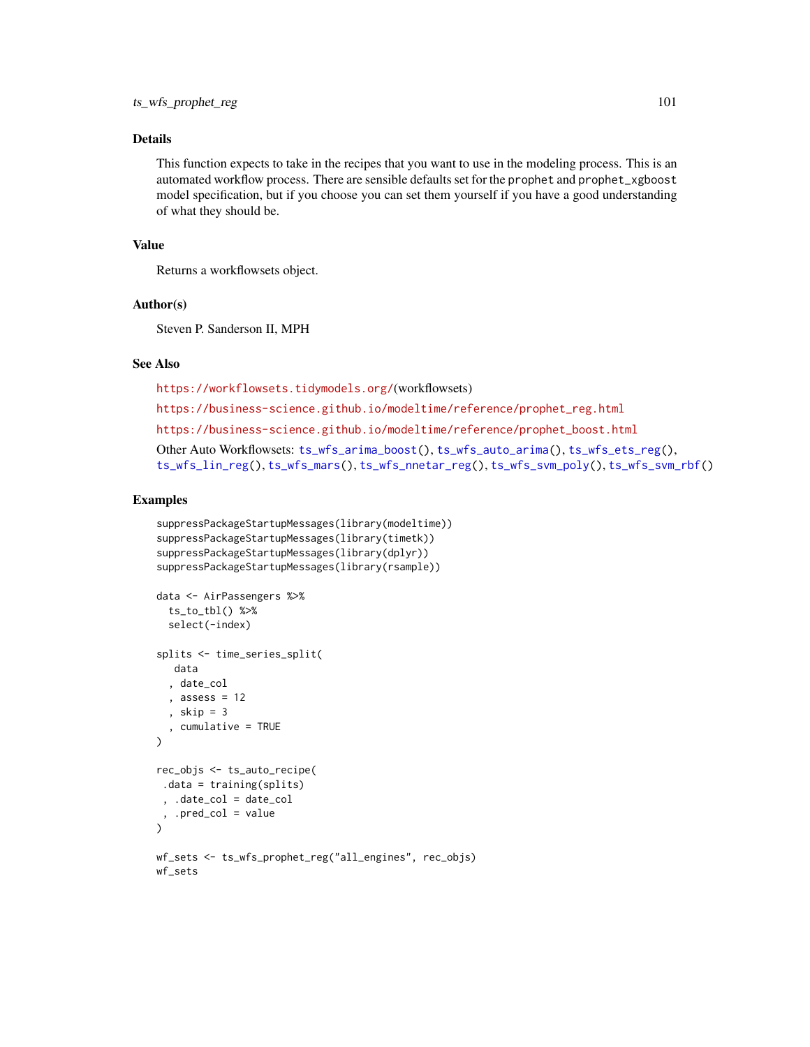## Details

This function expects to take in the recipes that you want to use in the modeling process. This is an automated workflow process. There are sensible defaults set for the `prophet` and `prophet_xgboost` model specification, but if you choose you can set them yourself if you have a good understanding of what they should be.

## Value

Returns a workflowsets object.

## Author(s)

Steven P. Sanderson II, MPH

## See Also

https://workflowsets.tidymodels.org/(workflowsets)

https://business-science.github.io/modeltime/reference/prophet_reg.html

https://business-science.github.io/modeltime/reference/prophet_boost.html

Other Auto Workflowsets: `ts_wfs_arima_boost()`, `ts_wfs_auto_arima()`, `ts_wfs_ets_reg()`, `ts_wfs_lin_reg()`, `ts_wfs_mars()`, `ts_wfs_nnetar_reg()`, `ts_wfs_svm_poly()`, `ts_wfs_svm_rbf()`

## Examples

```
suppressPackageStartupMessages(library(modeltime))
suppressPackageStartupMessages(library(timetk))
suppressPackageStartupMessages(library(dplyr))
suppressPackageStartupMessages(library(rsample))

data <- AirPassengers %>%
  ts_to_tbl() %>%
  select(-index)

splits <- time_series_split(
   data
  , date_col
  , assess = 12
  , skip = 3
  , cumulative = TRUE
)

rec_objs <- ts_auto_recipe(
 .data = training(splits)
 , .date_col = date_col
 , .pred_col = value
)

wf_sets <- ts_wfs_prophet_reg("all_engines", rec_objs)
wf_sets
```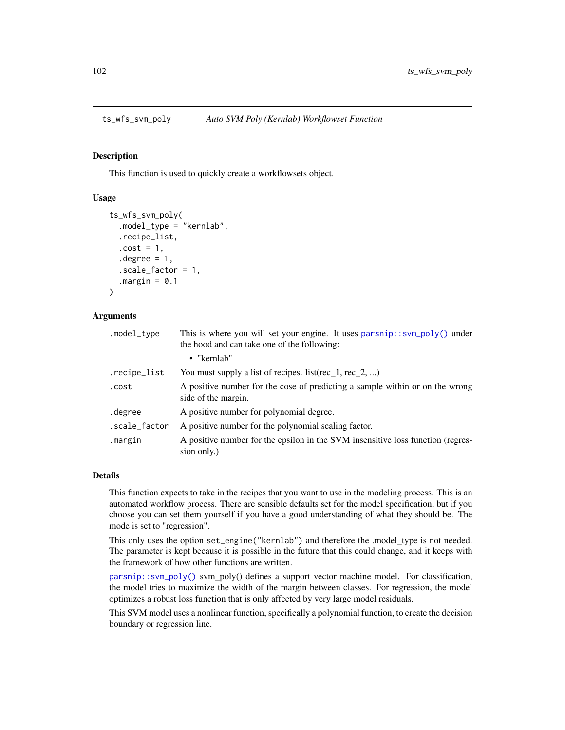ts_wfs_svm_poly    *Auto SVM Poly (Kernlab) Workflowset Function*

## Description

This function is used to quickly create a workflowsets object.

## Usage

```
ts_wfs_svm_poly(
  .model_type = "kernlab",
  .recipe_list,
  .cost = 1,
  .degree = 1,
  .scale_factor = 1,
  .margin = 0.1
)
```

## Arguments

| | |
|---|---|
| .model_type | This is where you will set your engine. It uses parsnip::svm_poly() under the hood and can take one of the following:<br>• "kernlab" |
| .recipe_list | You must supply a list of recipes. list(rec_1, rec_2, ...) |
| .cost | A positive number for the cose of predicting a sample within or on the wrong side of the margin. |
| .degree | A positive number for polynomial degree. |
| .scale_factor | A positive number for the polynomial scaling factor. |
| .margin | A positive number for the epsilon in the SVM insensitive loss function (regression only.) |

## Details

This function expects to take in the recipes that you want to use in the modeling process. This is an automated workflow process. There are sensible defaults set for the model specification, but if you choose you can set them yourself if you have a good understanding of what they should be. The mode is set to "regression".

This only uses the option `set_engine("kernlab")` and therefore the .model_type is not needed. The parameter is kept because it is possible in the future that this could change, and it keeps with the framework of how other functions are written.

parsnip::svm_poly() svm_poly() defines a support vector machine model. For classification, the model tries to maximize the width of the margin between classes. For regression, the model optimizes a robust loss function that is only affected by very large model residuals.

This SVM model uses a nonlinear function, specifically a polynomial function, to create the decision boundary or regression line.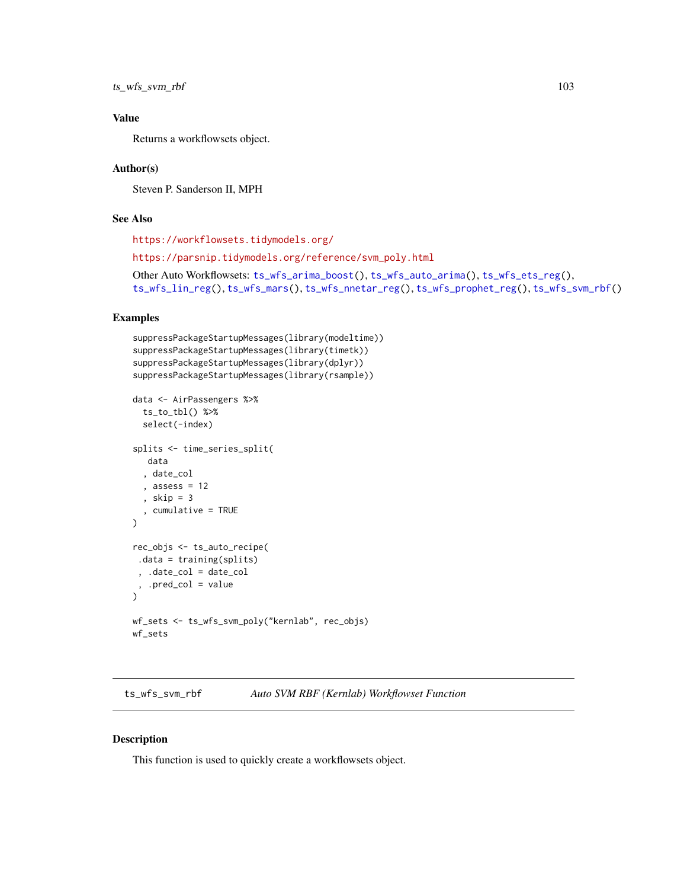### Value

Returns a workflowsets object.

### Author(s)

Steven P. Sanderson II, MPH

### See Also

https://workflowsets.tidymodels.org/

https://parsnip.tidymodels.org/reference/svm_poly.html

Other Auto Workflowsets: ts_wfs_arima_boost(), ts_wfs_auto_arima(), ts_wfs_ets_reg(), ts_wfs_lin_reg(), ts_wfs_mars(), ts_wfs_nnetar_reg(), ts_wfs_prophet_reg(), ts_wfs_svm_rbf()

### Examples

```
suppressPackageStartupMessages(library(modeltime))
suppressPackageStartupMessages(library(timetk))
suppressPackageStartupMessages(library(dplyr))
suppressPackageStartupMessages(library(rsample))

data <- AirPassengers %>%
  ts_to_tbl() %>%
  select(-index)

splits <- time_series_split(
   data
  , date_col
  , assess = 12
  , skip = 3
  , cumulative = TRUE
)

rec_objs <- ts_auto_recipe(
 .data = training(splits)
 , .date_col = date_col
 , .pred_col = value
)

wf_sets <- ts_wfs_svm_poly("kernlab", rec_objs)
wf_sets
```

---

## ts_wfs_svm_rbf    *Auto SVM RBF (Kernlab) Workflowset Function*

### Description

This function is used to quickly create a workflowsets object.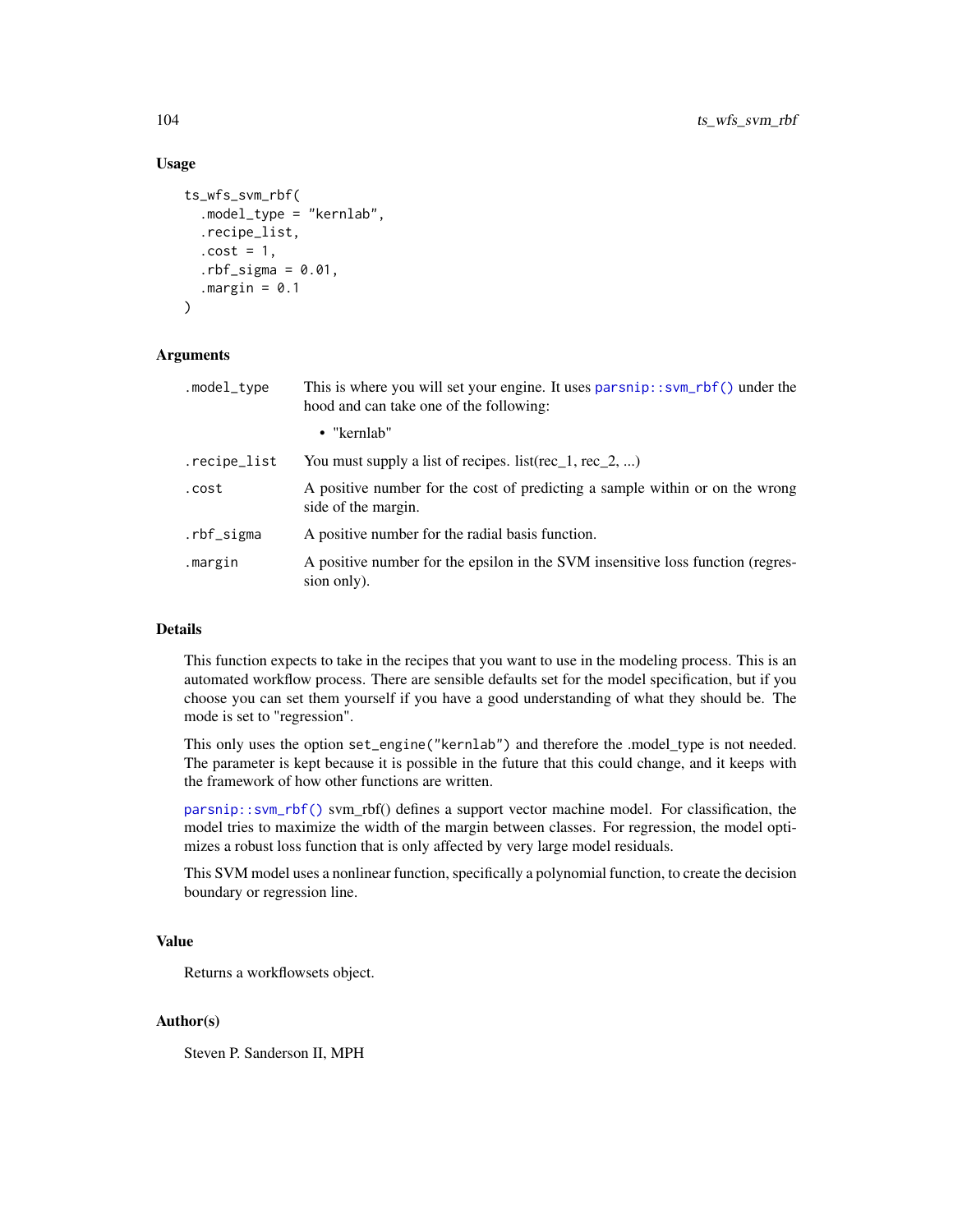### Usage

```
ts_wfs_svm_rbf(
  .model_type = "kernlab",
  .recipe_list,
  .cost = 1,
  .rbf_sigma = 0.01,
  .margin = 0.1
)
```

### Arguments

| | |
|---|---|
| .model_type | This is where you will set your engine. It uses parsnip::svm_rbf() under the hood and can take one of the following: <br>• "kernlab" |
| .recipe_list | You must supply a list of recipes. list(rec_1, rec_2, ...) |
| .cost | A positive number for the cost of predicting a sample within or on the wrong side of the margin. |
| .rbf_sigma | A positive number for the radial basis function. |
| .margin | A positive number for the epsilon in the SVM insensitive loss function (regression only). |

### Details

This function expects to take in the recipes that you want to use in the modeling process. This is an automated workflow process. There are sensible defaults set for the model specification, but if you choose you can set them yourself if you have a good understanding of what they should be. The mode is set to "regression".

This only uses the option `set_engine("kernlab")` and therefore the .model_type is not needed. The parameter is kept because it is possible in the future that this could change, and it keeps with the framework of how other functions are written.

parsnip::svm_rbf() svm_rbf() defines a support vector machine model. For classification, the model tries to maximize the width of the margin between classes. For regression, the model optimizes a robust loss function that is only affected by very large model residuals.

This SVM model uses a nonlinear function, specifically a polynomial function, to create the decision boundary or regression line.

### Value

Returns a workflowsets object.

### Author(s)

Steven P. Sanderson II, MPH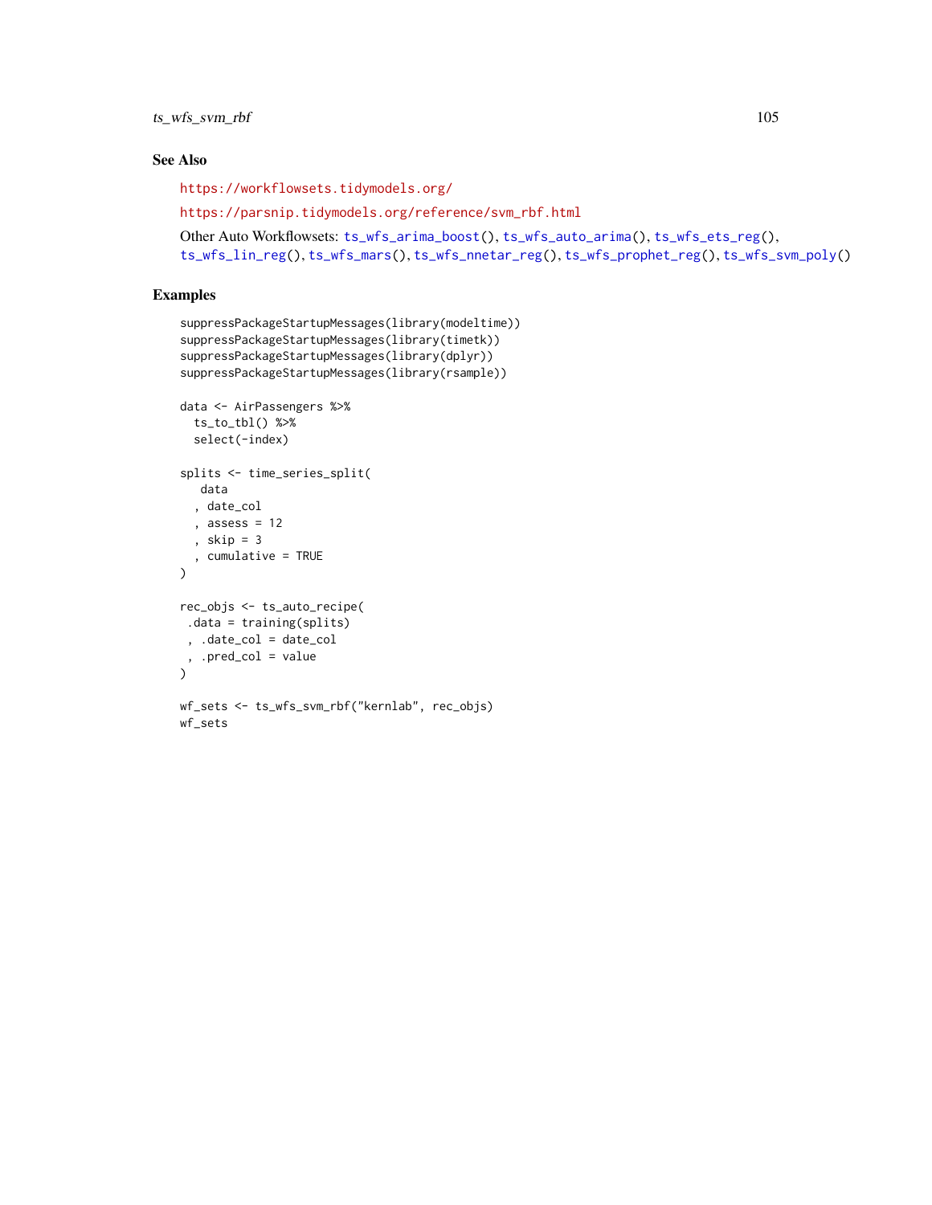## See Also

https://workflowsets.tidymodels.org/

https://parsnip.tidymodels.org/reference/svm_rbf.html

Other Auto Workflowsets: ts_wfs_arima_boost(), ts_wfs_auto_arima(), ts_wfs_ets_reg(), ts_wfs_lin_reg(), ts_wfs_mars(), ts_wfs_nnetar_reg(), ts_wfs_prophet_reg(), ts_wfs_svm_poly()

## Examples

```
suppressPackageStartupMessages(library(modeltime))
suppressPackageStartupMessages(library(timetk))
suppressPackageStartupMessages(library(dplyr))
suppressPackageStartupMessages(library(rsample))

data <- AirPassengers %>%
  ts_to_tbl() %>%
  select(-index)

splits <- time_series_split(
   data
  , date_col
  , assess = 12
  , skip = 3
  , cumulative = TRUE
)

rec_objs <- ts_auto_recipe(
 .data = training(splits)
 , .date_col = date_col
 , .pred_col = value
)

wf_sets <- ts_wfs_svm_rbf("kernlab", rec_objs)
wf_sets
```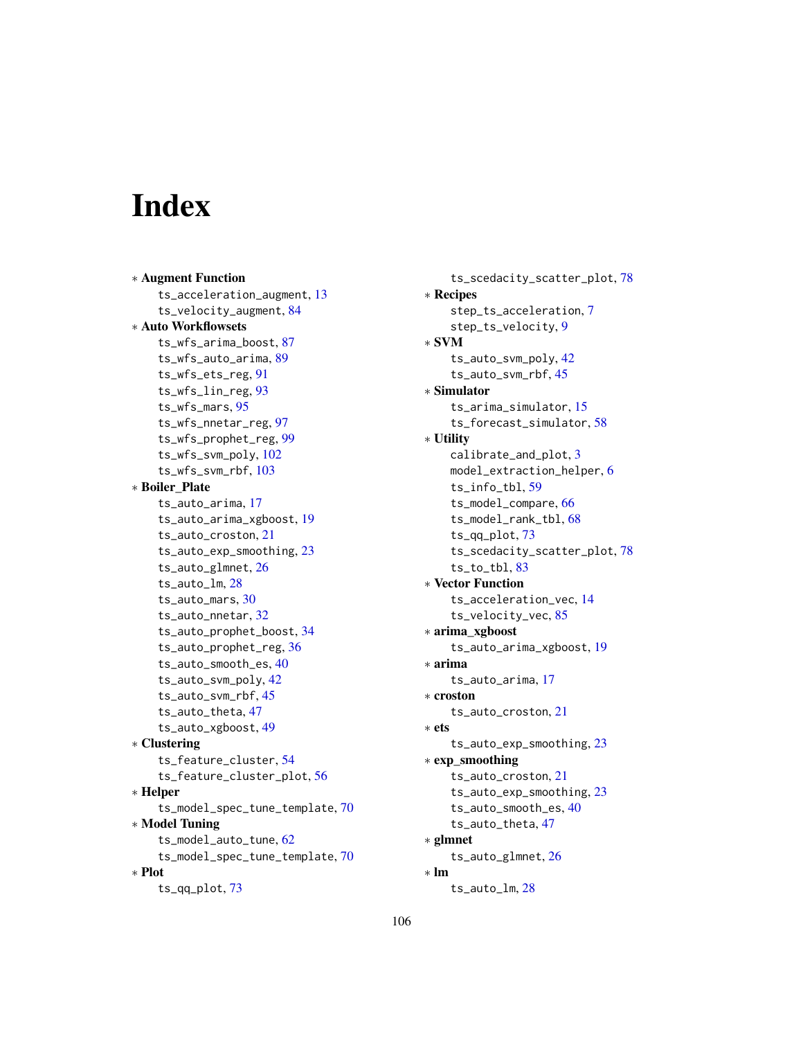# Index

* **Augment Function**
  - ts_acceleration_augment, 13
  - ts_velocity_augment, 84
* **Auto Workflowsets**
  - ts_wfs_arima_boost, 87
  - ts_wfs_auto_arima, 89
  - ts_wfs_ets_reg, 91
  - ts_wfs_lin_reg, 93
  - ts_wfs_mars, 95
  - ts_wfs_nnetar_reg, 97
  - ts_wfs_prophet_reg, 99
  - ts_wfs_svm_poly, 102
  - ts_wfs_svm_rbf, 103
* **Boiler_Plate**
  - ts_auto_arima, 17
  - ts_auto_arima_xgboost, 19
  - ts_auto_croston, 21
  - ts_auto_exp_smoothing, 23
  - ts_auto_glmnet, 26
  - ts_auto_lm, 28
  - ts_auto_mars, 30
  - ts_auto_nnetar, 32
  - ts_auto_prophet_boost, 34
  - ts_auto_prophet_reg, 36
  - ts_auto_smooth_es, 40
  - ts_auto_svm_poly, 42
  - ts_auto_svm_rbf, 45
  - ts_auto_theta, 47
  - ts_auto_xgboost, 49
* **Clustering**
  - ts_feature_cluster, 54
  - ts_feature_cluster_plot, 56
* **Helper**
  - ts_model_spec_tune_template, 70
* **Model Tuning**
  - ts_model_auto_tune, 62
  - ts_model_spec_tune_template, 70
* **Plot**
  - ts_qq_plot, 73
  - ts_scedacity_scatter_plot, 78
* **Recipes**
  - step_ts_acceleration, 7
  - step_ts_velocity, 9
* **SVM**
  - ts_auto_svm_poly, 42
  - ts_auto_svm_rbf, 45
* **Simulator**
  - ts_arima_simulator, 15
  - ts_forecast_simulator, 58
* **Utility**
  - calibrate_and_plot, 3
  - model_extraction_helper, 6
  - ts_info_tbl, 59
  - ts_model_compare, 66
  - ts_model_rank_tbl, 68
  - ts_qq_plot, 73
  - ts_scedacity_scatter_plot, 78
  - ts_to_tbl, 83
* **Vector Function**
  - ts_acceleration_vec, 14
  - ts_velocity_vec, 85
* **arima_xgboost**
  - ts_auto_arima_xgboost, 19
* **arima**
  - ts_auto_arima, 17
* **croston**
  - ts_auto_croston, 21
* **ets**
  - ts_auto_exp_smoothing, 23
* **exp_smoothing**
  - ts_auto_croston, 21
  - ts_auto_exp_smoothing, 23
  - ts_auto_smooth_es, 40
  - ts_auto_theta, 47
* **glmnet**
  - ts_auto_glmnet, 26
* **lm**
  - ts_auto_lm, 28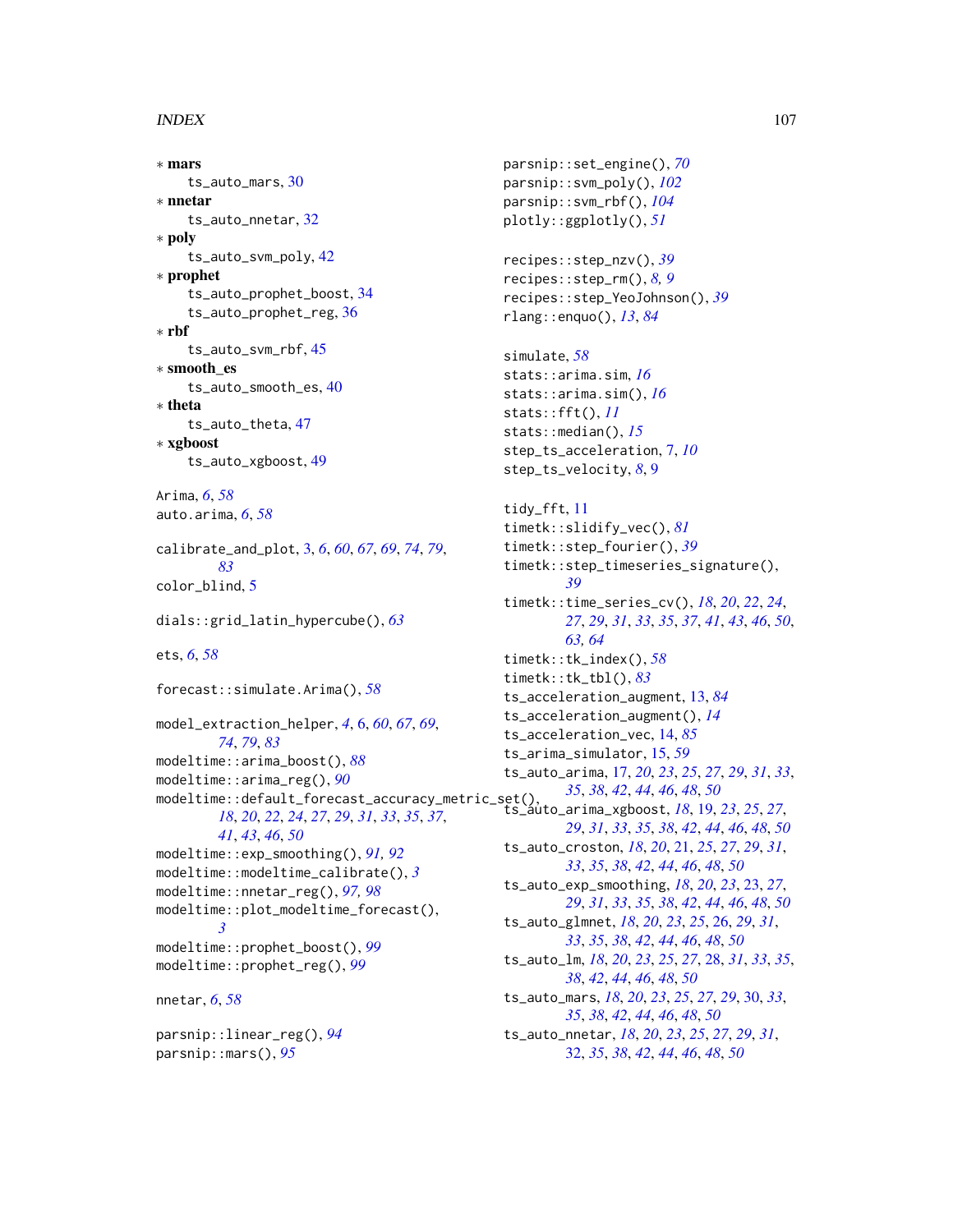∗ **mars**
  ts_auto_mars, 30
∗ **nnetar**
  ts_auto_nnetar, 32
∗ **poly**
  ts_auto_svm_poly, 42
∗ **prophet**
  ts_auto_prophet_boost, 34
  ts_auto_prophet_reg, 36
∗ **rbf**
  ts_auto_svm_rbf, 45
∗ **smooth_es**
  ts_auto_smooth_es, 40
∗ **theta**
  ts_auto_theta, 47
∗ **xgboost**
  ts_auto_xgboost, 49

Arima, *6*, *58*
auto.arima, *6*, *58*

calibrate_and_plot, 3, *6*, *60*, *67*, *69*, *74*, *79*, *83*
color_blind, 5

dials::grid_latin_hypercube(), *63*

ets, *6*, *58*

forecast::simulate.Arima(), *58*

model_extraction_helper, *4*, 6, *60*, *67*, *69*, *74*, *79*, *83*
modeltime::arima_boost(), *88*
modeltime::arima_reg(), *90*
modeltime::default_forecast_accuracy_metric_set(), *18*, *20*, *22*, *24*, *27*, *29*, *31*, *33*, *35*, *37*, *41*, *43*, *46*, *50*
modeltime::exp_smoothing(), *91, 92*
modeltime::modeltime_calibrate(), *3*
modeltime::nnetar_reg(), *97, 98*
modeltime::plot_modeltime_forecast(), *3*
modeltime::prophet_boost(), *99*
modeltime::prophet_reg(), *99*

nnetar, *6*, *58*

parsnip::linear_reg(), *94*
parsnip::mars(), *95*
parsnip::set_engine(), *70*
parsnip::svm_poly(), *102*
parsnip::svm_rbf(), *104*
plotly::ggplotly(), *51*

recipes::step_nzv(), *39*
recipes::step_rm(), *8, 9*
recipes::step_YeoJohnson(), *39*
rlang::enquo(), *13*, *84*

simulate, *58*
stats::arima.sim, *16*
stats::arima.sim(), *16*
stats::fft(), *11*
stats::median(), *15*
step_ts_acceleration, 7, *10*
step_ts_velocity, *8*, 9

tidy_fft, 11
timetk::slidify_vec(), *81*
timetk::step_fourier(), *39*
timetk::step_timeseries_signature(), *39*
timetk::time_series_cv(), *18*, *20*, *22*, *24*, *27*, *29*, *31*, *33*, *35*, *37*, *41*, *43*, *46*, *50*, *63, 64*
timetk::tk_index(), *58*
timetk::tk_tbl(), *83*
ts_acceleration_augment, 13, *84*
ts_acceleration_augment(), *14*
ts_acceleration_vec, 14, *85*
ts_arima_simulator, 15, *59*
ts_auto_arima, 17, *20*, *23*, *25*, *27*, *29*, *31*, *33*, *35*, *38*, *42*, *44*, *46*, *48*, *50*
ts_auto_arima_xgboost, *18*, 19, *23*, *25*, *27*, *29*, *31*, *33*, *35*, *38*, *42*, *44*, *46*, *48*, *50*
ts_auto_croston, *18*, *20*, 21, *25*, *27*, *29*, *31*, *33*, *35*, *38*, *42*, *44*, *46*, *48*, *50*
ts_auto_exp_smoothing, *18*, *20*, *23*, 23, *27*, *29*, *31*, *33*, *35*, *38*, *42*, *44*, *46*, *48*, *50*
ts_auto_glmnet, *18*, *20*, *23*, *25*, 26, *29*, *31*, *33*, *35*, *38*, *42*, *44*, *46*, *48*, *50*
ts_auto_lm, *18*, *20*, *23*, *25*, *27*, 28, *31*, *33*, *35*, *38*, *42*, *44*, *46*, *48*, *50*
ts_auto_mars, *18*, *20*, *23*, *25*, *27*, *29*, 30, *33*, *35*, *38*, *42*, *44*, *46*, *48*, *50*
ts_auto_nnetar, *18*, *20*, *23*, *25*, *27*, *29*, *31*, 32, *35*, *38*, *42*, *44*, *46*, *48*, *50*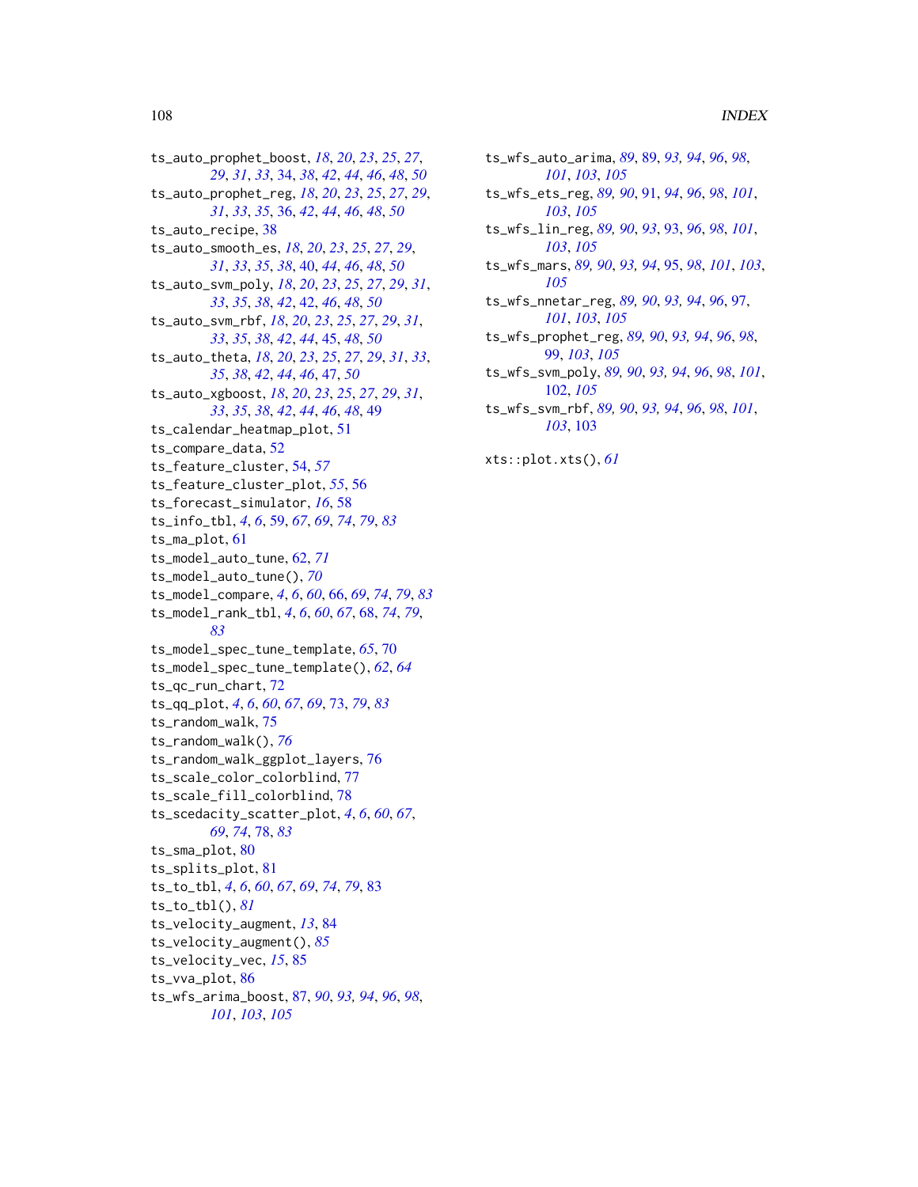ts_auto_prophet_boost, *18*, *20*, *23*, *25*, *27*, *29*, *31*, *33*, 34, *38*, *42*, *44*, *46*, *48*, *50*
ts_auto_prophet_reg, *18*, *20*, *23*, *25*, *27*, *29*, *31*, *33*, *35*, 36, *42*, *44*, *46*, *48*, *50*
ts_auto_recipe, 38
ts_auto_smooth_es, *18*, *20*, *23*, *25*, *27*, *29*, *31*, *33*, *35*, *38*, 40, *44*, *46*, *48*, *50*
ts_auto_svm_poly, *18*, *20*, *23*, *25*, *27*, *29*, *31*, *33*, *35*, *38*, *42*, 42, *46*, *48*, *50*
ts_auto_svm_rbf, *18*, *20*, *23*, *25*, *27*, *29*, *31*, *33*, *35*, *38*, *42*, *44*, 45, *48*, *50*
ts_auto_theta, *18*, *20*, *23*, *25*, *27*, *29*, *31*, *33*, *35*, *38*, *42*, *44*, *46*, 47, *50*
ts_auto_xgboost, *18*, *20*, *23*, *25*, *27*, *29*, *31*, *33*, *35*, *38*, *42*, *44*, *46*, *48*, 49
ts_calendar_heatmap_plot, 51
ts_compare_data, 52
ts_feature_cluster, 54, *57*
ts_feature_cluster_plot, *55*, 56
ts_forecast_simulator, *16*, 58
ts_info_tbl, *4*, *6*, 59, *67*, *69*, *74*, *79*, *83*
ts_ma_plot, 61
ts_model_auto_tune, 62, *71*
ts_model_auto_tune(), *70*
ts_model_compare, *4*, *6*, *60*, 66, *69*, *74*, *79*, *83*
ts_model_rank_tbl, *4*, *6*, *60*, *67*, 68, *74*, *79*, *83*
ts_model_spec_tune_template, *65*, 70
ts_model_spec_tune_template(), *62*, *64*
ts_qc_run_chart, 72
ts_qq_plot, *4*, *6*, *60*, *67*, *69*, 73, *79*, *83*
ts_random_walk, 75
ts_random_walk(), *76*
ts_random_walk_ggplot_layers, 76
ts_scale_color_colorblind, 77
ts_scale_fill_colorblind, 78
ts_scedacity_scatter_plot, *4*, *6*, *60*, *67*, *69*, *74*, 78, *83*
ts_sma_plot, 80
ts_splits_plot, 81
ts_to_tbl, *4*, *6*, *60*, *67*, *69*, *74*, *79*, 83
ts_to_tbl(), *81*
ts_velocity_augment, *13*, 84
ts_velocity_augment(), *85*
ts_velocity_vec, *15*, 85
ts_vva_plot, 86
ts_wfs_arima_boost, 87, *90*, *93*, *94*, *96*, *98*, *101*, *103*, *105*
ts_wfs_auto_arima, *89*, 89, *93*, *94*, *96*, *98*, *101*, *103*, *105*
ts_wfs_ets_reg, *89*, *90*, 91, *94*, *96*, *98*, *101*, *103*, *105*
ts_wfs_lin_reg, *89*, *90*, *93*, 93, *96*, *98*, *101*, *103*, *105*
ts_wfs_mars, *89*, *90*, *93*, *94*, 95, *98*, *101*, *103*, *105*
ts_wfs_nnetar_reg, *89*, *90*, *93*, *94*, *96*, 97, *101*, *103*, *105*
ts_wfs_prophet_reg, *89*, *90*, *93*, *94*, *96*, *98*, 99, *103*, *105*
ts_wfs_svm_poly, *89*, *90*, *93*, *94*, *96*, *98*, *101*, 102, *105*
ts_wfs_svm_rbf, *89*, *90*, *93*, *94*, *96*, *98*, *101*, *103*, 103

xts::plot.xts(), *61*